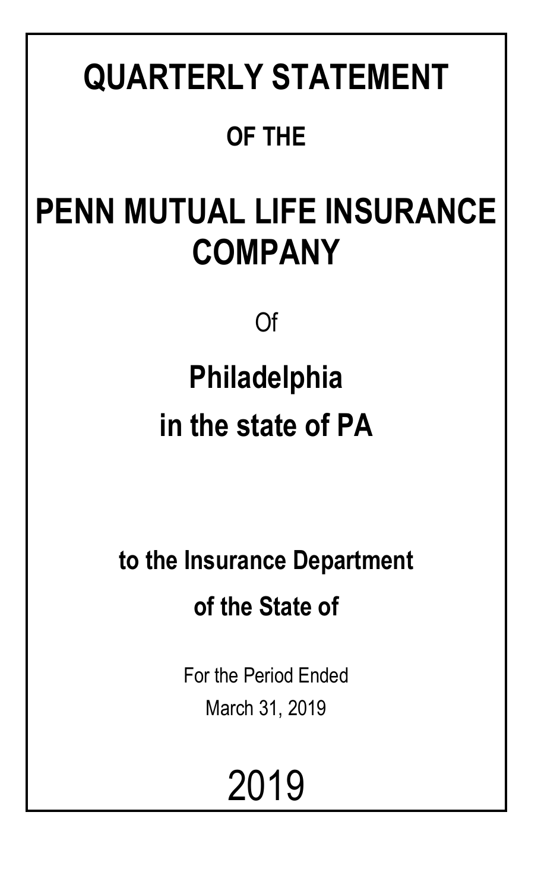# QUARTERLY STATEMENT

## OF THE

# PENN MUTUAL LIFE INSURANCE COMPANY

Of

## Philadelphia

## in the state of PA

### to the Insurance Department

### of the State of

For the Period Ended

March 31, 2019

2019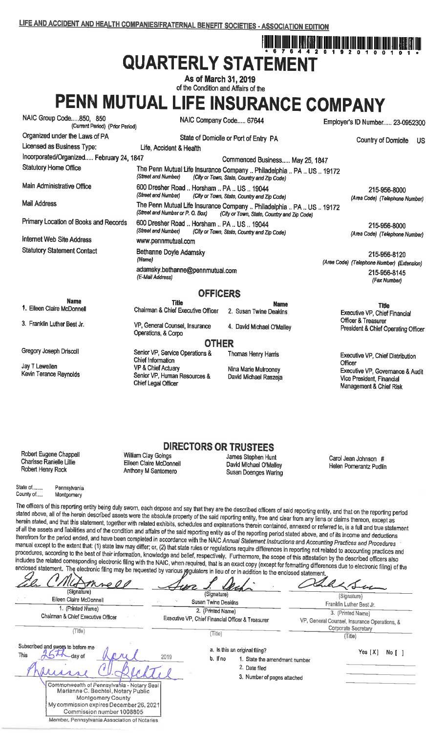LIFE AND ACCIDENT AND HEALTH COMPANIES/FRATERNAL BENEFIT SOCIETIES - ASSOCIATION EDITION

\* 6 7 6 4 4 2 0 1 9 2 0 1 0 0 1 0 1 \*

# QUARTERLY STATEMENT

As of March 31, 2019
of the Condition and Affairs of the

# PENN MUTUAL LIFE INSURANCE COMPANY

| | | |
|---|---|---|
| NAIC Group Code.....850, 850 (Current Period) (Prior Period) | NAIC Company Code..... 67644 | Employer's ID Number..... 23-0952300 |
| Organized under the Laws of PA | State of Domicile or Port of Entry PA | Country of Domicile US |
| Licensed as Business Type: | Life, Accident & Health | |
| Incorporated/Organized..... February 24, 1847 | Commenced Business..... May 25, 1847 | |
| Statutory Home Office | The Penn Mutual Life Insurance Company .. Philadelphia .. PA .. US .. 19172 (Street and Number) (City or Town, State, Country and Zip Code) | |
| Main Administrative Office | 600 Dresher Road .. Horsham .. PA .. US .. 19044 (Street and Number) (City or Town, State, Country and Zip Code) | 215-956-8000 (Area Code) (Telephone Number) |
| Mail Address | The Penn Mutual Life Insurance Company .. Philadelphia .. PA .. US .. 19172 (Street and Number or P. O. Box) (City or Town, State, Country and Zip Code) | |
| Primary Location of Books and Records | 600 Dresher Road .. Horsham .. PA .. US .. 19044 (Street and Number) (City or Town, State, Country and Zip Code) | 215-956-8000 (Area Code) (Telephone Number) |
| Internet Web Site Address | www.pennmutual.com | |
| Statutory Statement Contact | Bethanne Doyle Adamsky (Name) | 215-956-8120 (Area Code) (Telephone Number) (Extension) |
| | adamsky.bethanne@pennmutual.com (E-Mail Address) | 215-956-8145 (Fax Number) |

## OFFICERS

| Name | Title | Name | Title |
|---|---|---|---|
| 1. Eileen Claire McDonnell | Chairman & Chief Executive Officer | 2. Susan Twine Deakins | Executive VP, Chief Financial Officer & Treasurer |
| 3. Franklin Luther Best Jr. | VP, General Counsel, Insurance Operations, & Corpo | 4. David Michael O'Malley | President & Chief Operating Officer |

## OTHER

| | | | |
|---|---|---|---|
| Gregory Joseph Driscoll | Senior VP, Service Operations & Chief Information | Thomas Henry Harris | Executive VP, Chief Distribution Officer |
| Jay T Lewellen | VP & Chief Actuary | Nina Marie Mulrooney | Executive VP, Governance & Audit |
| Kevin Terance Reynolds | Senior VP, Human Resources & Chief Legal Officer | David Michael Raszeja | Vice President, Financial Management & Chief Risk |

## DIRECTORS OR TRUSTEES

| | | | |
|---|---|---|---|
| Robert Eugene Chappell | William Clay Goings | James Stephen Hunt | Carol Jean Johnson # |
| Charisse Ranielle Lillie | Eileen Claire McDonnell | David Michael O'Malley | Helen Pomerantz Pudlin |
| Robert Henry Rock | Anthony M Santomero | Susan Doenges Waring | |

State of........ Pennsylvania
County of..... Montgomery

The officers of this reporting entity being duly sworn, each depose and say that they are the described officers of said reporting entity, and that on the reporting period stated above, all of the herein described assets were the absolute property of the said reporting entity, free and clear from any liens or claims thereon, except as herein stated, and that this statement, together with related exhibits, schedules and explanations therein contained, annexed or referred to, is a full and true statement of all the assets and liabilities and of the condition and affairs of the said reporting entity as of the reporting period stated above, and of its income and deductions therefrom for the period ended, and have been completed in accordance with the NAIC *Annual Statement Instructions* and *Accounting Practices and Procedures* manual except to the extent that: (1) state law may differ; or, (2) that state rules or regulations require differences in reporting not related to accounting practices and procedures, according to the best of their information, knowledge and belief, respectively. Furthermore, the scope of this attestation by the described officers also includes the related corresponding electronic filing with the NAIC, when required, that is an exact copy (except for formatting differences due to electronic filing) of the enclosed statement. The electronic filing may be requested by various regulators in lieu of or in addition to the enclosed statement.

| | | |
|---|---|---|
| (Signature) | (Signature) | (Signature) |
| Eileen Claire McDonnell | Susan Twine Deakins | Franklin Luther Best Jr. |
| 1. (Printed Name) | 2. (Printed Name) | 3. (Printed Name) |
| Chairman & Chief Executive Officer | Executive VP, Chief Financial Officer & Treasurer | VP, General Counsel, Insurance Operations, & Corporate Secretary |
| (Title) | (Title) | (Title) |

Subscribed and sworn to before me
This 25th day of April 2019

a. Is this an original filing? Yes [X] No [ ]

b. If no
1. State the amendment number
2. Date filed
3. Number of pages attached

Commonwealth of Pennsylvania - Notary Seal
Marianne C. Bechtel, Notary Public
Montgomery County
My commission expires December 26, 2021
Commission number 1008805
Member, Pennsylvania Association of Notaries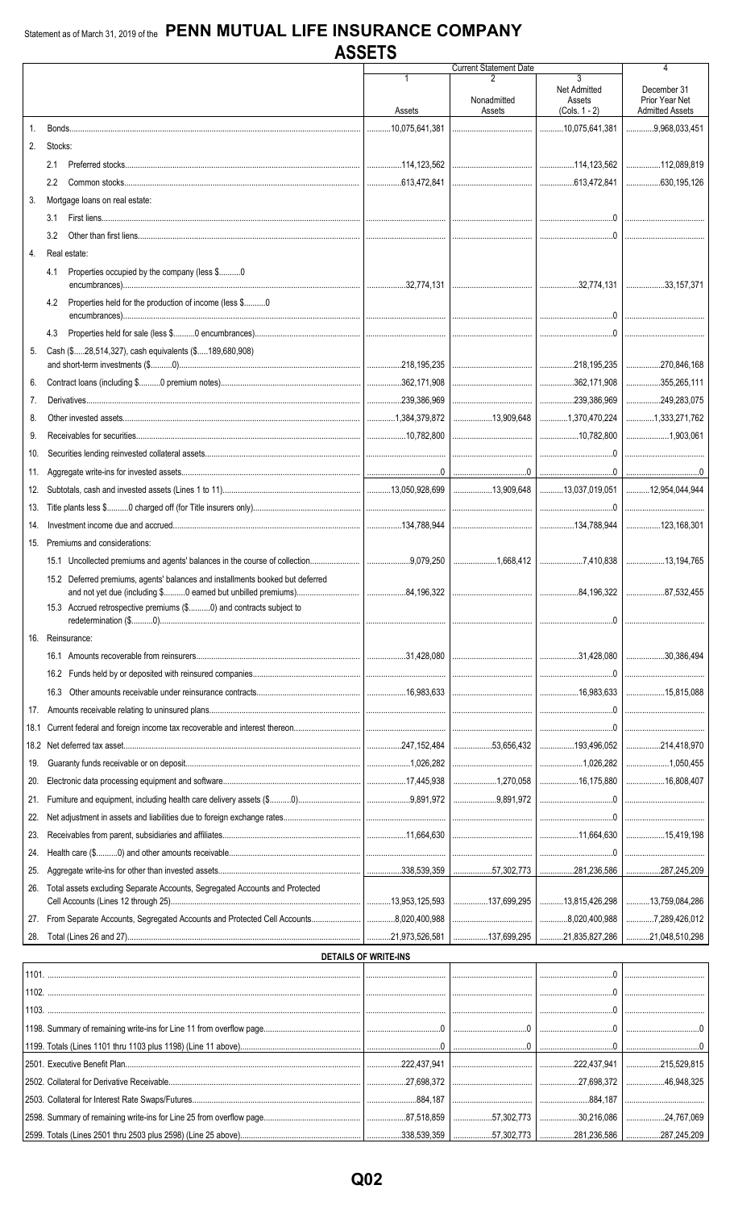Statement as of March 31, 2019 of the **PENN MUTUAL LIFE INSURANCE COMPANY**

# ASSETS

| | | Current Statement Date 1 Assets | 2 Nonadmitted Assets | 3 Net Admitted Assets (Cols. 1 - 2) | 4 December 31 Prior Year Net Admitted Assets |
|---|---|---|---|---|---|
| 1. | Bonds | 10,075,641,381 | | 10,075,641,381 | 9,968,033,451 |
| 2. | Stocks: | | | | |
| | 2.1 Preferred stocks | 114,123,562 | | 114,123,562 | 112,089,819 |
| | 2.2 Common stocks | 613,472,841 | | 613,472,841 | 630,195,126 |
| 3. | Mortgage loans on real estate: | | | | |
| | 3.1 First liens | | | 0 | |
| | 3.2 Other than first liens | | | 0 | |
| 4. | Real estate: | | | | |
| | 4.1 Properties occupied by the company (less $..........0 encumbrances) | 32,774,131 | | 32,774,131 | 33,157,371 |
| | 4.2 Properties held for the production of income (less $..........0 encumbrances) | | | 0 | |
| | 4.3 Properties held for sale (less $..........0 encumbrances) | | | 0 | |
| 5. | Cash ($.....28,514,327), cash equivalents ($.....189,680,908) and short-term investments ($..........0) | 218,195,235 | | 218,195,235 | 270,846,168 |
| 6. | Contract loans (including $..........0 premium notes) | 362,171,908 | | 362,171,908 | 355,265,111 |
| 7. | Derivatives | 239,386,969 | | 239,386,969 | 249,283,075 |
| 8. | Other invested assets | 1,384,379,872 | 13,909,648 | 1,370,470,224 | 1,333,271,762 |
| 9. | Receivables for securities | 10,782,800 | | 10,782,800 | 1,903,061 |
| 10. | Securities lending reinvested collateral assets | | | 0 | |
| 11. | Aggregate write-ins for invested assets | 0 | 0 | 0 | 0 |
| 12. | Subtotals, cash and invested assets (Lines 1 to 11) | 13,050,928,699 | 13,909,648 | 13,037,019,051 | 12,954,044,944 |
| 13. | Title plants less $..........0 charged off (for Title insurers only) | | | 0 | |
| 14. | Investment income due and accrued | 134,788,944 | | 134,788,944 | 123,168,301 |
| 15. | Premiums and considerations: | | | | |
| | 15.1 Uncollected premiums and agents' balances in the course of collection | 9,079,250 | 1,668,412 | 7,410,838 | 13,194,765 |
| | 15.2 Deferred premiums, agents' balances and installments booked but deferred and not yet due (including $..........0 earned but unbilled premiums) | 84,196,322 | | 84,196,322 | 87,532,455 |
| | 15.3 Accrued retrospective premiums ($..........0) and contracts subject to redetermination ($..........0) | | | 0 | |
| 16. | Reinsurance: | | | | |
| | 16.1 Amounts recoverable from reinsurers | 31,428,080 | | 31,428,080 | 30,386,494 |
| | 16.2 Funds held by or deposited with reinsured companies | | | 0 | |
| | 16.3 Other amounts receivable under reinsurance contracts | 16,983,633 | | 16,983,633 | 15,815,088 |
| 17. | Amounts receivable relating to uninsured plans | | | 0 | |
| 18.1 | Current federal and foreign income tax recoverable and interest thereon | | | 0 | |
| 18.2 | Net deferred tax asset | 247,152,484 | 53,656,432 | 193,496,052 | 214,418,970 |
| 19. | Guaranty funds receivable or on deposit | 1,026,282 | | 1,026,282 | 1,050,455 |
| 20. | Electronic data processing equipment and software | 17,445,938 | 1,270,058 | 16,175,880 | 16,808,407 |
| 21. | Furniture and equipment, including health care delivery assets ($..........0) | 9,891,972 | 9,891,972 | 0 | |
| 22. | Net adjustment in assets and liabilities due to foreign exchange rates | | | 0 | |
| 23. | Receivables from parent, subsidiaries and affiliates | 11,664,630 | | 11,664,630 | 15,419,198 |
| 24. | Health care ($..........0) and other amounts receivable | | | 0 | |
| 25. | Aggregate write-ins for other than invested assets | 338,539,359 | 57,302,773 | 281,236,586 | 287,245,209 |
| 26. | Total assets excluding Separate Accounts, Segregated Accounts and Protected Cell Accounts (Lines 12 through 25) | 13,953,125,593 | 137,699,295 | 13,815,426,298 | 13,759,084,286 |
| 27. | From Separate Accounts, Segregated Accounts and Protected Cell Accounts | 8,020,400,988 | | 8,020,400,988 | 7,289,426,012 |
| 28. | Total (Lines 26 and 27) | 21,973,526,581 | 137,699,295 | 21,835,827,286 | 21,048,510,298 |

## DETAILS OF WRITE-INS

| | 1 | 2 | 3 | 4 |
|---|---|---|---|---|
| 1101. | | | 0 | |
| 1102. | | | 0 | |
| 1103. | | | 0 | |
| 1198. Summary of remaining write-ins for Line 11 from overflow page | 0 | 0 | 0 | 0 |
| 1199. Totals (Lines 1101 thru 1103 plus 1198) (Line 11 above) | 0 | 0 | 0 | 0 |
| 2501. Executive Benefit Plan | 222,437,941 | | 222,437,941 | 215,529,815 |
| 2502. Collateral for Derivative Receivable | 27,698,372 | | 27,698,372 | 46,948,325 |
| 2503. Collateral for Interest Rate Swaps/Futures | 884,187 | | 884,187 | |
| 2598. Summary of remaining write-ins for Line 25 from overflow page | 87,518,859 | 57,302,773 | 30,216,086 | 24,767,069 |
| 2599. Totals (Lines 2501 thru 2503 plus 2598) (Line 25 above) | 338,539,359 | 57,302,773 | 281,236,586 | 287,245,209 |

Q02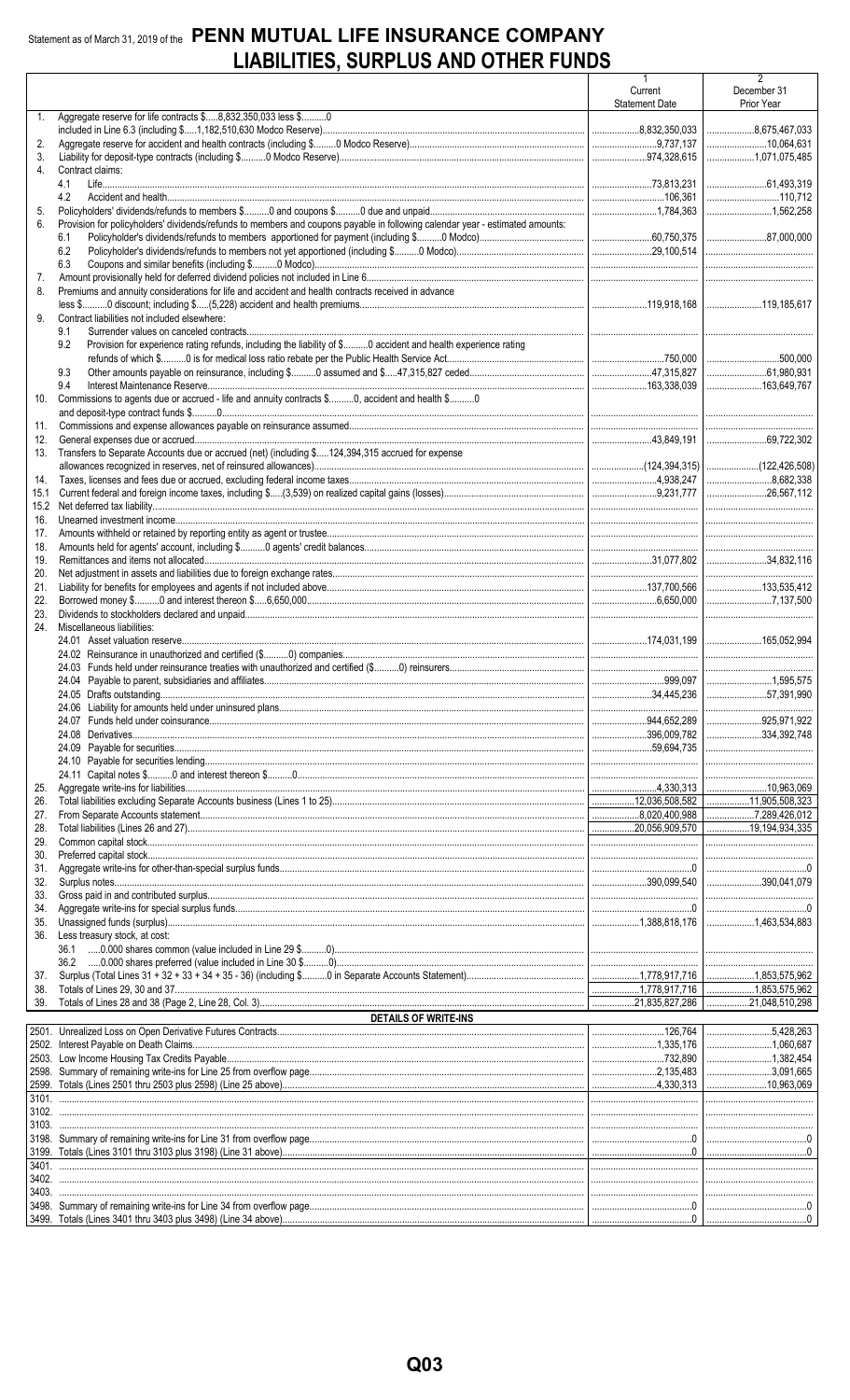Statement as of March 31, 2019 of the **PENN MUTUAL LIFE INSURANCE COMPANY**

# LIABILITIES, SURPLUS AND OTHER FUNDS

| | | 1 Current Statement Date | 2 December 31 Prior Year |
|---|---|---|---|
| 1. | Aggregate reserve for life contracts $.....8,832,350,033 less $..........0 included in Line 6.3 (including $.....1,182,510,630 Modco Reserve) | 8,832,350,033 | 8,675,467,033 |
| 2. | Aggregate reserve for accident and health contracts (including $..........0 Modco Reserve) | 9,737,137 | 10,064,631 |
| 3. | Liability for deposit-type contracts (including $..........0 Modco Reserve) | 974,328,615 | 1,071,075,485 |
| 4. | Contract claims: | | |
| | 4.1 Life | 73,813,231 | 61,493,319 |
| | 4.2 Accident and health | 106,361 | 110,712 |
| 5. | Policyholders' dividends/refunds to members $..........0 and coupons $..........0 due and unpaid | 1,784,363 | 1,562,258 |
| 6. | Provision for policyholders' dividends/refunds to members and coupons payable in following calendar year - estimated amounts: | | |
| | 6.1 Policyholder's dividends/refunds to members apportioned for payment (including $..........0 Modco) | 60,750,375 | 87,000,000 |
| | 6.2 Policyholder's dividends/refunds to members not yet apportioned (including $..........0 Modco) | 29,100,514 | |
| | 6.3 Coupons and similar benefits (including $..........0 Modco) | | |
| 7. | Amount provisionally held for deferred dividend policies not included in Line 6 | | |
| 8. | Premiums and annuity considerations for life and accident and health contracts received in advance less $..........0 discount; including $.....(5,228) accident and health premiums | 119,918,168 | 119,185,617 |
| 9. | Contract liabilities not included elsewhere: | | |
| | 9.1 Surrender values on canceled contracts | | |
| | 9.2 Provision for experience rating refunds, including the liability of $..........0 accident and health experience rating refunds of which $..........0 is for medical loss ratio rebate per the Public Health Service Act | 750,000 | 500,000 |
| | 9.3 Other amounts payable on reinsurance, including $..........0 assumed and $.....47,315,827 ceded | 47,315,827 | 61,980,931 |
| | 9.4 Interest Maintenance Reserve | 163,338,039 | 163,649,767 |
| 10. | Commissions to agents due or accrued - life and annuity contracts $..........0, accident and health $..........0 and deposit-type contract funds $..........0 | | |
| 11. | Commissions and expense allowances payable on reinsurance assumed | | |
| 12. | General expenses due or accrued | 43,849,191 | 69,722,302 |
| 13. | Transfers to Separate Accounts due or accrued (net) (including $.....124,394,315 accrued for expense allowances recognized in reserves, net of reinsured allowances) | (124,394,315) | (122,426,508) |
| 14. | Taxes, licenses and fees due or accrued, excluding federal income taxes | 4,938,247 | 8,682,338 |
| 15.1 | Current federal and foreign income taxes, including $.....(3,539) on realized capital gains (losses) | 9,231,777 | 26,567,112 |
| 15.2 | Net deferred tax liability | | |
| 16. | Unearned investment income | | |
| 17. | Amounts withheld or retained by reporting entity as agent or trustee | | |
| 18. | Amounts held for agents' account, including $..........0 agents' credit balances | | |
| 19. | Remittances and items not allocated | 31,077,802 | 34,832,116 |
| 20. | Net adjustment in assets and liabilities due to foreign exchange rates | | |
| 21. | Liability for benefits for employees and agents if not included above | 137,700,566 | 133,535,412 |
| 22. | Borrowed money $..........0 and interest thereon $.....6,650,000 | 6,650,000 | 7,137,500 |
| 23. | Dividends to stockholders declared and unpaid | | |
| 24. | Miscellaneous liabilities: | | |
| | 24.01 Asset valuation reserve | 174,031,199 | 165,052,994 |
| | 24.02 Reinsurance in unauthorized and certified ($..........0) companies | | |
| | 24.03 Funds held under reinsurance treaties with unauthorized and certified ($..........0) reinsurers | | |
| | 24.04 Payable to parent, subsidiaries and affiliates | 999,097 | 1,595,575 |
| | 24.05 Drafts outstanding | 34,445,236 | 57,391,990 |
| | 24.06 Liability for amounts held under uninsured plans | | |
| | 24.07 Funds held under coinsurance | 944,652,289 | 925,971,922 |
| | 24.08 Derivatives | 396,009,782 | 334,392,748 |
| | 24.09 Payable for securities | 59,694,735 | |
| | 24.10 Payable for securities lending | | |
| | 24.11 Capital notes $..........0 and interest thereon $..........0 | | |
| 25. | Aggregate write-ins for liabilities | 4,330,313 | 10,963,069 |
| 26. | Total liabilities excluding Separate Accounts business (Lines 1 to 25) | 12,036,508,582 | 11,905,508,323 |
| 27. | From Separate Accounts statement | 8,020,400,988 | 7,289,426,012 |
| 28. | Total liabilities (Lines 26 and 27) | 20,056,909,570 | 19,194,934,335 |
| 29. | Common capital stock | | |
| 30. | Preferred capital stock | | |
| 31. | Aggregate write-ins for other-than-special surplus funds | 0 | 0 |
| 32. | Surplus notes | 390,099,540 | 390,041,079 |
| 33. | Gross paid in and contributed surplus | | |
| 34. | Aggregate write-ins for special surplus funds | 0 | 0 |
| 35. | Unassigned funds (surplus) | 1,388,818,176 | 1,463,534,883 |
| 36. | Less treasury stock, at cost: | | |
| | 36.1 .....0.000 shares common (value included in Line 29 $..........0) | | |
| | 36.2 .....0.000 shares preferred (value included in Line 30 $..........0) | | |
| 37. | Surplus (Total Lines 31 + 32 + 33 + 34 + 35 - 36) (including $..........0 in Separate Accounts Statement) | 1,778,917,716 | 1,853,575,962 |
| 38. | Totals of Lines 29, 30 and 37 | 1,778,917,716 | 1,853,575,962 |
| 39. | Totals of Lines 28 and 38 (Page 2, Line 28, Col. 3) | 21,835,827,286 | 21,048,510,298 |

## DETAILS OF WRITE-INS

| | | 1 | 2 |
|---|---|---|---|
| 2501. | Unrealized Loss on Open Derivative Futures Contracts | 126,764 | 5,428,263 |
| 2502. | Interest Payable on Death Claims | 1,335,176 | 1,060,687 |
| 2503. | Low Income Housing Tax Credits Payable | 732,890 | 1,382,454 |
| 2598. | Summary of remaining write-ins for Line 25 from overflow page | 2,135,483 | 3,091,665 |
| 2599. | Totals (Lines 2501 thru 2503 plus 2598) (Line 25 above) | 4,330,313 | 10,963,069 |
| 3101. | | | |
| 3102. | | | |
| 3103. | | | |
| 3198. | Summary of remaining write-ins for Line 31 from overflow page | 0 | 0 |
| 3199. | Totals (Lines 3101 thru 3103 plus 3198) (Line 31 above) | 0 | 0 |
| 3401. | | | |
| 3402. | | | |
| 3403. | | | |
| 3498. | Summary of remaining write-ins for Line 34 from overflow page | 0 | 0 |
| 3499. | Totals (Lines 3401 thru 3403 plus 3498) (Line 34 above) | 0 | 0 |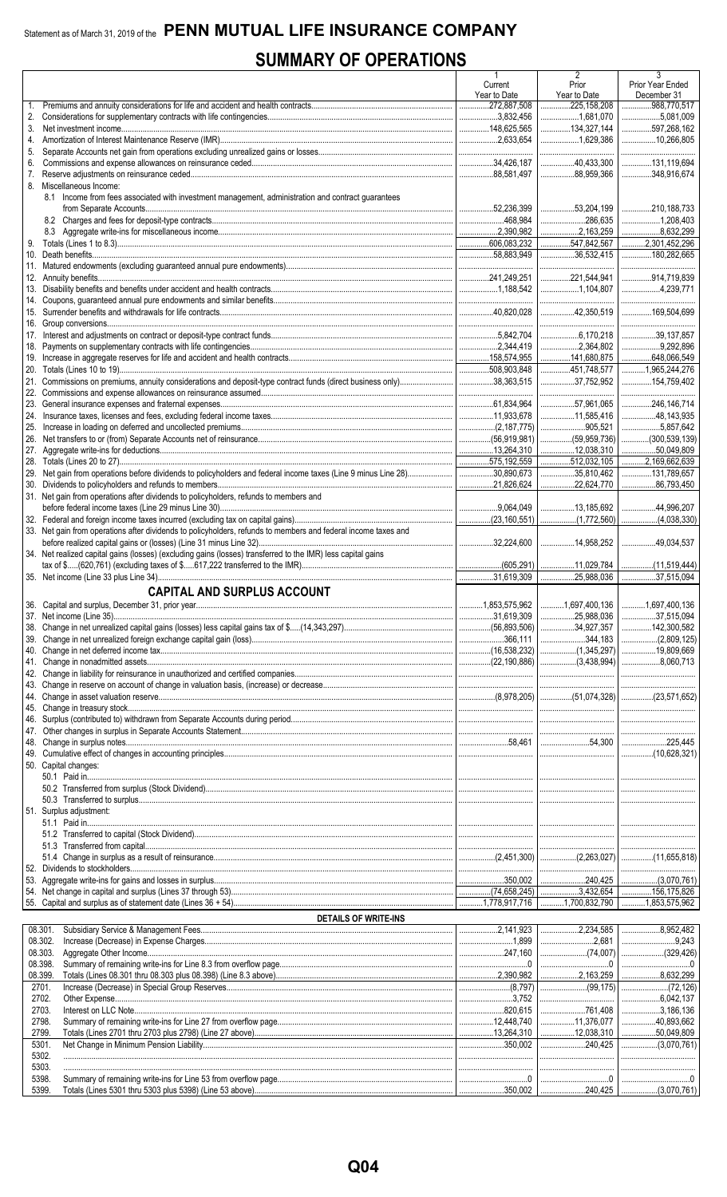Statement as of March 31, 2019 of the **PENN MUTUAL LIFE INSURANCE COMPANY**

# SUMMARY OF OPERATIONS

| | | 1 Current Year to Date | 2 Prior Year to Date | 3 Prior Year Ended December 31 |
|---|---|---|---|---|
| 1. | Premiums and annuity considerations for life and accident and health contracts | 272,887,508 | 225,158,208 | 988,770,517 |
| 2. | Considerations for supplementary contracts with life contingencies | 3,832,456 | 1,681,070 | 5,081,009 |
| 3. | Net investment income | 148,625,565 | 134,327,144 | 597,268,162 |
| 4. | Amortization of Interest Maintenance Reserve (IMR) | 2,633,654 | 1,629,386 | 10,266,805 |
| 5. | Separate Accounts net gain from operations excluding unrealized gains or losses | | | |
| 6. | Commissions and expense allowances on reinsurance ceded | 34,426,187 | 40,433,300 | 131,119,694 |
| 7. | Reserve adjustments on reinsurance ceded | 88,581,497 | 88,959,366 | 348,916,674 |
| 8. | Miscellaneous Income: | | | |
| | 8.1 Income from fees associated with investment management, administration and contract guarantees from Separate Accounts | 52,236,399 | 53,204,199 | 210,188,733 |
| | 8.2 Charges and fees for deposit-type contracts | 468,984 | 286,635 | 1,208,403 |
| | 8.3 Aggregate write-ins for miscellaneous income | 2,390,982 | 2,163,259 | 8,632,299 |
| 9. | Totals (Lines 1 to 8.3) | 606,083,232 | 547,842,567 | 2,301,452,296 |
| 10. | Death benefits | 58,883,949 | 36,532,415 | 180,282,665 |
| 11. | Matured endowments (excluding guaranteed annual pure endowments) | | | |
| 12. | Annuity benefits | 241,249,251 | 221,544,941 | 914,719,839 |
| 13. | Disability benefits and benefits under accident and health contracts | 1,188,542 | 1,104,807 | 4,239,771 |
| 14. | Coupons, guaranteed annual pure endowments and similar benefits | | | |
| 15. | Surrender benefits and withdrawals for life contracts | 40,820,028 | 42,350,519 | 169,504,699 |
| 16. | Group conversions | | | |
| 17. | Interest and adjustments on contract or deposit-type contract funds | 5,842,704 | 6,170,218 | 39,137,857 |
| 18. | Payments on supplementary contracts with life contingencies | 2,344,419 | 2,364,802 | 9,292,896 |
| 19. | Increase in aggregate reserves for life and accident and health contracts | 158,574,955 | 141,680,875 | 648,066,549 |
| 20. | Totals (Lines 10 to 19) | 508,903,848 | 451,748,577 | 1,965,244,276 |
| 21. | Commissions on premiums, annuity considerations and deposit-type contract funds (direct business only) | 38,363,515 | 37,752,952 | 154,759,402 |
| 22. | Commissions and expense allowances on reinsurance assumed | | | |
| 23. | General insurance expenses and fraternal expenses | 61,834,964 | 57,961,065 | 246,146,714 |
| 24. | Insurance taxes, licenses and fees, excluding federal income taxes | 11,933,678 | 11,585,416 | 48,143,935 |
| 25. | Increase in loading on deferred and uncollected premiums | (2,187,775) | 905,521 | 5,857,642 |
| 26. | Net transfers to or (from) Separate Accounts net of reinsurance | (56,919,981) | (59,959,736) | (300,539,139) |
| 27. | Aggregate write-ins for deductions | 13,264,310 | 12,038,310 | 50,049,809 |
| 28. | Totals (Lines 20 to 27) | 575,192,559 | 512,032,105 | 2,169,662,639 |
| 29. | Net gain from operations before dividends to policyholders and federal income taxes (Line 9 minus Line 28) | 30,890,673 | 35,810,462 | 131,789,657 |
| 30. | Dividends to policyholders and refunds to members | 21,826,624 | 22,624,770 | 86,793,450 |
| 31. | Net gain from operations after dividends to policyholders, refunds to members and before federal income taxes (Line 29 minus Line 30) | 9,064,049 | 13,185,692 | 44,996,207 |
| 32. | Federal and foreign income taxes incurred (excluding tax on capital gains) | (23,160,551) | (1,772,560) | (4,038,330) |
| 33. | Net gain from operations after dividends to policyholders, refunds to members and federal income taxes and before realized capital gains or (losses) (Line 31 minus Line 32) | 32,224,600 | 14,958,252 | 49,034,537 |
| 34. | Net realized capital gains (losses) (excluding gains (losses) transferred to the IMR) less capital gains tax of $.....(620,761) (excluding taxes of $.....617,222 transferred to the IMR) | (605,291) | 11,029,784 | (11,519,444) |
| 35. | Net income (Line 33 plus Line 34) | 31,619,309 | 25,988,036 | 37,515,094 |
| | **CAPITAL AND SURPLUS ACCOUNT** | | | |
| 36. | Capital and surplus, December 31, prior year | 1,853,575,962 | 1,697,400,136 | 1,697,400,136 |
| 37. | Net income (Line 35) | 31,619,309 | 25,988,036 | 37,515,094 |
| 38. | Change in net unrealized capital gains (losses) less capital gains tax of $.....(14,343,297) | (56,893,506) | 34,927,357 | 142,300,582 |
| 39. | Change in net unrealized foreign exchange capital gain (loss) | 366,111 | 344,183 | (2,809,125) |
| 40. | Change in net deferred income tax | (16,538,232) | (1,345,297) | 19,809,669 |
| 41. | Change in nonadmitted assets | (22,190,886) | (3,438,994) | 8,060,713 |
| 42. | Change in liability for reinsurance in unauthorized and certified companies | | | |
| 43. | Change in reserve on account of change in valuation basis, (increase) or decrease | | | |
| 44. | Change in asset valuation reserve | (8,978,205) | (51,074,328) | (23,571,652) |
| 45. | Change in treasury stock | | | |
| 46. | Surplus (contributed to) withdrawn from Separate Accounts during period | | | |
| 47. | Other changes in surplus in Separate Accounts Statement | | | |
| 48. | Change in surplus notes | 58,461 | 54,300 | 225,445 |
| 49. | Cumulative effect of changes in accounting principles | | | (10,628,321) |
| 50. | Capital changes: | | | |
| | 50.1 Paid in | | | |
| | 50.2 Transferred from surplus (Stock Dividend) | | | |
| | 50.3 Transferred to surplus | | | |
| 51. | Surplus adjustment: | | | |
| | 51.1 Paid in | | | |
| | 51.2 Transferred to capital (Stock Dividend) | | | |
| | 51.3 Transferred from capital | | | |
| | 51.4 Change in surplus as a result of reinsurance | (2,451,300) | (2,263,027) | (11,655,818) |
| 52. | Dividends to stockholders | | | |
| 53. | Aggregate write-ins for gains and losses in surplus | 350,002 | 240,425 | (3,070,761) |
| 54. | Net change in capital and surplus (Lines 37 through 53) | (74,658,245) | 3,432,654 | 156,175,826 |
| 55. | Capital and surplus as of statement date (Lines 36 + 54) | 1,778,917,716 | 1,700,832,790 | 1,853,575,962 |
| | **DETAILS OF WRITE-INS** | | | |
| 08.301. | Subsidiary Service & Management Fees | 2,141,923 | 2,234,585 | 8,952,482 |
| 08.302. | Increase (Decrease) in Expense Charges | 1,899 | 2,681 | 9,243 |
| 08.303. | Aggregate Other Income | 247,160 | (74,007) | (329,426) |
| 08.398. | Summary of remaining write-ins for Line 8.3 from overflow page | 0 | 0 | 0 |
| 08.399. | Totals (Lines 08.301 thru 08.303 plus 08.398) (Line 8.3 above) | 2,390,982 | 2,163,259 | 8,632,299 |
| 2701. | Increase (Decrease) in Special Group Reserves | (8,797) | (99,175) | (72,126) |
| 2702. | Other Expense | 3,752 | | 6,042,137 |
| 2703. | Interest on LLC Note | 820,615 | 761,408 | 3,186,136 |
| 2798. | Summary of remaining write-ins for Line 27 from overflow page | 12,448,740 | 11,376,077 | 40,893,662 |
| 2799. | Totals (Lines 2701 thru 2703 plus 2798) (Line 27 above) | 13,264,310 | 12,038,310 | 50,049,809 |
| 5301. | Net Change in Minimum Pension Liability | 350,002 | 240,425 | (3,070,761) |
| 5302. | | | | |
| 5303. | | | | |
| 5398. | Summary of remaining write-ins for Line 53 from overflow page | 0 | 0 | 0 |
| 5399. | Totals (Lines 5301 thru 5303 plus 5398) (Line 53 above) | 350,002 | 240,425 | (3,070,761) |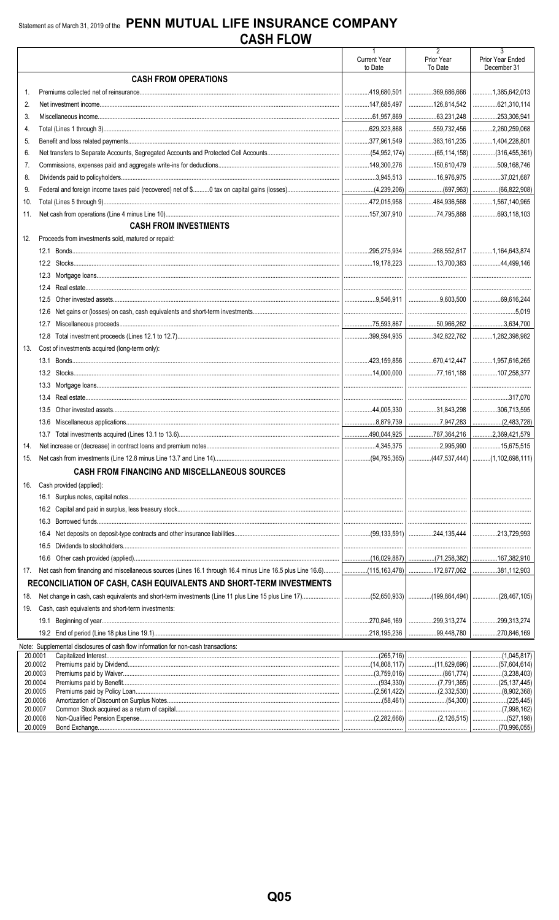Statement as of March 31, 2019 of the **PENN MUTUAL LIFE INSURANCE COMPANY**

# CASH FLOW

| | | 1<br>Current Year to Date | 2<br>Prior Year To Date | 3<br>Prior Year Ended December 31 |
|---|---|---|---|---|
| | **CASH FROM OPERATIONS** | | | |
| 1. | Premiums collected net of reinsurance | 419,680,501 | 369,686,666 | 1,385,642,013 |
| 2. | Net investment income | 147,685,497 | 126,814,542 | 621,310,114 |
| 3. | Miscellaneous income | 61,957,869 | 63,231,248 | 253,306,941 |
| 4. | Total (Lines 1 through 3) | 629,323,868 | 559,732,456 | 2,260,259,068 |
| 5. | Benefit and loss related payments | 377,961,549 | 383,161,235 | 1,404,228,801 |
| 6. | Net transfers to Separate Accounts, Segregated Accounts and Protected Cell Accounts | (54,952,174) | (65,114,158) | (316,455,361) |
| 7. | Commissions, expenses paid and aggregate write-ins for deductions | 149,300,276 | 150,610,479 | 509,168,746 |
| 8. | Dividends paid to policyholders | 3,945,513 | 16,976,975 | 37,021,687 |
| 9. | Federal and foreign income taxes paid (recovered) net of $..........0 tax on capital gains (losses) | (4,239,206) | (697,963) | (66,822,908) |
| 10. | Total (Lines 5 through 9) | 472,015,958 | 484,936,568 | 1,567,140,965 |
| 11. | Net cash from operations (Line 4 minus Line 10) | 157,307,910 | 74,795,888 | 693,118,103 |
| | **CASH FROM INVESTMENTS** | | | |
| 12. | Proceeds from investments sold, matured or repaid: | | | |
| | 12.1 Bonds | 295,275,934 | 268,552,617 | 1,164,643,874 |
| | 12.2 Stocks | 19,178,223 | 13,700,383 | 44,499,146 |
| | 12.3 Mortgage loans | | | |
| | 12.4 Real estate | | | |
| | 12.5 Other invested assets | 9,546,911 | 9,603,500 | 69,616,244 |
| | 12.6 Net gains or (losses) on cash, cash equivalents and short-term investments | | | 5,019 |
| | 12.7 Miscellaneous proceeds | 75,593,867 | 50,966,262 | 3,634,700 |
| | 12.8 Total investment proceeds (Lines 12.1 to 12.7) | 399,594,935 | 342,822,762 | 1,282,398,982 |
| 13. | Cost of investments acquired (long-term only): | | | |
| | 13.1 Bonds | 423,159,856 | 670,412,447 | 1,957,616,265 |
| | 13.2 Stocks | 14,000,000 | 77,161,188 | 107,258,377 |
| | 13.3 Mortgage loans | | | |
| | 13.4 Real estate | | | 317,070 |
| | 13.5 Other invested assets | 44,005,330 | 31,843,298 | 306,713,595 |
| | 13.6 Miscellaneous applications | 8,879,739 | 7,947,283 | (2,483,728) |
| | 13.7 Total investments acquired (Lines 13.1 to 13.6) | 490,044,925 | 787,364,216 | 2,369,421,579 |
| 14. | Net increase or (decrease) in contract loans and premium notes | 4,345,375 | 2,995,990 | 15,675,515 |
| 15. | Net cash from investments (Line 12.8 minus Line 13.7 and Line 14) | (94,795,365) | (447,537,444) | (1,102,698,111) |
| | **CASH FROM FINANCING AND MISCELLANEOUS SOURCES** | | | |
| 16. | Cash provided (applied): | | | |
| | 16.1 Surplus notes, capital notes | | | |
| | 16.2 Capital and paid in surplus, less treasury stock | | | |
| | 16.3 Borrowed funds | | | |
| | 16.4 Net deposits on deposit-type contracts and other insurance liabilities | (99,133,591) | 244,135,444 | 213,729,993 |
| | 16.5 Dividends to stockholders | | | |
| | 16.6 Other cash provided (applied) | (16,029,887) | (71,258,382) | 167,382,910 |
| 17. | Net cash from financing and miscellaneous sources (Lines 16.1 through 16.4 minus Line 16.5 plus Line 16.6) | (115,163,478) | 172,877,062 | 381,112,903 |
| | **RECONCILIATION OF CASH, CASH EQUIVALENTS AND SHORT-TERM INVESTMENTS** | | | |
| 18. | Net change in cash, cash equivalents and short-term investments (Line 11 plus Line 15 plus Line 17) | (52,650,933) | (199,864,494) | (28,467,105) |
| 19. | Cash, cash equivalents and short-term investments: | | | |
| | 19.1 Beginning of year | 270,846,169 | 299,313,274 | 299,313,274 |
| | 19.2 End of period (Line 18 plus Line 19.1) | 218,195,236 | 99,448,780 | 270,846,169 |

Note: Supplemental disclosures of cash flow information for non-cash transactions:

| | | | | |
|---|---|---|---|---|
| 20.0001 | Capitalized Interest | (265,716) | | (1,045,817) |
| 20.0002 | Premiums paid by Dividend | (14,808,117) | (11,629,696) | (57,604,614) |
| 20.0003 | Premiums paid by Waiver | (3,759,016) | (861,774) | (3,238,403) |
| 20.0004 | Premiums paid by Benefit | (934,330) | (7,791,365) | (25,137,445) |
| 20.0005 | Premiums paid by Policy Loan | (2,561,422) | (2,332,530) | (8,902,368) |
| 20.0006 | Amortization of Discount on Surplus Notes | (58,461) | (54,300) | (225,445) |
| 20.0007 | Common Stock acquired as a return of capital | | | (7,998,162) |
| 20.0008 | Non-Qualified Pension Expense | (2,282,666) | (2,126,515) | (527,198) |
| 20.0009 | Bond Exchange | | | (70,996,055) |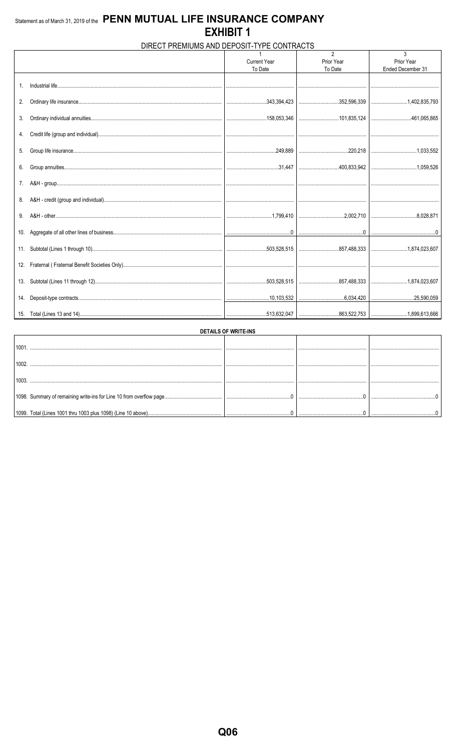Statement as of March 31, 2019 of the **PENN MUTUAL LIFE INSURANCE COMPANY**

# EXHIBIT 1

## DIRECT PREMIUMS AND DEPOSIT-TYPE CONTRACTS

| | 1<br>Current Year<br>To Date | 2<br>Prior Year<br>To Date | 3<br>Prior Year<br>Ended December 31 |
|---|---|---|---|
| 1. Industrial life | | | |
| 2. Ordinary life insurance | 343,394,423 | 352,596,339 | 1,402,835,793 |
| 3. Ordinary individual annuities | 158,053,346 | 101,835,124 | 461,065,865 |
| 4. Credit life (group and individual) | | | |
| 5. Group life insurance | 249,889 | 220,218 | 1,033,552 |
| 6. Group annuities | 31,447 | 400,833,942 | 1,059,526 |
| 7. A&H - group | | | |
| 8. A&H - credit (group and individual) | | | |
| 9. A&H - other | 1,799,410 | 2,002,710 | 8,028,871 |
| 10. Aggregate of all other lines of business | 0 | 0 | 0 |
| 11. Subtotal (Lines 1 through 10) | 503,528,515 | 857,488,333 | 1,874,023,607 |
| 12. Fraternal ( Fraternal Benefit Societies Only) | | | |
| 13. Subtotal (Lines 11 through 12) | 503,528,515 | 857,488,333 | 1,874,023,607 |
| 14. Deposit-type contracts | 10,103,532 | 6,034,420 | 25,590,059 |
| 15. Total (Lines 13 and 14) | 513,632,047 | 863,522,753 | 1,899,613,666 |

**DETAILS OF WRITE-INS**

| | | | |
|---|---|---|---|
| 1001. | | | |
| 1002. | | | |
| 1003. | | | |
| 1098. Summary of remaining write-ins for Line 10 from overflow page | 0 | 0 | 0 |
| 1099. Total (Lines 1001 thru 1003 plus 1098) (Line 10 above) | 0 | 0 | 0 |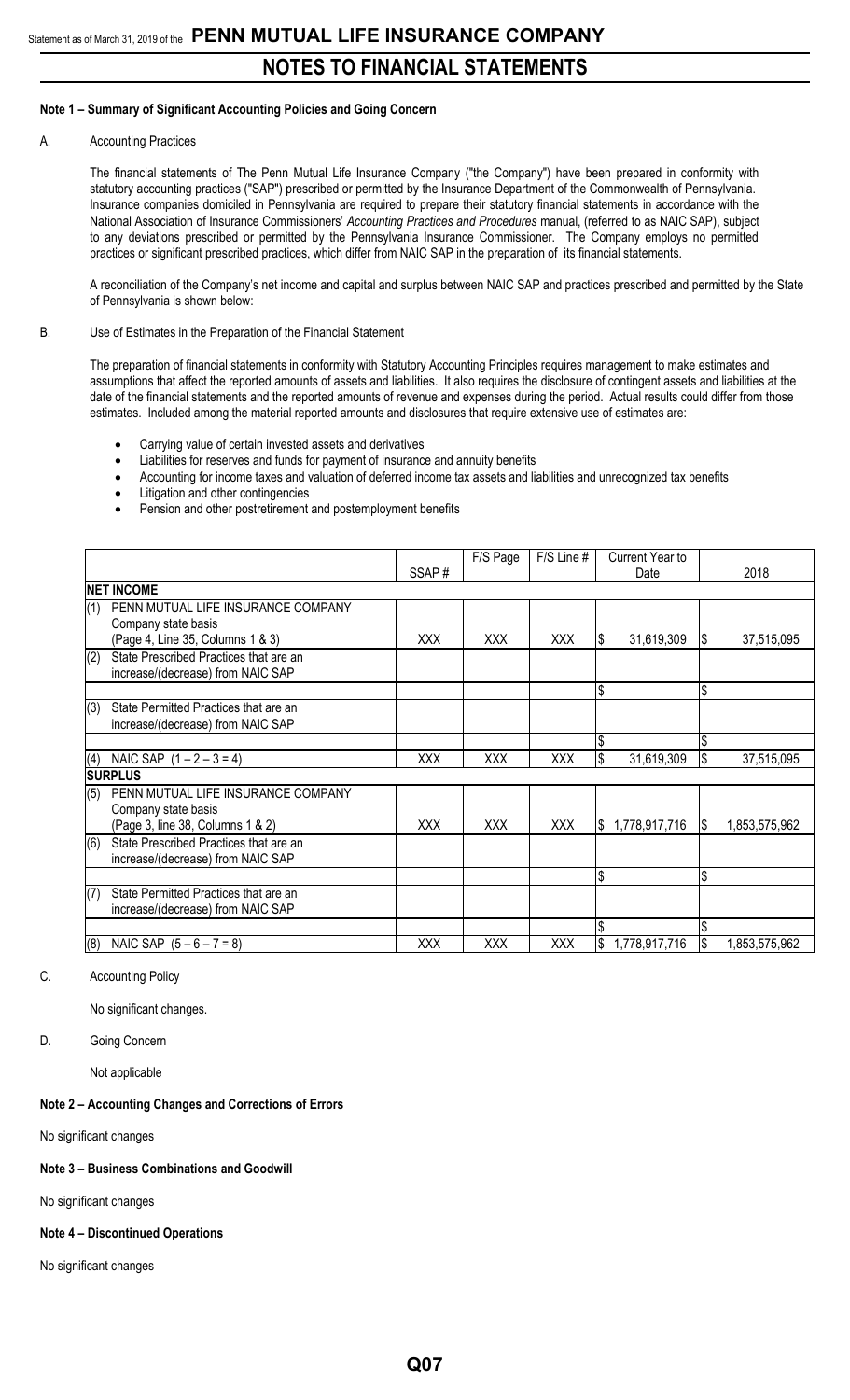**Note 1 – Summary of Significant Accounting Policies and Going Concern**

A. Accounting Practices

The financial statements of The Penn Mutual Life Insurance Company ("the Company") have been prepared in conformity with statutory accounting practices ("SAP") prescribed or permitted by the Insurance Department of the Commonwealth of Pennsylvania. Insurance companies domiciled in Pennsylvania are required to prepare their statutory financial statements in accordance with the National Association of Insurance Commissioners' *Accounting Practices and Procedures* manual, (referred to as NAIC SAP), subject to any deviations prescribed or permitted by the Pennsylvania Insurance Commissioner. The Company employs no permitted practices or significant prescribed practices, which differ from NAIC SAP in the preparation of its financial statements.

A reconciliation of the Company's net income and capital and surplus between NAIC SAP and practices prescribed and permitted by the State of Pennsylvania is shown below:

B. Use of Estimates in the Preparation of the Financial Statement

The preparation of financial statements in conformity with Statutory Accounting Principles requires management to make estimates and assumptions that affect the reported amounts of assets and liabilities. It also requires the disclosure of contingent assets and liabilities at the date of the financial statements and the reported amounts of revenue and expenses during the period. Actual results could differ from those estimates. Included among the material reported amounts and disclosures that require extensive use of estimates are:

- Carrying value of certain invested assets and derivatives
- Liabilities for reserves and funds for payment of insurance and annuity benefits
- Accounting for income taxes and valuation of deferred income tax assets and liabilities and unrecognized tax benefits
- Litigation and other contingencies
- Pension and other postretirement and postemployment benefits

| | SSAP # | F/S Page | F/S Line # | Current Year to Date | 2018 |
|---|---|---|---|---|---|
| **NET INCOME** | | | | | |
| (1) PENN MUTUAL LIFE INSURANCE COMPANY Company state basis (Page 4, Line 35, Columns 1 & 3) | XXX | XXX | XXX | $ 31,619,309 | $ 37,515,095 |
| (2) State Prescribed Practices that are an increase/(decrease) from NAIC SAP | | | | | |
| | | | | $ | $ |
| (3) State Permitted Practices that are an increase/(decrease) from NAIC SAP | | | | | |
| | | | | $ | $ |
| (4) NAIC SAP (1 – 2 – 3 = 4) | XXX | XXX | XXX | $ 31,619,309 | $ 37,515,095 |
| **SURPLUS** | | | | | |
| (5) PENN MUTUAL LIFE INSURANCE COMPANY Company state basis (Page 3, line 38, Columns 1 & 2) | XXX | XXX | XXX | $ 1,778,917,716 | $ 1,853,575,962 |
| (6) State Prescribed Practices that are an increase/(decrease) from NAIC SAP | | | | | |
| | | | | $ | $ |
| (7) State Permitted Practices that are an increase/(decrease) from NAIC SAP | | | | | |
| | | | | $ | $ |
| (8) NAIC SAP (5 – 6 – 7 = 8) | XXX | XXX | XXX | $ 1,778,917,716 | $ 1,853,575,962 |

C. Accounting Policy

No significant changes.

D. Going Concern

Not applicable

**Note 2 – Accounting Changes and Corrections of Errors**

No significant changes

**Note 3 – Business Combinations and Goodwill**

No significant changes

**Note 4 – Discontinued Operations**

No significant changes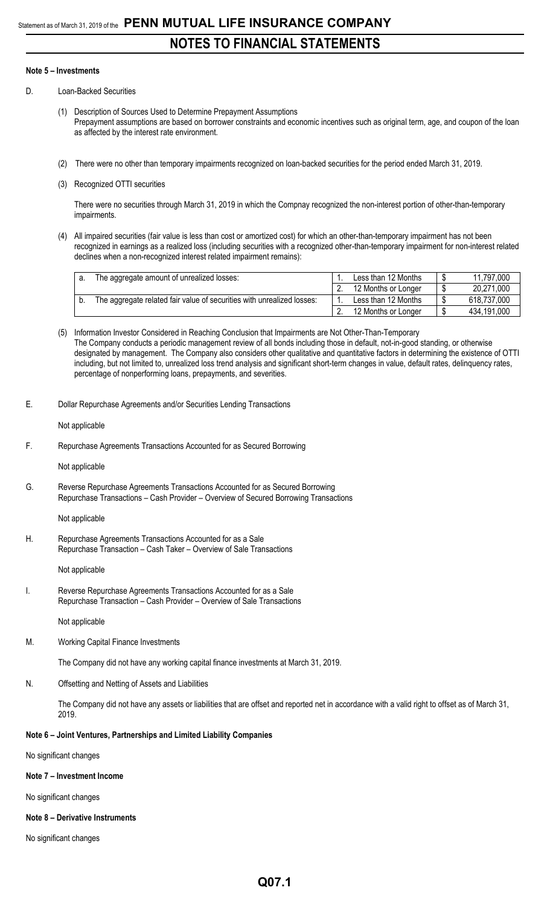**Note 5 – Investments**

D. Loan-Backed Securities

(1) Description of Sources Used to Determine Prepayment Assumptions
Prepayment assumptions are based on borrower constraints and economic incentives such as original term, age, and coupon of the loan as affected by the interest rate environment.

(2) There were no other than temporary impairments recognized on loan-backed securities for the period ended March 31, 2019.

(3) Recognized OTTI securities

There were no securities through March 31, 2019 in which the Compnay recognized the non-interest portion of other-than-temporary impairments.

(4) All impaired securities (fair value is less than cost or amortized cost) for which an other-than-temporary impairment has not been recognized in earnings as a realized loss (including securities with a recognized other-than-temporary impairment for non-interest related declines when a non-recognized interest related impairment remains):

| | | | | | |
|---|---|---|---|---|---|
| a. | The aggregate amount of unrealized losses: | 1. | Less than 12 Months | $ | 11,797,000 |
| | | 2. | 12 Months or Longer | $ | 20,271,000 |
| b. | The aggregate related fair value of securities with unrealized losses: | 1. | Less than 12 Months | $ | 618,737,000 |
| | | 2. | 12 Months or Longer | $ | 434,191,000 |

(5) Information Investor Considered in Reaching Conclusion that Impairments are Not Other-Than-Temporary
The Company conducts a periodic management review of all bonds including those in default, not-in-good standing, or otherwise designated by management. The Company also considers other qualitative and quantitative factors in determining the existence of OTTI including, but not limited to, unrealized loss trend analysis and significant short-term changes in value, default rates, delinquency rates, percentage of nonperforming loans, prepayments, and severities.

E. Dollar Repurchase Agreements and/or Securities Lending Transactions

Not applicable

F. Repurchase Agreements Transactions Accounted for as Secured Borrowing

Not applicable

G. Reverse Repurchase Agreements Transactions Accounted for as Secured Borrowing
Repurchase Transactions – Cash Provider – Overview of Secured Borrowing Transactions

Not applicable

H. Repurchase Agreements Transactions Accounted for as a Sale
Repurchase Transaction – Cash Taker – Overview of Sale Transactions

Not applicable

I. Reverse Repurchase Agreements Transactions Accounted for as a Sale
Repurchase Transaction – Cash Provider – Overview of Sale Transactions

Not applicable

M. Working Capital Finance Investments

The Company did not have any working capital finance investments at March 31, 2019.

N. Offsetting and Netting of Assets and Liabilities

The Company did not have any assets or liabilities that are offset and reported net in accordance with a valid right to offset as of March 31, 2019.

**Note 6 – Joint Ventures, Partnerships and Limited Liability Companies**

No significant changes

**Note 7 – Investment Income**

No significant changes

**Note 8 – Derivative Instruments**

No significant changes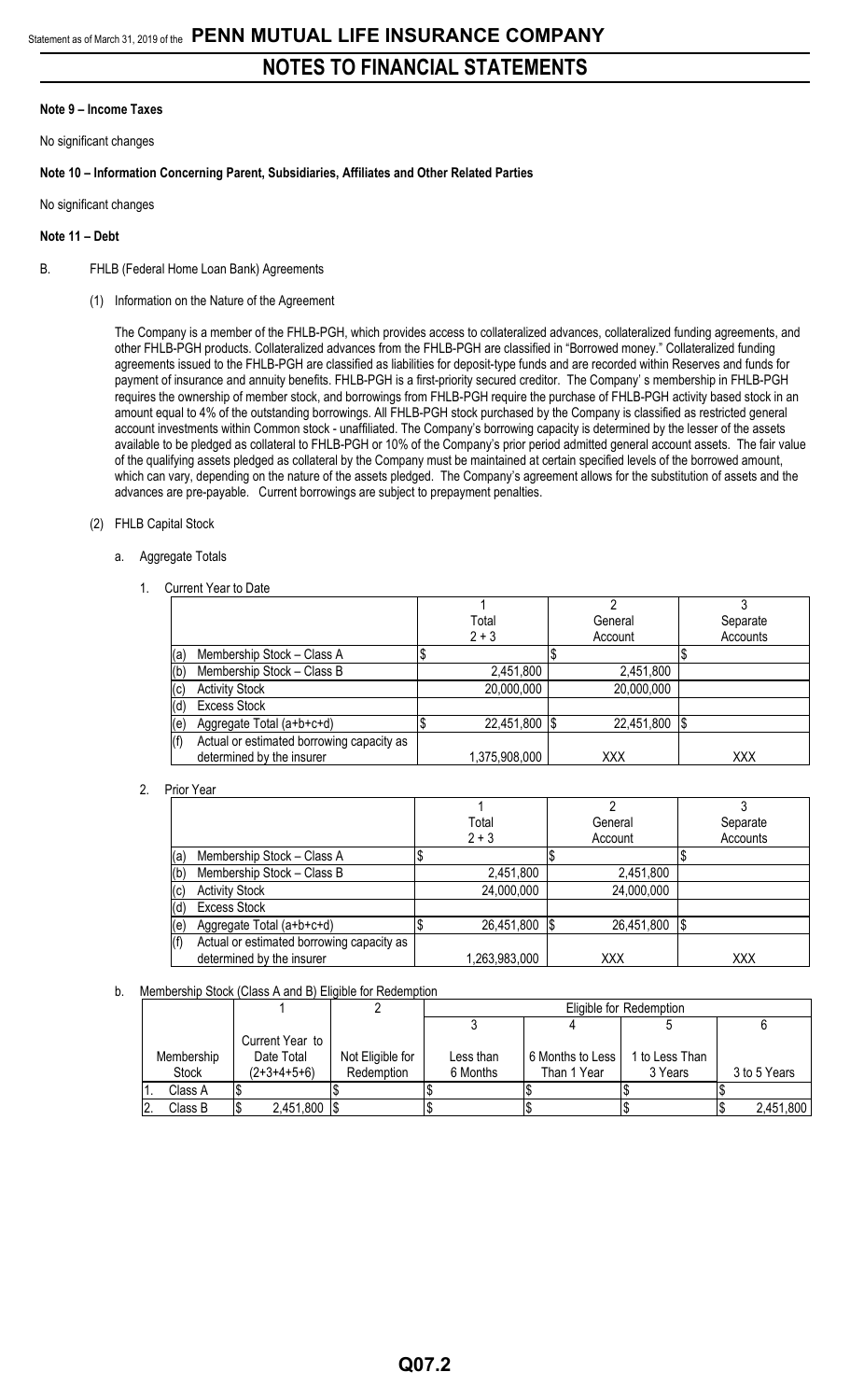# NOTES TO FINANCIAL STATEMENTS

**Note 9 – Income Taxes**

No significant changes

**Note 10 – Information Concerning Parent, Subsidiaries, Affiliates and Other Related Parties**

No significant changes

**Note 11 – Debt**

B. FHLB (Federal Home Loan Bank) Agreements

(1) Information on the Nature of the Agreement

The Company is a member of the FHLB-PGH, which provides access to collateralized advances, collateralized funding agreements, and other FHLB-PGH products. Collateralized advances from the FHLB-PGH are classified in "Borrowed money." Collateralized funding agreements issued to the FHLB-PGH are classified as liabilities for deposit-type funds and are recorded within Reserves and funds for payment of insurance and annuity benefits. FHLB-PGH is a first-priority secured creditor. The Company' s membership in FHLB-PGH requires the ownership of member stock, and borrowings from FHLB-PGH require the purchase of FHLB-PGH activity based stock in an amount equal to 4% of the outstanding borrowings. All FHLB-PGH stock purchased by the Company is classified as restricted general account investments within Common stock - unaffiliated. The Company's borrowing capacity is determined by the lesser of the assets available to be pledged as collateral to FHLB-PGH or 10% of the Company's prior period admitted general account assets. The fair value of the qualifying assets pledged as collateral by the Company must be maintained at certain specified levels of the borrowed amount, which can vary, depending on the nature of the assets pledged. The Company's agreement allows for the substitution of assets and the advances are pre-payable. Current borrowings are subject to prepayment penalties.

(2) FHLB Capital Stock

a. Aggregate Totals

1. Current Year to Date

| | 1<br>Total<br>2 + 3 | 2<br>General<br>Account | 3<br>Separate<br>Accounts |
|---|---|---|---|
| (a) Membership Stock – Class A | $ | $ | $ |
| (b) Membership Stock – Class B | 2,451,800 | 2,451,800 | |
| (c) Activity Stock | 20,000,000 | 20,000,000 | |
| (d) Excess Stock | | | |
| (e) Aggregate Total (a+b+c+d) | $ 22,451,800 | $ 22,451,800 | $ |
| (f) Actual or estimated borrowing capacity as determined by the insurer | 1,375,908,000 | XXX | XXX |

2. Prior Year

| | 1<br>Total<br>2 + 3 | 2<br>General<br>Account | 3<br>Separate<br>Accounts |
|---|---|---|---|
| (a) Membership Stock – Class A | $ | $ | $ |
| (b) Membership Stock – Class B | 2,451,800 | 2,451,800 | |
| (c) Activity Stock | 24,000,000 | 24,000,000 | |
| (d) Excess Stock | | | |
| (e) Aggregate Total (a+b+c+d) | $ 26,451,800 | $ 26,451,800 | $ |
| (f) Actual or estimated borrowing capacity as determined by the insurer | 1,263,983,000 | XXX | XXX |

b. Membership Stock (Class A and B) Eligible for Redemption

| | 1 | 2 | Eligible for Redemption | | | |
|---|---|---|---|---|---|---|
| | | | 3 | 4 | 5 | 6 |
| Membership Stock | Current Year to Date Total (2+3+4+5+6) | Not Eligible for Redemption | Less than 6 Months | 6 Months to Less Than 1 Year | 1 to Less Than 3 Years | 3 to 5 Years |
| 1. Class A | $ | $ | $ | $ | $ | $ |
| 2. Class B | $ 2,451,800 | $ | $ | $ | $ | $ 2,451,800 |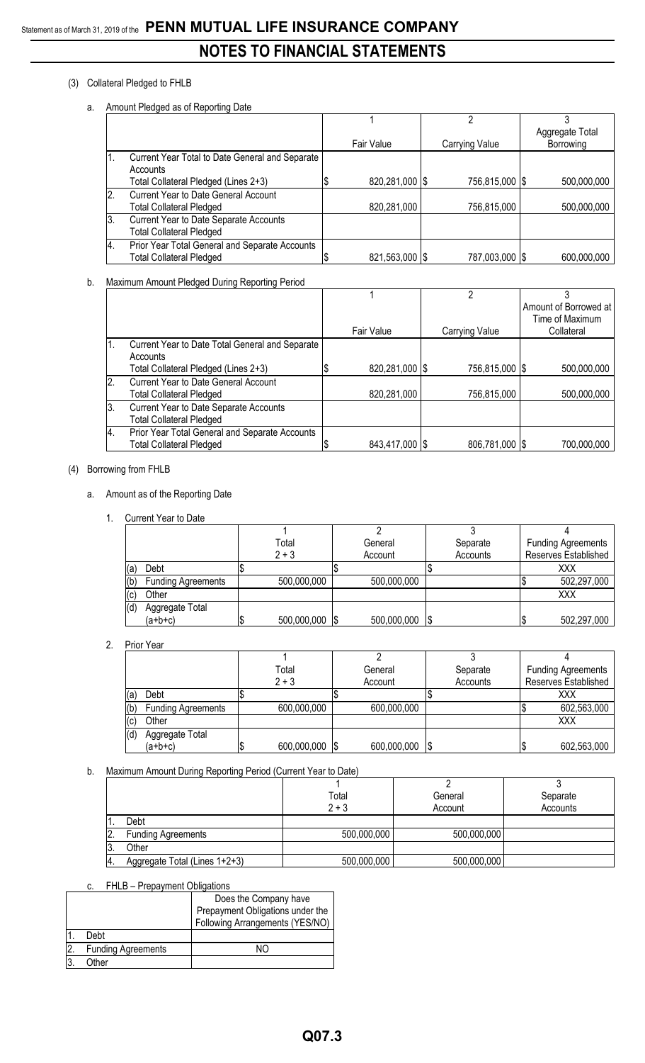(3) Collateral Pledged to FHLB

a. Amount Pledged as of Reporting Date

| | | 1 | 2 | 3 |
|---|---|---|---|---|
| | | Fair Value | Carrying Value | Aggregate Total Borrowing |
| 1. | Current Year Total to Date General and Separate Accounts Total Collateral Pledged (Lines 2+3) | $ 820,281,000 | $ 756,815,000 | $ 500,000,000 |
| 2. | Current Year to Date General Account Total Collateral Pledged | 820,281,000 | 756,815,000 | 500,000,000 |
| 3. | Current Year to Date Separate Accounts Total Collateral Pledged | | | |
| 4. | Prior Year Total General and Separate Accounts Total Collateral Pledged | $ 821,563,000 | $ 787,003,000 | $ 600,000,000 |

b. Maximum Amount Pledged During Reporting Period

| | | 1 | 2 | 3 |
|---|---|---|---|---|
| | | Fair Value | Carrying Value | Amount of Borrowed at Time of Maximum Collateral |
| 1. | Current Year to Date Total General and Separate Accounts Total Collateral Pledged (Lines 2+3) | $ 820,281,000 | $ 756,815,000 | $ 500,000,000 |
| 2. | Current Year to Date General Account Total Collateral Pledged | 820,281,000 | 756,815,000 | 500,000,000 |
| 3. | Current Year to Date Separate Accounts Total Collateral Pledged | | | |
| 4. | Prior Year Total General and Separate Accounts Total Collateral Pledged | $ 843,417,000 | $ 806,781,000 | $ 700,000,000 |

(4) Borrowing from FHLB

a. Amount as of the Reporting Date

1. Current Year to Date

| | | 1 | 2 | 3 | 4 |
|---|---|---|---|---|---|
| | | Total 2 + 3 | General Account | Separate Accounts | Funding Agreements Reserves Established |
| (a) | Debt | $ | $ | $ | XXX |
| (b) | Funding Agreements | 500,000,000 | 500,000,000 | | $ 502,297,000 |
| (c) | Other | | | | XXX |
| (d) | Aggregate Total (a+b+c) | $ 500,000,000 | $ 500,000,000 | $ | $ 502,297,000 |

2. Prior Year

| | | 1 | 2 | 3 | 4 |
|---|---|---|---|---|---|
| | | Total 2 + 3 | General Account | Separate Accounts | Funding Agreements Reserves Established |
| (a) | Debt | $ | $ | $ | XXX |
| (b) | Funding Agreements | 600,000,000 | 600,000,000 | | $ 602,563,000 |
| (c) | Other | | | | XXX |
| (d) | Aggregate Total (a+b+c) | $ 600,000,000 | $ 600,000,000 | $ | $ 602,563,000 |

b. Maximum Amount During Reporting Period (Current Year to Date)

| | | 1 | 2 | 3 |
|---|---|---|---|---|
| | | Total 2 + 3 | General Account | Separate Accounts |
| 1. | Debt | | | |
| 2. | Funding Agreements | 500,000,000 | 500,000,000 | |
| 3. | Other | | | |
| 4. | Aggregate Total (Lines 1+2+3) | 500,000,000 | 500,000,000 | |

c. FHLB – Prepayment Obligations

| | | Does the Company have Prepayment Obligations under the Following Arrangements (YES/NO) |
|---|---|---|
| 1. | Debt | |
| 2. | Funding Agreements | NO |
| 3. | Other | |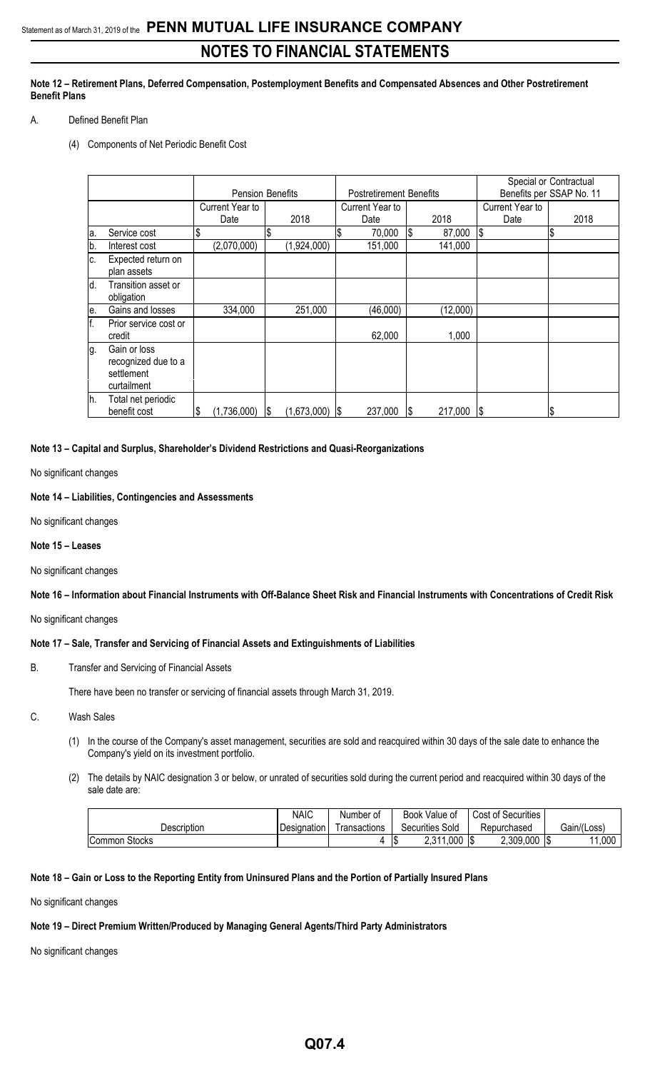**Note 12 – Retirement Plans, Deferred Compensation, Postemployment Benefits and Compensated Absences and Other Postretirement Benefit Plans**

A. Defined Benefit Plan

(4) Components of Net Periodic Benefit Cost

| | | Pension Benefits | | Postretirement Benefits | | Special or Contractual Benefits per SSAP No. 11 | |
|---|---|---|---|---|---|---|---|
| | | Current Year to Date | 2018 | Current Year to Date | 2018 | Current Year to Date | 2018 |
| a. | Service cost | $ | $ | $ 70,000 | $ 87,000 | $ | $ |
| b. | Interest cost | (2,070,000) | (1,924,000) | 151,000 | 141,000 | | |
| c. | Expected return on plan assets | | | | | | |
| d. | Transition asset or obligation | | | | | | |
| e. | Gains and losses | 334,000 | 251,000 | (46,000) | (12,000) | | |
| f. | Prior service cost or credit | | | 62,000 | 1,000 | | |
| g. | Gain or loss recognized due to a settlement curtailment | | | | | | |
| h. | Total net periodic benefit cost | $ (1,736,000) | $ (1,673,000) | $ 237,000 | $ 217,000 | $ | $ |

**Note 13 – Capital and Surplus, Shareholder's Dividend Restrictions and Quasi-Reorganizations**

No significant changes

**Note 14 – Liabilities, Contingencies and Assessments**

No significant changes

**Note 15 – Leases**

No significant changes

**Note 16 – Information about Financial Instruments with Off-Balance Sheet Risk and Financial Instruments with Concentrations of Credit Risk**

No significant changes

**Note 17 – Sale, Transfer and Servicing of Financial Assets and Extinguishments of Liabilities**

B. Transfer and Servicing of Financial Assets

There have been no transfer or servicing of financial assets through March 31, 2019.

C. Wash Sales

(1) In the course of the Company's asset management, securities are sold and reacquired within 30 days of the sale date to enhance the Company's yield on its investment portfolio.

(2) The details by NAIC designation 3 or below, or unrated of securities sold during the current period and reacquired within 30 days of the sale date are:

| Description | NAIC Designation | Number of Transactions | Book Value of Securities Sold | Cost of Securities Repurchased | Gain/(Loss) |
|---|---|---|---|---|---|
| Common Stocks | | 4 | $ 2,311,000 | $ 2,309,000 | $ 11,000 |

**Note 18 – Gain or Loss to the Reporting Entity from Uninsured Plans and the Portion of Partially Insured Plans**

No significant changes

**Note 19 – Direct Premium Written/Produced by Managing General Agents/Third Party Administrators**

No significant changes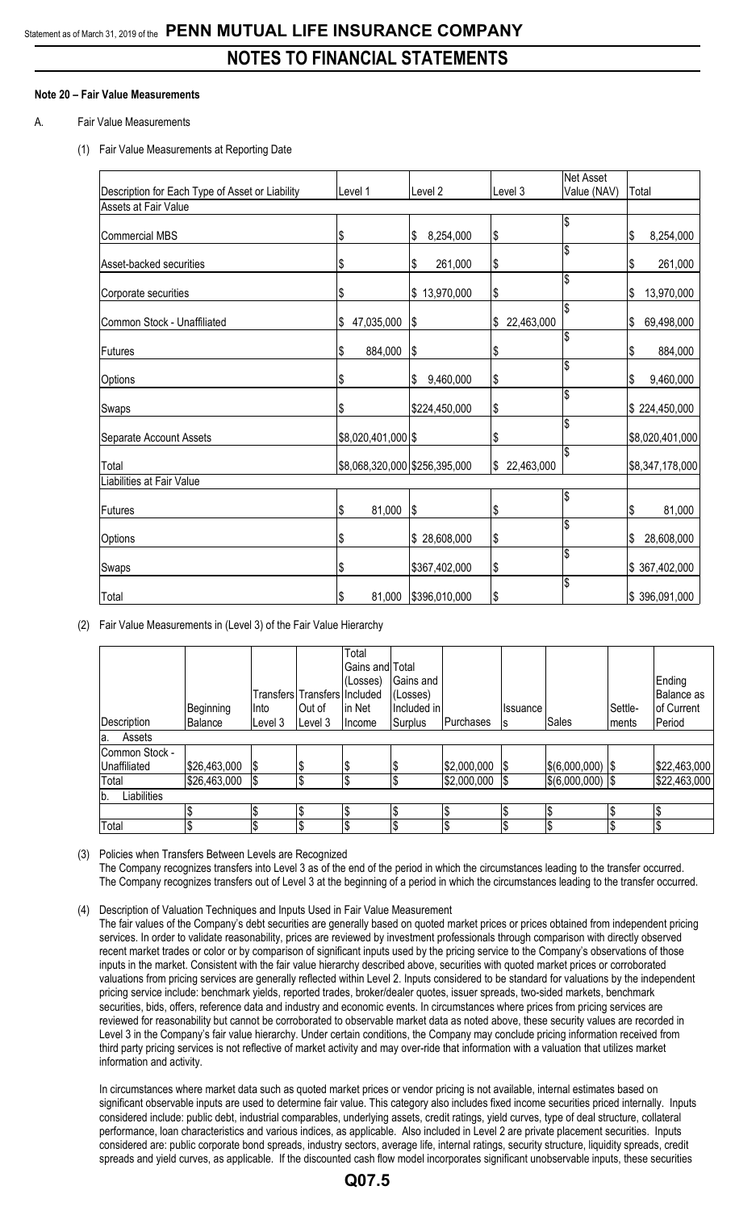## NOTES TO FINANCIAL STATEMENTS

**Note 20 – Fair Value Measurements**

A. Fair Value Measurements

(1) Fair Value Measurements at Reporting Date

| Description for Each Type of Asset or Liability | Level 1 | Level 2 | Level 3 | Net Asset Value (NAV) | Total |
|---|---|---|---|---|---|
| Assets at Fair Value | | | | | |
| Commercial MBS | $ | $ 8,254,000 | $ | $ | $ 8,254,000 |
| Asset-backed securities | $ | $ 261,000 | $ | $ | $ 261,000 |
| Corporate securities | $ | $ 13,970,000 | $ | $ | $ 13,970,000 |
| Common Stock - Unaffiliated | $ 47,035,000 | $ | $ 22,463,000 | $ | $ 69,498,000 |
| Futures | $ 884,000 | $ | $ | $ | $ 884,000 |
| Options | $ | $ 9,460,000 | $ | $ | $ 9,460,000 |
| Swaps | $ | $224,450,000 | $ | $ | $ 224,450,000 |
| Separate Account Assets | $8,020,401,000 | $ | $ | $ | $8,020,401,000 |
| Total | $8,068,320,000 | $256,395,000 | $ 22,463,000 | $ | $8,347,178,000 |
| Liabilities at Fair Value | | | | | |
| Futures | $ 81,000 | $ | $ | $ | $ 81,000 |
| Options | $ | $ 28,608,000 | $ | $ | $ 28,608,000 |
| Swaps | $ | $367,402,000 | $ | $ | $ 367,402,000 |
| Total | $ 81,000 | $396,010,000 | $ | $ | $ 396,091,000 |

(2) Fair Value Measurements in (Level 3) of the Fair Value Hierarchy

| Description | Beginning Balance | Transfers Into Level 3 | Transfers Out of Level 3 | Total Gains and (Losses) Included in Net Income | Total Gains and (Losses) Included in Surplus | Purchases | Issuances | Sales | Settle-ments | Ending Balance as of Current Period |
|---|---|---|---|---|---|---|---|---|---|---|
| a. Assets | | | | | | | | | | |
| Common Stock - Unaffiliated | $26,463,000 | $ | $ | $ | $ | $2,000,000 | $ | $(6,000,000) | $ | $22,463,000 |
| Total | $26,463,000 | $ | $ | $ | $ | $2,000,000 | $ | $(6,000,000) | $ | $22,463,000 |
| b. Liabilities | | | | | | | | | | |
| | $ | $ | $ | $ | $ | $ | $ | $ | $ | $ |
| Total | $ | $ | $ | $ | $ | $ | $ | $ | $ | $ |

(3) Policies when Transfers Between Levels are Recognized

The Company recognizes transfers into Level 3 as of the end of the period in which the circumstances leading to the transfer occurred. The Company recognizes transfers out of Level 3 at the beginning of a period in which the circumstances leading to the transfer occurred.

(4) Description of Valuation Techniques and Inputs Used in Fair Value Measurement

The fair values of the Company's debt securities are generally based on quoted market prices or prices obtained from independent pricing services. In order to validate reasonability, prices are reviewed by investment professionals through comparison with directly observed recent market trades or color or by comparison of significant inputs used by the pricing service to the Company's observations of those inputs in the market. Consistent with the fair value hierarchy described above, securities with quoted market prices or corroborated valuations from pricing services are generally reflected within Level 2. Inputs considered to be standard for valuations by the independent pricing service include: benchmark yields, reported trades, broker/dealer quotes, issuer spreads, two-sided markets, benchmark securities, bids, offers, reference data and industry and economic events. In circumstances where prices from pricing services are reviewed for reasonability but cannot be corroborated to observable market data as noted above, these security values are recorded in Level 3 in the Company's fair value hierarchy. Under certain conditions, the Company may conclude pricing information received from third party pricing services is not reflective of market activity and may over-ride that information with a valuation that utilizes market information and activity.

In circumstances where market data such as quoted market prices or vendor pricing is not available, internal estimates based on significant observable inputs are used to determine fair value. This category also includes fixed income securities priced internally. Inputs considered include: public debt, industrial comparables, underlying assets, credit ratings, yield curves, type of deal structure, collateral performance, loan characteristics and various indices, as applicable. Also included in Level 2 are private placement securities. Inputs considered are: public corporate bond spreads, industry sectors, average life, internal ratings, security structure, liquidity spreads, credit spreads and yield curves, as applicable. If the discounted cash flow model incorporates significant unobservable inputs, these securities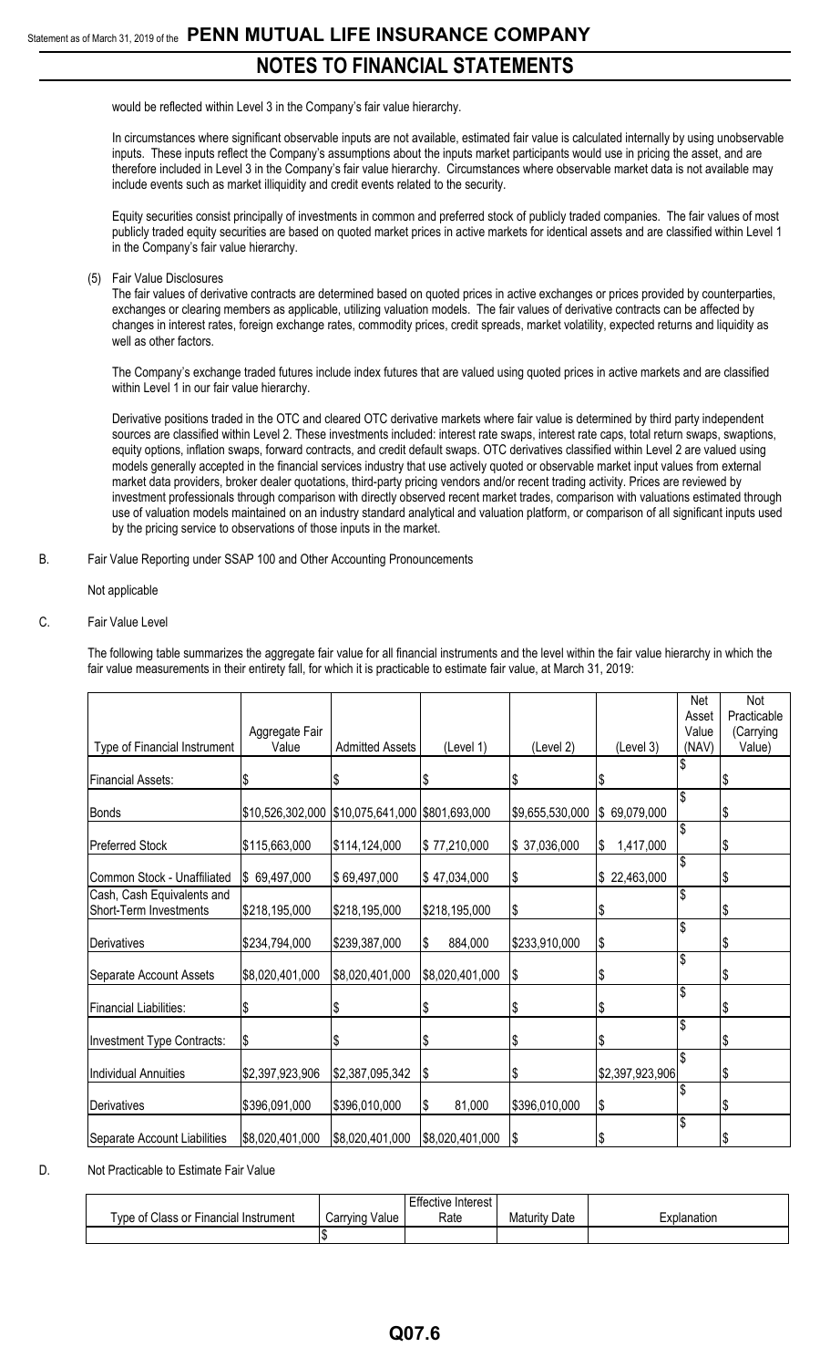would be reflected within Level 3 in the Company's fair value hierarchy.

In circumstances where significant observable inputs are not available, estimated fair value is calculated internally by using unobservable inputs. These inputs reflect the Company's assumptions about the inputs market participants would use in pricing the asset, and are therefore included in Level 3 in the Company's fair value hierarchy. Circumstances where observable market data is not available may include events such as market illiquidity and credit events related to the security.

Equity securities consist principally of investments in common and preferred stock of publicly traded companies. The fair values of most publicly traded equity securities are based on quoted market prices in active markets for identical assets and are classified within Level 1 in the Company's fair value hierarchy.

(5) Fair Value Disclosures

The fair values of derivative contracts are determined based on quoted prices in active exchanges or prices provided by counterparties, exchanges or clearing members as applicable, utilizing valuation models. The fair values of derivative contracts can be affected by changes in interest rates, foreign exchange rates, commodity prices, credit spreads, market volatility, expected returns and liquidity as well as other factors.

The Company's exchange traded futures include index futures that are valued using quoted prices in active markets and are classified within Level 1 in our fair value hierarchy.

Derivative positions traded in the OTC and cleared OTC derivative markets where fair value is determined by third party independent sources are classified within Level 2. These investments included: interest rate swaps, interest rate caps, total return swaps, swaptions, equity options, inflation swaps, forward contracts, and credit default swaps. OTC derivatives classified within Level 2 are valued using models generally accepted in the financial services industry that use actively quoted or observable market input values from external market data providers, broker dealer quotations, third-party pricing vendors and/or recent trading activity. Prices are reviewed by investment professionals through comparison with directly observed recent market trades, comparison with valuations estimated through use of valuation models maintained on an industry standard analytical and valuation platform, or comparison of all significant inputs used by the pricing service to observations of those inputs in the market.

B. Fair Value Reporting under SSAP 100 and Other Accounting Pronouncements

Not applicable

C. Fair Value Level

The following table summarizes the aggregate fair value for all financial instruments and the level within the fair value hierarchy in which the fair value measurements in their entirety fall, for which it is practicable to estimate fair value, at March 31, 2019:

| Type of Financial Instrument | Aggregate Fair Value | Admitted Assets | (Level 1) | (Level 2) | (Level 3) | Net Asset Value (NAV) | Not Practicable (Carrying Value) |
|---|---|---|---|---|---|---|---|
| Financial Assets: | $ | $ | $ | $ | $ | $ | $ |
| Bonds | $10,526,302,000 | $10,075,641,000 | $801,693,000 | $9,655,530,000 | $ 69,079,000 | $ | $ |
| Preferred Stock | $115,663,000 | $114,124,000 | $ 77,210,000 | $ 37,036,000 | $ 1,417,000 | $ | $ |
| Common Stock - Unaffiliated | $ 69,497,000 | $ 69,497,000 | $ 47,034,000 | $ | $ 22,463,000 | $ | $ |
| Cash, Cash Equivalents and Short-Term Investments | $218,195,000 | $218,195,000 | $218,195,000 | $ | $ | $ | $ |
| Derivatives | $234,794,000 | $239,387,000 | $ 884,000 | $233,910,000 | $ | $ | $ |
| Separate Account Assets | $8,020,401,000 | $8,020,401,000 | $8,020,401,000 | $ | $ | $ | $ |
| Financial Liabilities: | $ | $ | $ | $ | $ | $ | $ |
| Investment Type Contracts: | $ | $ | $ | $ | $ | $ | $ |
| Individual Annuities | $2,397,923,906 | $2,387,095,342 | $ | $ | $2,397,923,906 | $ | $ |
| Derivatives | $396,091,000 | $396,010,000 | $ 81,000 | $396,010,000 | $ | $ | $ |
| Separate Account Liabilities | $8,020,401,000 | $8,020,401,000 | $8,020,401,000 | $ | $ | $ | $ |

D. Not Practicable to Estimate Fair Value

| Type of Class or Financial Instrument | Carrying Value | Effective Interest Rate | Maturity Date | Explanation |
|---|---|---|---|---|
| | $ | | | |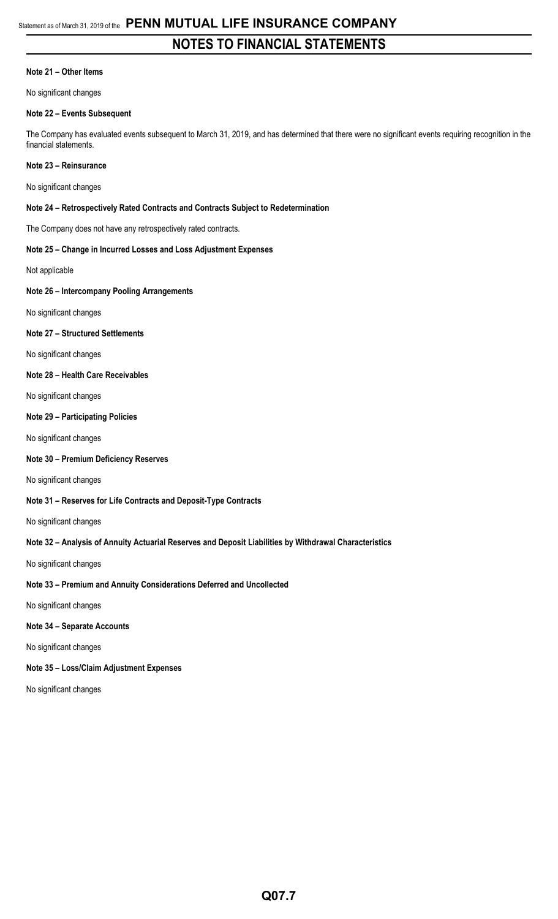# NOTES TO FINANCIAL STATEMENTS

**Note 21 – Other Items**

No significant changes

**Note 22 – Events Subsequent**

The Company has evaluated events subsequent to March 31, 2019, and has determined that there were no significant events requiring recognition in the financial statements.

**Note 23 – Reinsurance**

No significant changes

**Note 24 – Retrospectively Rated Contracts and Contracts Subject to Redetermination**

The Company does not have any retrospectively rated contracts.

**Note 25 – Change in Incurred Losses and Loss Adjustment Expenses**

Not applicable

**Note 26 – Intercompany Pooling Arrangements**

No significant changes

**Note 27 – Structured Settlements**

No significant changes

**Note 28 – Health Care Receivables**

No significant changes

**Note 29 – Participating Policies**

No significant changes

**Note 30 – Premium Deficiency Reserves**

No significant changes

**Note 31 – Reserves for Life Contracts and Deposit-Type Contracts**

No significant changes

**Note 32 – Analysis of Annuity Actuarial Reserves and Deposit Liabilities by Withdrawal Characteristics**

No significant changes

**Note 33 – Premium and Annuity Considerations Deferred and Uncollected**

No significant changes

**Note 34 – Separate Accounts**

No significant changes

**Note 35 – Loss/Claim Adjustment Expenses**

No significant changes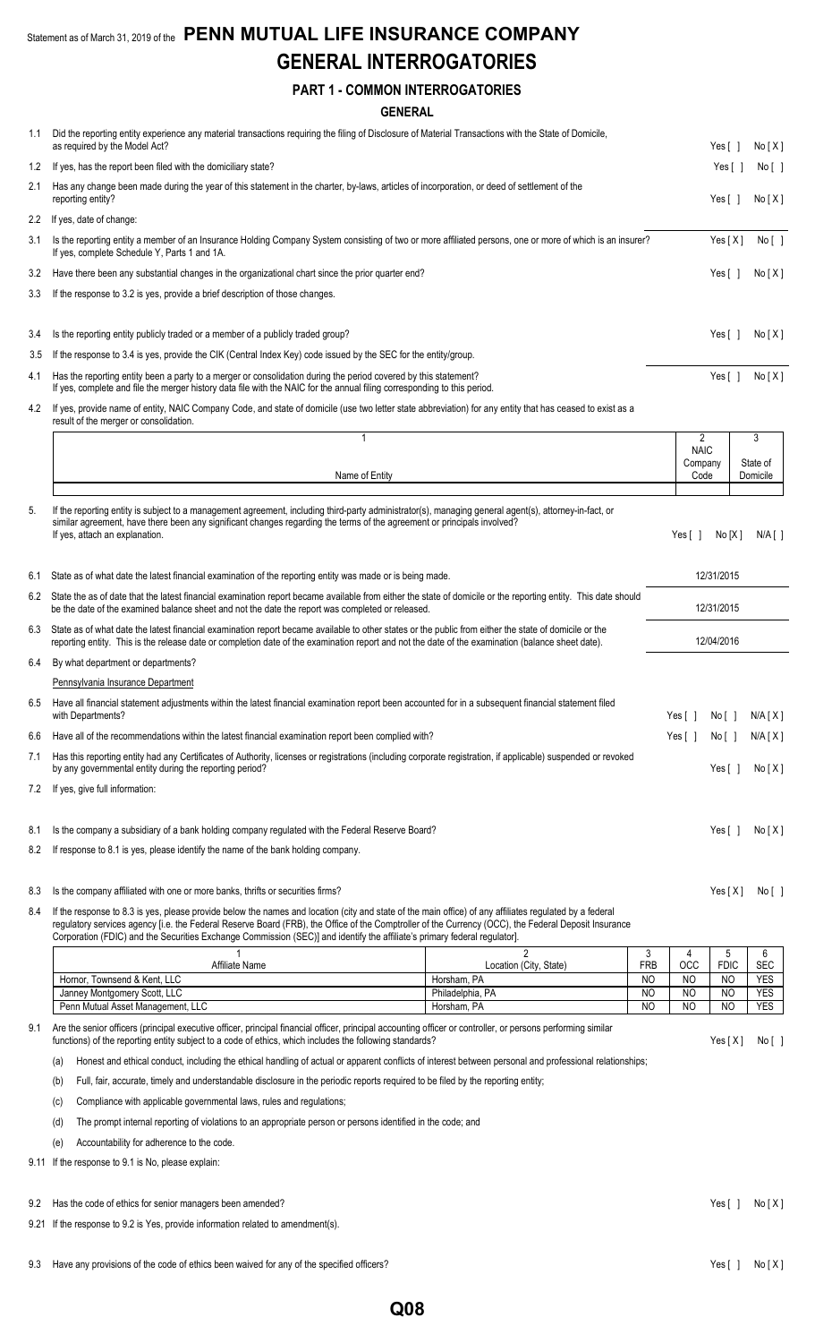Statement as of March 31, 2019 of the **PENN MUTUAL LIFE INSURANCE COMPANY**

# GENERAL INTERROGATORIES

## PART 1 - COMMON INTERROGATORIES

### GENERAL

1.1 Did the reporting entity experience any material transactions requiring the filing of Disclosure of Material Transactions with the State of Domicile, as required by the Model Act? Yes [ ] No [ X ]

1.2 If yes, has the report been filed with the domiciliary state? Yes [ ] No [ ]

2.1 Has any change been made during the year of this statement in the charter, by-laws, articles of incorporation, or deed of settlement of the reporting entity? Yes [ ] No [ X ]

2.2 If yes, date of change:

3.1 Is the reporting entity a member of an Insurance Holding Company System consisting of two or more affiliated persons, one or more of which is an insurer? Yes [ X ] No [ ]
If yes, complete Schedule Y, Parts 1 and 1A.

3.2 Have there been any substantial changes in the organizational chart since the prior quarter end? Yes [ ] No [ X ]

3.3 If the response to 3.2 is yes, provide a brief description of those changes.

3.4 Is the reporting entity publicly traded or a member of a publicly traded group? Yes [ ] No [ X ]

3.5 If the response to 3.4 is yes, provide the CIK (Central Index Key) code issued by the SEC for the entity/group.

4.1 Has the reporting entity been a party to a merger or consolidation during the period covered by this statement? Yes [ ] No [ X ]
If yes, complete and file the merger history data file with the NAIC for the annual filing corresponding to this period.

4.2 If yes, provide name of entity, NAIC Company Code, and state of domicile (use two letter state abbreviation) for any entity that has ceased to exist as a result of the merger or consolidation.

| 1<br>Name of Entity | 2<br>NAIC Company Code | 3<br>State of Domicile |
|---|---|---|
| | | |

5. If the reporting entity is subject to a management agreement, including third-party administrator(s), managing general agent(s), attorney-in-fact, or similar agreement, have there been any significant changes regarding the terms of the agreement or principals involved? Yes [ ] No [X] N/A [ ]
If yes, attach an explanation.

6.1 State as of what date the latest financial examination of the reporting entity was made or is being made. 12/31/2015

6.2 State the as of date that the latest financial examination report became available from either the state of domicile or the reporting entity. This date should be the date of the examined balance sheet and not the date the report was completed or released. 12/31/2015

6.3 State as of what date the latest financial examination report became available to other states or the public from either the state of domicile or the reporting entity. This is the release date or completion date of the examination report and not the date of the examination (balance sheet date). 12/04/2016

6.4 By what department or departments?
Pennsylvania Insurance Department

6.5 Have all financial statement adjustments within the latest financial examination report been accounted for in a subsequent financial statement filed with Departments? Yes [ ] No [ ] N/A [ X ]

6.6 Have all of the recommendations within the latest financial examination report been complied with? Yes [ ] No [ ] N/A [ X ]

7.1 Has this reporting entity had any Certificates of Authority, licenses or registrations (including corporate registration, if applicable) suspended or revoked by any governmental entity during the reporting period? Yes [ ] No [ X ]

7.2 If yes, give full information:

8.1 Is the company a subsidiary of a bank holding company regulated with the Federal Reserve Board? Yes [ ] No [ X ]

8.2 If response to 8.1 is yes, please identify the name of the bank holding company.

8.3 Is the company affiliated with one or more banks, thrifts or securities firms? Yes [ X ] No [ ]

8.4 If the response to 8.3 is yes, please provide below the names and location (city and state of the main office) of any affiliates regulated by a federal regulatory services agency [i.e. the Federal Reserve Board (FRB), the Office of the Comptroller of the Currency (OCC), the Federal Deposit Insurance Corporation (FDIC) and the Securities Exchange Commission (SEC)] and identify the affiliate's primary federal regulator].

| 1<br>Affiliate Name | 2<br>Location (City, State) | 3<br>FRB | 4<br>OCC | 5<br>FDIC | 6<br>SEC |
|---|---|---|---|---|---|
| Hornor, Townsend & Kent, LLC | Horsham, PA | NO | NO | NO | YES |
| Janney Montgomery Scott, LLC | Philadelphia, PA | NO | NO | NO | YES |
| Penn Mutual Asset Management, LLC | Horsham, PA | NO | NO | NO | YES |

9.1 Are the senior officers (principal executive officer, principal financial officer, principal accounting officer or controller, or persons performing similar functions) of the reporting entity subject to a code of ethics, which includes the following standards? Yes [ X ] No [ ]

(a) Honest and ethical conduct, including the ethical handling of actual or apparent conflicts of interest between personal and professional relationships;

(b) Full, fair, accurate, timely and understandable disclosure in the periodic reports required to be filed by the reporting entity;

(c) Compliance with applicable governmental laws, rules and regulations;

(d) The prompt internal reporting of violations to an appropriate person or persons identified in the code; and

(e) Accountability for adherence to the code.

9.11 If the response to 9.1 is No, please explain:

9.2 Has the code of ethics for senior managers been amended? Yes [ ] No [ X ]

9.21 If the response to 9.2 is Yes, provide information related to amendment(s).

9.3 Have any provisions of the code of ethics been waived for any of the specified officers? Yes [ ] No [ X ]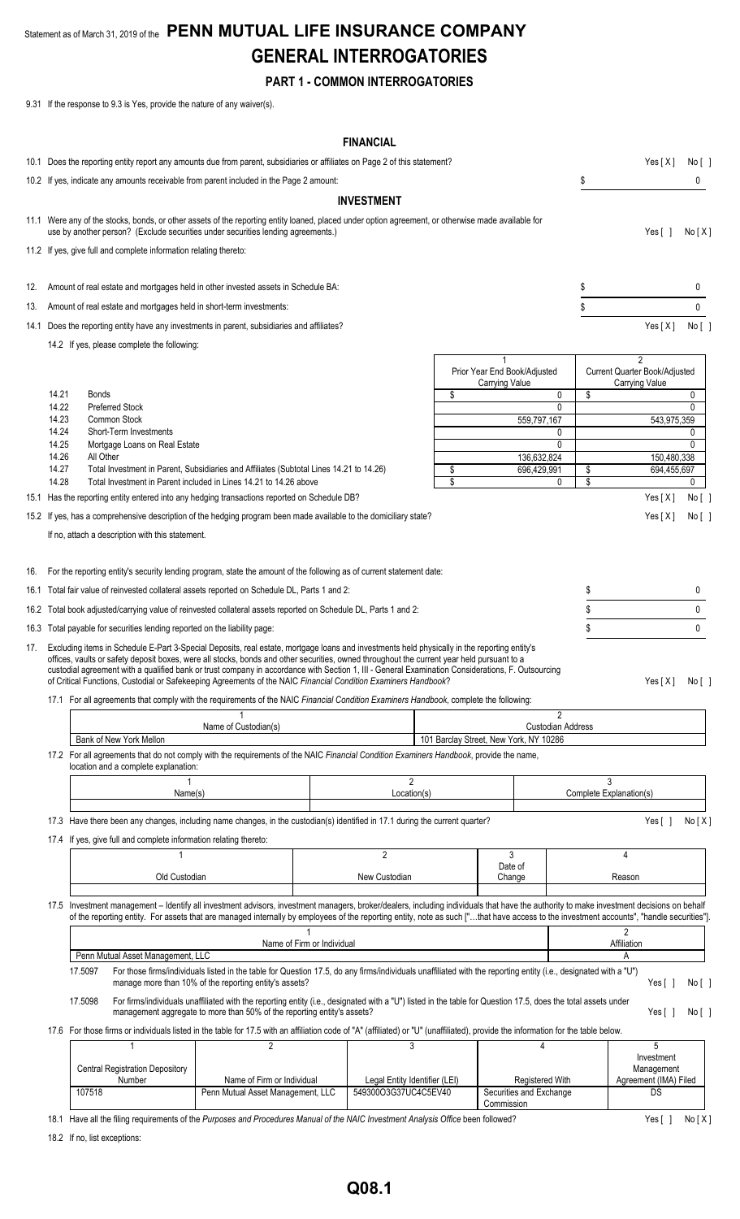Statement as of March 31, 2019 of the **PENN MUTUAL LIFE INSURANCE COMPANY**

# GENERAL INTERROGATORIES

## PART 1 - COMMON INTERROGATORIES

9.31 If the response to 9.3 is Yes, provide the nature of any waiver(s).

### FINANCIAL

10.1 Does the reporting entity report any amounts due from parent, subsidiaries or affiliates on Page 2 of this statement? Yes [ X ] No [ ]

10.2 If yes, indicate any amounts receivable from parent included in the Page 2 amount: $ 0

### INVESTMENT

11.1 Were any of the stocks, bonds, or other assets of the reporting entity loaned, placed under option agreement, or otherwise made available for use by another person? (Exclude securities under securities lending agreements.) Yes [ ] No [ X ]

11.2 If yes, give full and complete information relating thereto:

12. Amount of real estate and mortgages held in other invested assets in Schedule BA: $ 0

13. Amount of real estate and mortgages held in short-term investments: $ 0

14.1 Does the reporting entity have any investments in parent, subsidiaries and affiliates? Yes [ X ] No [ ]

14.2 If yes, please complete the following:

| | | 1<br>Prior Year End Book/Adjusted Carrying Value | 2<br>Current Quarter Book/Adjusted Carrying Value |
|---|---|---|---|
| 14.21 | Bonds | $ 0 | $ 0 |
| 14.22 | Preferred Stock | 0 | 0 |
| 14.23 | Common Stock | 559,797,167 | 543,975,359 |
| 14.24 | Short-Term Investments | 0 | 0 |
| 14.25 | Mortgage Loans on Real Estate | 0 | 0 |
| 14.26 | All Other | 136,632,824 | 150,480,338 |
| 14.27 | Total Investment in Parent, Subsidiaries and Affiliates (Subtotal Lines 14.21 to 14.26) | $ 696,429,991 | $ 694,455,697 |
| 14.28 | Total Investment in Parent included in Lines 14.21 to 14.26 above | $ 0 | $ 0 |

15.1 Has the reporting entity entered into any hedging transactions reported on Schedule DB? Yes [ X ] No [ ]

15.2 If yes, has a comprehensive description of the hedging program been made available to the domiciliary state? Yes [ X ] No [ ]

If no, attach a description with this statement.

16. For the reporting entity's security lending program, state the amount of the following as of current statement date:

16.1 Total fair value of reinvested collateral assets reported on Schedule DL, Parts 1 and 2: $ 0

16.2 Total book adjusted/carrying value of reinvested collateral assets reported on Schedule DL, Parts 1 and 2: $ 0

16.3 Total payable for securities lending reported on the liability page: $ 0

17. Excluding items in Schedule E-Part 3-Special Deposits, real estate, mortgage loans and investments held physically in the reporting entity's offices, vaults or safety deposit boxes, were all stocks, bonds and other securities, owned throughout the current year held pursuant to a custodial agreement with a qualified bank or trust company in accordance with Section 1, III - General Examination Considerations, F. Outsourcing of Critical Functions, Custodial or Safekeeping Agreements of the NAIC *Financial Condition Examiners Handbook*? Yes [ X ] No [ ]

17.1 For all agreements that comply with the requirements of the NAIC *Financial Condition Examiners Handbook*, complete the following:

| 1<br>Name of Custodian(s) | 2<br>Custodian Address |
|---|---|
| Bank of New York Mellon | 101 Barclay Street, New York, NY 10286 |

17.2 For all agreements that do not comply with the requirements of the NAIC *Financial Condition Examiners Handbook*, provide the name, location and a complete explanation:

| 1<br>Name(s) | 2<br>Location(s) | 3<br>Complete Explanation(s) |
|---|---|---|
| | | |

17.3 Have there been any changes, including name changes, in the custodian(s) identified in 17.1 during the current quarter? Yes [ ] No [ X ]

17.4 If yes, give full and complete information relating thereto:

| 1<br>Old Custodian | 2<br>New Custodian | 3<br>Date of Change | 4<br>Reason |
|---|---|---|---|
| | | | |

17.5 Investment management – Identify all investment advisors, investment managers, broker/dealers, including individuals that have the authority to make investment decisions on behalf of the reporting entity. For assets that are managed internally by employees of the reporting entity, note as such ["…that have access to the investment accounts", "handle securities"].

| 1<br>Name of Firm or Individual | 2<br>Affiliation |
|---|---|
| Penn Mutual Asset Management, LLC | A |

17.5097 For those firms/individuals listed in the table for Question 17.5, do any firms/individuals unaffiliated with the reporting entity (i.e., designated with a "U") manage more than 10% of the reporting entity's assets? Yes [ ] No [ ]

17.5098 For firms/individuals unaffiliated with the reporting entity (i.e., designated with a "U") listed in the table for Question 17.5, does the total assets under management aggregate to more than 50% of the reporting entity's assets? Yes [ ] No [ ]

17.6 For those firms or individuals listed in the table for 17.5 with an affiliation code of "A" (affiliated) or "U" (unaffiliated), provide the information for the table below.

| 1<br>Central Registration Depository Number | 2<br>Name of Firm or Individual | 3<br>Legal Entity Identifier (LEI) | 4<br>Registered With | 5<br>Investment Management Agreement (IMA) Filed |
|---|---|---|---|---|
| 107518 | Penn Mutual Asset Management, LLC | 549300O3G37UC4C5EV40 | Securities and Exchange Commission | DS |

18.1 Have all the filing requirements of the *Purposes and Procedures Manual of the NAIC Investment Analysis Office* been followed? Yes [ ] No [ X ]

18.2 If no, list exceptions: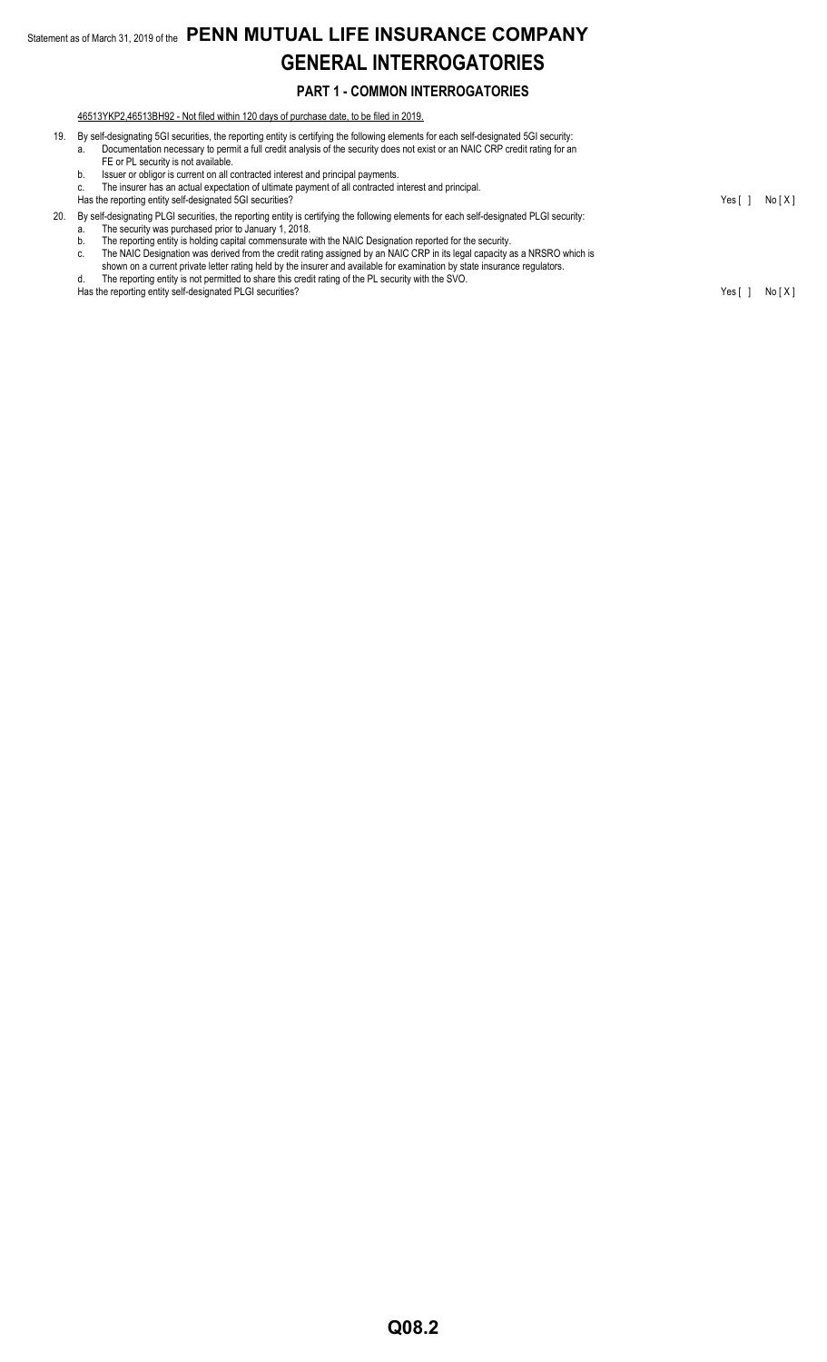Statement as of March 31, 2019 of the **PENN MUTUAL LIFE INSURANCE COMPANY**

# GENERAL INTERROGATORIES

## PART 1 - COMMON INTERROGATORIES

46513YKP2,46513BH92 - Not filed within 120 days of purchase date, to be filed in 2019.

19. By self-designating 5GI securities, the reporting entity is certifying the following elements for each self-designated 5GI security:
    a. Documentation necessary to permit a full credit analysis of the security does not exist or an NAIC CRP credit rating for an FE or PL security is not available.
    b. Issuer or obligor is current on all contracted interest and principal payments.
    c. The insurer has an actual expectation of ultimate payment of all contracted interest and principal.

    Has the reporting entity self-designated 5GI securities? Yes [ ] No [ X ]

20. By self-designating PLGI securities, the reporting entity is certifying the following elements for each self-designated PLGI security:
    a. The security was purchased prior to January 1, 2018.
    b. The reporting entity is holding capital commensurate with the NAIC Designation reported for the security.
    c. The NAIC Designation was derived from the credit rating assigned by an NAIC CRP in its legal capacity as a NRSRO which is shown on a current private letter rating held by the insurer and available for examination by state insurance regulators.
    d. The reporting entity is not permitted to share this credit rating of the PL security with the SVO.

    Has the reporting entity self-designated PLGI securities? Yes [ ] No [ X ]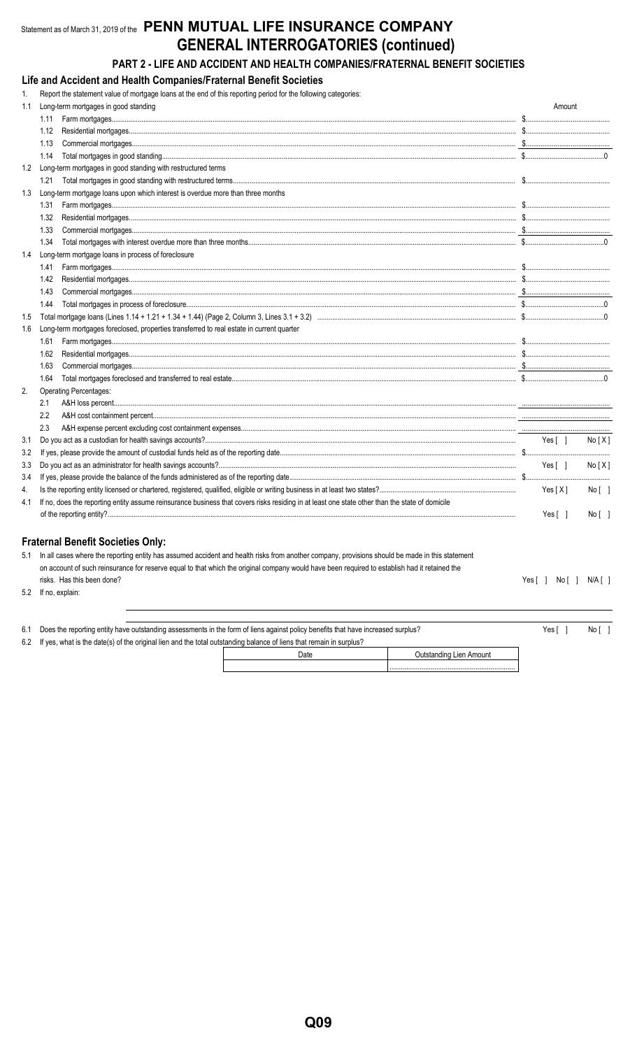Statement as of March 31, 2019 of the **PENN MUTUAL LIFE INSURANCE COMPANY**

# GENERAL INTERROGATORIES (continued)

## PART 2 - LIFE AND ACCIDENT AND HEALTH COMPANIES/FRATERNAL BENEFIT SOCIETIES

### Life and Accident and Health Companies/Fraternal Benefit Societies

1. Report the statement value of mortgage loans at the end of this reporting period for the following categories:

| | | Amount |
|---|---|---|
| 1.1 | Long-term mortgages in good standing | |
| | 1.11 Farm mortgages | $ |
| | 1.12 Residential mortgages | $ |
| | 1.13 Commercial mortgages | $ |
| | 1.14 Total mortgages in good standing | $ 0 |
| 1.2 | Long-term mortgages in good standing with restructured terms | |
| | 1.21 Total mortgages in good standing with restructured terms | $ |
| 1.3 | Long-term mortgage loans upon which interest is overdue more than three months | |
| | 1.31 Farm mortgages | $ |
| | 1.32 Residential mortgages | $ |
| | 1.33 Commercial mortgages | $ |
| | 1.34 Total mortgages with interest overdue more than three months | $ 0 |
| 1.4 | Long-term mortgage loans in process of foreclosure | |
| | 1.41 Farm mortgages | $ |
| | 1.42 Residential mortgages | $ |
| | 1.43 Commercial mortgages | $ |
| | 1.44 Total mortgages in process of foreclosure | $ 0 |
| 1.5 | Total mortgage loans (Lines 1.14 + 1.21 + 1.34 + 1.44) (Page 2, Column 3, Lines 3.1 + 3.2) | $ 0 |
| 1.6 | Long-term mortgages foreclosed, properties transferred to real estate in current quarter | |
| | 1.61 Farm mortgages | $ |
| | 1.62 Residential mortgages | $ |
| | 1.63 Commercial mortgages | $ |
| | 1.64 Total mortgages foreclosed and transferred to real estate | $ 0 |

2. Operating Percentages:

| | |
|---|---|
| 2.1 A&H loss percent | |
| 2.2 A&H cost containment percent | |
| 2.3 A&H expense percent excluding cost containment expenses | |

| | | |
|---|---|---|
| 3.1 | Do you act as a custodian for health savings accounts? | Yes [ ] No [X] |
| 3.2 | If yes, please provide the amount of custodial funds held as of the reporting date | $ |
| 3.3 | Do you act as an administrator for health savings accounts? | Yes [ ] No [X] |
| 3.4 | If yes, please provide the balance of the funds administered as of the reporting date | $ |
| 4. | Is the reporting entity licensed or chartered, registered, qualified, eligible or writing business in at least two states? | Yes [X] No [ ] |
| 4.1 | If no, does the reporting entity assume reinsurance business that covers risks residing in at least one state other than the state of domicile of the reporting entity? | Yes [ ] No [ ] |

### Fraternal Benefit Societies Only:

5.1 In all cases where the reporting entity has assumed accident and health risks from another company, provisions should be made in this statement on account of such reinsurance for reserve equal to that which the original company would have been required to establish had it retained the risks. Has this been done? Yes [ ] No [ ] N/A [ ]

5.2 If no, explain:

6.1 Does the reporting entity have outstanding assessments in the form of liens against policy benefits that have increased surplus? Yes [ ] No [ ]

6.2 If yes, what is the date(s) of the original lien and the total outstanding balance of liens that remain in surplus?

| Date | Outstanding Lien Amount |
|---|---|
| | |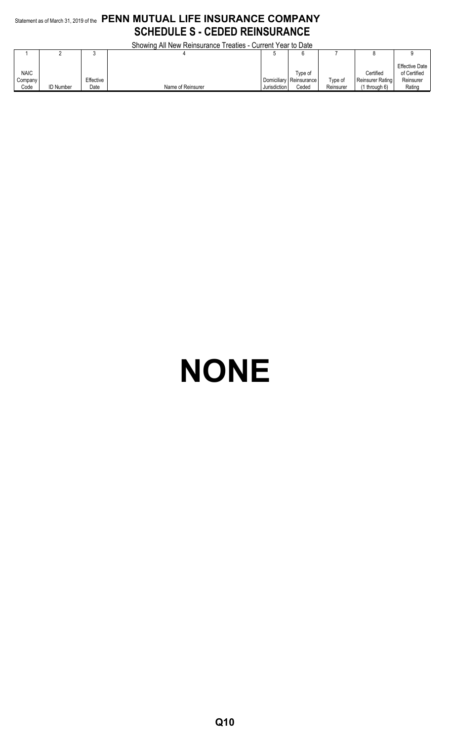Statement as of March 31, 2019 of the **PENN MUTUAL LIFE INSURANCE COMPANY**

## SCHEDULE S - CEDED REINSURANCE

Showing All New Reinsurance Treaties - Current Year to Date

| 1 | 2 | 3 | 4 | 5 | 6 | 7 | 8 | 9 |
|---|---|---|---|---|---|---|---|---|
| NAIC Company Code | ID Number | Effective Date | Name of Reinsurer | Domiciliary Jurisdiction | Type of Reinsurance Ceded | Type of Reinsurer | Certified Reinsurer Rating (1 through 6) | Effective Date of Certified Reinsurer Rating |

# NONE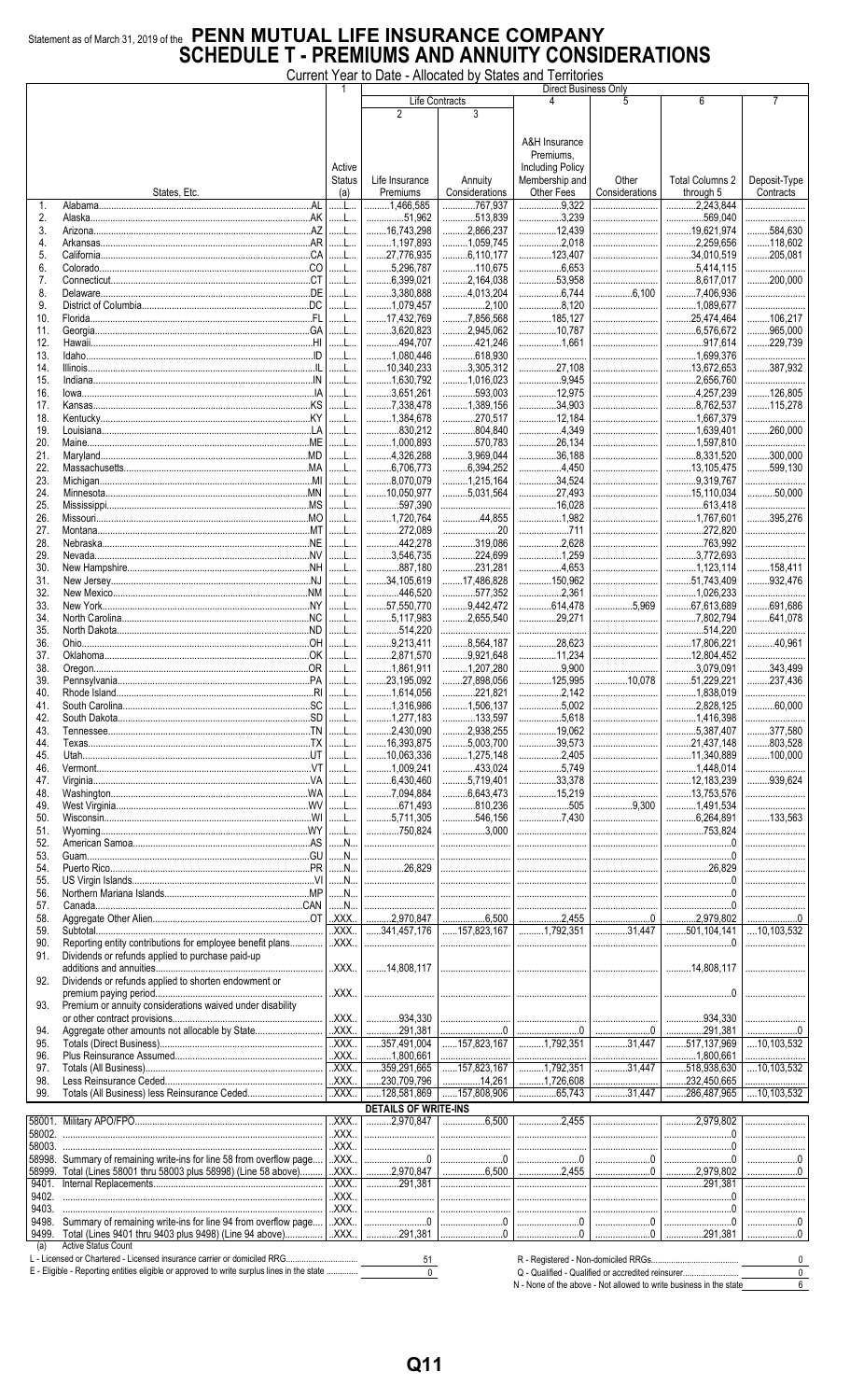Statement as of March 31, 2019 of the **PENN MUTUAL LIFE INSURANCE COMPANY**

# SCHEDULE T - PREMIUMS AND ANNUITY CONSIDERATIONS

Current Year to Date - Allocated by States and Territories

| | States, Etc. | 1 Active Status (a) | Direct Business Only: Life Contracts 2 Life Insurance Premiums | 3 Annuity Considerations | 4 A&H Insurance Premiums, Including Policy Membership and Other Fees | 5 Other Considerations | 6 Total Columns 2 through 5 | 7 Deposit-Type Contracts |
|---|---|---|---|---|---|---|---|---|
| 1. | Alabama AL | L | 1,466,585 | 767,937 | 9,322 | | 2,243,844 | |
| 2. | Alaska AK | L | 51,962 | 513,839 | 3,239 | | 569,040 | |
| 3. | Arizona AZ | L | 16,743,298 | 2,866,237 | 12,439 | | 19,621,974 | 584,630 |
| 4. | Arkansas AR | L | 1,197,893 | 1,059,745 | 2,018 | | 2,259,656 | 118,602 |
| 5. | California CA | L | 27,776,935 | 6,110,177 | 123,407 | | 34,010,519 | 205,081 |
| 6. | Colorado CO | L | 5,296,787 | 110,675 | 6,653 | | 5,414,115 | |
| 7. | Connecticut CT | L | 6,399,021 | 2,164,038 | 53,958 | | 8,617,017 | 200,000 |
| 8. | Delaware DE | L | 3,380,888 | 4,013,204 | 6,744 | 6,100 | 7,406,936 | |
| 9. | District of Columbia DC | L | 1,079,457 | 2,100 | 8,120 | | 1,089,677 | |
| 10. | Florida FL | L | 17,432,769 | 7,856,568 | 185,127 | | 25,474,464 | 106,217 |
| 11. | Georgia GA | L | 3,620,823 | 2,945,062 | 10,787 | | 6,576,672 | 965,000 |
| 12. | Hawaii HI | L | 494,707 | 421,246 | 1,661 | | 917,614 | 229,739 |
| 13. | Idaho ID | L | 1,080,446 | 618,930 | | | 1,699,376 | |
| 14. | Illinois IL | L | 10,340,233 | 3,305,312 | 27,108 | | 13,672,653 | 387,932 |
| 15. | Indiana IN | L | 1,630,792 | 1,016,023 | 9,945 | | 2,656,760 | |
| 16. | Iowa IA | L | 3,651,261 | 593,003 | 12,975 | | 4,257,239 | 126,805 |
| 17. | Kansas KS | L | 7,338,478 | 1,389,156 | 34,903 | | 8,762,537 | 115,278 |
| 18. | Kentucky KY | L | 1,384,678 | 270,517 | 12,184 | | 1,667,379 | |
| 19. | Louisiana LA | L | 830,212 | 804,840 | 4,349 | | 1,639,401 | 260,000 |
| 20. | Maine ME | L | 1,000,893 | 570,783 | 26,134 | | 1,597,810 | |
| 21. | Maryland MD | L | 4,326,288 | 3,969,044 | 36,188 | | 8,331,520 | 300,000 |
| 22. | Massachusetts MA | L | 6,706,773 | 6,394,252 | 4,450 | | 13,105,475 | 599,130 |
| 23. | Michigan MI | L | 8,070,079 | 1,215,164 | 34,524 | | 9,319,767 | |
| 24. | Minnesota MN | L | 10,050,977 | 5,031,564 | 27,493 | | 15,110,034 | 50,000 |
| 25. | Mississippi MS | L | 597,390 | | 16,028 | | 613,418 | |
| 26. | Missouri MO | L | 1,720,764 | 44,855 | 1,982 | | 1,767,601 | 395,276 |
| 27. | Montana MT | L | 272,089 | 20 | 711 | | 272,820 | |
| 28. | Nebraska NE | L | 442,278 | 319,086 | 2,628 | | 763,992 | |
| 29. | Nevada NV | L | 3,546,735 | 224,699 | 1,259 | | 3,772,693 | |
| 30. | New Hampshire NH | L | 887,180 | 231,281 | 4,653 | | 1,123,114 | 158,411 |
| 31. | New Jersey NJ | L | 34,105,619 | 17,486,828 | 150,962 | | 51,743,409 | 932,476 |
| 32. | New Mexico NM | L | 446,520 | 577,352 | 2,361 | | 1,026,233 | |
| 33. | New York NY | L | 57,550,770 | 9,442,472 | 614,478 | 5,969 | 67,613,689 | 691,686 |
| 34. | North Carolina NC | L | 5,117,983 | 2,655,540 | 29,271 | | 7,802,794 | 641,078 |
| 35. | North Dakota ND | L | 514,220 | | | | 514,220 | |
| 36. | Ohio OH | L | 9,213,411 | 8,564,187 | 28,623 | | 17,806,221 | 40,961 |
| 37. | Oklahoma OK | L | 2,871,570 | 9,921,648 | 11,234 | | 12,804,452 | |
| 38. | Oregon OR | L | 1,861,911 | 1,207,280 | 9,900 | | 3,079,091 | 343,499 |
| 39. | Pennsylvania PA | L | 23,195,092 | 27,898,056 | 125,995 | 10,078 | 51,229,221 | 237,436 |
| 40. | Rhode Island RI | L | 1,614,056 | 221,821 | 2,142 | | 1,838,019 | |
| 41. | South Carolina SC | L | 1,316,986 | 1,506,137 | 5,002 | | 2,828,125 | 60,000 |
| 42. | South Dakota SD | L | 1,277,183 | 133,597 | 5,618 | | 1,416,398 | |
| 43. | Tennessee TN | L | 2,430,090 | 2,938,255 | 19,062 | | 5,387,407 | 377,580 |
| 44. | Texas TX | L | 16,393,875 | 5,003,700 | 39,573 | | 21,437,148 | 803,528 |
| 45. | Utah UT | L | 10,063,336 | 1,275,148 | 2,405 | | 11,340,889 | 100,000 |
| 46. | Vermont VT | L | 1,009,241 | 433,024 | 5,749 | | 1,448,014 | |
| 47. | Virginia VA | L | 6,430,460 | 5,719,401 | 33,378 | | 12,183,239 | 939,624 |
| 48. | Washington WA | L | 7,094,884 | 6,643,473 | 15,219 | | 13,753,576 | |
| 49. | West Virginia WV | L | 671,493 | 810,236 | 505 | 9,300 | 1,491,534 | |
| 50. | Wisconsin WI | L | 5,711,305 | 546,156 | 7,430 | | 6,264,891 | 133,563 |
| 51. | Wyoming WY | L | 750,824 | 3,000 | | | 753,824 | |
| 52. | American Samoa AS | N | | | | | 0 | |
| 53. | Guam GU | N | | | | | 0 | |
| 54. | Puerto Rico PR | N | 26,829 | | | | 26,829 | |
| 55. | US Virgin Islands VI | N | | | | | 0 | |
| 56. | Northern Mariana Islands MP | N | | | | | 0 | |
| 57. | Canada CAN | N | | | | | 0 | |
| 58. | Aggregate Other Alien OT | XXX | 2,970,847 | 6,500 | 2,455 | 0 | 2,979,802 | 0 |
| 59. | Subtotal | XXX | 341,457,176 | 157,823,167 | 1,792,351 | 31,447 | 501,104,141 | 10,103,532 |
| 90. | Reporting entity contributions for employee benefit plans | XXX | | | | | 0 | |
| 91. | Dividends or refunds applied to purchase paid-up additions and annuities | XXX | 14,808,117 | | | | 14,808,117 | |
| 92. | Dividends or refunds applied to shorten endowment or premium paying period | XXX | | | | | 0 | |
| 93. | Premium or annuity considerations waived under disability or other contract provisions | XXX | 934,330 | | | | 934,330 | |
| 94. | Aggregate other amounts not allocable by State | XXX | 291,381 | 0 | 0 | 0 | 291,381 | 0 |
| 95. | Totals (Direct Business) | XXX | 357,491,004 | 157,823,167 | 1,792,351 | 31,447 | 517,137,969 | 10,103,532 |
| 96. | Plus Reinsurance Assumed | XXX | 1,800,661 | | | | 1,800,661 | |
| 97. | Totals (All Business) | XXX | 359,291,665 | 157,823,167 | 1,792,351 | 31,447 | 518,938,630 | 10,103,532 |
| 98. | Less Reinsurance Ceded | XXX | 230,709,796 | 14,261 | 1,726,608 | | 232,450,665 | |
| 99. | Totals (All Business) less Reinsurance Ceded | XXX | 128,581,869 | 157,808,906 | 65,743 | 31,447 | 286,487,965 | 10,103,532 |
| | **DETAILS OF WRITE-INS** | | | | | | | |
| 58001. | Military APO/FPO | XXX | 2,970,847 | 6,500 | 2,455 | | 2,979,802 | |
| 58002. | | XXX | | | | | 0 | |
| 58003. | | XXX | | | | | 0 | |
| 58998. | Summary of remaining write-ins for line 58 from overflow page | XXX | 0 | 0 | 0 | 0 | 0 | 0 |
| 58999. | Total (Lines 58001 thru 58003 plus 58998) (Line 58 above) | XXX | 2,970,847 | 6,500 | 2,455 | 0 | 2,979,802 | 0 |
| 9401. | Internal Replacements | XXX | 291,381 | | | | 291,381 | |
| 9402. | | XXX | | | | | 0 | |
| 9403. | | XXX | | | | | 0 | |
| 9498. | Summary of remaining write-ins for line 94 from overflow page | XXX | 0 | 0 | 0 | 0 | 0 | 0 |
| 9499. | Total (Lines 9401 thru 9403 plus 9498) (Line 94 above) | XXX | 291,381 | 0 | 0 | 0 | 291,381 | 0 |

(a) Active Status Count

L - Licensed or Chartered - Licensed insurance carrier or domiciled RRG 51

E - Eligible - Reporting entities eligible or approved to write surplus lines in the state 0

R - Registered - Non-domiciled RRGs 0

Q - Qualified - Qualified or accredited reinsurer 0

N - None of the above - Not allowed to write business in the state 6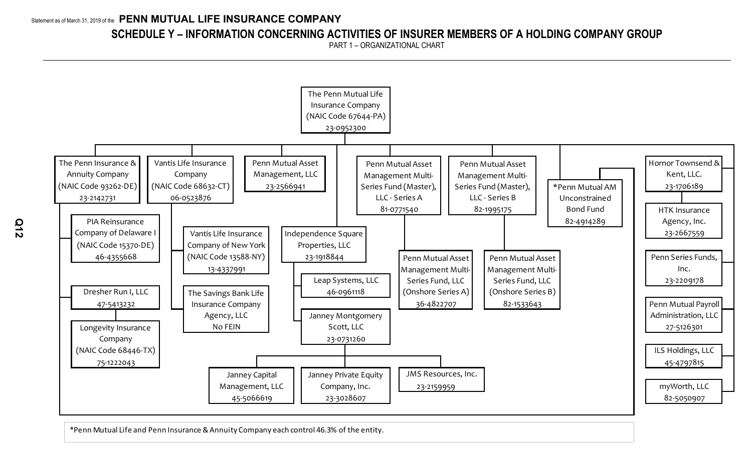Statement as of March 31, 2019 of the **PENN MUTUAL LIFE INSURANCE COMPANY**

## SCHEDULE Y – INFORMATION CONCERNING ACTIVITIES OF INSURER MEMBERS OF A HOLDING COMPANY GROUP

PART 1 – ORGANIZATIONAL CHART

- The Penn Mutual Life Insurance Company (NAIC Code 67644-PA) 23-0952300
  - The Penn Insurance & Annuity Company (NAIC Code 93262-DE) 23-2142731
    - PIA Reinsurance Company of Delaware I (NAIC Code 15370-DE) 46-4355668
    - Dresher Run I, LLC 47-5413232
      - Longevity Insurance Company (NAIC Code 68446-TX) 75-1222043
    - *Penn Mutual AM Unconstrained Bond Fund 82-4914289
  - Vantis Life Insurance Company (NAIC Code 68632-CT) 06-0523876
    - Vantis Life Insurance Company of New York (NAIC Code 13588-NY) 13-4337991
    - The Savings Bank Life Insurance Company Agency, LLC No FEIN
  - Penn Mutual Asset Management, LLC 23-2566941
  - Independence Square Properties, LLC 23-1918844
    - Leap Systems, LLC 46-0961118
    - Janney Montgomery Scott, LLC 23-0731260
      - Janney Capital Management, LLC 45-5066619
      - Janney Private Equity Company, Inc. 23-3028607
      - JMS Resources, Inc. 23-2159959
  - Penn Mutual Asset Management Multi-Series Fund (Master), LLC - Series A 81-0771540
    - Penn Mutual Asset Management Multi-Series Fund, LLC (Onshore Series A) 36-4822707
  - Penn Mutual Asset Management Multi-Series Fund (Master), LLC - Series B 82-1995175
    - Penn Mutual Asset Management Multi-Series Fund, LLC (Onshore Series B) 82-1533643
  - *Penn Mutual AM Unconstrained Bond Fund 82-4914289
  - Hornor Townsend & Kent, LLC. 23-1706189
  - HTK Insurance Agency, Inc. 23-2667559
  - Penn Series Funds, Inc. 23-2209178
  - Penn Mutual Payroll Administration, LLC 27-5126301
  - ILS Holdings, LLC 45-4797815
  - myWorth, LLC 82-5050907

*Penn Mutual Life and Penn Insurance & Annuity Company each control 46.3% of the entity.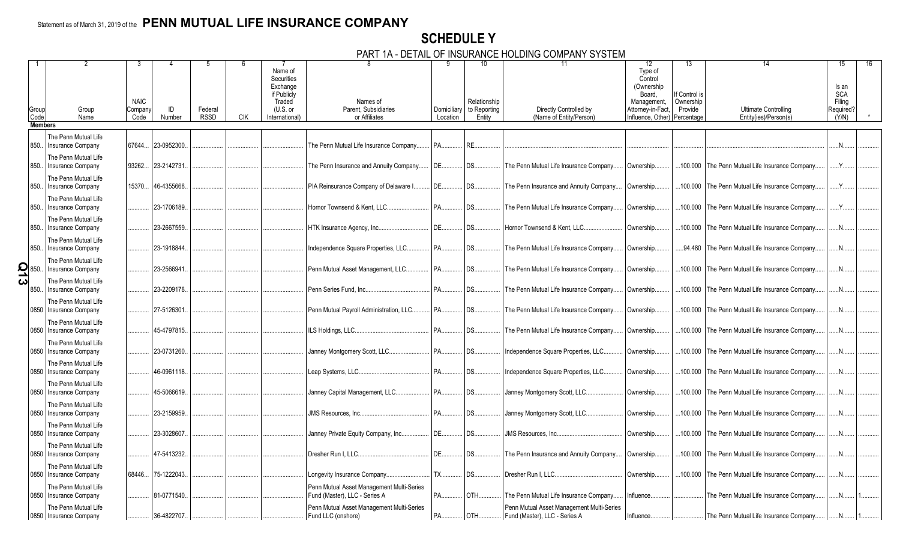Statement as of March 31, 2019 of the **PENN MUTUAL LIFE INSURANCE COMPANY**

# SCHEDULE Y

## PART 1A - DETAIL OF INSURANCE HOLDING COMPANY SYSTEM

| 1 | 2 | 3 | 4 | 5 | 6 | 7 | 8 | 9 | 10 | 11 | 12 | 13 | 14 | 15 | 16 |
|---|---|---|---|---|---|---|---|---|---|---|---|---|---|---|---|
| Group Code | Group Name | NAIC Company Code | ID Number | Federal RSSD | CIK | Name of Securities Exchange if Publicly Traded (U.S. or International) | Names of Parent, Subsidiaries or Affiliates | Domiciliary Location | Relationship to Reporting Entity | Directly Controlled by (Name of Entity/Person) | Type of Control (Ownership Board, Management, Attorney-in-Fact, Influence, Other) | If Control is Ownership Provide Percentage | Ultimate Controlling Entity(ies)/Person(s) | Is an SCA Filing Required? (Y/N) | * |
| **Members** | | | | | | | | | | | | | | | |
| 850 | The Penn Mutual Life Insurance Company | 67644 | 23-0952300 | | | | The Penn Mutual Life Insurance Company | PA | RE | | | | | N | |
| 850 | The Penn Mutual Life Insurance Company | 93262 | 23-2142731 | | | | The Penn Insurance and Annuity Company | DE | DS | The Penn Mutual Life Insurance Company | Ownership | 100.000 | The Penn Mutual Life Insurance Company | Y | |
| 850 | The Penn Mutual Life Insurance Company | 15370 | 46-4355668 | | | | PIA Reinsurance Company of Delaware I | DE | DS | The Penn Insurance and Annuity Company | Ownership | 100.000 | The Penn Mutual Life Insurance Company | Y | |
| 850 | The Penn Mutual Life Insurance Company | | 23-1706189 | | | | Hornor Townsend & Kent, LLC | PA | DS | The Penn Mutual Life Insurance Company | Ownership | 100.000 | The Penn Mutual Life Insurance Company | Y | |
| 850 | The Penn Mutual Life Insurance Company | | 23-2667559 | | | | HTK Insurance Agency, Inc | DE | DS | Hornor Townsend & Kent, LLC | Ownership | 100.000 | The Penn Mutual Life Insurance Company | N | |
| 850 | The Penn Mutual Life Insurance Company | | 23-1918844 | | | | Independence Square Properties, LLC | PA | DS | The Penn Mutual Life Insurance Company | Ownership | 94.480 | The Penn Mutual Life Insurance Company | N | |
| 850 | The Penn Mutual Life Insurance Company | | 23-2566941 | | | | Penn Mutual Asset Management, LLC | PA | DS | The Penn Mutual Life Insurance Company | Ownership | 100.000 | The Penn Mutual Life Insurance Company | N | |
| 850 | The Penn Mutual Life Insurance Company | | 23-2209178 | | | | Penn Series Fund, Inc | PA | DS | The Penn Mutual Life Insurance Company | Ownership | 100.000 | The Penn Mutual Life Insurance Company | N | |
| 0850 | The Penn Mutual Life Insurance Company | | 27-5126301 | | | | Penn Mutual Payroll Administration, LLC | PA | DS | The Penn Mutual Life Insurance Company | Ownership | 100.000 | The Penn Mutual Life Insurance Company | N | |
| 0850 | The Penn Mutual Life Insurance Company | | 45-4797815 | | | | ILS Holdings, LLC | PA | DS | The Penn Mutual Life Insurance Company | Ownership | 100.000 | The Penn Mutual Life Insurance Company | N | |
| 0850 | The Penn Mutual Life Insurance Company | | 23-0731260 | | | | Janney Montgomery Scott, LLC | PA | DS | Independence Square Properties, LLC | Ownership | 100.000 | The Penn Mutual Life Insurance Company | N | |
| 0850 | The Penn Mutual Life Insurance Company | | 46-0961118 | | | | Leap Systems, LLC | PA | DS | Independence Square Properties, LLC | Ownership | 100.000 | The Penn Mutual Life Insurance Company | N | |
| 0850 | The Penn Mutual Life Insurance Company | | 45-5066619 | | | | Janney Capital Management, LLC | PA | DS | Janney Montgomery Scott, LLC | Ownership | 100.000 | The Penn Mutual Life Insurance Company | N | |
| 0850 | The Penn Mutual Life Insurance Company | | 23-2159959 | | | | JMS Resources, Inc | PA | DS | Janney Montgomery Scott, LLC | Ownership | 100.000 | The Penn Mutual Life Insurance Company | N | |
| 0850 | The Penn Mutual Life Insurance Company | | 23-3028607 | | | | Janney Private Equity Company, Inc | DE | DS | JMS Resources, Inc | Ownership | 100.000 | The Penn Mutual Life Insurance Company | N | |
| 0850 | The Penn Mutual Life Insurance Company | | 47-5413232 | | | | Dresher Run I, LLC | DE | DS | The Penn Insurance and Annuity Company | Ownership | 100.000 | The Penn Mutual Life Insurance Company | N | |
| 0850 | The Penn Mutual Life Insurance Company | 68446 | 75-1222043 | | | | Longevity Insurance Company | TX | DS | Dresher Run I, LLC | Ownership | 100.000 | The Penn Mutual Life Insurance Company | N | |
| 0850 | The Penn Mutual Life Insurance Company | | 81-0771540 | | | | Penn Mutual Asset Management Multi-Series Fund (Master), LLC - Series A | PA | OTH | The Penn Mutual Life Insurance Company | Influence | | The Penn Mutual Life Insurance Company | N | 1 |
| 0850 | The Penn Mutual Life Insurance Company | | 36-4822707 | | | | Penn Mutual Asset Management Multi-Series Fund LLC (onshore) | PA | OTH | Penn Mutual Asset Management Multi-Series Fund (Master), LLC - Series A | Influence | | The Penn Mutual Life Insurance Company | N | 1 |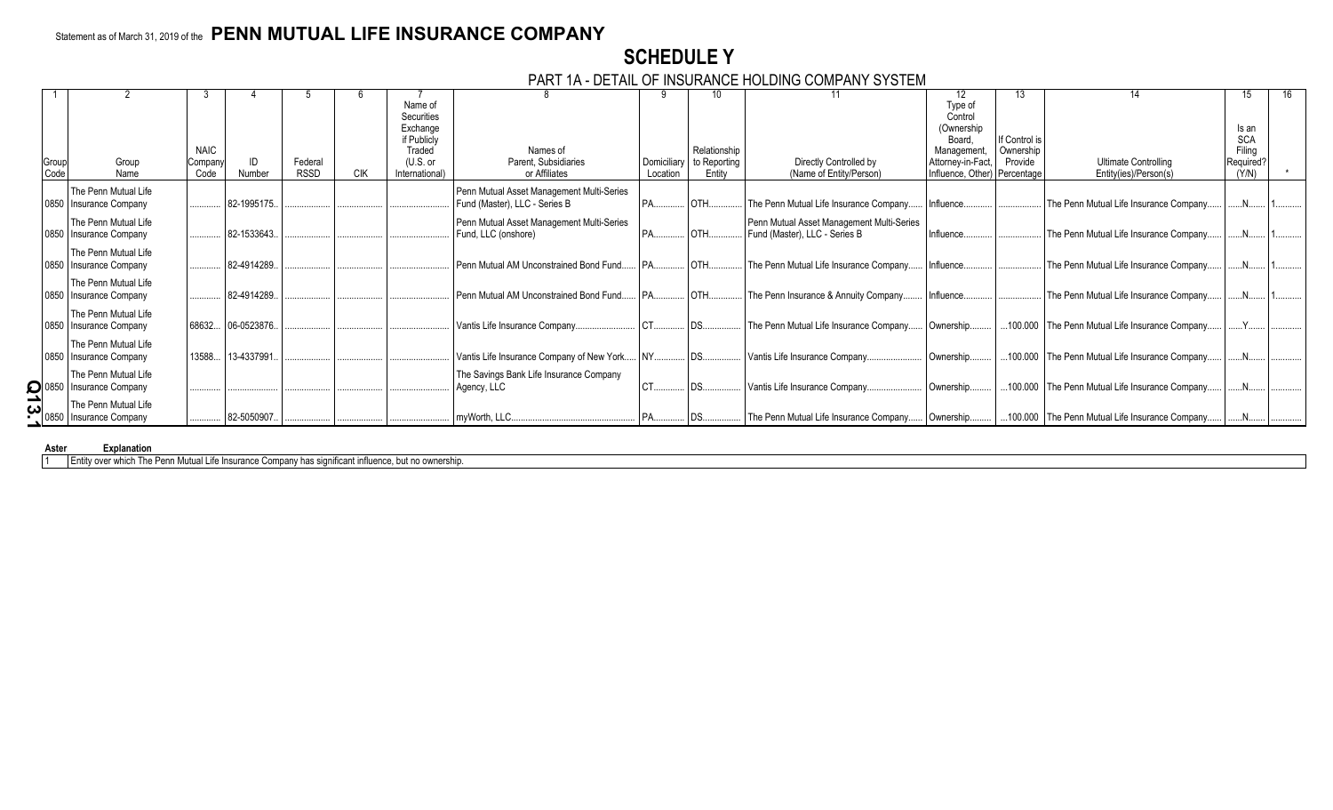Statement as of March 31, 2019 of the **PENN MUTUAL LIFE INSURANCE COMPANY**

# SCHEDULE Y

## PART 1A - DETAIL OF INSURANCE HOLDING COMPANY SYSTEM

| 1 | 2 | 3 | 4 | 5 | 6 | 7 | 8 | 9 | 10 | 11 | 12 | 13 | 14 | 15 | 16 |
|---|---|---|---|---|---|---|---|---|---|---|---|---|---|---|---|
| Group Code | Group Name | NAIC Company Code | ID Number | Federal RSSD | CIK | Name of Securities Exchange if Publicly Traded (U.S. or International) | Names of Parent, Subsidiaries or Affiliates | Domiciliary Location | Relationship to Reporting Entity | Directly Controlled by (Name of Entity/Person) | Type of Control (Ownership Board, Management, Attorney-in-Fact, Influence, Other) | If Control is Ownership Provide Percentage | Ultimate Controlling Entity(ies)/Person(s) | Is an SCA Filing Required? (Y/N) | * |
| 0850 | The Penn Mutual Life Insurance Company | | 82-1995175 | | | | Penn Mutual Asset Management Multi-Series Fund (Master), LLC - Series B | PA | OTH | The Penn Mutual Life Insurance Company | Influence | | The Penn Mutual Life Insurance Company | N | 1 |
| 0850 | The Penn Mutual Life Insurance Company | | 82-1533643 | | | | Penn Mutual Asset Management Multi-Series Fund, LLC (onshore) | PA | OTH | Penn Mutual Asset Management Multi-Series Fund (Master), LLC - Series B | Influence | | The Penn Mutual Life Insurance Company | N | 1 |
| 0850 | The Penn Mutual Life Insurance Company | | 82-4914289 | | | | Penn Mutual AM Unconstrained Bond Fund | PA | OTH | The Penn Mutual Life Insurance Company | Influence | | The Penn Mutual Life Insurance Company | N | 1 |
| 0850 | The Penn Mutual Life Insurance Company | | 82-4914289 | | | | Penn Mutual AM Unconstrained Bond Fund | PA | OTH | The Penn Insurance & Annuity Company | Influence | | The Penn Mutual Life Insurance Company | N | 1 |
| 0850 | The Penn Mutual Life Insurance Company | 68632 | 06-0523876 | | | | Vantis Life Insurance Company | CT | DS | The Penn Mutual Life Insurance Company | Ownership | 100.000 | The Penn Mutual Life Insurance Company | Y | |
| 0850 | The Penn Mutual Life Insurance Company | 13588 | 13-4337991 | | | | Vantis Life Insurance Company of New York | NY | DS | Vantis Life Insurance Company | Ownership | 100.000 | The Penn Mutual Life Insurance Company | N | |
| 0850 | The Penn Mutual Life Insurance Company | | | | | | The Savings Bank Life Insurance Company Agency, LLC | CT | DS | Vantis Life Insurance Company | Ownership | 100.000 | The Penn Mutual Life Insurance Company | N | |
| 0850 | The Penn Mutual Life Insurance Company | | 82-5050907 | | | | myWorth, LLC | PA | DS | The Penn Mutual Life Insurance Company | Ownership | 100.000 | The Penn Mutual Life Insurance Company | N | |

| Asterisk | Explanation |
|---|---|
| 1 | Entity over which The Penn Mutual Life Insurance Company has significant influence, but no ownership. |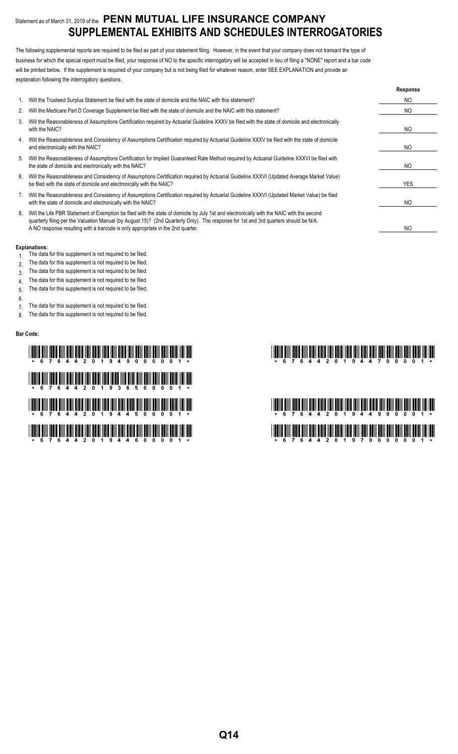Statement as of March 31, 2019 of the **PENN MUTUAL LIFE INSURANCE COMPANY**

# SUPPLEMENTAL EXHIBITS AND SCHEDULES INTERROGATORIES

The following supplemental reports are required to be filed as part of your statement filing. However, in the event that your company does not transact the type of business for which the special report must be filed, your response of NO to the specific interrogatory will be accepted in lieu of filing a "NONE" report and a bar code will be printed below. If the supplement is required of your company but is not being filed for whatever reason, enter SEE EXPLANATION and provide an explanation following the interrogatory questions.

| | | Response |
|---|---|---|
| 1. | Will the Trusteed Surplus Statement be filed with the state of domicile and the NAIC with this statement? | NO |
| 2. | Will the Medicare Part D Coverage Supplement be filed with the state of domicile and the NAIC with this statement? | NO |
| 3. | Will the Reasonableness of Assumptions Certification required by Actuarial Guideline XXXV be filed with the state of domicile and electronically with the NAIC? | NO |
| 4. | Will the Reasonableness and Consistency of Assumptions Certification required by Actuarial Guideline XXXV be filed with the state of domicile and electronically with the NAIC? | NO |
| 5. | Will the Reasonableness of Assumptions Certification for Implied Guaranteed Rate Method required by Actuarial Guideline XXXVI be filed with the state of domicile and electronically with the NAIC? | NO |
| 6. | Will the Reasonableness and Consistency of Assumptions Certification required by Actuarial Guideline XXXVI (Updated Average Market Value) be filed with the state of domicile and electronically with the NAIC? | YES |
| 7. | Will the Reasonableness and Consistency of Assumptions Certification required by Actuarial Guideline XXXVI (Updated Market Value) be filed with the state of domicile and electronically with the NAIC? | NO |
| 8. | Will the Life PBR Statement of Exemption be filed with the state of domicile by July 1st and electronically with the NAIC with the second quarterly filing per the Valuation Manual (by August 15)? (2nd Quarterly Only). The response for 1st and 3rd quarters should be N/A. A NO response resulting with a barcode is only appropriate in the 2nd quarter. | NO |

**Explanations:**

1. The data for this supplement is not required to be filed.
2. The data for this supplement is not required to be filed.
3. The data for this supplement is not required to be filed.
4. The data for this supplement is not required to be filed.
5. The data for this supplement is not required to be filed.
6. 
7. The data for this supplement is not required to be filed.
8. The data for this supplement is not required to be filed.

**Bar Code:**

\* 6 7 6 4 4 2 0 1 9 4 9 0 0 0 0 1 \*

\* 6 7 6 4 4 2 0 1 9 3 6 5 0 0 0 0 1 \*

\* 6 7 6 4 4 2 0 1 9 4 4 5 0 0 0 0 1 \*

\* 6 7 6 4 4 2 0 1 9 4 4 6 0 0 0 0 1 \*

\* 6 7 6 4 4 2 0 1 9 4 4 7 0 0 0 0 1 \*

\* 6 7 6 4 4 2 0 1 9 4 4 9 0 0 0 0 1 \*

\* 6 7 6 4 4 2 0 1 9 7 0 0 0 0 0 0 1 \*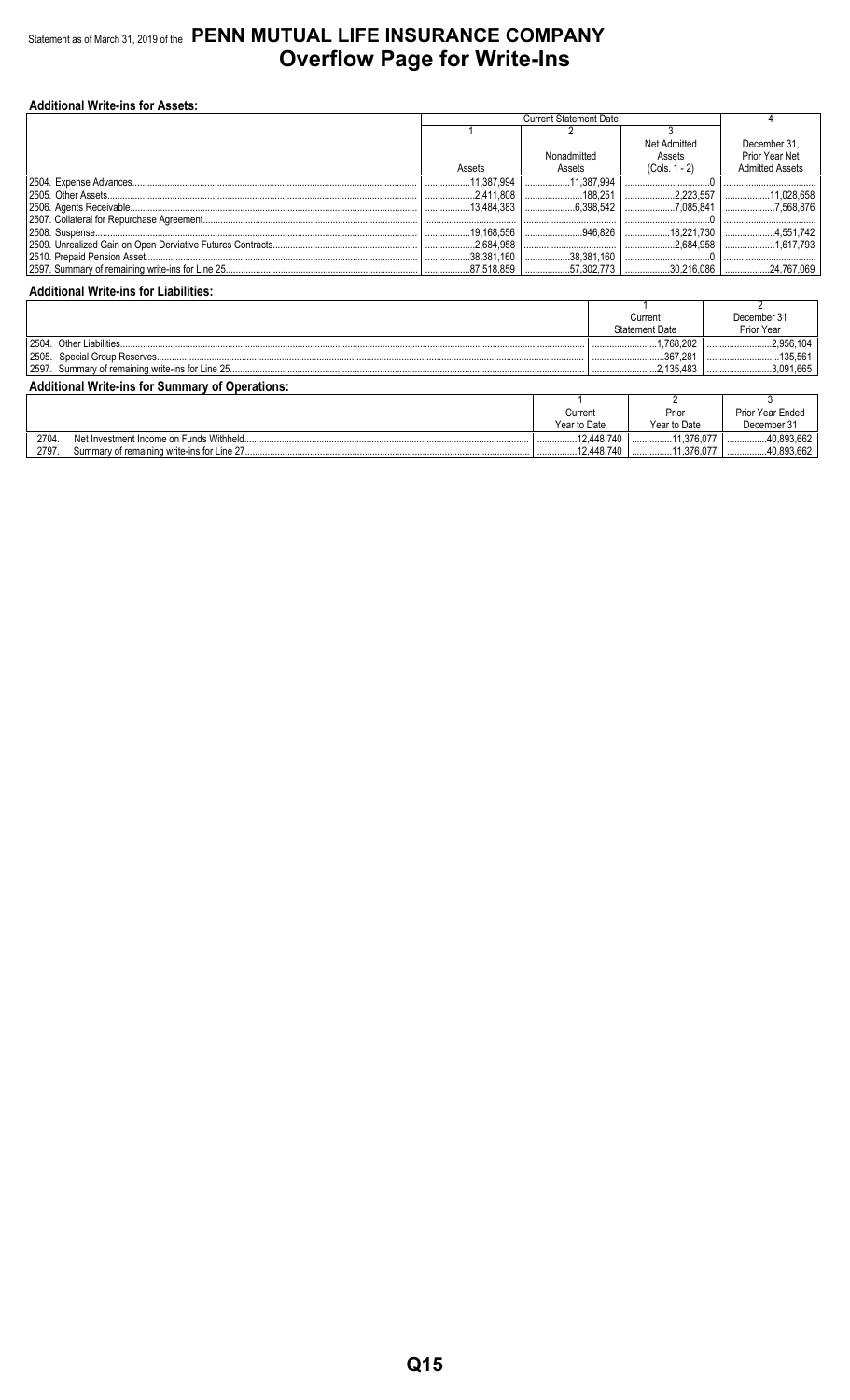# Statement as of March 31, 2019 of the PENN MUTUAL LIFE INSURANCE COMPANY
# Overflow Page for Write-Ins

**Additional Write-ins for Assets:**

| | Current Statement Date | | | 4 |
|---|---|---|---|---|
| | 1 | 2 | 3 | |
| | Assets | Nonadmitted Assets | Net Admitted Assets (Cols. 1 - 2) | December 31, Prior Year Net Admitted Assets |
| 2504. Expense Advances | 11,387,994 | 11,387,994 | 0 | |
| 2505. Other Assets | 2,411,808 | 188,251 | 2,223,557 | 11,028,658 |
| 2506. Agents Receivable | 13,484,383 | 6,398,542 | 7,085,841 | 7,568,876 |
| 2507. Collateral for Repurchase Agreement | | | 0 | |
| 2508. Suspense | 19,168,556 | 946,826 | 18,221,730 | 4,551,742 |
| 2509. Unrealized Gain on Open Derviative Futures Contracts | 2,684,958 | | 2,684,958 | 1,617,793 |
| 2510. Prepaid Pension Asset | 38,381,160 | 38,381,160 | 0 | |
| 2597. Summary of remaining write-ins for Line 25 | 87,518,859 | 57,302,773 | 30,216,086 | 24,767,069 |

**Additional Write-ins for Liabilities:**

| | 1<br>Current Statement Date | 2<br>December 31 Prior Year |
|---|---|---|
| 2504. Other Liabilities | 1,768,202 | 2,956,104 |
| 2505. Special Group Reserves | 367,281 | 135,561 |
| 2597. Summary of remaining write-ins for Line 25 | 2,135,483 | 3,091,665 |

**Additional Write-ins for Summary of Operations:**

| | 1<br>Current Year to Date | 2<br>Prior Year to Date | 3<br>Prior Year Ended December 31 |
|---|---|---|---|
| 2704. Net Investment Income on Funds Withheld | 12,448,740 | 11,376,077 | 40,893,662 |
| 2797. Summary of remaining write-ins for Line 27 | 12,448,740 | 11,376,077 | 40,893,662 |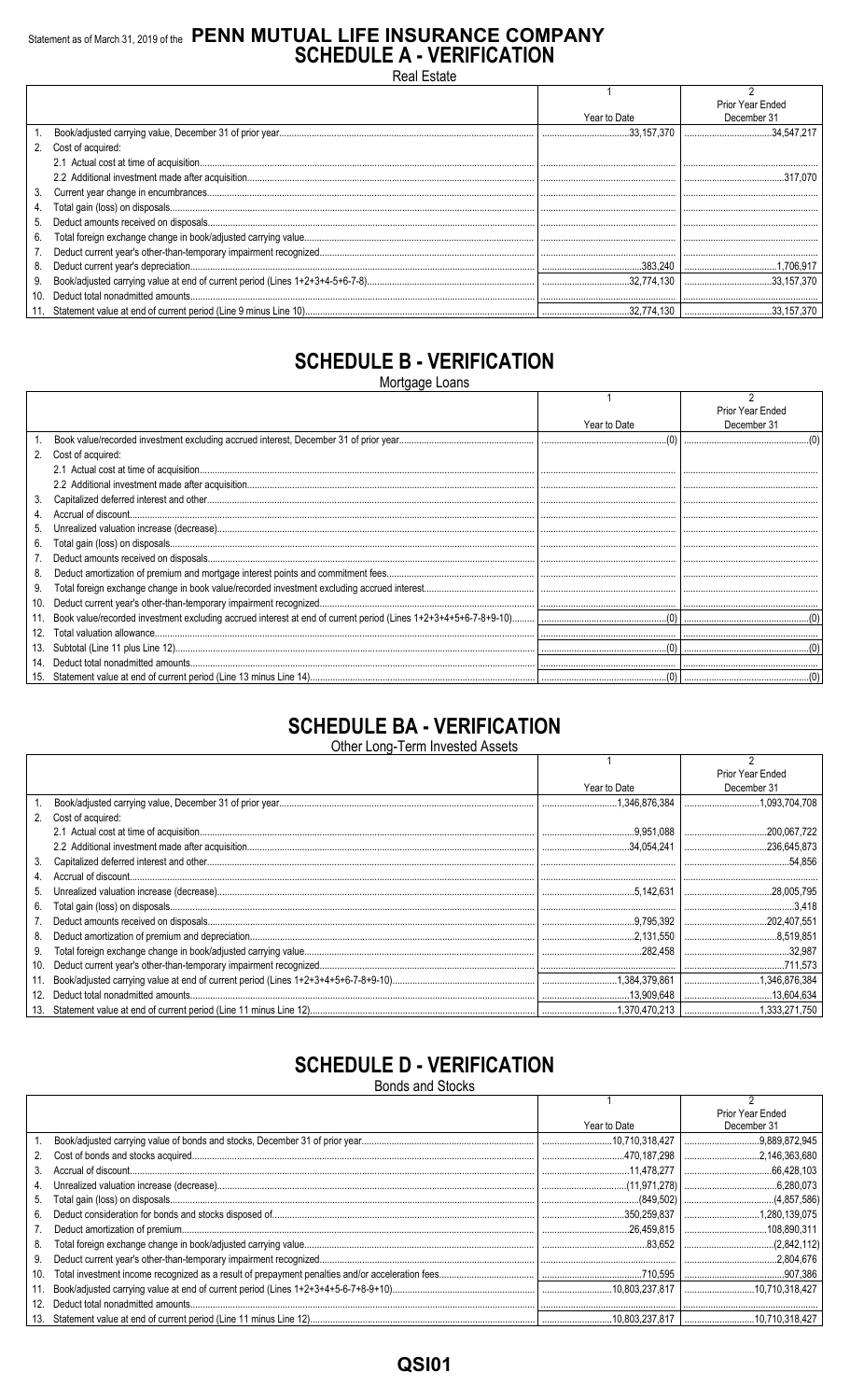Statement as of March 31, 2019 of the **PENN MUTUAL LIFE INSURANCE COMPANY**

# SCHEDULE A - VERIFICATION

Real Estate

| | | 1<br>Year to Date | 2<br>Prior Year Ended December 31 |
|---|---|---|---|
| 1. | Book/adjusted carrying value, December 31 of prior year | 33,157,370 | 34,547,217 |
| 2. | Cost of acquired: | | |
| | 2.1 Actual cost at time of acquisition | | |
| | 2.2 Additional investment made after acquisition | | 317,070 |
| 3. | Current year change in encumbrances | | |
| 4. | Total gain (loss) on disposals | | |
| 5. | Deduct amounts received on disposals | | |
| 6. | Total foreign exchange change in book/adjusted carrying value | | |
| 7. | Deduct current year's other-than-temporary impairment recognized | | |
| 8. | Deduct current year's depreciation | 383,240 | 1,706,917 |
| 9. | Book/adjusted carrying value at end of current period (Lines 1+2+3+4-5+6-7-8) | 32,774,130 | 33,157,370 |
| 10. | Deduct total nonadmitted amounts | | |
| 11. | Statement value at end of current period (Line 9 minus Line 10) | 32,774,130 | 33,157,370 |

# SCHEDULE B - VERIFICATION

Mortgage Loans

| | | 1<br>Year to Date | 2<br>Prior Year Ended December 31 |
|---|---|---|---|
| 1. | Book value/recorded investment excluding accrued interest, December 31 of prior year | (0) | (0) |
| 2. | Cost of acquired: | | |
| | 2.1 Actual cost at time of acquisition | | |
| | 2.2 Additional investment made after acquisition | | |
| 3. | Capitalized deferred interest and other | | |
| 4. | Accrual of discount | | |
| 5. | Unrealized valuation increase (decrease) | | |
| 6. | Total gain (loss) on disposals | | |
| 7. | Deduct amounts received on disposals | | |
| 8. | Deduct amortization of premium and mortgage interest points and commitment fees | | |
| 9. | Total foreign exchange change in book value/recorded investment excluding accrued interest | | |
| 10. | Deduct current year's other-than-temporary impairment recognized | | |
| 11. | Book value/recorded investment excluding accrued interest at end of current period (Lines 1+2+3+4+5+6-7-8+9-10) | (0) | (0) |
| 12. | Total valuation allowance | | |
| 13. | Subtotal (Line 11 plus Line 12) | (0) | (0) |
| 14. | Deduct total nonadmitted amounts | | |
| 15. | Statement value at end of current period (Line 13 minus Line 14) | (0) | (0) |

# SCHEDULE BA - VERIFICATION

Other Long-Term Invested Assets

| | | 1<br>Year to Date | 2<br>Prior Year Ended December 31 |
|---|---|---|---|
| 1. | Book/adjusted carrying value, December 31 of prior year | 1,346,876,384 | 1,093,704,708 |
| 2. | Cost of acquired: | | |
| | 2.1 Actual cost at time of acquisition | 9,951,088 | 200,067,722 |
| | 2.2 Additional investment made after acquisition | 34,054,241 | 236,645,873 |
| 3. | Capitalized deferred interest and other | | 54,856 |
| 4. | Accrual of discount | | |
| 5. | Unrealized valuation increase (decrease) | 5,142,631 | 28,005,795 |
| 6. | Total gain (loss) on disposals | | 3,418 |
| 7. | Deduct amounts received on disposals | 9,795,392 | 202,407,551 |
| 8. | Deduct amortization of premium and depreciation | 2,131,550 | 8,519,851 |
| 9. | Total foreign exchange change in book/adjusted carrying value | 282,458 | 32,987 |
| 10. | Deduct current year's other-than-temporary impairment recognized | | 711,573 |
| 11. | Book/adjusted carrying value at end of current period (Lines 1+2+3+4+5+6-7-8+9-10) | 1,384,379,861 | 1,346,876,384 |
| 12. | Deduct total nonadmitted amounts | 13,909,648 | 13,604,634 |
| 13. | Statement value at end of current period (Line 11 minus Line 12) | 1,370,470,213 | 1,333,271,750 |

# SCHEDULE D - VERIFICATION

Bonds and Stocks

| | | 1<br>Year to Date | 2<br>Prior Year Ended December 31 |
|---|---|---|---|
| 1. | Book/adjusted carrying value of bonds and stocks, December 31 of prior year | 10,710,318,427 | 9,889,872,945 |
| 2. | Cost of bonds and stocks acquired | 470,187,298 | 2,146,363,680 |
| 3. | Accrual of discount | 11,478,277 | 66,428,103 |
| 4. | Unrealized valuation increase (decrease) | (11,971,278) | 6,280,073 |
| 5. | Total gain (loss) on disposals | (849,502) | (4,857,586) |
| 6. | Deduct consideration for bonds and stocks disposed of | 350,259,837 | 1,280,139,075 |
| 7. | Deduct amortization of premium | 26,459,815 | 108,890,311 |
| 8. | Total foreign exchange change in book/adjusted carrying value | 83,652 | (2,842,112) |
| 9. | Deduct current year's other-than-temporary impairment recognized | | 2,804,676 |
| 10. | Total investment income recognized as a result of prepayment penalties and/or acceleration fees | 710,595 | 907,386 |
| 11. | Book/adjusted carrying value at end of current period (Lines 1+2+3+4+5-6-7+8-9+10) | 10,803,237,817 | 10,710,318,427 |
| 12. | Deduct total nonadmitted amounts | | |
| 13. | Statement value at end of current period (Line 11 minus Line 12) | 10,803,237,817 | 10,710,318,427 |

QSI01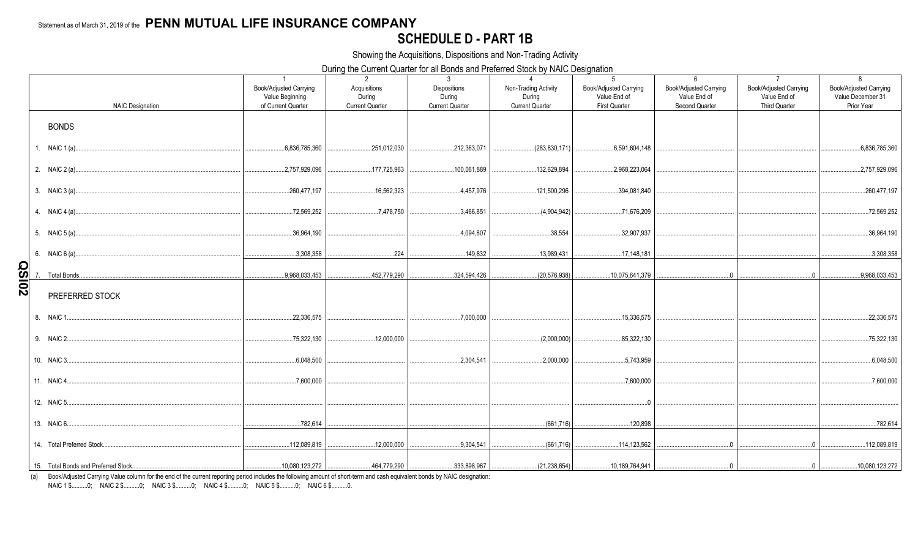Statement as of March 31, 2019 of the **PENN MUTUAL LIFE INSURANCE COMPANY**

# SCHEDULE D - PART 1B

Showing the Acquisitions, Dispositions and Non-Trading Activity

During the Current Quarter for all Bonds and Preferred Stock by NAIC Designation

| NAIC Designation | 1<br>Book/Adjusted Carrying Value Beginning of Current Quarter | 2<br>Acquisitions During Current Quarter | 3<br>Dispositions During Current Quarter | 4<br>Non-Trading Activity During Current Quarter | 5<br>Book/Adjusted Carrying Value End of First Quarter | 6<br>Book/Adjusted Carrying Value End of Second Quarter | 7<br>Book/Adjusted Carrying Value End of Third Quarter | 8<br>Book/Adjusted Carrying Value December 31 Prior Year |
|---|---|---|---|---|---|---|---|---|
| **BONDS** | | | | | | | | |
| 1. NAIC 1 (a) | 6,836,785,360 | 251,012,030 | 212,363,071 | (283,830,171) | 6,591,604,148 | | | 6,836,785,360 |
| 2. NAIC 2 (a) | 2,757,929,096 | 177,725,963 | 100,061,889 | 132,629,894 | 2,968,223,064 | | | 2,757,929,096 |
| 3. NAIC 3 (a) | 260,477,197 | 16,562,323 | 4,457,976 | 121,500,296 | 394,081,840 | | | 260,477,197 |
| 4. NAIC 4 (a) | 72,569,252 | 7,478,750 | 3,466,851 | (4,904,942) | 71,676,209 | | | 72,569,252 |
| 5. NAIC 5 (a) | 36,964,190 | | 4,094,807 | 38,554 | 32,907,937 | | | 36,964,190 |
| 6. NAIC 6 (a) | 3,308,358 | 224 | 149,832 | 13,989,431 | 17,148,181 | | | 3,308,358 |
| 7. Total Bonds | 9,968,033,453 | 452,779,290 | 324,594,426 | (20,576,938) | 10,075,641,379 | 0 | 0 | 9,968,033,453 |
| **PREFERRED STOCK** | | | | | | | | |
| 8. NAIC 1 | 22,336,575 | | 7,000,000 | | 15,336,575 | | | 22,336,575 |
| 9. NAIC 2 | 75,322,130 | 12,000,000 | | (2,000,000) | 85,322,130 | | | 75,322,130 |
| 10. NAIC 3 | 6,048,500 | | 2,304,541 | 2,000,000 | 5,743,959 | | | 6,048,500 |
| 11. NAIC 4 | 7,600,000 | | | | 7,600,000 | | | 7,600,000 |
| 12. NAIC 5 | | | | | 0 | | | |
| 13. NAIC 6 | 782,614 | | | (661,716) | 120,898 | | | 782,614 |
| 14. Total Preferred Stock | 112,089,819 | 12,000,000 | 9,304,541 | (661,716) | 114,123,562 | 0 | 0 | 112,089,819 |
| 15. Total Bonds and Preferred Stock | 10,080,123,272 | 464,779,290 | 333,898,967 | (21,238,654) | 10,189,764,941 | 0 | 0 | 10,080,123,272 |

(a) Book/Adjusted Carrying Value column for the end of the current reporting period includes the following amount of short-term and cash equivalent bonds by NAIC designation:
NAIC 1 $..........0; NAIC 2 $..........0; NAIC 3 $..........0; NAIC 4 $..........0; NAIC 5 $..........0; NAIC 6 $..........0.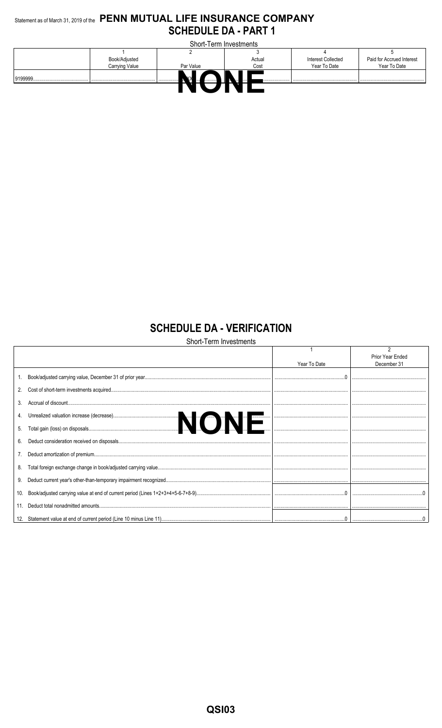Statement as of March 31, 2019 of the **PENN MUTUAL LIFE INSURANCE COMPANY**

## SCHEDULE DA - PART 1

Short-Term Investments

| | 1 | 2 | 3 | 4 | 5 |
|---|---|---|---|---|---|
| | Book/Adjusted Carrying Value | Par Value | Actual Cost | Interest Collected Year To Date | Paid for Accrued Interest Year To Date |
| 9199999 | | XXX | | | |

**NONE**

## SCHEDULE DA - VERIFICATION

Short-Term Investments

| | 1 | 2 |
|---|---|---|
| | Year To Date | Prior Year Ended December 31 |
| 1. Book/adjusted carrying value, December 31 of prior year | 0 | |
| 2. Cost of short-term investments acquired | | |
| 3. Accrual of discount | | |
| 4. Unrealized valuation increase (decrease) | | |
| 5. Total gain (loss) on disposals | | |
| 6. Deduct consideration received on disposals | | |
| 7. Deduct amortization of premium | | |
| 8. Total foreign exchange change in book/adjusted carrying value | | |
| 9. Deduct current year's other-than-temporary impairment recognized | | |
| 10. Book/adjusted carrying value at end of current period (Lines 1+2+3+4+5-6-7+8-9) | 0 | 0 |
| 11. Deduct total nonadmitted amounts | | |
| 12. Statement value at end of current period (Line 10 minus Line 11) | 0 | 0 |

**NONE**

QSI03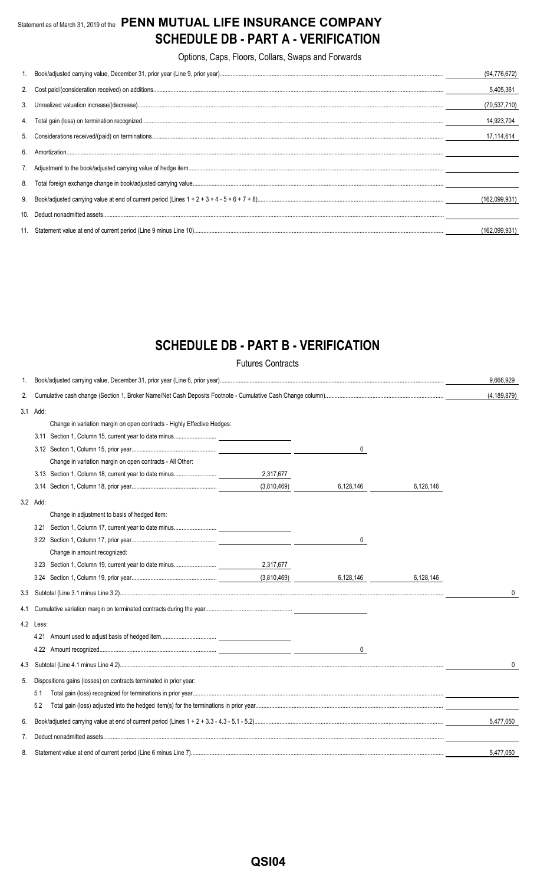Statement as of March 31, 2019 of the **PENN MUTUAL LIFE INSURANCE COMPANY**

# SCHEDULE DB - PART A - VERIFICATION

Options, Caps, Floors, Collars, Swaps and Forwards

| | | |
|---|---|---|
| 1. | Book/adjusted carrying value, December 31, prior year (Line 9, prior year) | (94,776,672) |
| 2. | Cost paid/(consideration received) on additions | 5,405,361 |
| 3. | Unrealized valuation increase/(decrease) | (70,537,710) |
| 4. | Total gain (loss) on termination recognized | 14,923,704 |
| 5. | Considerations received/(paid) on terminations | 17,114,614 |
| 6. | Amortization | |
| 7. | Adjustment to the book/adjusted carrying value of hedge item | |
| 8. | Total foreign exchange change in book/adjusted carrying value | |
| 9. | Book/adjusted carrying value at end of current period (Lines 1 + 2 + 3 + 4 - 5 + 6 + 7 + 8) | (162,099,931) |
| 10. | Deduct nonadmitted assets | |
| 11. | Statement value at end of current period (Line 9 minus Line 10) | (162,099,931) |

# SCHEDULE DB - PART B - VERIFICATION

Futures Contracts

| | | | | | |
|---|---|---|---|---|---|
| 1. | Book/adjusted carrying value, December 31, prior year (Line 6, prior year) | | | | 9,666,929 |
| 2. | Cumulative cash change (Section 1, Broker Name/Net Cash Deposits Footnote - Cumulative Cash Change column) | | | | (4,189,879) |
| 3.1 | Add: | | | | |
| | Change in variation margin on open contracts - Highly Effective Hedges: | | | | |
| | 3.11 Section 1, Column 15, current year to date minus | | | | |
| | 3.12 Section 1, Column 15, prior year | | 0 | | |
| | Change in variation margin on open contracts - All Other: | | | | |
| | 3.13 Section 1, Column 18, current year to date minus | 2,317,677 | | | |
| | 3.14 Section 1, Column 18, prior year | (3,810,469) | 6,128,146 | 6,128,146 | |
| 3.2 | Add: | | | | |
| | Change in adjustment to basis of hedged item: | | | | |
| | 3.21 Section 1, Column 17, current year to date minus | | | | |
| | 3.22 Section 1, Column 17, prior year | | 0 | | |
| | Change in amount recognized: | | | | |
| | 3.23 Section 1, Column 19, current year to date minus | 2,317,677 | | | |
| | 3.24 Section 1, Column 19, prior year | (3,810,469) | 6,128,146 | 6,128,146 | |
| 3.3 | Subtotal (Line 3.1 minus Line 3.2) | | | | 0 |
| 4.1 | Cumulative variation margin on terminated contracts during the year | | | | |
| 4.2 | Less: | | | | |
| | 4.21 Amount used to adjust basis of hedged item | | | | |
| | 4.22 Amount recognized | | 0 | | |
| 4.3 | Subtotal (Line 4.1 minus Line 4.2) | | | | 0 |
| 5. | Dispositions gains (losses) on contracts terminated in prior year: | | | | |
| | 5.1 Total gain (loss) recognized for terminations in prior year | | | | |
| | 5.2 Total gain (loss) adjusted into the hedged item(s) for the terminations in prior year | | | | |
| 6. | Book/adjusted carrying value at end of current period (Lines 1 + 2 + 3.3 - 4.3 - 5.1 - 5.2) | | | | 5,477,050 |
| 7. | Deduct nonadmitted assets | | | | |
| 8. | Statement value at end of current period (Line 6 minus Line 7) | | | | 5,477,050 |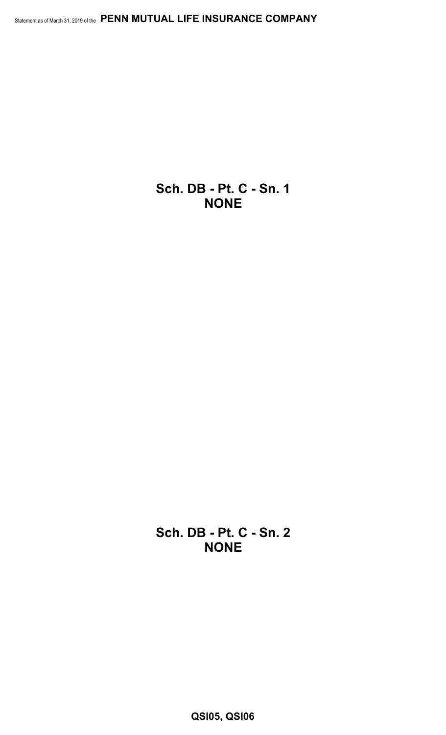**Sch. DB - Pt. C - Sn. 1**
**NONE**

**Sch. DB - Pt. C - Sn. 2**
**NONE**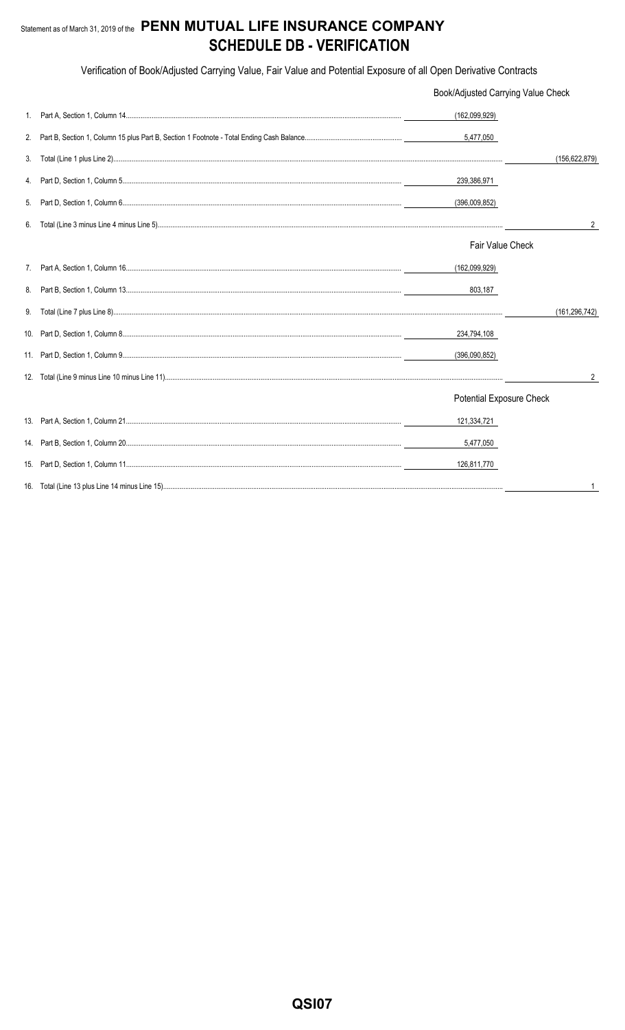Statement as of March 31, 2019 of the **PENN MUTUAL LIFE INSURANCE COMPANY**

# SCHEDULE DB - VERIFICATION

Verification of Book/Adjusted Carrying Value, Fair Value and Potential Exposure of all Open Derivative Contracts

| | | | |
|---|---|---|---|
| | | **Book/Adjusted Carrying Value Check** | |
| 1. | Part A, Section 1, Column 14 | (162,099,929) | |
| 2. | Part B, Section 1, Column 15 plus Part B, Section 1 Footnote - Total Ending Cash Balance | 5,477,050 | |
| 3. | Total (Line 1 plus Line 2) | | (156,622,879) |
| 4. | Part D, Section 1, Column 5 | 239,386,971 | |
| 5. | Part D, Section 1, Column 6 | (396,009,852) | |
| 6. | Total (Line 3 minus Line 4 minus Line 5) | | 2 |
| | | **Fair Value Check** | |
| 7. | Part A, Section 1, Column 16 | (162,099,929) | |
| 8. | Part B, Section 1, Column 13 | 803,187 | |
| 9. | Total (Line 7 plus Line 8) | | (161,296,742) |
| 10. | Part D, Section 1, Column 8 | 234,794,108 | |
| 11. | Part D, Section 1, Column 9 | (396,090,852) | |
| 12. | Total (Line 9 minus Line 10 minus Line 11) | | 2 |
| | | **Potential Exposure Check** | |
| 13. | Part A, Section 1, Column 21 | 121,334,721 | |
| 14. | Part B, Section 1, Column 20 | 5,477,050 | |
| 15. | Part D, Section 1, Column 11 | 126,811,770 | |
| 16. | Total (Line 13 plus Line 14 minus Line 15) | | 1 |

QSI07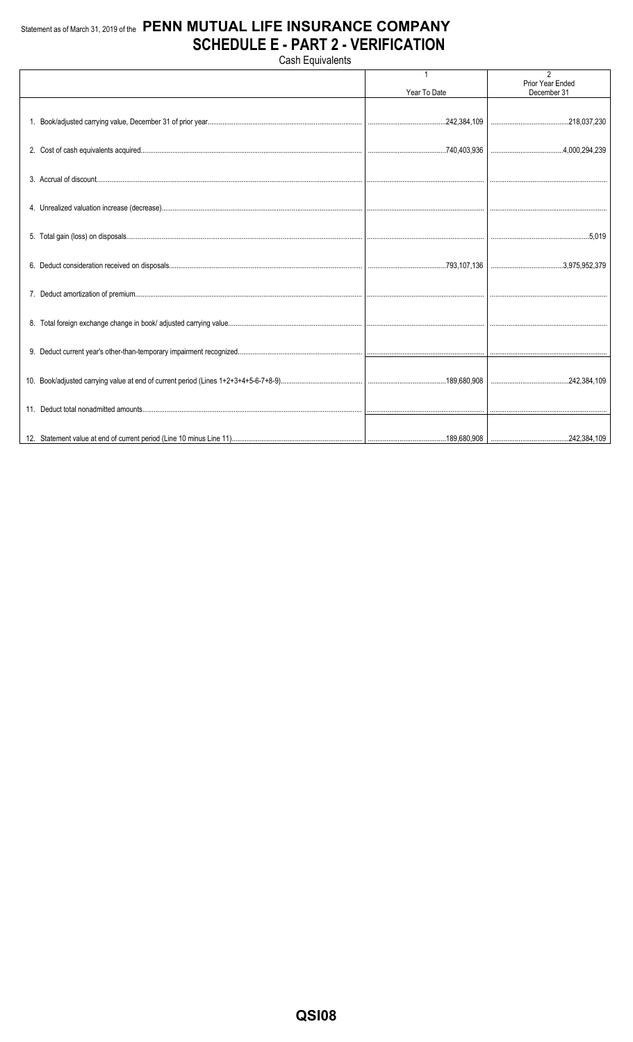Statement as of March 31, 2019 of the **PENN MUTUAL LIFE INSURANCE COMPANY**

# SCHEDULE E - PART 2 - VERIFICATION

Cash Equivalents

| | 1<br>Year To Date | 2<br>Prior Year Ended December 31 |
|---|---|---|
| 1. Book/adjusted carrying value, December 31 of prior year | 242,384,109 | 218,037,230 |
| 2. Cost of cash equivalents acquired | 740,403,936 | 4,000,294,239 |
| 3. Accrual of discount | | |
| 4. Unrealized valuation increase (decrease) | | |
| 5. Total gain (loss) on disposals | | 5,019 |
| 6. Deduct consideration received on disposals | 793,107,136 | 3,975,952,379 |
| 7. Deduct amortization of premium | | |
| 8. Total foreign exchange change in book/ adjusted carrying value | | |
| 9. Deduct current year's other-than-temporary impairment recognized | | |
| 10. Book/adjusted carrying value at end of current period (Lines 1+2+3+4+5-6-7+8-9) | 189,680,908 | 242,384,109 |
| 11. Deduct total nonadmitted amounts | | |
| 12. Statement value at end of current period (Line 10 minus Line 11) | 189,680,908 | 242,384,109 |

QSI08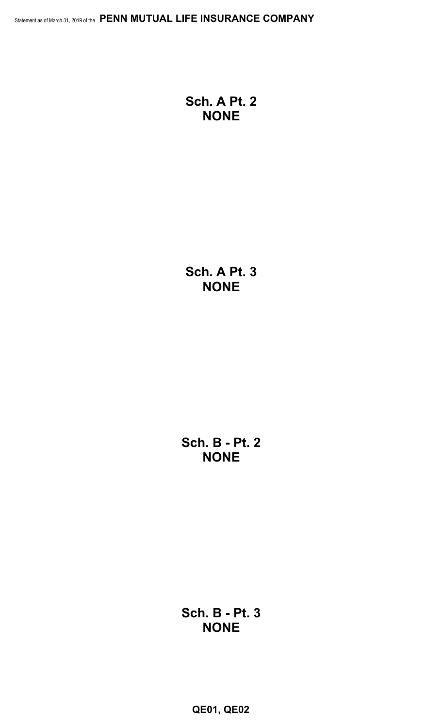## Sch. A Pt. 2
## NONE

## Sch. A Pt. 3
## NONE

## Sch. B - Pt. 2
## NONE

## Sch. B - Pt. 3
## NONE

QE01, QE02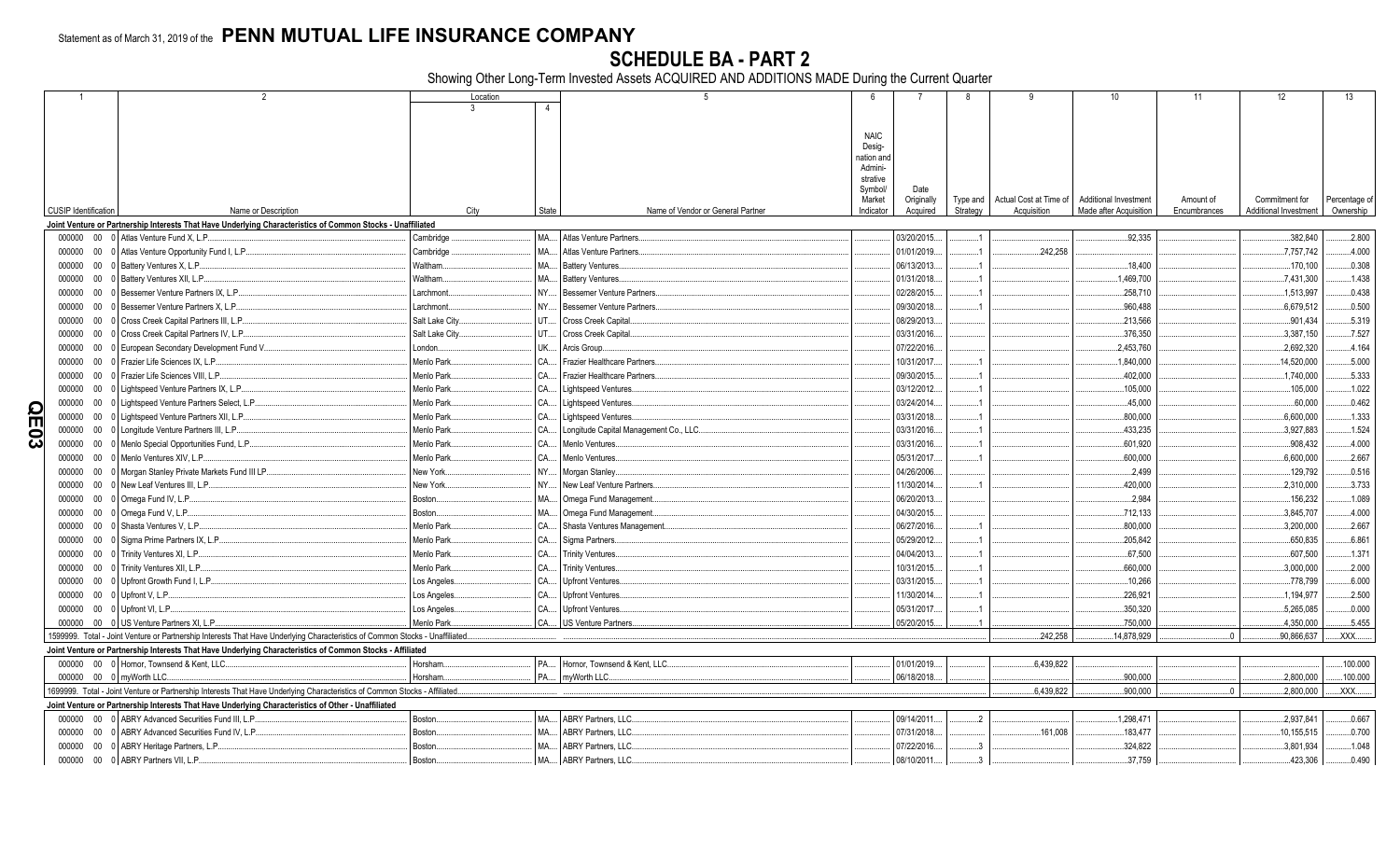Statement as of March 31, 2019 of the **PENN MUTUAL LIFE INSURANCE COMPANY**

# SCHEDULE BA - PART 2

Showing Other Long-Term Invested Assets ACQUIRED AND ADDITIONS MADE During the Current Quarter

| 1 | 2 | Location | | 5 | 6 | 7 | 8 | 9 | 10 | 11 | 12 | 13 |
|---|---|---|---|---|---|---|---|---|---|---|---|---|
| | | 3 | 4 | | | | | | | | | |
| CUSIP Identification | Name or Description | City | State | Name of Vendor or General Partner | NAIC Designation and Administrative Symbol/ Market Indicator | Date Originally Acquired | Type and Strategy | Actual Cost at Time of Acquisition | Additional Investment Made after Acquisition | Amount of Encumbrances | Commitment for Additional Investment | Percentage of Ownership |
| **Joint Venture or Partnership Interests That Have Underlying Characteristics of Common Stocks - Unaffiliated** | | | | | | | | | | | | |
| 000000 00 0 | Atlas Venture Fund X, L.P. | Cambridge | MA | Atlas Venture Partners | | 03/20/2015 | 1 | | 92,335 | | 382,840 | 2.800 |
| 000000 00 0 | Atlas Venture Opportunity Fund I, L.P. | Cambridge | MA | Atlas Venture Partners | | 01/01/2019 | 1 | 242,258 | | | 7,757,742 | 4.000 |
| 000000 00 0 | Battery Ventures X, L.P. | Waltham | MA | Battery Ventures | | 06/13/2013 | 1 | | 18,400 | | 170,100 | 0.308 |
| 000000 00 0 | Battery Ventures XII, L.P. | Waltham | MA | Battery Ventures | | 01/31/2018 | 1 | | 1,469,700 | | 7,431,300 | 1.438 |
| 000000 00 0 | Bessemer Venture Partners IX, L.P. | Larchmont | NY | Bessemer Venture Partners | | 02/28/2015 | 1 | | 258,710 | | 1,513,997 | 0.438 |
| 000000 00 0 | Bessemer Venture Partners X, L.P. | Larchmont | NY | Bessemer Venture Partners | | 09/30/2018 | 1 | | 960,488 | | 6,679,512 | 0.500 |
| 000000 00 0 | Cross Creek Capital Partners III, L.P. | Salt Lake City | UT | Cross Creek Capital | | 08/29/2013 | | | 213,566 | | 901,434 | 5.319 |
| 000000 00 0 | Cross Creek Capital Partners IV, L.P. | Salt Lake City | UT | Cross Creek Capital | | 03/31/2016 | | | 376,350 | | 3,387,150 | 7.527 |
| 000000 00 0 | European Secondary Development Fund V | London | UK | Arcis Group | | 07/22/2016 | | | 2,453,760 | | 2,692,320 | 4.164 |
| 000000 00 0 | Frazier Life Sciences IX, L.P. | Menlo Park | CA | Frazier Healthcare Partners | | 10/31/2017 | 1 | | 1,840,000 | | 14,520,000 | 5.000 |
| 000000 00 0 | Frazier Life Sciences VIII, L.P. | Menlo Park | CA | Frazier Healthcare Partners | | 09/30/2015 | 1 | | 402,000 | | 1,740,000 | 5.333 |
| 000000 00 0 | Lightspeed Venture Partners IX, L.P. | Menlo Park | CA | Lightspeed Ventures | | 03/12/2012 | 1 | | 105,000 | | 105,000 | 1.022 |
| 000000 00 0 | Lightspeed Venture Partners Select, L.P. | Menlo Park | CA | Lightspeed Ventures | | 03/24/2014 | 1 | | 45,000 | | 60,000 | 0.462 |
| 000000 00 0 | Lightspeed Venture Partners XII, L.P. | Menlo Park | CA | Lightspeed Ventures | | 03/31/2018 | 1 | | 800,000 | | 6,600,000 | 1.333 |
| 000000 00 0 | Longitude Venture Partners III, L.P. | Menlo Park | CA | Longitude Capital Management Co., LLC | | 03/31/2016 | 1 | | 433,235 | | 3,927,883 | 1.524 |
| 000000 00 0 | Menlo Special Opportunities Fund, L.P. | Menlo Park | CA | Menlo Ventures | | 03/31/2016 | 1 | | 601,920 | | 908,432 | 4.000 |
| 000000 00 0 | Menlo Ventures XIV, L.P. | Menlo Park | CA | Menlo Ventures | | 05/31/2017 | 1 | | 600,000 | | 6,600,000 | 2.667 |
| 000000 00 0 | Morgan Stanley Private Markets Fund III LP | New York | NY | Morgan Stanley | | 04/26/2006 | | | 2,499 | | 129,792 | 0.516 |
| 000000 00 0 | New Leaf Ventures III, L.P. | New York | NY | New Leaf Venture Partners | | 11/30/2014 | 1 | | 420,000 | | 2,310,000 | 3.733 |
| 000000 00 0 | Omega Fund IV, L.P. | Boston | MA | Omega Fund Management | | 06/20/2013 | | | 2,984 | | 156,232 | 1.089 |
| 000000 00 0 | Omega Fund V, L.P. | Boston | MA | Omega Fund Management | | 04/30/2015 | | | 712,133 | | 3,845,707 | 4.000 |
| 000000 00 0 | Shasta Ventures V, L.P. | Menlo Park | CA | Shasta Ventures Management | | 06/27/2016 | 1 | | 800,000 | | 3,200,000 | 2.667 |
| 000000 00 0 | Sigma Prime Partners IX, L.P. | Menlo Park | CA | Sigma Partners | | 05/29/2012 | 1 | | 205,842 | | 650,835 | 6.861 |
| 000000 00 0 | Trinity Ventures XI, L.P. | Menlo Park | CA | Trinity Ventures | | 04/04/2013 | 1 | | 67,500 | | 607,500 | 1.371 |
| 000000 00 0 | Trinity Ventures XII, L.P. | Menlo Park | CA | Trinity Ventures | | 10/31/2015 | 1 | | 660,000 | | 3,000,000 | 2.000 |
| 000000 00 0 | Upfront Growth Fund I, L.P. | Los Angeles | CA | Upfront Ventures | | 03/31/2015 | 1 | | 10,266 | | 778,799 | 6.000 |
| 000000 00 0 | Upfront V, L.P. | Los Angeles | CA | Upfront Ventures | | 11/30/2014 | 1 | | 226,921 | | 1,194,977 | 2.500 |
| 000000 00 0 | Upfront VI, L.P. | Los Angeles | CA | Upfront Ventures | | 05/31/2017 | 1 | | 350,320 | | 5,265,085 | 0.000 |
| 000000 00 0 | US Venture Partners XI, L.P. | Menlo Park | CA | US Venture Partners | | 05/20/2015 | 1 | | 750,000 | | 4,350,000 | 5.455 |
| 1599999. Total - Joint Venture or Partnership Interests That Have Underlying Characteristics of Common Stocks - Unaffiliated | | | | | | | | 242,258 | 14,878,929 | 0 | 90,866,637 | XXX |
| **Joint Venture or Partnership Interests That Have Underlying Characteristics of Common Stocks - Affiliated** | | | | | | | | | | | | |
| 000000 00 0 | Hornor, Townsend & Kent, LLC | Horsham | PA | Hornor, Townsend & Kent, LLC | | 01/01/2019 | | 6,439,822 | | | | 100.000 |
| 000000 00 0 | myWorth LLC | Horsham | PA | myWorth LLC | | 06/18/2018 | | | 900,000 | | 2,800,000 | 100.000 |
| 1699999. Total - Joint Venture or Partnership Interests That Have Underlying Characteristics of Common Stocks - Affiliated | | | | | | | | 6,439,822 | 900,000 | 0 | 2,800,000 | XXX |
| **Joint Venture or Partnership Interests That Have Underlying Characteristics of Other - Unaffiliated** | | | | | | | | | | | | |
| 000000 00 0 | ABRY Advanced Securities Fund III, L.P. | Boston | MA | ABRY Partners, LLC | | 09/14/2011 | 2 | | 1,298,471 | | 2,937,841 | 0.667 |
| 000000 00 0 | ABRY Advanced Securities Fund IV, L.P. | Boston | MA | ABRY Partners, LLC | | 07/31/2018 | | 161,008 | 183,477 | | 10,155,515 | 0.700 |
| 000000 00 0 | ABRY Heritage Partners, L.P. | Boston | MA | ABRY Partners, LLC | | 07/22/2016 | 3 | | 324,822 | | 3,801,934 | 1.048 |
| 000000 00 0 | ABRY Partners VII, L.P. | Boston | MA | ABRY Partners, LLC | | 08/10/2011 | 3 | | 37,759 | | 423,306 | 0.490 |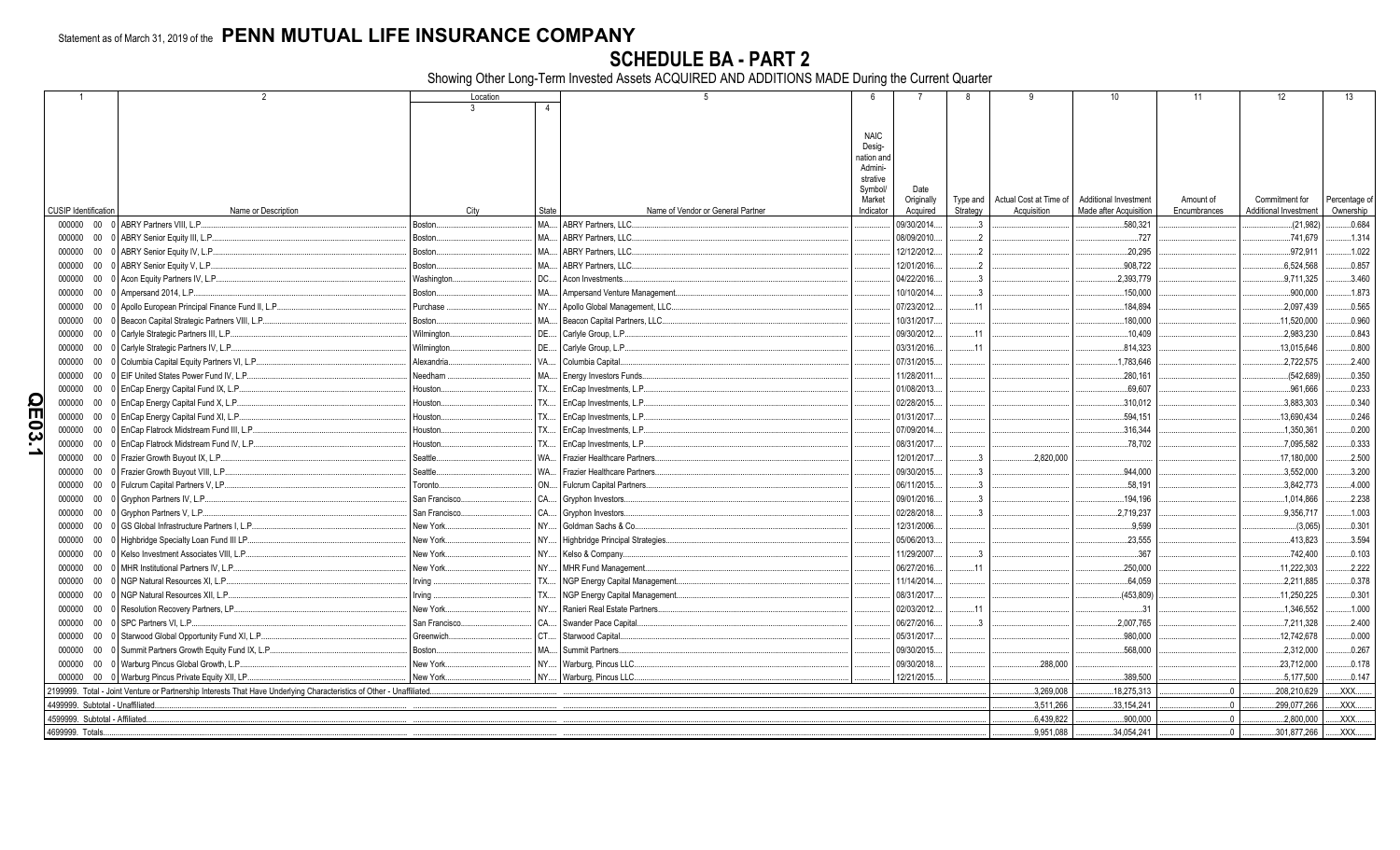Statement as of March 31, 2019 of the **PENN MUTUAL LIFE INSURANCE COMPANY**

# SCHEDULE BA - PART 2

Showing Other Long-Term Invested Assets ACQUIRED AND ADDITIONS MADE During the Current Quarter

| 1 | 2 | Location | | 5 | 6 | 7 | 8 | 9 | 10 | 11 | 12 | 13 |
|---|---|---|---|---|---|---|---|---|---|---|---|---|
| | | 3 | 4 | | | | | | | | | |
| CUSIP Identification | Name or Description | City | State | Name of Vendor or General Partner | NAIC Designation and Administrative Symbol/ Market Indicator | Date Originally Acquired | Type and Strategy | Actual Cost at Time of Acquisition | Additional Investment Made after Acquisition | Amount of Encumbrances | Commitment for Additional Investment | Percentage of Ownership |
| 000000 00 0 | ABRY Partners VIII, L.P. | Boston | MA | ABRY Partners, LLC | | 09/30/2014 | 3 | | 580,321 | | (21,982) | 0.684 |
| 000000 00 0 | ABRY Senior Equity III, L.P. | Boston | MA | ABRY Partners, LLC | | 08/09/2010 | 2 | | 727 | | 741,679 | 1.314 |
| 000000 00 0 | ABRY Senior Equity IV, L.P. | Boston | MA | ABRY Partners, LLC | | 12/12/2012 | 2 | | 20,295 | | 972,911 | 1.022 |
| 000000 00 0 | ABRY Senior Equity V, L.P. | Boston | MA | ABRY Partners, LLC | | 12/01/2016 | 2 | | 908,722 | | 6,524,568 | 0.857 |
| 000000 00 0 | Acon Equity Partners IV, L.P. | Washington | DC | Acon Investments | | 04/22/2016 | 3 | | 2,393,779 | | 9,711,325 | 3.460 |
| 000000 00 0 | Ampersand 2014, L.P. | Boston | MA | Ampersand Venture Management | | 10/10/2014 | 3 | | 150,000 | | 900,000 | 1.873 |
| 000000 00 0 | Apollo European Principal Finance Fund II, L.P. | Purchase | NY | Apollo Global Management, LLC | | 07/23/2012 | 11 | | 184,894 | | 2,097,439 | 0.565 |
| 000000 00 0 | Beacon Capital Strategic Partners VIII, L.P. | Boston | MA | Beacon Capital Partners, LLC | | 10/31/2017 | | | 180,000 | | 11,520,000 | 0.960 |
| 000000 00 0 | Carlyle Strategic Partners III, L.P. | Wilmington | DE | Carlyle Group, L.P. | | 09/30/2012 | 11 | | 10,409 | | 2,983,230 | 0.843 |
| 000000 00 0 | Carlyle Strategic Partners IV, L.P. | Wilmington | DE | Carlyle Group, L.P. | | 03/31/2016 | 11 | | 814,323 | | 13,015,646 | 0.800 |
| 000000 00 0 | Columbia Capital Equity Partners VI, L.P. | Alexandria | VA | Columbia Capital | | 07/31/2015 | | | 1,783,646 | | 2,722,575 | 2.400 |
| 000000 00 0 | EIF United States Power Fund IV, L.P. | Needham | MA | Energy Investors Funds | | 11/28/2011 | | | 280,161 | | (542,689) | 0.350 |
| 000000 00 0 | EnCap Energy Capital Fund IX, L.P. | Houston | TX | EnCap Investments, L.P. | | 01/08/2013 | | | 69,607 | | 961,666 | 0.233 |
| 000000 00 0 | EnCap Energy Capital Fund X, L.P. | Houston | TX | EnCap Investments, L.P. | | 02/28/2015 | | | 310,012 | | 3,883,303 | 0.340 |
| 000000 00 0 | EnCap Energy Capital Fund XI, L.P. | Houston | TX | EnCap Investments, L.P. | | 01/31/2017 | | | 594,151 | | 13,690,434 | 0.246 |
| 000000 00 0 | EnCap Flatrock Midstream Fund III, L.P. | Houston | TX | EnCap Investments, L.P. | | 07/09/2014 | | | 316,344 | | 1,350,361 | 0.200 |
| 000000 00 0 | EnCap Flatrock Midstream Fund IV, L.P. | Houston | TX | EnCap Investments, L.P. | | 08/31/2017 | | | 78,702 | | 7,095,582 | 0.333 |
| 000000 00 0 | Frazier Growth Buyout IX, L.P. | Seattle | WA | Frazier Healthcare Partners | | 12/01/2017 | 3 | 2,820,000 | | | 17,180,000 | 2.500 |
| 000000 00 0 | Frazier Growth Buyout VIII, L.P. | Seattle | WA | Frazier Healthcare Partners | | 09/30/2015 | 3 | | 944,000 | | 3,552,000 | 3.200 |
| 000000 00 0 | Fulcrum Capital Partners V, LP | Toronto | ON | Fulcrum Capital Partners | | 06/11/2015 | 3 | | 58,191 | | 3,842,773 | 4.000 |
| 000000 00 0 | Gryphon Partners IV, L.P. | San Francisco | CA | Gryphon Investors | | 09/01/2016 | 3 | | 194,196 | | 1,014,866 | 2.238 |
| 000000 00 0 | Gryphon Partners V, L.P. | San Francisco | CA | Gryphon Investors | | 02/28/2018 | 3 | | 2,719,237 | | 9,356,717 | 1.003 |
| 000000 00 0 | GS Global Infrastructure Partners I, L.P. | New York | NY | Goldman Sachs & Co | | 12/31/2006 | | | 9,599 | | (3,065) | 0.301 |
| 000000 00 0 | Highbridge Specialty Loan Fund III LP | New York | NY | Highbridge Principal Strategies | | 05/06/2013 | | | 23,555 | | 413,823 | 3.594 |
| 000000 00 0 | Kelso Investment Associates VIII, L.P. | New York | NY | Kelso & Company | | 11/29/2007 | 3 | | 367 | | 742,400 | 0.103 |
| 000000 00 0 | MHR Institutional Partners IV, L.P. | New York | NY | MHR Fund Management | | 06/27/2016 | 11 | | 250,000 | | 11,222,303 | 2.222 |
| 000000 00 0 | NGP Natural Resources XI, L.P. | Irving | TX | NGP Energy Capital Management | | 11/14/2014 | | | 64,059 | | 2,211,885 | 0.378 |
| 000000 00 0 | NGP Natural Resources XII, L.P. | Irving | TX | NGP Energy Capital Management | | 08/31/2017 | | | (453,809) | | 11,250,225 | 0.301 |
| 000000 00 0 | Resolution Recovery Partners, LP | New York | NY | Ranieri Real Estate Partners | | 02/03/2012 | 11 | | 31 | | 1,346,552 | 1.000 |
| 000000 00 0 | SPC Partners VI, L.P. | San Francisco | CA | Swander Pace Capital | | 06/27/2016 | 3 | | 2,007,765 | | 7,211,328 | 2.400 |
| 000000 00 0 | Starwood Global Opportunity Fund XI, L.P. | Greenwich | CT | Starwood Capital | | 05/31/2017 | | | 980,000 | | 12,742,678 | 0.000 |
| 000000 00 0 | Summit Partners Growth Equity Fund IX, L.P. | Boston | MA | Summit Partners | | 09/30/2015 | | | 568,000 | | 2,312,000 | 0.267 |
| 000000 00 0 | Warburg Pincus Global Growth, L.P. | New York | NY | Warburg, Pincus LLC | | 09/30/2018 | | 288,000 | | | 23,712,000 | 0.178 |
| 000000 00 0 | Warburg Pincus Private Equity XII, LP | New York | NY | Warburg, Pincus LLC | | 12/21/2015 | | | 389,500 | | 5,177,500 | 0.147 |
| 2199999. Total - Joint Venture or Partnership Interests That Have Underlying Characteristics of Other - Unaffiliated | | | | | | | | 3,269,008 | 18,275,313 | 0 | 208,210,629 | XXX |
| 4499999. Subtotal - Unaffiliated | | | | | | | | 3,511,266 | 33,154,241 | 0 | 299,077,266 | XXX |
| 4599999. Subtotal - Affiliated | | | | | | | | 6,439,822 | 900,000 | 0 | 2,800,000 | XXX |
| 4699999. Totals | | | | | | | | 9,951,088 | 34,054,241 | 0 | 301,877,266 | XXX |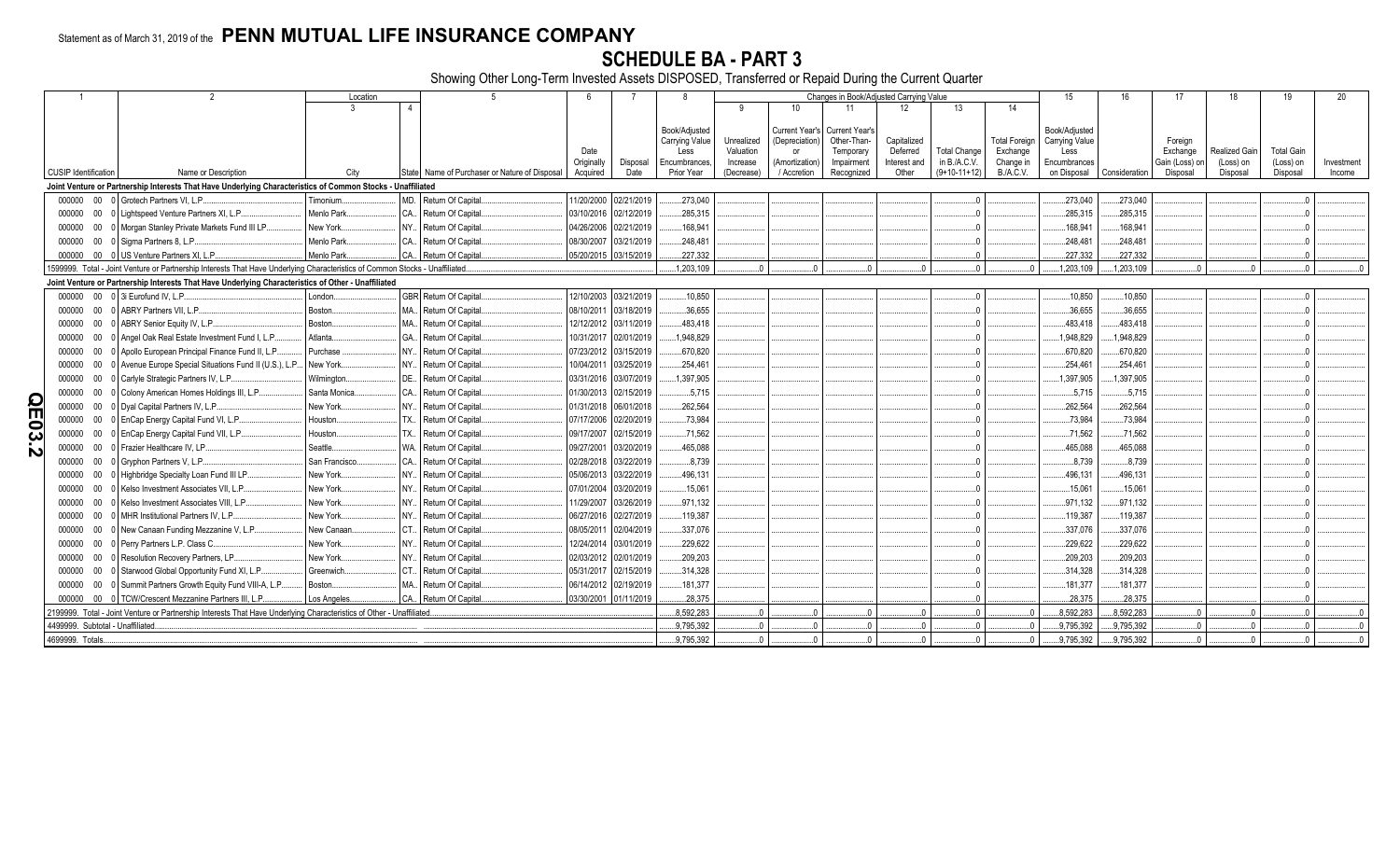Statement as of March 31, 2019 of the **PENN MUTUAL LIFE INSURANCE COMPANY**

# SCHEDULE BA - PART 3

Showing Other Long-Term Invested Assets DISPOSED, Transferred or Repaid During the Current Quarter

| 1 | 2 | Location 3 | Location 4 | 5 | 6 | 7 | 8 | 9 | 10 | 11 | 12 | 13 | 14 | 15 | 16 | 17 | 18 | 19 | 20 |
|---|---|---|---|---|---|---|---|---|---|---|---|---|---|---|---|---|---|---|---|
| | | | | | | | | Changes in Book/Adjusted Carrying Value | | | | | | | | | | | |
| CUSIP Identification | Name or Description | City | State | Name of Purchaser or Nature of Disposal | Date Originally Acquired | Disposal Date | Book/Adjusted Carrying Value Less Encumbrances, Prior Year | Unrealized Valuation Increase (Decrease) | Current Year's (Depreciation) or (Amortization) / Accretion | Current Year's Other-Than-Temporary Impairment Recognized | Capitalized Deferred Interest and Other | Total Change in B./A.C.V. (9+10-11+12) | Total Foreign Exchange Change in B./A.C.V. | Book/Adjusted Carrying Value Less Encumbrances on Disposal | Consideration | Foreign Exchange Gain (Loss) on Disposal | Realized Gain (Loss) on Disposal | Total Gain (Loss) on Disposal | Investment Income |
| **Joint Venture or Partnership Interests That Have Underlying Characteristics of Common Stocks - Unaffiliated** | | | | | | | | | | | | | | | | | | | |
| 000000 00 0 | Grotech Partners VI, L.P. | Timonium | MD | Return Of Capital | 11/20/2000 | 02/21/2019 | 273,040 | | | | | 0 | | 273,040 | 273,040 | | | 0 | |
| 000000 00 0 | Lightspeed Venture Partners XI, L.P. | Menlo Park | CA | Return Of Capital | 03/10/2016 | 02/12/2019 | 285,315 | | | | | 0 | | 285,315 | 285,315 | | | 0 | |
| 000000 00 0 | Morgan Stanley Private Markets Fund III LP | New York | NY | Return Of Capital | 04/26/2006 | 02/21/2019 | 168,941 | | | | | 0 | | 168,941 | 168,941 | | | 0 | |
| 000000 00 0 | Sigma Partners 8, L.P. | Menlo Park | CA | Return Of Capital | 08/30/2007 | 03/21/2019 | 248,481 | | | | | 0 | | 248,481 | 248,481 | | | 0 | |
| 000000 00 0 | US Venture Partners XI, L.P. | Menlo Park | CA | Return Of Capital | 05/20/2015 | 03/15/2019 | 227,332 | | | | | 0 | | 227,332 | 227,332 | | | 0 | |
| 1599999. Total - Joint Venture or Partnership Interests That Have Underlying Characteristics of Common Stocks - Unaffiliated | | | | | | | 1,203,109 | 0 | 0 | 0 | 0 | 0 | 0 | 1,203,109 | 1,203,109 | 0 | 0 | 0 | 0 |
| **Joint Venture or Partnership Interests That Have Underlying Characteristics of Other - Unaffiliated** | | | | | | | | | | | | | | | | | | | |
| 000000 00 0 | 3i Eurofund IV, L.P. | London | GBR | Return Of Capital | 12/10/2003 | 03/21/2019 | 10,850 | | | | | 0 | | 10,850 | 10,850 | | | 0 | |
| 000000 00 0 | ABRY Partners VII, L.P. | Boston | MA | Return Of Capital | 08/10/2011 | 03/18/2019 | 36,655 | | | | | 0 | | 36,655 | 36,655 | | | 0 | |
| 000000 00 0 | ABRY Senior Equity IV, L.P. | Boston | MA | Return Of Capital | 12/12/2012 | 03/11/2019 | 483,418 | | | | | 0 | | 483,418 | 483,418 | | | 0 | |
| 000000 00 0 | Angel Oak Real Estate Investment Fund I, L.P. | Atlanta | GA | Return Of Capital | 10/31/2017 | 02/01/2019 | 1,948,829 | | | | | 0 | | 1,948,829 | 1,948,829 | | | 0 | |
| 000000 00 0 | Apollo European Principal Finance Fund II, L.P. | Purchase | NY | Return Of Capital | 07/23/2012 | 03/15/2019 | 670,820 | | | | | 0 | | 670,820 | 670,820 | | | 0 | |
| 000000 00 0 | Avenue Europe Special Situations Fund II (U.S.), L.P. | New York | NY | Return Of Capital | 10/04/2011 | 03/25/2019 | 254,461 | | | | | 0 | | 254,461 | 254,461 | | | 0 | |
| 000000 00 0 | Carlyle Strategic Partners IV, L.P. | Wilmington | DE | Return Of Capital | 03/31/2016 | 03/07/2019 | 1,397,905 | | | | | 0 | | 1,397,905 | 1,397,905 | | | 0 | |
| 000000 00 0 | Colony American Homes Holdings III, L.P. | Santa Monica | CA | Return Of Capital | 01/30/2013 | 02/15/2019 | 5,715 | | | | | 0 | | 5,715 | 5,715 | | | 0 | |
| 000000 00 0 | Dyal Capital Partners IV, L.P. | New York | NY | Return Of Capital | 01/31/2018 | 06/01/2018 | 262,564 | | | | | 0 | | 262,564 | 262,564 | | | 0 | |
| 000000 00 0 | EnCap Energy Capital Fund VI, L.P. | Houston | TX | Return Of Capital | 07/17/2006 | 02/20/2019 | 73,984 | | | | | 0 | | 73,984 | 73,984 | | | 0 | |
| 000000 00 0 | EnCap Energy Capital Fund VII, L.P. | Houston | TX | Return Of Capital | 09/17/2007 | 02/15/2019 | 71,562 | | | | | 0 | | 71,562 | 71,562 | | | 0 | |
| 000000 00 0 | Frazier Healthcare IV, LP | Seattle | WA | Return Of Capital | 09/27/2001 | 03/20/2019 | 465,088 | | | | | 0 | | 465,088 | 465,088 | | | 0 | |
| 000000 00 0 | Gryphon Partners V, L.P. | San Francisco | CA | Return Of Capital | 02/28/2018 | 03/22/2019 | 8,739 | | | | | 0 | | 8,739 | 8,739 | | | 0 | |
| 000000 00 0 | Highbridge Specialty Loan Fund III LP | New York | NY | Return Of Capital | 05/06/2013 | 03/22/2019 | 496,131 | | | | | 0 | | 496,131 | 496,131 | | | 0 | |
| 000000 00 0 | Kelso Investment Associates VII, L.P. | New York | NY | Return Of Capital | 07/01/2004 | 03/20/2019 | 15,061 | | | | | 0 | | 15,061 | 15,061 | | | 0 | |
| 000000 00 0 | Kelso Investment Associates VIII, L.P. | New York | NY | Return Of Capital | 11/29/2007 | 03/26/2019 | 971,132 | | | | | 0 | | 971,132 | 971,132 | | | 0 | |
| 000000 00 0 | MHR Institutional Partners IV, L.P. | New York | NY | Return Of Capital | 06/27/2016 | 02/27/2019 | 119,387 | | | | | 0 | | 119,387 | 119,387 | | | 0 | |
| 000000 00 0 | New Canaan Funding Mezzanine V, L.P. | New Canaan | CT | Return Of Capital | 08/05/2011 | 02/04/2019 | 337,076 | | | | | 0 | | 337,076 | 337,076 | | | 0 | |
| 000000 00 0 | Perry Partners L.P. Class C | New York | NY | Return Of Capital | 12/24/2014 | 03/01/2019 | 229,622 | | | | | 0 | | 229,622 | 229,622 | | | 0 | |
| 000000 00 0 | Resolution Recovery Partners, LP | New York | NY | Return Of Capital | 02/03/2012 | 02/01/2019 | 209,203 | | | | | 0 | | 209,203 | 209,203 | | | 0 | |
| 000000 00 0 | Starwood Global Opportunity Fund XI, L.P. | Greenwich | CT | Return Of Capital | 05/31/2017 | 02/15/2019 | 314,328 | | | | | 0 | | 314,328 | 314,328 | | | 0 | |
| 000000 00 0 | Summit Partners Growth Equity Fund VIII-A, L.P. | Boston | MA | Return Of Capital | 06/14/2012 | 02/19/2019 | 181,377 | | | | | 0 | | 181,377 | 181,377 | | | 0 | |
| 000000 00 0 | TCW/Crescent Mezzanine Partners III, L.P. | Los Angeles | CA | Return Of Capital | 03/30/2001 | 01/11/2019 | 28,375 | | | | | 0 | | 28,375 | 28,375 | | | 0 | |
| 2199999. Total - Joint Venture or Partnership Interests That Have Underlying Characteristics of Other - Unaffiliated | | | | | | | 8,592,283 | 0 | 0 | 0 | 0 | 0 | 0 | 8,592,283 | 8,592,283 | 0 | 0 | 0 | 0 |
| 4499999. Subtotal - Unaffiliated | | | | | | | 9,795,392 | 0 | 0 | 0 | 0 | 0 | 0 | 9,795,392 | 9,795,392 | 0 | 0 | 0 | 0 |
| 4699999. Totals | | | | | | | 9,795,392 | 0 | 0 | 0 | 0 | 0 | 0 | 9,795,392 | 9,795,392 | 0 | 0 | 0 | 0 |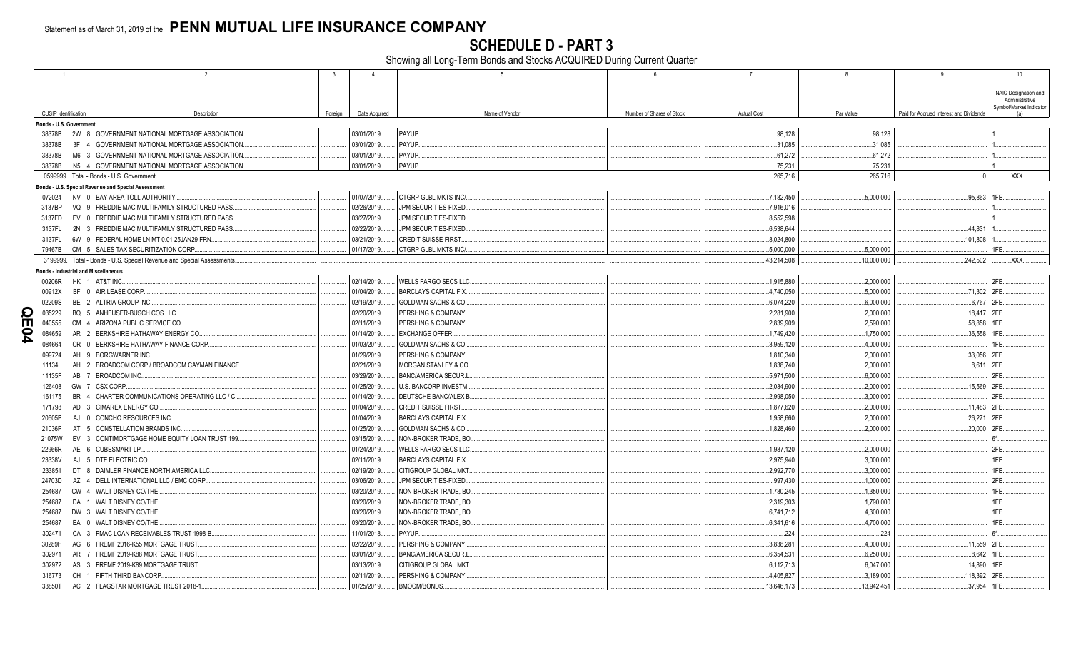Statement as of March 31, 2019 of the **PENN MUTUAL LIFE INSURANCE COMPANY**

# SCHEDULE D - PART 3

Showing all Long-Term Bonds and Stocks ACQUIRED During Current Quarter

| 1<br>CUSIP Identification | 2<br>Description | 3<br>Foreign | 4<br>Date Acquired | 5<br>Name of Vendor | 6<br>Number of Shares of Stock | 7<br>Actual Cost | 8<br>Par Value | 9<br>Paid for Accrued Interest and Dividends | 10<br>NAIC Designation and Administrative Symbol/Market Indicator (a) |
|---|---|---|---|---|---|---|---|---|---|
| **Bonds - U.S. Government** | | | | | | | | | |
| 38378B 2W 8 | GOVERNMENT NATIONAL MORTGAGE ASSOCIATION. | | 03/01/2019. | PAYUP. | | 98,128 | 98,128 | | 1. |
| 38378B 3F 4 | GOVERNMENT NATIONAL MORTGAGE ASSOCIATION. | | 03/01/2019. | PAYUP. | | 31,085 | 31,085 | | 1. |
| 38378B M6 3 | GOVERNMENT NATIONAL MORTGAGE ASSOCIATION. | | 03/01/2019. | PAYUP. | | 61,272 | 61,272 | | 1. |
| 38378B N5 4 | GOVERNMENT NATIONAL MORTGAGE ASSOCIATION. | | 03/01/2019. | PAYUP. | | 75,231 | 75,231 | | 1. |
| 0599999. Total - Bonds - U.S. Government. | | | | | | 265,716 | 265,716 | 0 | XXX |
| **Bonds - U.S. Special Revenue and Special Assessment** | | | | | | | | | |
| 072024 NV 0 | BAY AREA TOLL AUTHORITY. | | 01/07/2019. | CTGRP GLBL MKTS INC/. | | 7,182,450 | 5,000,000 | 95,863 | 1FE. |
| 3137BP VQ 9 | FREDDIE MAC MULTIFAMILY STRUCTURED PASS. | | 02/26/2019. | JPM SECURITIES-FIXED. | | 7,916,016 | | | 1. |
| 3137FD EV 0 | FREDDIE MAC MULTIFAMILY STRUCTURED PASS. | | 03/27/2019. | JPM SECURITIES-FIXED. | | 8,552,598 | | | 1. |
| 3137FL 2N 3 | FREDDIE MAC MULTIFAMILY STRUCTURED PASS. | | 02/22/2019. | JPM SECURITIES-FIXED. | | 6,538,644 | | 44,831 | 1. |
| 3137FL 6W 9 | FEDERAL HOME LN MT 0.01 25JAN29 FRN. | | 03/21/2019. | CREDIT SUISSE FIRST. | | 8,024,800 | | 101,808 | 1. |
| 79467B CM 5 | SALES TAX SECURITIZATION CORP. | | 01/17/2019. | CTGRP GLBL MKTS INC/. | | 5,000,000 | 5,000,000 | | 1FE. |
| 3199999. Total - Bonds - U.S. Special Revenue and Special Assessments. | | | | | | 43,214,508 | 10,000,000 | 242,502 | XXX |
| **Bonds - Industrial and Miscellaneous** | | | | | | | | | |
| 00206R HK 1 | AT&T INC. | | 02/14/2019. | WELLS FARGO SECS LLC. | | 1,915,880 | 2,000,000 | | 2FE. |
| 00912X BF 0 | AIR LEASE CORP. | | 01/04/2019. | BARCLAYS CAPITAL FIX. | | 4,740,050 | 5,000,000 | 71,302 | 2FE. |
| 02209S BE 2 | ALTRIA GROUP INC. | | 02/19/2019. | GOLDMAN SACHS & CO. | | 6,074,220 | 6,000,000 | 6,767 | 2FE. |
| 035229 BQ 5 | ANHEUSER-BUSCH COS LLC. | | 02/20/2019. | PERSHING & COMPANY. | | 2,281,900 | 2,000,000 | 18,417 | 2FE. |
| 040555 CM 4 | ARIZONA PUBLIC SERVICE CO. | | 02/11/2019. | PERSHING & COMPANY. | | 2,839,909 | 2,590,000 | 58,858 | 1FE. |
| 084659 AR 2 | BERKSHIRE HATHAWAY ENERGY CO. | | 01/14/2019. | EXCHANGE OFFER. | | 1,749,420 | 1,750,000 | 36,558 | 1FE. |
| 084664 CR 0 | BERKSHIRE HATHAWAY FINANCE CORP. | | 01/03/2019. | GOLDMAN SACHS & CO. | | 3,959,120 | 4,000,000 | | 1FE. |
| 099724 AH 9 | BORGWARNER INC. | | 01/29/2019. | PERSHING & COMPANY. | | 1,810,340 | 2,000,000 | 33,056 | 2FE. |
| 11134L AH 2 | BROADCOM CORP / BROADCOM CAYMAN FINANCE. | | 02/21/2019. | MORGAN STANLEY & CO. | | 1,838,740 | 2,000,000 | 8,611 | 2FE. |
| 11135F AB 7 | BROADCOM INC. | | 03/29/2019. | BANC/AMERICA SECUR.L. | | 5,971,500 | 6,000,000 | | 2FE. |
| 126408 GW 7 | CSX CORP. | | 01/25/2019. | U.S. BANCORP INVESTM. | | 2,034,900 | 2,000,000 | 15,569 | 2FE. |
| 161175 BR 4 | CHARTER COMMUNICATIONS OPERATING LLC / C. | | 01/14/2019. | DEUTSCHE BANC/ALEX B. | | 2,998,050 | 3,000,000 | | 2FE. |
| 171798 AD 3 | CIMAREX ENERGY CO. | | 01/04/2019. | CREDIT SUISSE FIRST. | | 1,877,620 | 2,000,000 | 11,483 | 2FE. |
| 20605P AJ 0 | CONCHO RESOURCES INC. | | 01/04/2019. | BARCLAYS CAPITAL FIX. | | 1,958,660 | 2,000,000 | 26,271 | 2FE. |
| 21036P AT 5 | CONSTELLATION BRANDS INC. | | 01/25/2019. | GOLDMAN SACHS & CO. | | 1,828,460 | 2,000,000 | 20,000 | 2FE. |
| 21075W EV 3 | CONTIMORTGAGE HOME EQUITY LOAN TRUST 199. | | 03/15/2019. | NON-BROKER TRADE, BO. | | | | | 6*. |
| 22966R AE 6 | CUBESMART LP. | | 01/24/2019. | WELLS FARGO SECS LLC. | | 1,987,120 | 2,000,000 | | 2FE. |
| 23338V AJ 5 | DTE ELECTRIC CO. | | 02/11/2019. | BARCLAYS CAPITAL FIX. | | 2,975,940 | 3,000,000 | | 1FE. |
| 233851 DT 8 | DAIMLER FINANCE NORTH AMERICA LLC. | | 02/19/2019. | CITIGROUP GLOBAL MKT. | | 2,992,770 | 3,000,000 | | 1FE. |
| 24703D AZ 4 | DELL INTERNATIONAL LLC / EMC CORP. | | 03/06/2019. | JPM SECURITIES-FIXED. | | 997,430 | 1,000,000 | | 2FE. |
| 254687 CW 4 | WALT DISNEY CO/THE. | | 03/20/2019. | NON-BROKER TRADE, BO. | | 1,780,245 | 1,350,000 | | 1FE. |
| 254687 DA 1 | WALT DISNEY CO/THE. | | 03/20/2019. | NON-BROKER TRADE, BO. | | 2,319,303 | 1,790,000 | | 1FE. |
| 254687 DW 3 | WALT DISNEY CO/THE. | | 03/20/2019. | NON-BROKER TRADE, BO. | | 6,741,712 | 4,300,000 | | 1FE. |
| 254687 EA 0 | WALT DISNEY CO/THE. | | 03/20/2019. | NON-BROKER TRADE, BO. | | 6,341,616 | 4,700,000 | | 1FE. |
| 302471 CA 3 | FMAC LOAN RECEIVABLES TRUST 1998-B. | | 11/01/2018. | PAYUP. | | 224 | 224 | | 6*. |
| 30289H AG 6 | FREMF 2016-K55 MORTGAGE TRUST. | | 02/22/2019. | PERSHING & COMPANY. | | 3,838,281 | 4,000,000 | 11,559 | 2FE. |
| 302971 AR 7 | FREMF 2019-K88 MORTGAGE TRUST. | | 03/01/2019. | BANC/AMERICA SECUR.L. | | 6,354,531 | 6,250,000 | 8,642 | 1FE. |
| 302972 AS 3 | FREMF 2019-K89 MORTGAGE TRUST. | | 03/13/2019. | CITIGROUP GLOBAL MKT. | | 6,112,713 | 6,047,000 | 14,890 | 1FE. |
| 316773 CH 1 | FIFTH THIRD BANCORP. | | 02/11/2019. | PERSHING & COMPANY. | | 4,405,827 | 3,189,000 | 118,392 | 2FE. |
| 33850T AC 2 | FLAGSTAR MORTGAGE TRUST 2018-1. | | 01/25/2019. | BMOCM/BONDS. | | 13,646,173 | 13,942,451 | 37,954 | 1FE. |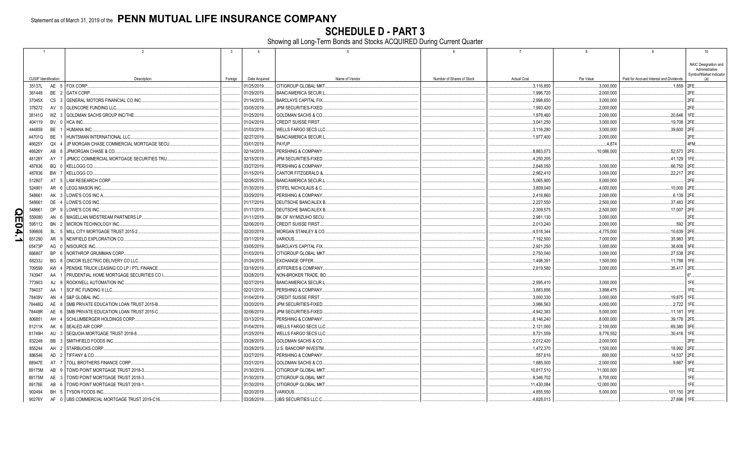Statement as of March 31, 2019 of the **PENN MUTUAL LIFE INSURANCE COMPANY**

# SCHEDULE D - PART 3

Showing all Long-Term Bonds and Stocks ACQUIRED During Current Quarter

| 1 CUSIP Identification | 2 Description | 3 Foreign | 4 Date Acquired | 5 Name of Vendor | 6 Number of Shares of Stock | 7 Actual Cost | 8 Par Value | 9 Paid for Accrued Interest and Dividends | 10 NAIC Designation and Administrative Symbol/Market Indicator (a) |
|---|---|---|---|---|---|---|---|---|---|
| 35137L AE 5 | FOX CORP. | | 01/25/2019 | CITIGROUP GLOBAL MKT. | | 3,116,850 | 3,000,000 | 1,859 | 2FE |
| 361448 BE 2 | GATX CORP. | | 01/29/2019 | BANC/AMERICA SECUR.L. | | 1,996,720 | 2,000,000 | | 2FE |
| 37045X CS 3 | GENERAL MOTORS FINANCIAL CO INC. | | 01/14/2019 | BARCLAYS CAPITAL FIX. | | 2,998,650 | 3,000,000 | | 2FE |
| 378272 AV 0 | GLENCORE FUNDING LLC. | | 03/05/2019 | JPM SECURITIES-FIXED. | | 1,993,420 | 2,000,000 | | 2FE |
| 38141G WZ 3 | GOLDMAN SACHS GROUP INC/THE. | | 01/25/2019 | GOLDMAN SACHS & CO. | | 1,978,460 | 2,000,000 | 20,646 | 1FE |
| 404119 BV 0 | HCA INC. | | 01/24/2019 | CREDIT SUISSE FIRST. | | 3,041,250 | 3,000,000 | 19,708 | 2FE |
| 444859 BE 1 | HUMANA INC. | | 01/03/2019 | WELLS FARGO SECS LLC. | | 3,116,280 | 3,000,000 | 39,600 | 2FE |
| 44701Q BE 1 | HUNTSMAN INTERNATIONAL LLC. | | 02/27/2019 | BANC/AMERICA SECUR.L. | | 1,977,400 | 2,000,000 | | 2FE |
| 46625Y QX 4 | JP MORGAN CHASE COMMERCIAL MORTGAGE SECU. | | 03/01/2019 | PAYUP. | | 4,874 | | | 4FM |
| 46626Y AB 8 | JPMORGAN CHASE & CO. | | 02/14/2019 | PERSHING & COMPANY. | | 8,863,073 | 10,086,000 | 52,573 | 2FE |
| 48128Y AY 7 | JPMCC COMMERCIAL MORTGAGE SECURITIES TRU. | | 02/15/2019 | JPM SECURITIES-FIXED. | | 4,250,205 | | 41,129 | 1FE |
| 487836 BQ 0 | KELLOGG CO. | | 03/27/2019 | PERSHING & COMPANY. | | 2,848,050 | 3,000,000 | 66,750 | 2FE |
| 487836 BW 7 | KELLOGG CO. | | 01/15/2019 | CANTOR FITZGERALD &. | | 2,962,410 | 3,000,000 | 22,217 | 2FE |
| 512807 AT 5 | LAM RESEARCH CORP. | | 02/26/2019 | BANC/AMERICA SECUR.L. | | 5,065,900 | 5,000,000 | | 2FE |
| 524901 AR 6 | LEGG MASON INC. | | 01/30/2019 | STIFEL NICHOLAUS & C. | | 3,809,040 | 4,000,000 | 10,000 | 2FE |
| 548661 AK 3 | LOWE'S COS INC A. | | 03/29/2019 | PERSHING & COMPANY. | | 2,418,860 | 2,000,000 | 6,139 | 2FE |
| 548661 DE 4 | LOWE'S COS INC. | | 01/17/2019 | DEUTSCHE BANC/ALEX B. | | 2,227,550 | 2,500,000 | 37,483 | 2FE |
| 548661 DP 9 | LOWE'S COS INC. | | 01/17/2019 | DEUTSCHE BANC/ALEX B. | | 2,309,575 | 2,500,000 | 17,007 | 2FE |
| 559080 AN 6 | MAGELLAN MIDSTREAM PARTNERS LP. | | 01/11/2019 | BK OF NY/MIZUHO SECU. | | 2,981,130 | 3,000,000 | | 2FE |
| 595112 BN 2 | MICRON TECHNOLOGY INC. | | 02/06/2019 | CREDIT SUISSE FIRST. | | 2,013,240 | 2,000,000 | 592 | 2FE |
| 599808 BL 5 | MILL CITY MORTGAGE TRUST 2015-2. | | 02/20/2019 | MORGAN STANLEY & CO. | | 4,518,344 | 4,775,000 | 10,639 | 2FE |
| 651290 AR 9 | NEWFIELD EXPLORATION CO. | | 03/11/2019 | VARIOUS. | | 7,192,500 | 7,000,000 | 35,983 | 3FE |
| 65473P AG 0 | NISOURCE INC. | | 03/05/2019 | BARCLAYS CAPITAL FIX. | | 2,921,250 | 3,000,000 | 38,608 | 3FE |
| 666807 BP 6 | NORTHROP GRUMMAN CORP. | | 01/03/2019 | CITIGROUP GLOBAL MKT. | | 2,750,040 | 3,000,000 | 27,538 | 2FE |
| 68233J BG 8 | ONCOR ELECTRIC DELIVERY CO LLC. | | 01/24/2019 | EXCHANGE OFFER. | | 1,498,391 | 1,500,000 | 11,788 | 1FE |
| 709599 AW 4 | PENSKE TRUCK LEASING CO LP / PTL FINANCE. | | 03/18/2019 | JEFFERIES & COMPANY. | | 2,819,580 | 3,000,000 | 35,417 | 2FE |
| 743947 AA 1 | PRUDENTIAL HOME MORTGAGE SECURITIES CO I. | | 03/28/2019 | NON-BROKER TRADE, BO. | | | | | 6* |
| 773903 AJ 8 | ROCKWELL AUTOMATION INC. | | 02/27/2019 | BANC/AMERICA SECUR.L. | | 2,995,410 | 3,000,000 | | 1FE |
| 784037 AA 1 | SCF RC FUNDING II LLC. | | 02/21/2019 | PERSHING & COMPANY. | | 3,883,856 | 3,898,475 | | 1FE |
| 78409V AN 4 | S&P GLOBAL INC. | | 01/04/2019 | CREDIT SUISSE FIRST. | | 3,000,330 | 3,000,000 | 19,875 | 1FE |
| 78448Q AE 8 | SMB PRIVATE EDUCATION LOAN TRUST 2015-B. | | 03/20/2019 | JPM SECURITIES-FIXED. | | 3,986,563 | 4,000,000 | 2,722 | 1FE |
| 78448R AE 6 | SMB PRIVATE EDUCATION LOAN TRUST 2015-C. | | 02/06/2019 | JPM SECURITIES-FIXED. | | 4,942,383 | 5,000,000 | 11,181 | 1FE |
| 806851 AH 4 | SCHLUMBERGER HOLDINGS CORP. | | 03/13/2019 | PERSHING & COMPANY. | | 8,146,240 | 8,000,000 | 39,178 | 2FE |
| 81211K AK 6 | SEALED AIR CORP. | | 01/04/2019 | WELLS FARGO SECS LLC. | | 2,121,000 | 2,100,000 | 69,380 | 3FE |
| 81748H AU 3 | SEQUOIA MORTGAGE TRUST 2018-8. | | 01/25/2019 | WELLS FARGO SECS LLC. | | 9,721,559 | 9,776,552 | 30,416 | 1FE |
| 832248 BB 3 | SMITHFIELD FOODS INC. | | 03/28/2019 | GOLDMAN SACHS & CO. | | 2,012,420 | 2,000,000 | | 2FE |
| 855244 AH 2 | STARBUCKS CORP. | | 03/28/2019 | U.S. BANCORP INVESTM. | | 1,472,370 | 1,500,000 | 18,992 | 2FE |
| 886546 AD 2 | TIFFANY & CO. | | 03/27/2019 | PERSHING & COMPANY. | | 557,616 | 600,000 | 14,537 | 2FE |
| 88947E AT 7 | TOLL BROTHERS FINANCE CORP. | | 03/21/2019 | GOLDMAN SACHS & CO. | | 1,885,000 | 2,000,000 | 9,667 | 3FE |
| 89175M AB 9 | TOWD POINT MORTGAGE TRUST 2018-3. | | 01/30/2019 | CITIGROUP GLOBAL MKT. | | 10,817,510 | 11,000,000 | | 1FE |
| 89175M AE 3 | TOWD POINT MORTGAGE TRUST 2018-3. | | 01/30/2019 | CITIGROUP GLOBAL MKT. | | 8,346,702 | 8,700,000 | | 1FE |
| 89176E AB 6 | TOWD POINT MORTGAGE TRUST 2018-1. | | 01/30/2019 | CITIGROUP GLOBAL MKT. | | 11,430,084 | 12,000,000 | | 1FE |
| 902494 BH 5 | TYSON FOODS INC. | | 02/20/2019 | VARIOUS. | | 4,855,550 | 5,000,000 | 101,150 | 2FE |
| 90276Y AF 0 | UBS COMMERCIAL MORTGAGE TRUST 2019-C16. | | 03/28/2019 | UBS SECURITIES LLC C. | | 4,828,013 | | 27,696 | 1FE |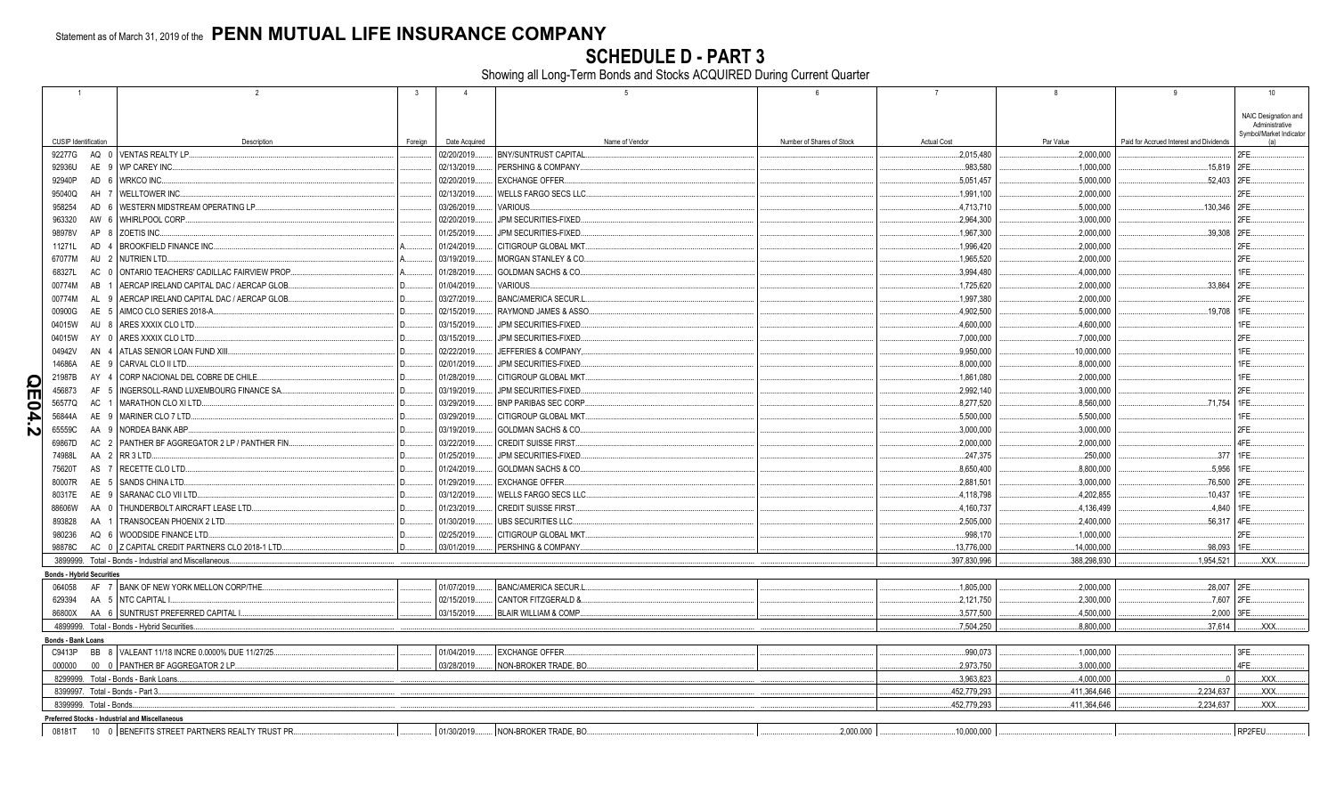Statement as of March 31, 2019 of the **PENN MUTUAL LIFE INSURANCE COMPANY**

# SCHEDULE D - PART 3

Showing all Long-Term Bonds and Stocks ACQUIRED During Current Quarter

| 1 CUSIP Identification | 2 Description | 3 Foreign | 4 Date Acquired | 5 Name of Vendor | 6 Number of Shares of Stock | 7 Actual Cost | 8 Par Value | 9 Paid for Accrued Interest and Dividends | 10 NAIC Designation and Administrative Symbol/Market Indicator (a) |
|---|---|---|---|---|---|---|---|---|---|
| 92277G AQ 0 | VENTAS REALTY LP. | | 02/20/2019 | BNY/SUNTRUST CAPITAL | | 2,015,480 | 2,000,000 | | 2FE |
| 92936U AE 9 | WP CAREY INC. | | 02/13/2019 | PERSHING & COMPANY | | 983,580 | 1,000,000 | 15,819 | 2FE |
| 92940P AD 6 | WRKCO INC. | | 02/20/2019 | EXCHANGE OFFER | | 5,051,457 | 5,000,000 | 52,403 | 2FE |
| 95040Q AH 7 | WELLTOWER INC. | | 02/13/2019 | WELLS FARGO SECS LLC | | 1,991,100 | 2,000,000 | | 2FE |
| 958254 AD 6 | WESTERN MIDSTREAM OPERATING LP | | 03/26/2019 | VARIOUS | | 4,713,710 | 5,000,000 | 130,346 | 2FE |
| 963320 AW 6 | WHIRLPOOL CORP. | | 02/20/2019 | JPM SECURITIES-FIXED | | 2,964,300 | 3,000,000 | | 2FE |
| 98978V AP 8 | ZOETIS INC. | | 01/25/2019 | JPM SECURITIES-FIXED | | 1,967,300 | 2,000,000 | 39,308 | 2FE |
| 11271L AD 4 | BROOKFIELD FINANCE INC. | A | 01/24/2019 | CITIGROUP GLOBAL MKT | | 1,996,420 | 2,000,000 | | 2FE |
| 67077M AU 2 | NUTRIEN LTD. | A | 03/19/2019 | MORGAN STANLEY & CO | | 1,965,520 | 2,000,000 | | 2FE |
| 68327L AC 0 | ONTARIO TEACHERS' CADILLAC FAIRVIEW PROP | A | 01/28/2019 | GOLDMAN SACHS & CO | | 3,994,480 | 4,000,000 | | 1FE |
| 00774M AB 1 | AERCAP IRELAND CAPITAL DAC / AERCAP GLOB | D | 01/04/2019 | VARIOUS | | 1,725,620 | 2,000,000 | 33,864 | 2FE |
| 00774M AL 9 | AERCAP IRELAND CAPITAL DAC / AERCAP GLOB | D | 03/27/2019 | BANC/AMERICA SECUR.L | | 1,997,380 | 2,000,000 | | 2FE |
| 00900G AE 5 | AIMCO CLO SERIES 2018-A | D | 02/15/2019 | RAYMOND JAMES & ASSO | | 4,902,500 | 5,000,000 | 19,708 | 1FE |
| 04015W AU 8 | ARES XXXIX CLO LTD. | D | 03/15/2019 | JPM SECURITIES-FIXED | | 4,600,000 | 4,600,000 | | 1FE |
| 04015W AY 0 | ARES XXXIX CLO LTD. | D | 03/15/2019 | JPM SECURITIES-FIXED | | 7,000,000 | 7,000,000 | | 2FE |
| 04942V AN 4 | ATLAS SENIOR LOAN FUND XIII | D | 02/22/2019 | JEFFERIES & COMPANY | | 9,950,000 | 10,000,000 | | 1FE |
| 14686A AE 9 | CARVAL CLO II LTD. | D | 02/01/2019 | JPM SECURITIES-FIXED | | 8,000,000 | 8,000,000 | | 1FE |
| 21987B AY 4 | CORP NACIONAL DEL COBRE DE CHILE | D | 01/28/2019 | CITIGROUP GLOBAL MKT | | 1,861,080 | 2,000,000 | | 1FE |
| 456873 AF 5 | INGERSOLL-RAND LUXEMBOURG FINANCE SA | D | 03/19/2019 | JPM SECURITIES-FIXED | | 2,992,140 | 3,000,000 | | 2FE |
| 56577Q AC 1 | MARATHON CLO XI LTD. | D | 03/29/2019 | BNP PARIBAS SEC CORP | | 8,277,520 | 8,560,000 | 71,754 | 1FE |
| 56844A AE 9 | MARINER CLO 7 LTD. | D | 03/29/2019 | CITIGROUP GLOBAL MKT | | 5,500,000 | 5,500,000 | | 1FE |
| 65559C AA 9 | NORDEA BANK ABP | D | 03/19/2019 | GOLDMAN SACHS & CO | | 3,000,000 | 3,000,000 | | 2FE |
| 69867D AC 2 | PANTHER BF AGGREGATOR 2 LP / PANTHER FIN | D | 03/22/2019 | CREDIT SUISSE FIRST | | 2,000,000 | 2,000,000 | | 4FE |
| 74988L AA 2 | RR 3 LTD. | D | 01/25/2019 | JPM SECURITIES-FIXED | | 247,375 | 250,000 | 377 | 1FE |
| 75620T AS 7 | RECETTE CLO LTD. | D | 01/24/2019 | GOLDMAN SACHS & CO | | 8,650,400 | 8,800,000 | 5,956 | 1FE |
| 80007R AE 5 | SANDS CHINA LTD. | D | 01/29/2019 | EXCHANGE OFFER | | 2,881,501 | 3,000,000 | 76,500 | 2FE |
| 80317E AE 9 | SARANAC CLO VII LTD. | D | 03/12/2019 | WELLS FARGO SECS LLC | | 4,118,798 | 4,202,855 | 10,437 | 1FE |
| 88606W AA 0 | THUNDERBOLT AIRCRAFT LEASE LTD. | D | 01/23/2019 | CREDIT SUISSE FIRST | | 4,160,737 | 4,136,499 | 4,840 | 1FE |
| 893828 AA 1 | TRANSOCEAN PHOENIX 2 LTD. | D | 01/30/2019 | UBS SECURITIES LLC | | 2,505,000 | 2,400,000 | 56,317 | 4FE |
| 980236 AQ 6 | WOODSIDE FINANCE LTD. | D | 02/25/2019 | CITIGROUP GLOBAL MKT | | 998,170 | 1,000,000 | | 2FE |
| 98878C AC 0 | Z CAPITAL CREDIT PARTNERS CLO 2018-1 LTD. | D | 03/01/2019 | PERSHING & COMPANY | | 13,776,000 | 14,000,000 | 98,093 | 1FE |
| 3899999. Total - Bonds - Industrial and Miscellaneous | | | | | | 397,830,996 | 388,298,930 | 1,954,521 | XXX |
| **Bonds - Hybrid Securities** | | | | | | | | | |
| 064058 AF 7 | BANK OF NEW YORK MELLON CORP/THE | | 01/07/2019 | BANC/AMERICA SECUR.L | | 1,805,000 | 2,000,000 | 28,007 | 2FE |
| 629394 AA 5 | NTC CAPITAL I | | 02/15/2019 | CANTOR FITZGERALD & | | 2,121,750 | 2,300,000 | 7,607 | 2FE |
| 86800X AA 6 | SUNTRUST PREFERRED CAPITAL I | | 03/15/2019 | BLAIR WILLIAM & COMP | | 3,577,500 | 4,500,000 | 2,000 | 3FE |
| 4899999. Total - Bonds - Hybrid Securities | | | | | | 7,504,250 | 8,800,000 | 37,614 | XXX |
| **Bonds - Bank Loans** | | | | | | | | | |
| C9413P BB 8 | VALEANT 11/18 INCRE 0.0000% DUE 11/27/25 | | 01/04/2019 | EXCHANGE OFFER | | 990,073 | 1,000,000 | | 3FE |
| 000000 00 0 | PANTHER BF AGGREGATOR 2 LP | | 03/28/2019 | NON-BROKER TRADE, BO | | 2,973,750 | 3,000,000 | | 4FE |
| 8299999. Total - Bonds - Bank Loans | | | | | | 3,963,823 | 4,000,000 | 0 | XXX |
| 8399997. Total - Bonds - Part 3 | | | | | | 452,779,293 | 411,364,646 | 2,234,637 | XXX |
| 8399999. Total - Bonds | | | | | | 452,779,293 | 411,364,646 | 2,234,637 | XXX |
| **Preferred Stocks - Industrial and Miscellaneous** | | | | | | | | | |
| 08181T 10 0 | BENEFITS STREET PARTNERS REALTY TRUST PR | | 01/30/2019 | NON-BROKER TRADE, BO | 2,000.000 | 10,000,000 | | | RP2FEU |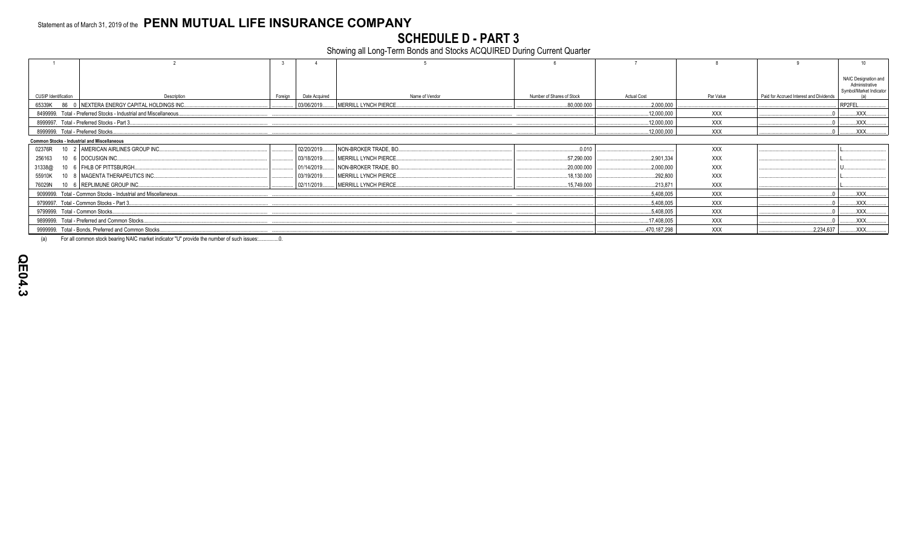Statement as of March 31, 2019 of the **PENN MUTUAL LIFE INSURANCE COMPANY**

# SCHEDULE D - PART 3

Showing all Long-Term Bonds and Stocks ACQUIRED During Current Quarter

| 1 | 2 | 3 | 4 | 5 | 6 | 7 | 8 | 9 | 10 |
|---|---|---|---|---|---|---|---|---|---|
| CUSIP Identification | Description | Foreign | Date Acquired | Name of Vendor | Number of Shares of Stock | Actual Cost | Par Value | Paid for Accrued Interest and Dividends | NAIC Designation and Administrative Symbol/Market Indicator (a) |
| 65339K 86 0 | NEXTERA ENERGY CAPITAL HOLDINGS INC. | | 03/06/2019 | MERRILL LYNCH PIERCE | 80,000.000 | 2,000,000 | | | RP2FEL |
| 8499999. Total - Preferred Stocks - Industrial and Miscellaneous | | | | | | 12,000,000 | XXX | 0 | XXX |
| 8999997. Total - Preferred Stocks - Part 3 | | | | | | 12,000,000 | XXX | 0 | XXX |
| 8999999. Total - Preferred Stocks | | | | | | 12,000,000 | XXX | 0 | XXX |
| **Common Stocks - Industrial and Miscellaneous** | | | | | | | | | |
| 02376R 10 2 | AMERICAN AIRLINES GROUP INC. | | 02/20/2019 | NON-BROKER TRADE, BO | 0.010 | | XXX | | L |
| 256163 10 6 | DOCUSIGN INC. | | 03/18/2019 | MERRILL LYNCH PIERCE | 57,290.000 | 2,901,334 | XXX | | L |
| 31338@ 10 6 | FHLB OF PITTSBURGH | | 01/14/2019 | NON-BROKER TRADE, BO | 20,000.000 | 2,000,000 | XXX | | U |
| 55910K 10 8 | MAGENTA THERAPEUTICS INC. | | 03/19/2019 | MERRILL LYNCH PIERCE | 18,130.000 | 292,800 | XXX | | L |
| 76029N 10 6 | REPLIMUNE GROUP INC. | | 02/11/2019 | MERRILL LYNCH PIERCE | 15,749.000 | 213,871 | XXX | | L |
| 9099999. Total - Common Stocks - Industrial and Miscellaneous | | | | | | 5,408,005 | XXX | 0 | XXX |
| 9799997. Total - Common Stocks - Part 3 | | | | | | 5,408,005 | XXX | 0 | XXX |
| 9799999. Total - Common Stocks | | | | | | 5,408,005 | XXX | 0 | XXX |
| 9899999. Total - Preferred and Common Stocks | | | | | | 17,408,005 | XXX | 0 | XXX |
| 9999999. Total - Bonds, Preferred and Common Stocks | | | | | | 470,187,298 | XXX | 2,234,637 | XXX |

(a) For all common stock bearing NAIC market indicator "U" provide the number of such issues: 0.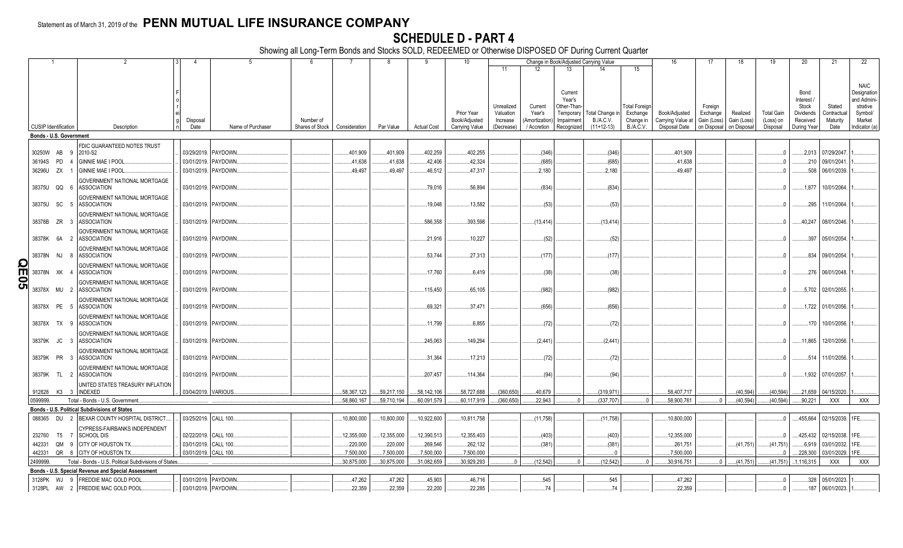Statement as of March 31, 2019 of the **PENN MUTUAL LIFE INSURANCE COMPANY**

# SCHEDULE D - PART 4

Showing all Long-Term Bonds and Stocks SOLD, REDEEMED or Otherwise DISPOSED OF During Current Quarter

| 1 | 2 | 3 | 4 | 5 | 6 | 7 | 8 | 9 | 10 | 11 | 12 | 13 | 14 | 15 | 16 | 17 | 18 | 19 | 20 | 21 | 22 |
|---|---|---|---|---|---|---|---|---|---|---|---|---|---|---|---|---|---|---|---|---|---|
| | | | | | | | | | | Change in Book/Adjusted Carrying Value | | | | | | | | | | | |
| CUSIP Identification | Description | Foreign | Disposal Date | Name of Purchaser | Number of Shares of Stock | Consideration | Par Value | Actual Cost | Prior Year Book/Adjusted Carrying Value | Unrealized Valuation Increase (Decrease) | Current Year's (Amortization) / Accretion | Current Year's Other-Than-Temporary Impairment Recognized | Total Change in B./A.C.V. (11+12-13) | Total Foreign Exchange Change in B./A.C.V. | Book/Adjusted Carrying Value at Disposal Date | Foreign Exchange Gain (Loss) on Disposal | Realized Gain (Loss) on Disposal | Total Gain (Loss) on Disposal | Bond Interest / Stock Dividends Received During Year | Stated Contractual Maturity Date | NAIC Designation and Administrative Symbol/ Market Indicator (a) |
| **Bonds - U.S. Government** | | | | | | | | | | | | | | | | | | | | | |
| 30250W AB 9 | FDIC GUARANTEED NOTES TRUST 2010-S2 | | 03/29/2019 | PAYDOWN | | 401,909 | 401,909 | 402,259 | 402,255 | | (346) | | (346) | | 401,909 | | | 0 | 2,013 | 07/29/2047 | 1 |
| 36194S PD 4 | GINNIE MAE I POOL | | 03/01/2019 | PAYDOWN | | 41,638 | 41,638 | 42,406 | 42,324 | | (685) | | (685) | | 41,638 | | | 0 | 210 | 09/01/2041 | 1 |
| 36296U ZX 1 | GINNIE MAE I POOL | | 03/01/2019 | PAYDOWN | | 49,497 | 49,497 | 46,512 | 47,317 | | 2,180 | | 2,180 | | 49,497 | | | 0 | 508 | 06/01/2039 | 1 |
| 38375U QQ 6 | GOVERNMENT NATIONAL MORTGAGE ASSOCIATION | | 03/01/2019 | PAYDOWN | | | | 79,016 | 56,894 | | (834) | | (834) | | | | | 0 | 1,877 | 10/01/2064 | 1 |
| 38375U SC 5 | GOVERNMENT NATIONAL MORTGAGE ASSOCIATION | | 03/01/2019 | PAYDOWN | | | | 19,048 | 13,582 | | (53) | | (53) | | | | | 0 | 295 | 11/01/2064 | 1 |
| 38378B ZR 3 | GOVERNMENT NATIONAL MORTGAGE ASSOCIATION | | 03/01/2019 | PAYDOWN | | | | 586,358 | 393,598 | | (13,414) | | (13,414) | | | | | 0 | 40,247 | 08/01/2046 | 1 |
| 38378K 6A 2 | GOVERNMENT NATIONAL MORTGAGE ASSOCIATION | | 03/01/2019 | PAYDOWN | | | | 21,916 | 10,227 | | (52) | | (52) | | | | | 0 | 397 | 05/01/2054 | 1 |
| 38378N NJ 8 | GOVERNMENT NATIONAL MORTGAGE ASSOCIATION | | 03/01/2019 | PAYDOWN | | | | 53,744 | 27,313 | | (177) | | (177) | | | | | 0 | 834 | 09/01/2054 | 1 |
| 38378N XK 4 | GOVERNMENT NATIONAL MORTGAGE ASSOCIATION | | 03/01/2019 | PAYDOWN | | | | 17,760 | 6,419 | | (38) | | (38) | | | | | 0 | 276 | 06/01/2048 | 1 |
| 38378X MU 2 | GOVERNMENT NATIONAL MORTGAGE ASSOCIATION | | 03/01/2019 | PAYDOWN | | | | 115,450 | 65,105 | | (982) | | (982) | | | | | 0 | 5,702 | 02/01/2055 | 1 |
| 38378X PE 5 | GOVERNMENT NATIONAL MORTGAGE ASSOCIATION | | 03/01/2019 | PAYDOWN | | | | 69,321 | 37,471 | | (656) | | (656) | | | | | 0 | 1,722 | 01/01/2056 | 1 |
| 38378X TX 9 | GOVERNMENT NATIONAL MORTGAGE ASSOCIATION | | 03/01/2019 | PAYDOWN | | | | 11,799 | 6,855 | | (72) | | (72) | | | | | 0 | 170 | 10/01/2056 | 1 |
| 38379K JC 3 | GOVERNMENT NATIONAL MORTGAGE ASSOCIATION | | 03/01/2019 | PAYDOWN | | | | 245,063 | 149,294 | | (2,441) | | (2,441) | | | | | 0 | 11,865 | 12/01/2056 | 1 |
| 38379K PR 3 | GOVERNMENT NATIONAL MORTGAGE ASSOCIATION | | 03/01/2019 | PAYDOWN | | | | 31,364 | 17,213 | | (72) | | (72) | | | | | 0 | 514 | 11/01/2056 | 1 |
| 38379K TL 2 | GOVERNMENT NATIONAL MORTGAGE ASSOCIATION | | 03/01/2019 | PAYDOWN | | | | 207,457 | 114,364 | | (94) | | (94) | | | | | 0 | 1,932 | 07/01/2057 | 1 |
| 912828 K3 3 | UNITED STATES TREASURY INFLATION INDEXED | | 03/04/2019 | VARIOUS | | 58,367,123 | 59,217,150 | 58,142,106 | 58,727,688 | (360,650) | 40,679 | | (319,971) | | 58,407,717 | | (40,594) | (40,594) | 21,659 | 04/15/2020 | 1 |
| 0599999. | Total - Bonds - U.S. Government | | | | | 58,860,167 | 59,710,194 | 60,091,579 | 60,117,919 | (360,650) | 22,943 | 0 | (337,707) | 0 | 58,900,761 | 0 | (40,594) | (40,594) | 90,221 | XXX | XXX |
| **Bonds - U.S. Political Subdivisions of States** | | | | | | | | | | | | | | | | | | | | | |
| 088365 DU 2 | BEXAR COUNTY HOSPITAL DISTRICT | | 03/25/2019 | CALL 100 | | 10,800,000 | 10,800,000 | 10,922,600 | 10,811,758 | | (11,758) | | (11,758) | | 10,800,000 | | | 0 | 455,664 | 02/15/2039 | 1FE |
| 232760 T5 7 | CYPRESS-FAIRBANKS INDEPENDENT SCHOOL DIS | | 02/22/2019 | CALL 100 | | 12,355,000 | 12,355,000 | 12,390,513 | 12,355,403 | | (403) | | (403) | | 12,355,000 | | | 0 | 425,432 | 02/15/2038 | 1FE |
| 442331 QM 9 | CITY OF HOUSTON TX | | 03/01/2019 | CALL 100 | | 220,000 | 220,000 | 269,546 | 262,132 | | (381) | | (381) | | 261,751 | | (41,751) | (41,751) | 6,919 | 03/01/2032 | 1FE |
| 442331 QR 8 | CITY OF HOUSTON TX | | 03/01/2019 | CALL 100 | | 7,500,000 | 7,500,000 | 7,500,000 | 7,500,000 | | | | 0 | | 7,500,000 | | | 0 | 228,300 | 03/01/2029 | 1FE |
| 2499999. | Total - Bonds - U.S. Political Subdivisions of States | | | | | 30,875,000 | 30,875,000 | 31,082,659 | 30,929,293 | 0 | (12,542) | 0 | (12,542) | 0 | 30,916,751 | 0 | (41,751) | (41,751) | 1,116,315 | XXX | XXX |
| **Bonds - U.S. Special Revenue and Special Assessment** | | | | | | | | | | | | | | | | | | | | | |
| 3128PK WJ 9 | FREDDIE MAC GOLD POOL | | 03/01/2019 | PAYDOWN | | 47,262 | 47,262 | 45,903 | 46,716 | | 545 | | 545 | | 47,262 | | | 0 | 328 | 05/01/2023 | 1 |
| 3128PL AW 2 | FREDDIE MAC GOLD POOL | | 03/01/2019 | PAYDOWN | | 22,359 | 22,359 | 22,200 | 22,285 | | 74 | | 74 | | 22,359 | | | 0 | 187 | 06/01/2023 | 1 |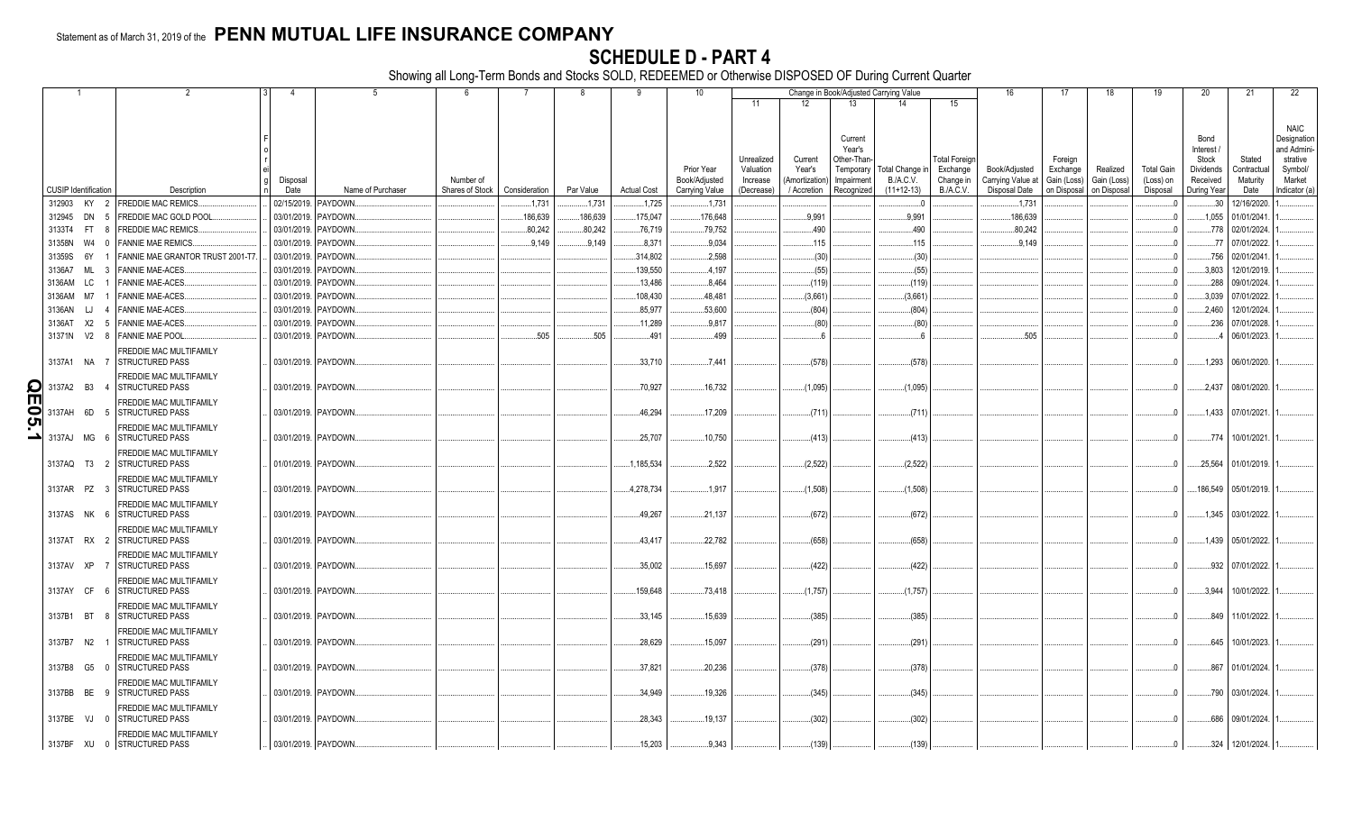Statement as of March 31, 2019 of the **PENN MUTUAL LIFE INSURANCE COMPANY**

# SCHEDULE D - PART 4

Showing all Long-Term Bonds and Stocks SOLD, REDEEMED or Otherwise DISPOSED OF During Current Quarter

| 1 | 2 | 3 | 4 | 5 | 6 | 7 | 8 | 9 | 10 | 11 | 12 | 13 | 14 | 15 | 16 | 17 | 18 | 19 | 20 | 21 | 22 |
|---|---|---|---|---|---|---|---|---|---|---|---|---|---|---|---|---|---|---|---|---|---|
| | | | | | | | | | | Change in Book/Adjusted Carrying Value | | | | | | | | | | | |
| CUSIP Identification | Description | Foreign | Disposal Date | Name of Purchaser | Number of Shares of Stock | Consideration | Par Value | Actual Cost | Prior Year Book/Adjusted Carrying Value | Unrealized Valuation Increase (Decrease) | Current Year's (Amortization) / Accretion | Current Year's Other-Than-Temporary Impairment Recognized | Total Change in B./A.C.V. (11+12-13) | Total Foreign Exchange Change in B./A.C.V. | Book/Adjusted Carrying Value at Disposal Date | Foreign Exchange Gain (Loss) on Disposal | Realized Gain (Loss) on Disposal | Total Gain (Loss) on Disposal | Bond Interest / Stock Dividends Received During Year | Stated Contractual Maturity Date | NAIC Designation and Administrative Symbol/ Market Indicator (a) |
| 312903 KY 2 | FREDDIE MAC REMICS | | 02/15/2019 | PAYDOWN | | 1,731 | 1,731 | 1,725 | 1,731 | | | | 0 | | 1,731 | | | 0 | 30 | 12/16/2020 | 1 |
| 312945 DN 5 | FREDDIE MAC GOLD POOL | | 03/01/2019 | PAYDOWN | | 186,639 | 186,639 | 175,047 | 176,648 | | 9,991 | | 9,991 | | 186,639 | | | 0 | 1,055 | 01/01/2041 | 1 |
| 3133T4 FT 8 | FREDDIE MAC REMICS | | 03/01/2019 | PAYDOWN | | 80,242 | 80,242 | 76,719 | 79,752 | | 490 | | 490 | | 80,242 | | | 0 | 778 | 02/01/2024 | 1 |
| 31358N W4 0 | FANNIE MAE REMICS | | 03/01/2019 | PAYDOWN | | 9,149 | 9,149 | 8,371 | 9,034 | | 115 | | 115 | | 9,149 | | | 0 | 77 | 07/01/2022 | 1 |
| 31359S 6Y 1 | FANNIE MAE GRANTOR TRUST 2001-T7 | | 03/01/2019 | PAYDOWN | | | | 314,802 | 2,598 | | (30) | | (30) | | | | | 0 | 756 | 02/01/2041 | 1 |
| 3136A7 ML 3 | FANNIE MAE-ACES | | 03/01/2019 | PAYDOWN | | | | 139,550 | 4,197 | | (55) | | (55) | | | | | 0 | 3,803 | 12/01/2019 | 1 |
| 3136AM LC 1 | FANNIE MAE-ACES | | 03/01/2019 | PAYDOWN | | | | 13,486 | 8,464 | | (119) | | (119) | | | | | 0 | 288 | 09/01/2024 | 1 |
| 3136AM M7 1 | FANNIE MAE-ACES | | 03/01/2019 | PAYDOWN | | | | 108,430 | 48,481 | | (3,661) | | (3,661) | | | | | 0 | 3,039 | 07/01/2022 | 1 |
| 3136AN LJ 4 | FANNIE MAE-ACES | | 03/01/2019 | PAYDOWN | | | | 85,977 | 53,600 | | (804) | | (804) | | | | | 0 | 2,460 | 12/01/2024 | 1 |
| 3136AT X2 5 | FANNIE MAE-ACES | | 03/01/2019 | PAYDOWN | | | | 11,289 | 9,817 | | (80) | | (80) | | | | | 0 | 236 | 07/01/2028 | 1 |
| 31371N V2 8 | FANNIE MAE POOL | | 03/01/2019 | PAYDOWN | | 505 | 505 | 491 | 499 | | 6 | | 6 | | 505 | | | 0 | 4 | 06/01/2023 | 1 |
| 3137A1 NA 7 | FREDDIE MAC MULTIFAMILY STRUCTURED PASS | | 03/01/2019 | PAYDOWN | | | | 33,710 | 7,441 | | (578) | | (578) | | | | | 0 | 1,293 | 06/01/2020 | 1 |
| 3137A2 B3 4 | FREDDIE MAC MULTIFAMILY STRUCTURED PASS | | 03/01/2019 | PAYDOWN | | | | 70,927 | 16,732 | | (1,095) | | (1,095) | | | | | 0 | 2,437 | 08/01/2020 | 1 |
| 3137AH 6D 5 | FREDDIE MAC MULTIFAMILY STRUCTURED PASS | | 03/01/2019 | PAYDOWN | | | | 46,294 | 17,209 | | (711) | | (711) | | | | | 0 | 1,433 | 07/01/2021 | 1 |
| 3137AJ MG 6 | FREDDIE MAC MULTIFAMILY STRUCTURED PASS | | 03/01/2019 | PAYDOWN | | | | 25,707 | 10,750 | | (413) | | (413) | | | | | 0 | 774 | 10/01/2021 | 1 |
| 3137AQ T3 2 | FREDDIE MAC MULTIFAMILY STRUCTURED PASS | | 01/01/2019 | PAYDOWN | | | | 1,185,534 | 2,522 | | (2,522) | | (2,522) | | | | | 0 | 25,564 | 01/01/2019 | 1 |
| 3137AR PZ 3 | FREDDIE MAC MULTIFAMILY STRUCTURED PASS | | 03/01/2019 | PAYDOWN | | | | 4,278,734 | 1,917 | | (1,508) | | (1,508) | | | | | 0 | 186,549 | 05/01/2019 | 1 |
| 3137AS NK 6 | FREDDIE MAC MULTIFAMILY STRUCTURED PASS | | 03/01/2019 | PAYDOWN | | | | 49,267 | 21,137 | | (672) | | (672) | | | | | 0 | 1,345 | 03/01/2022 | 1 |
| 3137AT RX 2 | FREDDIE MAC MULTIFAMILY STRUCTURED PASS | | 03/01/2019 | PAYDOWN | | | | 43,417 | 22,782 | | (658) | | (658) | | | | | 0 | 1,439 | 05/01/2022 | 1 |
| 3137AV XP 7 | FREDDIE MAC MULTIFAMILY STRUCTURED PASS | | 03/01/2019 | PAYDOWN | | | | 35,002 | 15,697 | | (422) | | (422) | | | | | 0 | 932 | 07/01/2022 | 1 |
| 3137AY CF 6 | FREDDIE MAC MULTIFAMILY STRUCTURED PASS | | 03/01/2019 | PAYDOWN | | | | 159,648 | 73,418 | | (1,757) | | (1,757) | | | | | 0 | 3,944 | 10/01/2022 | 1 |
| 3137B1 BT 8 | FREDDIE MAC MULTIFAMILY STRUCTURED PASS | | 03/01/2019 | PAYDOWN | | | | 33,145 | 15,639 | | (385) | | (385) | | | | | 0 | 849 | 11/01/2022 | 1 |
| 3137B7 N2 1 | FREDDIE MAC MULTIFAMILY STRUCTURED PASS | | 03/01/2019 | PAYDOWN | | | | 28,629 | 15,097 | | (291) | | (291) | | | | | 0 | 645 | 10/01/2023 | 1 |
| 3137B8 G5 0 | FREDDIE MAC MULTIFAMILY STRUCTURED PASS | | 03/01/2019 | PAYDOWN | | | | 37,821 | 20,236 | | (378) | | (378) | | | | | 0 | 867 | 01/01/2024 | 1 |
| 3137BB BE 9 | FREDDIE MAC MULTIFAMILY STRUCTURED PASS | | 03/01/2019 | PAYDOWN | | | | 34,949 | 19,326 | | (345) | | (345) | | | | | 0 | 790 | 03/01/2024 | 1 |
| 3137BE VJ 0 | FREDDIE MAC MULTIFAMILY STRUCTURED PASS | | 03/01/2019 | PAYDOWN | | | | 28,343 | 19,137 | | (302) | | (302) | | | | | 0 | 686 | 09/01/2024 | 1 |
| 3137BF XU 0 | FREDDIE MAC MULTIFAMILY STRUCTURED PASS | | 03/01/2019 | PAYDOWN | | | | 15,203 | 9,343 | | (139) | | (139) | | | | | 0 | 324 | 12/01/2024 | 1 |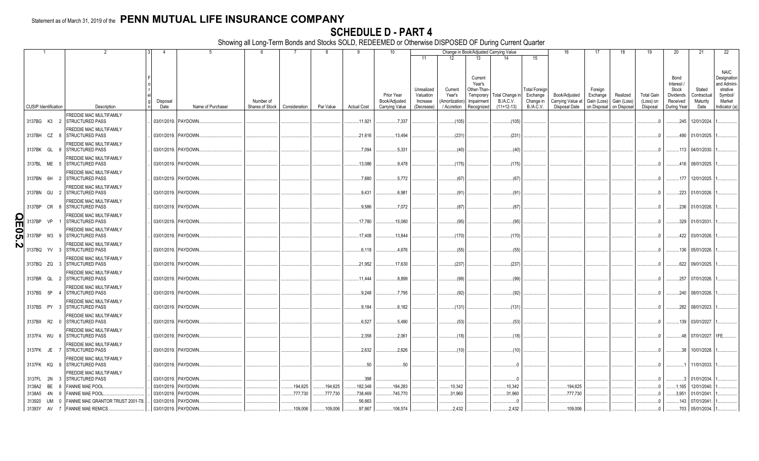Statement as of March 31, 2019 of the **PENN MUTUAL LIFE INSURANCE COMPANY**

# SCHEDULE D - PART 4

Showing all Long-Term Bonds and Stocks SOLD, REDEEMED or Otherwise DISPOSED OF During Current Quarter

| 1 | 2 | 3 | 4 | 5 | 6 | 7 | 8 | 9 | 10 | 11 | 12 | 13 | 14 | 15 | 16 | 17 | 18 | 19 | 20 | 21 | 22 |
|---|---|---|---|---|---|---|---|---|---|---|---|---|---|---|---|---|---|---|---|---|---|
| | | | | | | | | | | Change in Book/Adjusted Carrying Value | | | | | | | | | | | |
| CUSIP Identification | Description | Foreign | Disposal Date | Name of Purchaser | Number of Shares of Stock | Consideration | Par Value | Actual Cost | Prior Year Book/Adjusted Carrying Value | Unrealized Valuation Increase (Decrease) | Current Year's (Amortization) / Accretion | Current Year's Other-Than-Temporary Impairment Recognized | Total Change in B./A.C.V. (11+12-13) | Total Foreign Exchange Change in B./A.C.V. | Book/Adjusted Carrying Value at Disposal Date | Foreign Exchange Gain (Loss) on Disposal | Realized Gain (Loss) on Disposal | Total Gain (Loss) on Disposal | Bond Interest / Stock Dividends Received During Year | Stated Contractual Maturity Date | NAIC Designation and Administrative Symbol/ Market Indicator (a) |
| 3137BG K3 2 | FREDDIE MAC MULTIFAMILY STRUCTURED PASS | | 03/01/2019. | PAYDOWN. | | | | 11,921 | 7,337 | | (105) | | (105) | | | | | 0 | 245 | 12/01/2024. | 1. |
| 3137BH CZ 8 | FREDDIE MAC MULTIFAMILY STRUCTURED PASS | | 03/01/2019. | PAYDOWN. | | | | 21,616 | 13,494 | | (231) | | (231) | | | | | 0 | 490 | 01/01/2025. | 1. |
| 3137BK GL 8 | FREDDIE MAC MULTIFAMILY STRUCTURED PASS | | 03/01/2019. | PAYDOWN. | | | | 7,094 | 5,331 | | (40) | | (40) | | | | | 0 | 113 | 04/01/2030. | 1. |
| 3137BL ME 5 | FREDDIE MAC MULTIFAMILY STRUCTURED PASS | | 03/01/2019. | PAYDOWN. | | | | 13,086 | 9,478 | | (175) | | (175) | | | | | 0 | 416 | 08/01/2025. | 1. |
| 3137BN 6H 2 | FREDDIE MAC MULTIFAMILY STRUCTURED PASS | | 03/01/2019. | PAYDOWN. | | | | 7,880 | 5,772 | | (67) | | (67) | | | | | 0 | 177 | 12/01/2025. | 1. |
| 3137BN GU 2 | FREDDIE MAC MULTIFAMILY STRUCTURED PASS | | 03/01/2019. | PAYDOWN. | | | | 9,431 | 6,981 | | (91) | | (91) | | | | | 0 | 223 | 01/01/2026. | 1. |
| 3137BP CR 8 | FREDDIE MAC MULTIFAMILY STRUCTURED PASS | | 03/01/2019. | PAYDOWN. | | | | 9,586 | 7,072 | | (87) | | (87) | | | | | 0 | 236 | 01/01/2026. | 1. |
| 3137BP VP 1 | FREDDIE MAC MULTIFAMILY STRUCTURED PASS | | 03/01/2019. | PAYDOWN. | | | | 17,780 | 15,080 | | (95) | | (95) | | | | | 0 | 329 | 01/01/2031. | 1. |
| 3137BP W3 9 | FREDDIE MAC MULTIFAMILY STRUCTURED PASS | | 03/01/2019. | PAYDOWN. | | | | 17,408 | 13,844 | | (170) | | (170) | | | | | 0 | 422 | 03/01/2026. | 1. |
| 3137BQ YV 3 | FREDDIE MAC MULTIFAMILY STRUCTURED PASS | | 03/01/2019. | PAYDOWN. | | | | 6,118 | 4,676 | | (55) | | (55) | | | | | 0 | 136 | 05/01/2026. | 1. |
| 3137BQ ZQ 3 | FREDDIE MAC MULTIFAMILY STRUCTURED PASS | | 03/01/2019. | PAYDOWN. | | | | 21,952 | 17,630 | | (237) | | (237) | | | | | 0 | 622 | 09/01/2025. | 1. |
| 3137BR QL 2 | FREDDIE MAC MULTIFAMILY STRUCTURED PASS | | 03/01/2019. | PAYDOWN. | | | | 11,444 | 8,899 | | (99) | | (99) | | | | | 0 | 257 | 07/01/2026. | 1. |
| 3137BS 5P 4 | FREDDIE MAC MULTIFAMILY STRUCTURED PASS | | 03/01/2019. | PAYDOWN. | | | | 9,248 | 7,795 | | (92) | | (92) | | | | | 0 | 240 | 08/01/2026. | 1. |
| 3137BS PY 3 | FREDDIE MAC MULTIFAMILY STRUCTURED PASS | | 03/01/2019. | PAYDOWN. | | | | 9,184 | 6,182 | | (131) | | (131) | | | | | 0 | 282 | 08/01/2023. | 1. |
| 3137BX R2 0 | FREDDIE MAC MULTIFAMILY STRUCTURED PASS | | 03/01/2019. | PAYDOWN. | | | | 6,527 | 5,490 | | (53) | | (53) | | | | | 0 | 139 | 03/01/2027. | 1. |
| 3137FA WU 8 | FREDDIE MAC MULTIFAMILY STRUCTURED PASS | | 03/01/2019. | PAYDOWN. | | | | 2,358 | 2,061 | | (18) | | (18) | | | | | 0 | 48 | 07/01/2027. | 1FE. |
| 3137FK JE 7 | FREDDIE MAC MULTIFAMILY STRUCTURED PASS | | 03/01/2019. | PAYDOWN. | | | | 2,632 | 2,626 | | (10) | | (10) | | | | | 0 | 38 | 10/01/2028. | 1. |
| 3137FK KQ 8 | FREDDIE MAC MULTIFAMILY STRUCTURED PASS | | 03/01/2019. | PAYDOWN. | | | | 50 | 50 | | | | 0 | | | | | 0 | 1 | 11/01/2033. | 1. |
| 3137FL 2N 3 | FREDDIE MAC MULTIFAMILY STRUCTURED PASS | | 03/01/2019. | PAYDOWN. | | | | 398 | | | | | 0 | | | | | 0 | 3 | 01/01/2034. | 1. |
| 3138A2 BE 8 | FANNIE MAE POOL. | | 03/01/2019. | PAYDOWN. | | 194,625 | 194,625 | 182,348 | 184,283 | | 10,342 | | 10,342 | | 194,625 | | | 0 | 1,165 | 12/01/2040. | 1. |
| 3138A5 4N 9 | FANNIE MAE POOL. | | 03/01/2019. | PAYDOWN. | | 777,730 | 777,730 | 738,469 | 745,770 | | 31,960 | | 31,960 | | 777,730 | | | 0 | 3,951 | 01/01/2041. | 1. |
| 313920 UM 0 | FANNIE MAE GRANTOR TRUST 2001-T8. | | 03/01/2019. | PAYDOWN. | | | | 56,663 | | | | | 0 | | | | | 0 | 143 | 07/01/2041. | 1. |
| 31393Y AV 7 | FANNIE MAE REMICS. | | 03/01/2019. | PAYDOWN. | | 109,006 | 109,006 | 97,867 | 106,574 | | 2,432 | | 2,432 | | 109,006 | | | 0 | 703 | 05/01/2034. | 1. |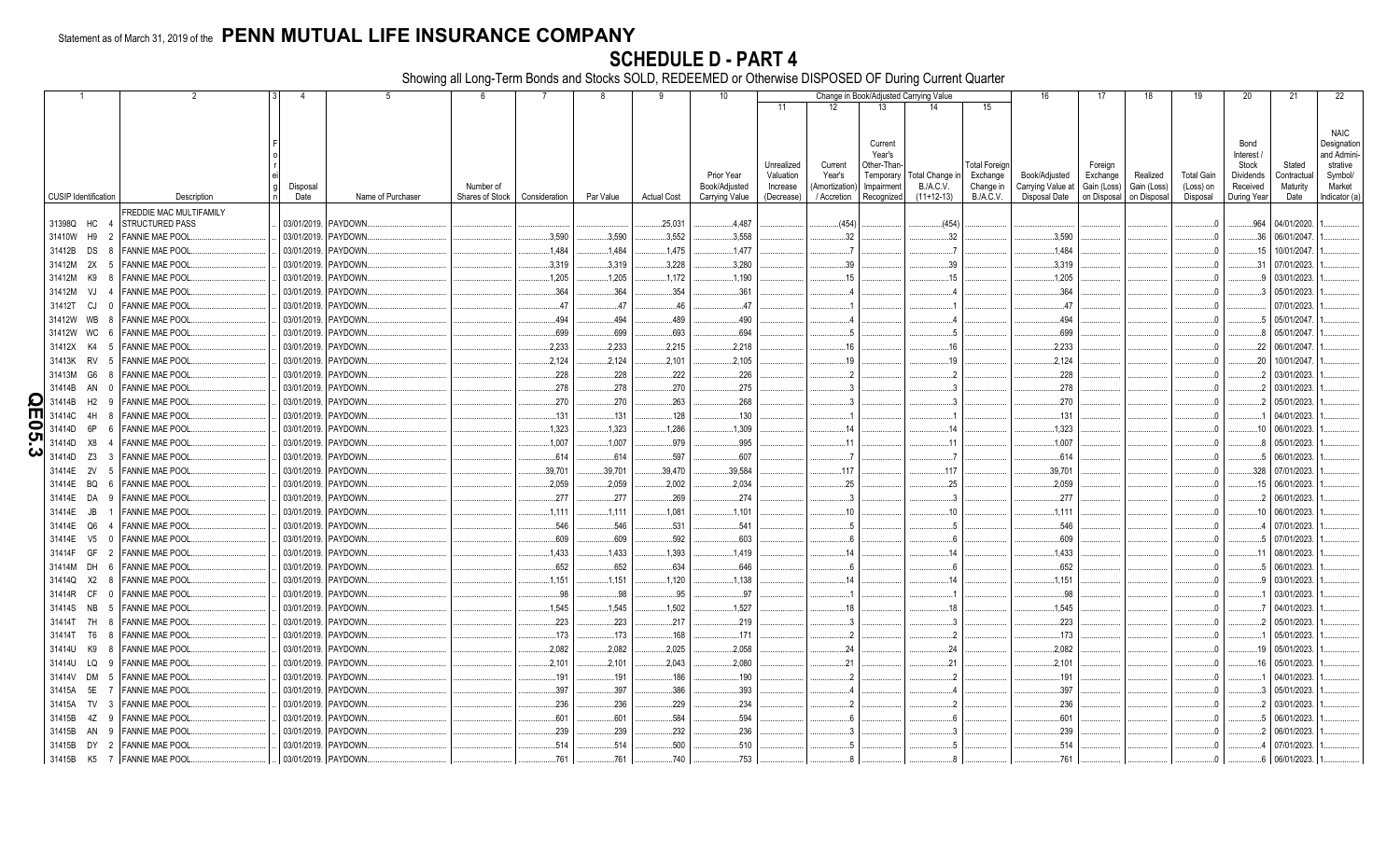Statement as of March 31, 2019 of the **PENN MUTUAL LIFE INSURANCE COMPANY**

# SCHEDULE D - PART 4

Showing all Long-Term Bonds and Stocks SOLD, REDEEMED or Otherwise DISPOSED OF During Current Quarter

| 1 | 2 | 3 | 4 | 5 | 6 | 7 | 8 | 9 | 10 | 11 | 12 | 13 | 14 | 15 | 16 | 17 | 18 | 19 | 20 | 21 | 22 |
|---|---|---|---|---|---|---|---|---|---|---|---|---|---|---|---|---|---|---|---|---|---|
| | | | | | | | | | | Change in Book/Adjusted Carrying Value | | | | | | | | | | | |
| CUSIP Identification | Description | Foreign | Disposal Date | Name of Purchaser | Number of Shares of Stock | Consideration | Par Value | Actual Cost | Prior Year Book/Adjusted Carrying Value | Unrealized Valuation Increase (Decrease) | Current Year's (Amortization) / Accretion | Current Year's Other-Than-Temporary Impairment Recognized | Total Change in B./A.C.V. (11+12-13) | Total Foreign Exchange Change in B./A.C.V. | Book/Adjusted Carrying Value at Disposal Date | Foreign Exchange Gain (Loss) on Disposal | Realized Gain (Loss) on Disposal | Total Gain (Loss) on Disposal | Bond Interest / Stock Dividends Received During Year | Stated Contractual Maturity Date | NAIC Designation and Administrative Symbol/ Market Indicator (a) |
| 31398Q HC 4 | FREDDIE MAC MULTIFAMILY STRUCTURED PASS | | 03/01/2019. | PAYDOWN. | | | | 25,031 | 4,487 | | (454) | | (454) | | | | | 0 | 964 | 04/01/2020. | 1. |
| 31410W H9 2 | FANNIE MAE POOL. | | 03/01/2019. | PAYDOWN. | | 3,590 | 3,590 | 3,552 | 3,558 | | 32 | | 32 | | 3,590 | | | 0 | 36 | 06/01/2047. | 1. |
| 31412B DS 8 | FANNIE MAE POOL. | | 03/01/2019. | PAYDOWN. | | 1,484 | 1,484 | 1,475 | 1,477 | | 7 | | 7 | | 1,484 | | | 0 | 15 | 10/01/2047. | 1. |
| 31412M 2X 5 | FANNIE MAE POOL. | | 03/01/2019. | PAYDOWN. | | 3,319 | 3,319 | 3,228 | 3,280 | | 39 | | 39 | | 3,319 | | | 0 | 31 | 07/01/2023. | 1. |
| 31412M K9 8 | FANNIE MAE POOL. | | 03/01/2019. | PAYDOWN. | | 1,205 | 1,205 | 1,172 | 1,190 | | 15 | | 15 | | 1,205 | | | 0 | 9 | 03/01/2023. | 1. |
| 31412M VJ 4 | FANNIE MAE POOL. | | 03/01/2019. | PAYDOWN. | | 364 | 364 | 354 | 361 | | 4 | | 4 | | 364 | | | 0 | 3 | 05/01/2023. | 1. |
| 31412T CJ 0 | FANNIE MAE POOL. | | 03/01/2019. | PAYDOWN. | | 47 | 47 | 46 | 47 | | 1 | | 1 | | 47 | | | 0 | | 07/01/2023. | 1. |
| 31412W WB 8 | FANNIE MAE POOL. | | 03/01/2019. | PAYDOWN. | | 494 | 494 | 489 | 490 | | 4 | | 4 | | 494 | | | 0 | 5 | 05/01/2047. | 1. |
| 31412W WC 6 | FANNIE MAE POOL. | | 03/01/2019. | PAYDOWN. | | 699 | 699 | 693 | 694 | | 5 | | 5 | | 699 | | | 0 | 8 | 05/01/2047. | 1. |
| 31412X K4 5 | FANNIE MAE POOL. | | 03/01/2019. | PAYDOWN. | | 2,233 | 2,233 | 2,215 | 2,218 | | 16 | | 16 | | 2,233 | | | 0 | 22 | 06/01/2047. | 1. |
| 31413K RV 5 | FANNIE MAE POOL. | | 03/01/2019. | PAYDOWN. | | 2,124 | 2,124 | 2,101 | 2,105 | | 19 | | 19 | | 2,124 | | | 0 | 20 | 10/01/2047. | 1. |
| 31413M G6 8 | FANNIE MAE POOL. | | 03/01/2019. | PAYDOWN. | | 228 | 228 | 222 | 226 | | 2 | | 2 | | 228 | | | 0 | 2 | 03/01/2023. | 1. |
| 31414B AN 0 | FANNIE MAE POOL. | | 03/01/2019. | PAYDOWN. | | 278 | 278 | 270 | 275 | | 3 | | 3 | | 278 | | | 0 | 2 | 03/01/2023. | 1. |
| 31414B H2 9 | FANNIE MAE POOL. | | 03/01/2019. | PAYDOWN. | | 270 | 270 | 263 | 268 | | 3 | | 3 | | 270 | | | 0 | 2 | 05/01/2023. | 1. |
| 31414C 4H 8 | FANNIE MAE POOL. | | 03/01/2019. | PAYDOWN. | | 131 | 131 | 128 | 130 | | 1 | | 1 | | 131 | | | 0 | 1 | 04/01/2023. | 1. |
| 31414D 6P 6 | FANNIE MAE POOL. | | 03/01/2019. | PAYDOWN. | | 1,323 | 1,323 | 1,286 | 1,309 | | 14 | | 14 | | 1,323 | | | 0 | 10 | 06/01/2023. | 1. |
| 31414D X8 4 | FANNIE MAE POOL. | | 03/01/2019. | PAYDOWN. | | 1,007 | 1,007 | 979 | 995 | | 11 | | 11 | | 1,007 | | | 0 | 8 | 05/01/2023. | 1. |
| 31414D Z3 3 | FANNIE MAE POOL. | | 03/01/2019. | PAYDOWN. | | 614 | 614 | 597 | 607 | | 7 | | 7 | | 614 | | | 0 | 5 | 06/01/2023. | 1. |
| 31414E 2V 5 | FANNIE MAE POOL. | | 03/01/2019. | PAYDOWN. | | 39,701 | 39,701 | 39,470 | 39,584 | | 117 | | 117 | | 39,701 | | | 0 | 328 | 07/01/2023. | 1. |
| 31414E BQ 6 | FANNIE MAE POOL. | | 03/01/2019. | PAYDOWN. | | 2,059 | 2,059 | 2,002 | 2,034 | | 25 | | 25 | | 2,059 | | | 0 | 15 | 06/01/2023. | 1. |
| 31414E DA 9 | FANNIE MAE POOL. | | 03/01/2019. | PAYDOWN. | | 277 | 277 | 269 | 274 | | 3 | | 3 | | 277 | | | 0 | 2 | 06/01/2023. | 1. |
| 31414E JB 1 | FANNIE MAE POOL. | | 03/01/2019. | PAYDOWN. | | 1,111 | 1,111 | 1,081 | 1,101 | | 10 | | 10 | | 1,111 | | | 0 | 10 | 06/01/2023. | 1. |
| 31414E Q6 4 | FANNIE MAE POOL. | | 03/01/2019. | PAYDOWN. | | 546 | 546 | 531 | 541 | | 5 | | 5 | | 546 | | | 0 | 4 | 07/01/2023. | 1. |
| 31414E V5 0 | FANNIE MAE POOL. | | 03/01/2019. | PAYDOWN. | | 609 | 609 | 592 | 603 | | 6 | | 6 | | 609 | | | 0 | 5 | 07/01/2023. | 1. |
| 31414F GF 2 | FANNIE MAE POOL. | | 03/01/2019. | PAYDOWN. | | 1,433 | 1,433 | 1,393 | 1,419 | | 14 | | 14 | | 1,433 | | | 0 | 11 | 08/01/2023. | 1. |
| 31414M DH 6 | FANNIE MAE POOL. | | 03/01/2019. | PAYDOWN. | | 652 | 652 | 634 | 646 | | 6 | | 6 | | 652 | | | 0 | 5 | 06/01/2023. | 1. |
| 31414Q X2 8 | FANNIE MAE POOL. | | 03/01/2019. | PAYDOWN. | | 1,151 | 1,151 | 1,120 | 1,138 | | 14 | | 14 | | 1,151 | | | 0 | 9 | 03/01/2023. | 1. |
| 31414R CF 0 | FANNIE MAE POOL. | | 03/01/2019. | PAYDOWN. | | 98 | 98 | 95 | 97 | | 1 | | 1 | | 98 | | | 0 | 1 | 03/01/2023. | 1. |
| 31414S NB 5 | FANNIE MAE POOL. | | 03/01/2019. | PAYDOWN. | | 1,545 | 1,545 | 1,502 | 1,527 | | 18 | | 18 | | 1,545 | | | 0 | 7 | 04/01/2023. | 1. |
| 31414T 7H 8 | FANNIE MAE POOL. | | 03/01/2019. | PAYDOWN. | | 223 | 223 | 217 | 219 | | 3 | | 3 | | 223 | | | 0 | 2 | 05/01/2023. | 1. |
| 31414T T6 8 | FANNIE MAE POOL. | | 03/01/2019. | PAYDOWN. | | 173 | 173 | 168 | 171 | | 2 | | 2 | | 173 | | | 0 | 1 | 05/01/2023. | 1. |
| 31414U K9 8 | FANNIE MAE POOL. | | 03/01/2019. | PAYDOWN. | | 2,082 | 2,082 | 2,025 | 2,058 | | 24 | | 24 | | 2,082 | | | 0 | 19 | 05/01/2023. | 1. |
| 31414U LQ 9 | FANNIE MAE POOL. | | 03/01/2019. | PAYDOWN. | | 2,101 | 2,101 | 2,043 | 2,080 | | 21 | | 21 | | 2,101 | | | 0 | 16 | 05/01/2023. | 1. |
| 31414V DM 5 | FANNIE MAE POOL. | | 03/01/2019. | PAYDOWN. | | 191 | 191 | 186 | 190 | | 2 | | 2 | | 191 | | | 0 | 1 | 04/01/2023. | 1. |
| 31415A 5E 7 | FANNIE MAE POOL. | | 03/01/2019. | PAYDOWN. | | 397 | 397 | 386 | 393 | | 4 | | 4 | | 397 | | | 0 | 3 | 05/01/2023. | 1. |
| 31415A TV 3 | FANNIE MAE POOL. | | 03/01/2019. | PAYDOWN. | | 236 | 236 | 229 | 234 | | 2 | | 2 | | 236 | | | 0 | 2 | 03/01/2023. | 1. |
| 31415B 4Z 9 | FANNIE MAE POOL. | | 03/01/2019. | PAYDOWN. | | 601 | 601 | 584 | 594 | | 6 | | 6 | | 601 | | | 0 | 5 | 06/01/2023. | 1. |
| 31415B AN 9 | FANNIE MAE POOL. | | 03/01/2019. | PAYDOWN. | | 239 | 239 | 232 | 236 | | 3 | | 3 | | 239 | | | 0 | 2 | 06/01/2023. | 1. |
| 31415B DY 2 | FANNIE MAE POOL. | | 03/01/2019. | PAYDOWN. | | 514 | 514 | 500 | 510 | | 5 | | 5 | | 514 | | | 0 | 4 | 07/01/2023. | 1. |
| 31415B K5 7 | FANNIE MAE POOL. | | 03/01/2019. | PAYDOWN. | | 761 | 761 | 740 | 753 | | 8 | | 8 | | 761 | | | 0 | 6 | 06/01/2023. | 1. |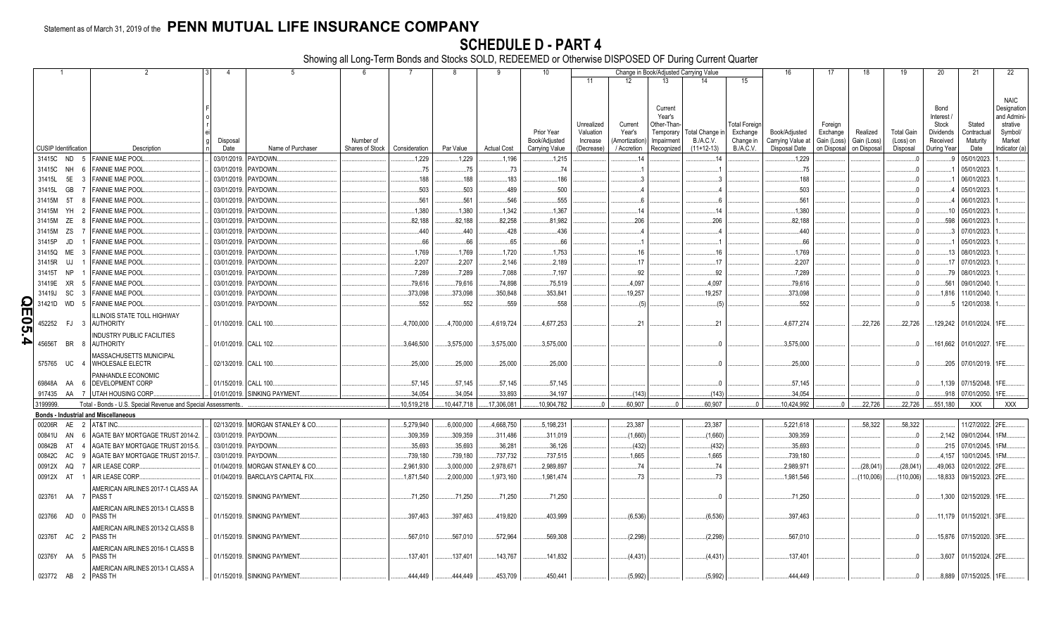Statement as of March 31, 2019 of the **PENN MUTUAL LIFE INSURANCE COMPANY**

# SCHEDULE D - PART 4

Showing all Long-Term Bonds and Stocks SOLD, REDEEMED or Otherwise DISPOSED OF During Current Quarter

| 1 | 2 | 3 | 4 | 5 | 6 | 7 | 8 | 9 | 10 | Change in Book/Adjusted Carrying Value | | | | | 16 | 17 | 18 | 19 | 20 | 21 | 22 |
|---|---|---|---|---|---|---|---|---|---|---|---|---|---|---|---|---|---|---|---|---|---|
| | | | | | | | | | | 11 | 12 | 13 | 14 | 15 | | | | | | | |
| CUSIP Identification | Description | Foreign | Disposal Date | Name of Purchaser | Number of Shares of Stock | Consideration | Par Value | Actual Cost | Prior Year Book/Adjusted Carrying Value | Unrealized Valuation Increase (Decrease) | Current Year's (Amortization) / Accretion | Current Year's Other-Than-Temporary Impairment Recognized | Total Change in B./A.C.V. (11+12-13) | Total Foreign Exchange Change in B./A.C.V. | Book/Adjusted Carrying Value at Disposal Date | Foreign Exchange Gain (Loss) on Disposal | Realized Gain (Loss) on Disposal | Total Gain (Loss) on Disposal | Bond Interest / Stock Dividends Received During Year | Stated Contractual Maturity Date | NAIC Designation and Administrative Symbol/ Market Indicator (a) |
| 31415C ND 5 | FANNIE MAE POOL | | 03/01/2019 | PAYDOWN | | 1,229 | 1,229 | 1,196 | 1,215 | | 14 | | 14 | | 1,229 | | | 0 | 9 | 05/01/2023 | 1 |
| 31415C NH 6 | FANNIE MAE POOL | | 03/01/2019 | PAYDOWN | | 75 | 75 | 73 | 74 | | 1 | | 1 | | 75 | | | 0 | 1 | 05/01/2023 | 1 |
| 31415L 5E 3 | FANNIE MAE POOL | | 03/01/2019 | PAYDOWN | | 188 | 188 | 183 | 186 | | 3 | | 3 | | 188 | | | 0 | 1 | 06/01/2023 | 1 |
| 31415L GB 7 | FANNIE MAE POOL | | 03/01/2019 | PAYDOWN | | 503 | 503 | 489 | 500 | | 4 | | 4 | | 503 | | | 0 | 4 | 05/01/2023 | 1 |
| 31415M 5T 8 | FANNIE MAE POOL | | 03/01/2019 | PAYDOWN | | 561 | 561 | 546 | 555 | | 6 | | 6 | | 561 | | | 0 | 4 | 06/01/2023 | 1 |
| 31415M YH 2 | FANNIE MAE POOL | | 03/01/2019 | PAYDOWN | | 1,380 | 1,380 | 1,342 | 1,367 | | 14 | | 14 | | 1,380 | | | 0 | 10 | 05/01/2023 | 1 |
| 31415M ZE 8 | FANNIE MAE POOL | | 03/01/2019 | PAYDOWN | | 82,188 | 82,188 | 82,258 | 81,982 | | 206 | | 206 | | 82,188 | | | 0 | 598 | 06/01/2023 | 1 |
| 31415M ZS 7 | FANNIE MAE POOL | | 03/01/2019 | PAYDOWN | | 440 | 440 | 428 | 436 | | 4 | | 4 | | 440 | | | 0 | 3 | 07/01/2023 | 1 |
| 31415P JD 1 | FANNIE MAE POOL | | 03/01/2019 | PAYDOWN | | 66 | 66 | 65 | 66 | | 1 | | 1 | | 66 | | | 0 | 1 | 05/01/2023 | 1 |
| 31415Q ME 3 | FANNIE MAE POOL | | 03/01/2019 | PAYDOWN | | 1,769 | 1,769 | 1,720 | 1,753 | | 16 | | 16 | | 1,769 | | | 0 | 13 | 08/01/2023 | 1 |
| 31415R UJ 1 | FANNIE MAE POOL | | 03/01/2019 | PAYDOWN | | 2,207 | 2,207 | 2,146 | 2,189 | | 17 | | 17 | | 2,207 | | | 0 | 17 | 07/01/2023 | 1 |
| 31415T NP 1 | FANNIE MAE POOL | | 03/01/2019 | PAYDOWN | | 7,289 | 7,289 | 7,088 | 7,197 | | 92 | | 92 | | 7,289 | | | 0 | 79 | 08/01/2023 | 1 |
| 31419E XR 5 | FANNIE MAE POOL | | 03/01/2019 | PAYDOWN | | 79,616 | 79,616 | 74,898 | 75,519 | | 4,097 | | 4,097 | | 79,616 | | | 0 | 561 | 09/01/2040 | 1 |
| 31419J SC 3 | FANNIE MAE POOL | | 03/01/2019 | PAYDOWN | | 373,098 | 373,098 | 350,848 | 353,841 | | 19,257 | | 19,257 | | 373,098 | | | 0 | 1,816 | 11/01/2040 | 1 |
| 31421D WD 5 | FANNIE MAE POOL | | 03/01/2019 | PAYDOWN | | 552 | 552 | 559 | 558 | | (5) | | (5) | | 552 | | | 0 | 5 | 12/01/2038 | 1 |
| 452252 FJ 3 | ILLINOIS STATE TOLL HIGHWAY AUTHORITY | | 01/10/2019 | CALL 100 | | 4,700,000 | 4,700,000 | 4,619,724 | 4,677,253 | | 21 | | 21 | | 4,677,274 | | 22,726 | 22,726 | 129,242 | 01/01/2024 | 1FE |
| 45656T BR 8 | INDUSTRY PUBLIC FACILITIES AUTHORITY | | 01/01/2019 | CALL 102 | | 3,646,500 | 3,575,000 | 3,575,000 | 3,575,000 | | | | 0 | | 3,575,000 | | | 0 | 161,662 | 01/01/2027 | 1FE |
| 575765 UC 4 | MASSACHUSETTS MUNICIPAL WHOLESALE ELECTR | | 02/13/2019 | CALL 100 | | 25,000 | 25,000 | 25,000 | 25,000 | | | | 0 | | 25,000 | | | 0 | 205 | 07/01/2019 | 1FE |
| 69848A AA 6 | PANHANDLE ECONOMIC DEVELOPMENT CORP | | 01/15/2019 | CALL 100 | | 57,145 | 57,145 | 57,145 | 57,145 | | | | 0 | | 57,145 | | | 0 | 1,139 | 07/15/2048 | 1FE |
| 917435 AA 7 | UTAH HOUSING CORP | | 01/01/2019 | SINKING PAYMENT | | 34,054 | 34,054 | 33,893 | 34,197 | | (143) | | (143) | | 34,054 | | | 0 | 918 | 07/01/2050 | 1FE |
| 3199999. | Total - Bonds - U.S. Special Revenue and Special Assessments | | | | | 10,519,218 | 10,447,718 | 17,306,081 | 10,904,782 | 0 | 60,907 | 0 | 60,907 | 0 | 10,424,992 | 0 | 22,726 | 22,726 | 551,180 | XXX | XXX |
| **Bonds - Industrial and Miscellaneous** | | | | | | | | | | | | | | | | | | | | | |
| 00206R AE 2 | AT&T INC | | 02/13/2019 | MORGAN STANLEY & CO | | 5,279,940 | 6,000,000 | 4,668,750 | 5,198,231 | | 23,387 | | 23,387 | | 5,221,618 | | 58,322 | 58,322 | | 11/27/2022 | 2FE |
| 00841U AN 6 | AGATE BAY MORTGAGE TRUST 2014-2 | | 03/01/2019 | PAYDOWN | | 309,359 | 309,359 | 311,486 | 311,019 | | (1,660) | | (1,660) | | 309,359 | | | 0 | 2,142 | 09/01/2044 | 1FM |
| 00842B AT 4 | AGATE BAY MORTGAGE TRUST 2015-5 | | 03/01/2019 | PAYDOWN | | 35,693 | 35,693 | 36,281 | 36,126 | | (432) | | (432) | | 35,693 | | | 0 | 215 | 07/01/2045 | 1FM |
| 00842C AC 9 | AGATE BAY MORTGAGE TRUST 2015-7 | | 03/01/2019 | PAYDOWN | | 739,180 | 739,180 | 737,732 | 737,515 | | 1,665 | | 1,665 | | 739,180 | | | 0 | 4,157 | 10/01/2045 | 1FM |
| 00912X AQ 7 | AIR LEASE CORP | | 01/04/2019 | MORGAN STANLEY & CO | | 2,961,930 | 3,000,000 | 2,978,671 | 2,989,897 | | 74 | | 74 | | 2,989,971 | | (28,041) | (28,041) | 49,063 | 02/01/2022 | 2FE |
| 00912X AT 1 | AIR LEASE CORP | | 01/04/2019 | BARCLAYS CAPITAL FIX | | 1,871,540 | 2,000,000 | 1,973,160 | 1,981,474 | | 73 | | 73 | | 1,981,546 | | (110,006) | (110,006) | 18,833 | 09/15/2023 | 2FE |
| 023761 AA 7 | AMERICAN AIRLINES 2017-1 CLASS AA PASS T | | 02/15/2019 | SINKING PAYMENT | | 71,250 | 71,250 | 71,250 | 71,250 | | | | 0 | | 71,250 | | | 0 | 1,300 | 02/15/2029 | 1FE |
| 023766 AD 0 | AMERICAN AIRLINES 2013-1 CLASS B PASS TH | | 01/15/2019 | SINKING PAYMENT | | 397,463 | 397,463 | 419,820 | 403,999 | | (6,536) | | (6,536) | | 397,463 | | | 0 | 11,179 | 01/15/2021 | 3FE |
| 02376T AC 2 | AMERICAN AIRLINES 2013-2 CLASS B PASS TH | | 01/15/2019 | SINKING PAYMENT | | 567,010 | 567,010 | 572,964 | 569,308 | | (2,298) | | (2,298) | | 567,010 | | | 0 | 15,876 | 07/15/2020 | 3FE |
| 02376Y AA 5 | AMERICAN AIRLINES 2016-1 CLASS B PASS TH | | 01/15/2019 | SINKING PAYMENT | | 137,401 | 137,401 | 143,767 | 141,832 | | (4,431) | | (4,431) | | 137,401 | | | 0 | 3,607 | 01/15/2024 | 2FE |
| 023772 AB 2 | AMERICAN AIRLINES 2013-1 CLASS A PASS TH | | 01/15/2019 | SINKING PAYMENT | | 444,449 | 444,449 | 453,709 | 450,441 | | (5,992) | | (5,992) | | 444,449 | | | 0 | 8,889 | 07/15/2025 | 1FE |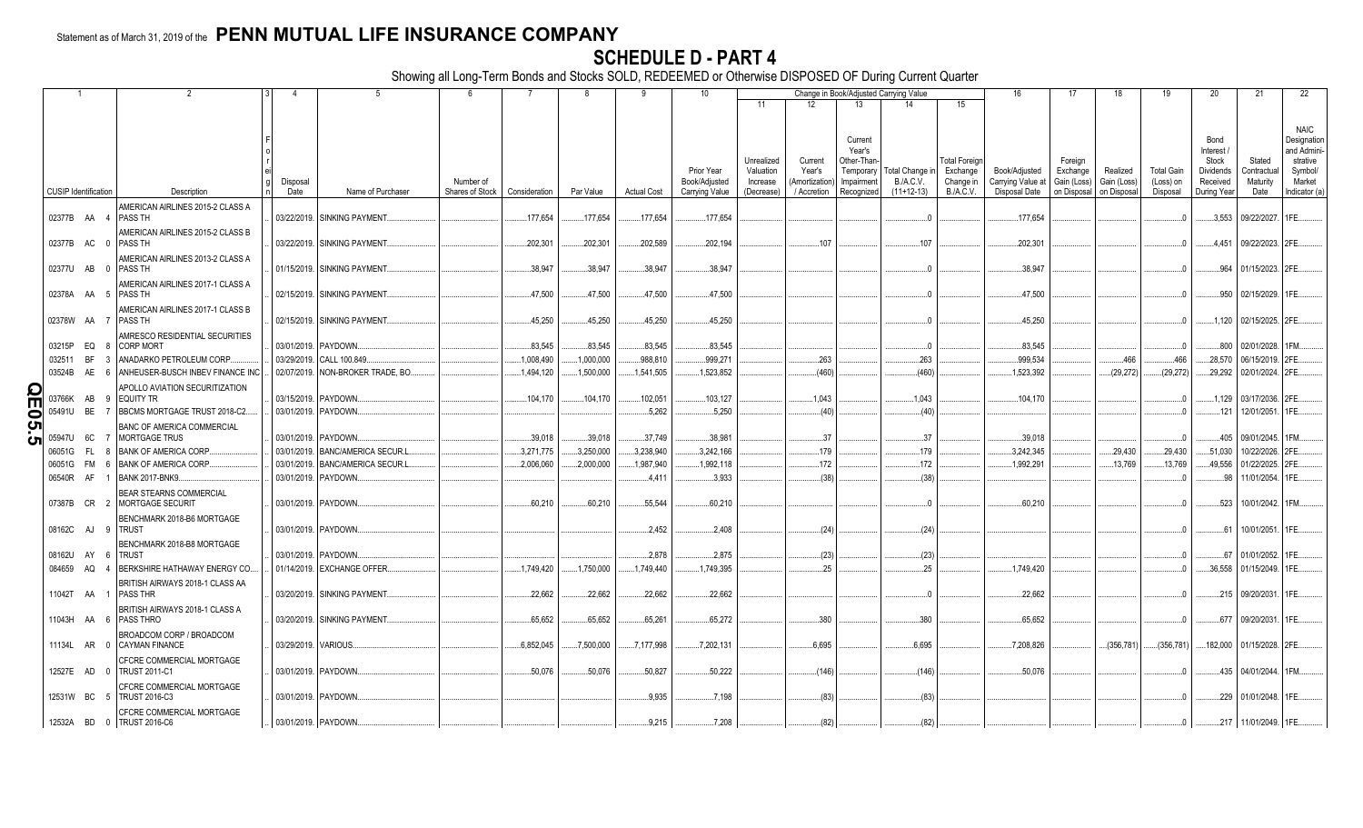Statement as of March 31, 2019 of the **PENN MUTUAL LIFE INSURANCE COMPANY**

# SCHEDULE D - PART 4

Showing all Long-Term Bonds and Stocks SOLD, REDEEMED or Otherwise DISPOSED OF During Current Quarter

| 1 | 2 | 3 | 4 | 5 | 6 | 7 | 8 | 9 | 10 | Change in Book/Adjusted Carrying Value | | | | | 16 | 17 | 18 | 19 | 20 | 21 | 22 |
|---|---|---|---|---|---|---|---|---|---|---|---|---|---|---|---|---|---|---|---|---|---|
| | | | | | | | | | | 11 | 12 | 13 | 14 | 15 | | | | | | | |
| CUSIP Identification | Description | Foreign | Disposal Date | Name of Purchaser | Number of Shares of Stock | Consideration | Par Value | Actual Cost | Prior Year Book/Adjusted Carrying Value | Unrealized Valuation Increase (Decrease) | Current Year's (Amortization) / Accretion | Current Year's Other-Than-Temporary Impairment Recognized | Total Change in B./A.C.V. (11+12-13) | Total Foreign Exchange Change in B./A.C.V. | Book/Adjusted Carrying Value at Disposal Date | Foreign Exchange Gain (Loss) on Disposal | Realized Gain (Loss) on Disposal | Total Gain (Loss) on Disposal | Bond Interest / Stock Dividends Received During Year | Stated Contractual Maturity Date | NAIC Designation and Administrative Symbol/ Market Indicator (a) |
| 02377B AA 4 | AMERICAN AIRLINES 2015-2 CLASS A PASS TH | | 03/22/2019. | SINKING PAYMENT. | | 177,654 | 177,654 | 177,654 | 177,654 | | | | 0 | | 177,654 | | | 0 | 3,553 | 09/22/2027. | 1FE. |
| 02377B AC 0 | AMERICAN AIRLINES 2015-2 CLASS B PASS TH | | 03/22/2019. | SINKING PAYMENT. | | 202,301 | 202,301 | 202,589 | 202,194 | | 107 | | 107 | | 202,301 | | | 0 | 4,451 | 09/22/2023. | 2FE. |
| 02377U AB 0 | AMERICAN AIRLINES 2013-2 CLASS A PASS TH | | 01/15/2019. | SINKING PAYMENT. | | 38,947 | 38,947 | 38,947 | 38,947 | | | | 0 | | 38,947 | | | 0 | 964 | 01/15/2023. | 2FE. |
| 02378A AA 5 | AMERICAN AIRLINES 2017-1 CLASS A PASS TH | | 02/15/2019. | SINKING PAYMENT. | | 47,500 | 47,500 | 47,500 | 47,500 | | | | 0 | | 47,500 | | | 0 | 950 | 02/15/2029. | 1FE. |
| 02378W AA 7 | AMERICAN AIRLINES 2017-1 CLASS B PASS TH | | 02/15/2019. | SINKING PAYMENT. | | 45,250 | 45,250 | 45,250 | 45,250 | | | | 0 | | 45,250 | | | 0 | 1,120 | 02/15/2025. | 2FE. |
| 03215P EQ 8 | AMRESCO RESIDENTIAL SECURITIES CORP MORT | | 03/01/2019. | PAYDOWN. | | 83,545 | 83,545 | 83,545 | 83,545 | | | | 0 | | 83,545 | | | 0 | 800 | 02/01/2028. | 1FM. |
| 032511 BF 3 | ANADARKO PETROLEUM CORP. | | 03/29/2019. | CALL 100.849. | | 1,008,490 | 1,000,000 | 988,810 | 999,271 | | 263 | | 263 | | 999,534 | | 466 | 466 | 28,570 | 06/15/2019. | 2FE. |
| 03524B AE 6 | ANHEUSER-BUSCH INBEV FINANCE INC | | 02/07/2019. | NON-BROKER TRADE, BO. | | 1,494,120 | 1,500,000 | 1,541,505 | 1,523,852 | | (460) | | (460) | | 1,523,392 | | (29,272) | (29,272) | 29,292 | 02/01/2024. | 2FE. |
| 03766K AB 9 | APOLLO AVIATION SECURITIZATION EQUITY TR | | 03/15/2019. | PAYDOWN. | | 104,170 | 104,170 | 102,051 | 103,127 | | 1,043 | | 1,043 | | 104,170 | | | 0 | 1,129 | 03/17/2036. | 2FE. |
| 05491U BE 7 | BBCMS MORTGAGE TRUST 2018-C2 | | 03/01/2019. | PAYDOWN. | | | | 5,262 | 5,250 | | (40) | | (40) | | | | | 0 | 121 | 12/01/2051. | 1FE. |
| 05947U 6C 7 | BANC OF AMERICA COMMERCIAL MORTGAGE TRUS | | 03/01/2019. | PAYDOWN. | | 39,018 | 39,018 | 37,749 | 38,981 | | 37 | | 37 | | 39,018 | | | 0 | 405 | 09/01/2045. | 1FM. |
| 06051G FL 8 | BANK OF AMERICA CORP. | | 03/01/2019. | BANC/AMERICA SECUR.L. | | 3,271,775 | 3,250,000 | 3,238,940 | 3,242,166 | | 179 | | 179 | | 3,242,345 | | 29,430 | 29,430 | 51,030 | 10/22/2026. | 2FE. |
| 06051G FM 6 | BANK OF AMERICA CORP. | | 03/01/2019. | BANC/AMERICA SECUR.L. | | 2,006,060 | 2,000,000 | 1,987,940 | 1,992,118 | | 172 | | 172 | | 1,992,291 | | 13,769 | 13,769 | 49,556 | 01/22/2025. | 2FE. |
| 06540R AF 1 | BANK 2017-BNK9. | | 03/01/2019. | PAYDOWN. | | | | 4,411 | 3,933 | | (38) | | (38) | | | | | 0 | 98 | 11/01/2054. | 1FE. |
| 07387B CR 2 | BEAR STEARNS COMMERCIAL MORTGAGE SECURIT | | 03/01/2019. | PAYDOWN. | | 60,210 | 60,210 | 55,544 | 60,210 | | | | 0 | | 60,210 | | | 0 | 523 | 10/01/2042. | 1FM. |
| 08162C AJ 9 | BENCHMARK 2018-B6 MORTGAGE TRUST | | 03/01/2019. | PAYDOWN. | | | | 2,452 | 2,408 | | (24) | | (24) | | | | | 0 | 61 | 10/01/2051. | 1FE. |
| 08162U AY 6 | BENCHMARK 2018-B8 MORTGAGE TRUST | | 03/01/2019. | PAYDOWN. | | | | 2,878 | 2,875 | | (23) | | (23) | | | | | 0 | 67 | 01/01/2052. | 1FE. |
| 084659 AQ 4 | BERKSHIRE HATHAWAY ENERGY CO. | | 01/14/2019. | EXCHANGE OFFER. | | 1,749,420 | 1,750,000 | 1,749,440 | 1,749,395 | | 25 | | 25 | | 1,749,420 | | | 0 | 36,558 | 01/15/2049. | 1FE. |
| 11042T AA 1 | BRITISH AIRWAYS 2018-1 CLASS AA PASS THR | | 03/20/2019. | SINKING PAYMENT. | | 22,662 | 22,662 | 22,662 | 22,662 | | | | 0 | | 22,662 | | | 0 | 215 | 09/20/2031. | 1FE. |
| 11043H AA 6 | BRITISH AIRWAYS 2018-1 CLASS A PASS THRO | | 03/20/2019. | SINKING PAYMENT. | | 65,652 | 65,652 | 65,261 | 65,272 | | 380 | | 380 | | 65,652 | | | 0 | 677 | 09/20/2031. | 1FE. |
| 11134L AR 0 | BROADCOM CORP / BROADCOM CAYMAN FINANCE | | 03/29/2019. | VARIOUS. | | 6,852,045 | 7,500,000 | 7,177,998 | 7,202,131 | | 6,695 | | 6,695 | | 7,208,826 | | (356,781) | (356,781) | 182,000 | 01/15/2028. | 2FE. |
| 12527E AD 0 | CFCRE COMMERCIAL MORTGAGE TRUST 2011-C1 | | 03/01/2019. | PAYDOWN. | | 50,076 | 50,076 | 50,827 | 50,222 | | (146) | | (146) | | 50,076 | | | 0 | 435 | 04/01/2044. | 1FM. |
| 12531W BC 5 | CFCRE COMMERCIAL MORTGAGE TRUST 2016-C3 | | 03/01/2019. | PAYDOWN. | | | | 9,935 | 7,198 | | (83) | | (83) | | | | | 0 | 229 | 01/01/2048. | 1FE. |
| 12532A BD 0 | CFCRE COMMERCIAL MORTGAGE TRUST 2016-C6 | | 03/01/2019. | PAYDOWN. | | | | 9,215 | 7,208 | | (82) | | (82) | | | | | 0 | 217 | 11/01/2049. | 1FE. |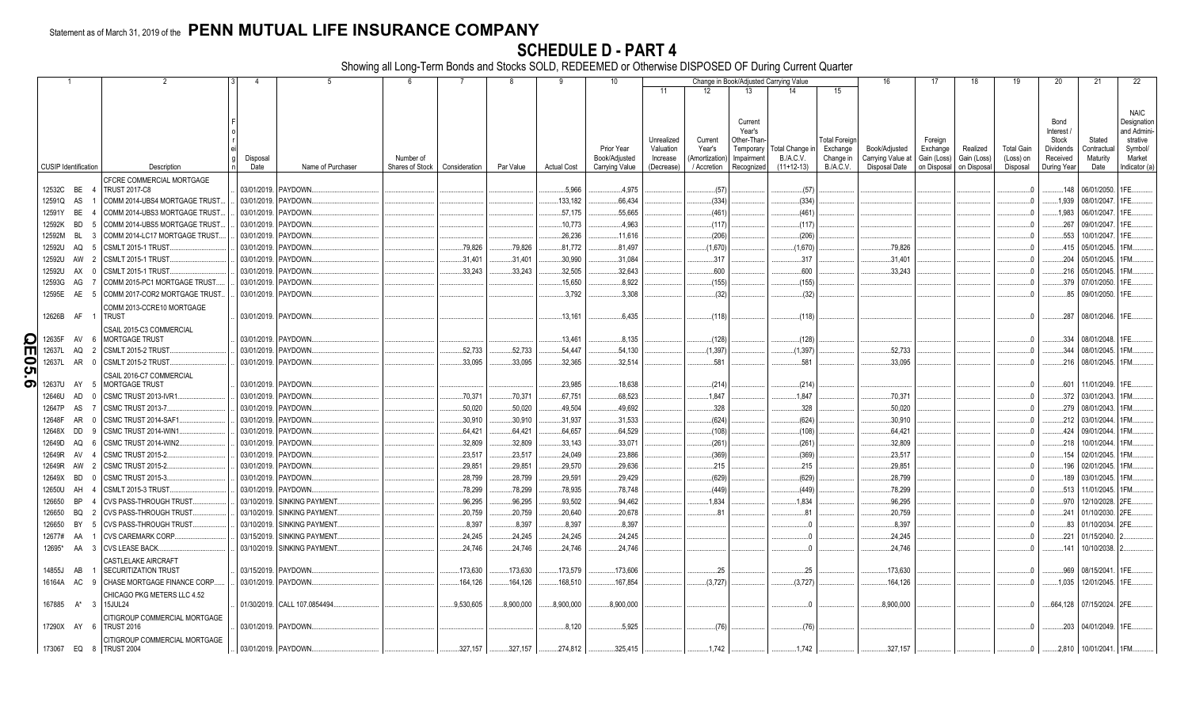Statement as of March 31, 2019 of the **PENN MUTUAL LIFE INSURANCE COMPANY**

# SCHEDULE D - PART 4

Showing all Long-Term Bonds and Stocks SOLD, REDEEMED or Otherwise DISPOSED OF During Current Quarter

| 1 CUSIP Identification | 2 Description | 3 Foreign | 4 Disposal Date | 5 Name of Purchaser | 6 Number of Shares of Stock | 7 Consideration | 8 Par Value | 9 Actual Cost | 10 Prior Year Book/Adjusted Carrying Value | 11 Unrealized Valuation Increase (Decrease) | 12 Current Year's (Amortization) / Accretion | 13 Current Year's Other-Than-Temporary Impairment Recognized | 14 Total Change in B./A.C.V. (11+12-13) | 15 Total Foreign Exchange Change in B./A.C.V. | 16 Book/Adjusted Carrying Value at Disposal Date | 17 Foreign Exchange Gain (Loss) on Disposal | 18 Realized Gain (Loss) on Disposal | 19 Total Gain (Loss) on Disposal | 20 Bond Interest / Stock Dividends Received During Year | 21 Stated Contractual Maturity Date | 22 NAIC Designation and Administrative Symbol/Market Indicator (a) |
|---|---|---|---|---|---|---|---|---|---|---|---|---|---|---|---|---|---|---|---|---|---|
| 12532C BE 4 | CFCRE COMMERCIAL MORTGAGE TRUST 2017-C8 | | 03/01/2019. | PAYDOWN. | | | | 5,966 | 4,975 | | (57) | | (57) | | | | | 0 | 148 | 06/01/2050. | 1FE. |
| 12591Q AS 1 | COMM 2014-UBS4 MORTGAGE TRUST. | | 03/01/2019. | PAYDOWN. | | | | 133,182 | 66,434 | | (334) | | (334) | | | | | 0 | 1,939 | 08/01/2047. | 1FE. |
| 12591Y BE 4 | COMM 2014-UBS3 MORTGAGE TRUST. | | 03/01/2019. | PAYDOWN. | | | | 57,175 | 55,665 | | (461) | | (461) | | | | | 0 | 1,983 | 06/01/2047. | 1FE. |
| 12592K BD 5 | COMM 2014-UBS5 MORTGAGE TRUST. | | 03/01/2019. | PAYDOWN. | | | | 10,773 | 4,963 | | (117) | | (117) | | | | | 0 | 267 | 09/01/2047. | 1FE. |
| 12592M BL 3 | COMM 2014-LC17 MORTGAGE TRUST. | | 03/01/2019. | PAYDOWN. | | | | 26,236 | 11,616 | | (206) | | (206) | | | | | 0 | 553 | 10/01/2047. | 1FE. |
| 12592U AQ 5 | CSMLT 2015-1 TRUST. | | 03/01/2019. | PAYDOWN. | | 79,826 | 79,826 | 81,772 | 81,497 | | (1,670) | | (1,670) | | 79,826 | | | 0 | 415 | 05/01/2045. | 1FM. |
| 12592U AW 2 | CSMLT 2015-1 TRUST. | | 03/01/2019. | PAYDOWN. | | 31,401 | 31,401 | 30,990 | 31,084 | | 317 | | 317 | | 31,401 | | | 0 | 204 | 05/01/2045. | 1FM. |
| 12592U AX 0 | CSMLT 2015-1 TRUST. | | 03/01/2019. | PAYDOWN. | | 33,243 | 33,243 | 32,505 | 32,643 | | 600 | | 600 | | 33,243 | | | 0 | 216 | 05/01/2045. | 1FM. |
| 12593G AG 7 | COMM 2015-PC1 MORTGAGE TRUST. | | 03/01/2019. | PAYDOWN. | | | | 15,650 | 8,922 | | (155) | | (155) | | | | | 0 | 379 | 07/01/2050. | 1FE. |
| 12595E AE 5 | COMM 2017-COR2 MORTGAGE TRUST. | | 03/01/2019. | PAYDOWN. | | | | 3,792 | 3,308 | | (32) | | (32) | | | | | 0 | 85 | 09/01/2050. | 1FE. |
| 12626B AF 1 | COMM 2013-CCRE10 MORTGAGE TRUST | | 03/01/2019. | PAYDOWN. | | | | 13,161 | 6,435 | | (118) | | (118) | | | | | 0 | 287 | 08/01/2046. | 1FE. |
| 12635F AV 6 | CSAIL 2015-C3 COMMERCIAL MORTGAGE TRUST | | 03/01/2019. | PAYDOWN. | | | | 13,461 | 8,135 | | (128) | | (128) | | | | | 0 | 334 | 08/01/2048. | 1FE. |
| 12637L AQ 2 | CSMLT 2015-2 TRUST. | | 03/01/2019. | PAYDOWN. | | 52,733 | 52,733 | 54,447 | 54,130 | | (1,397) | | (1,397) | | 52,733 | | | 0 | 344 | 08/01/2045. | 1FM. |
| 12637L AR 0 | CSMLT 2015-2 TRUST. | | 03/01/2019. | PAYDOWN. | | 33,095 | 33,095 | 32,365 | 32,514 | | 581 | | 581 | | 33,095 | | | 0 | 216 | 08/01/2045. | 1FM. |
| 12637U AY 5 | CSAIL 2016-C7 COMMERCIAL MORTGAGE TRUST | | 03/01/2019. | PAYDOWN. | | | | 23,985 | 18,638 | | (214) | | (214) | | | | | 0 | 601 | 11/01/2049. | 1FE. |
| 12646U AD 0 | CSMC TRUST 2013-IVR1. | | 03/01/2019. | PAYDOWN. | | 70,371 | 70,371 | 67,751 | 68,523 | | 1,847 | | 1,847 | | 70,371 | | | 0 | 372 | 03/01/2043. | 1FM. |
| 12647P AS 7 | CSMC TRUST 2013-7. | | 03/01/2019. | PAYDOWN. | | 50,020 | 50,020 | 49,504 | 49,692 | | 328 | | 328 | | 50,020 | | | 0 | 279 | 08/01/2043. | 1FM. |
| 12648F AR 0 | CSMC TRUST 2014-SAF1. | | 03/01/2019. | PAYDOWN. | | 30,910 | 30,910 | 31,937 | 31,533 | | (624) | | (624) | | 30,910 | | | 0 | 212 | 03/01/2044. | 1FM. |
| 12648X DD 9 | CSMC TRUST 2014-WIN1. | | 03/01/2019. | PAYDOWN. | | 64,421 | 64,421 | 64,657 | 64,529 | | (108) | | (108) | | 64,421 | | | 0 | 424 | 09/01/2044. | 1FM. |
| 12649D AQ 6 | CSMC TRUST 2014-WIN2. | | 03/01/2019. | PAYDOWN. | | 32,809 | 32,809 | 33,143 | 33,071 | | (261) | | (261) | | 32,809 | | | 0 | 218 | 10/01/2044. | 1FM. |
| 12649R AV 4 | CSMC TRUST 2015-2. | | 03/01/2019. | PAYDOWN. | | 23,517 | 23,517 | 24,049 | 23,886 | | (369) | | (369) | | 23,517 | | | 0 | 154 | 02/01/2045. | 1FM. |
| 12649R AW 2 | CSMC TRUST 2015-2. | | 03/01/2019. | PAYDOWN. | | 29,851 | 29,851 | 29,570 | 29,636 | | 215 | | 215 | | 29,851 | | | 0 | 196 | 02/01/2045. | 1FM. |
| 12649X BD 0 | CSMC TRUST 2015-3. | | 03/01/2019. | PAYDOWN. | | 28,799 | 28,799 | 29,591 | 29,429 | | (629) | | (629) | | 28,799 | | | 0 | 189 | 03/01/2045. | 1FM. |
| 12650U AH 4 | CSMC TRUST 2015-3 TRUST. | | 03/01/2019. | PAYDOWN. | | 78,299 | 78,299 | 78,935 | 78,748 | | (449) | | (449) | | 78,299 | | | 0 | 513 | 11/01/2045. | 1FM. |
| 126650 BP 4 | CVS PASS-THROUGH TRUST. | | 03/10/2019. | SINKING PAYMENT. | | 96,295 | 96,295 | 93,502 | 94,462 | | 1,834 | | 1,834 | | 96,295 | | | 0 | 970 | 12/10/2028. | 2FE. |
| 126650 BQ 2 | CVS PASS-THROUGH TRUST. | | 03/10/2019. | SINKING PAYMENT. | | 20,759 | 20,759 | 20,640 | 20,678 | | 81 | | 81 | | 20,759 | | | 0 | 241 | 01/10/2030. | 2FE. |
| 126650 BY 5 | CVS PASS-THROUGH TRUST. | | 03/10/2019. | SINKING PAYMENT. | | 8,397 | 8,397 | 8,397 | 8,397 | | | | 0 | | 8,397 | | | 0 | 83 | 01/10/2034. | 2FE. |
| 12677# AA 1 | CVS CAREMARK CORP. | | 03/15/2019. | SINKING PAYMENT. | | 24,245 | 24,245 | 24,245 | 24,245 | | | | 0 | | 24,245 | | | 0 | 221 | 01/15/2040. | 2. |
| 12695* AA 3 | CVS LEASE BACK. | | 03/10/2019. | SINKING PAYMENT. | | 24,746 | 24,746 | 24,746 | 24,746 | | | | 0 | | 24,746 | | | 0 | 141 | 10/10/2038. | 2. |
| 14855J AB 1 | CASTLELAKE AIRCRAFT SECURITIZATION TRUST | | 03/15/2019. | PAYDOWN. | | 173,630 | 173,630 | 173,579 | 173,606 | | 25 | | 25 | | 173,630 | | | 0 | 969 | 08/15/2041. | 1FE. |
| 16164A AC 9 | CHASE MORTGAGE FINANCE CORP. | | 03/01/2019. | PAYDOWN. | | 164,126 | 164,126 | 168,510 | 167,854 | | (3,727) | | (3,727) | | 164,126 | | | 0 | 1,035 | 12/01/2045. | 1FE. |
| 167885 A* 3 | CHICAGO PKG METERS LLC 4.52 15JUL24 | | 01/30/2019. | CALL 107.0854494. | | 9,530,605 | 8,900,000 | 8,900,000 | 8,900,000 | | | | 0 | | 8,900,000 | | | 0 | 664,128 | 07/15/2024. | 2FE. |
| 17290X AY 6 | CITIGROUP COMMERCIAL MORTGAGE TRUST 2016 | | 03/01/2019. | PAYDOWN. | | | | 8,120 | 5,925 | | (76) | | (76) | | | | | 0 | 203 | 04/01/2049. | 1FE. |
| 173067 EQ 8 | CITIGROUP COMMERCIAL MORTGAGE TRUST 2004 | | 03/01/2019. | PAYDOWN. | | 327,157 | 327,157 | 274,812 | 325,415 | | 1,742 | | 1,742 | | 327,157 | | | 0 | 2,810 | 10/01/2041. | 1FM. |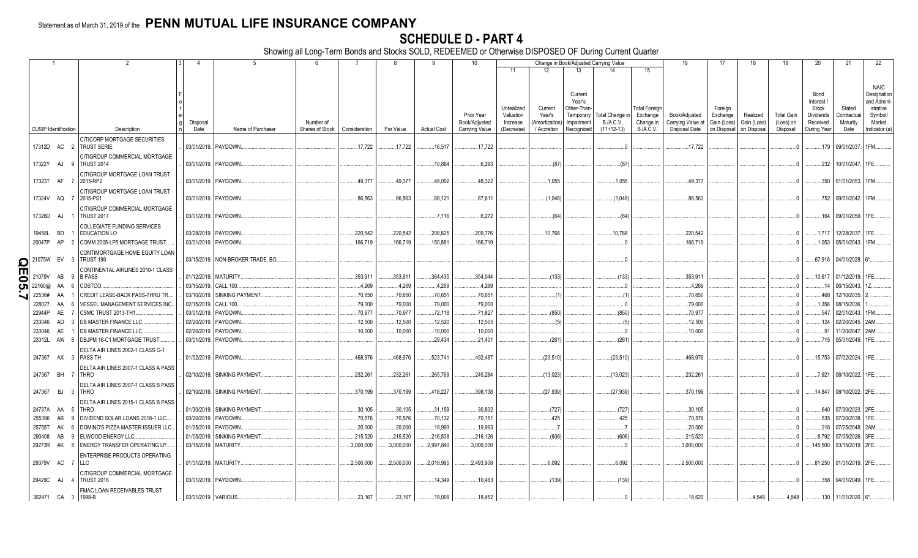Statement as of March 31, 2019 of the **PENN MUTUAL LIFE INSURANCE COMPANY**

# SCHEDULE D - PART 4

Showing all Long-Term Bonds and Stocks SOLD, REDEEMED or Otherwise DISPOSED OF During Current Quarter

| 1 | 2 | 3 | 4 | 5 | 6 | 7 | 8 | 9 | 10 | Change in Book/Adjusted Carrying Value | | | | | 16 | 17 | 18 | 19 | 20 | 21 | 22 |
|---|---|---|---|---|---|---|---|---|---|---|---|---|---|---|---|---|---|---|---|---|---|
| | | | | | | | | | | 11 | 12 | 13 | 14 | 15 | | | | | | | |
| CUSIP Identification | Description | Foreign | Disposal Date | Name of Purchaser | Number of Shares of Stock | Consideration | Par Value | Actual Cost | Prior Year Book/Adjusted Carrying Value | Unrealized Valuation Increase (Decrease) | Current Year's (Amortization) / Accretion | Current Year's Other-Than-Temporary Impairment Recognized | Total Change in B./A.C.V. (11+12-13) | Total Foreign Exchange Change in B./A.C.V. | Book/Adjusted Carrying Value at Disposal Date | Foreign Exchange Gain (Loss) on Disposal | Realized Gain (Loss) on Disposal | Total Gain (Loss) on Disposal | Bond Interest / Stock Dividends Received During Year | Stated Contractual Maturity Date | NAIC Designation and Administrative Symbol/ Market Indicator (a) |
| 17312D AC 2 | CITICORP MORTGAGE SECURITIES TRUST SERIE | | 03/01/2019 | PAYDOWN | | 17,722 | 17,722 | 16,517 | 17,722 | | | | 0 | | 17,722 | | | 0 | 179 | 09/01/2037 | 1FM |
| 17322Y AJ 9 | CITIGROUP COMMERCIAL MORTGAGE TRUST 2014 | | 03/01/2019 | PAYDOWN | | | | 10,884 | 6,293 | | (87) | | (87) | | | | | 0 | 232 | 10/01/2047 | 1FE |
| 17323T AF 7 | CITIGROUP MORTGAGE LOAN TRUST 2015-RP2 | | 03/01/2019 | PAYDOWN | | 49,377 | 49,377 | 48,002 | 48,322 | | 1,055 | | 1,055 | | 49,377 | | | 0 | 350 | 01/01/2053 | 1FM |
| 17324V AQ 7 | CITIGROUP MORTGAGE LOAN TRUST 2015-PS1 | | 03/01/2019 | PAYDOWN | | 86,563 | 86,563 | 88,121 | 87,611 | | (1,048) | | (1,048) | | 86,563 | | | 0 | 752 | 09/01/2042 | 1FM |
| 17326D AJ 1 | CITIGROUP COMMERCIAL MORTGAGE TRUST 2017 | | 03/01/2019 | PAYDOWN | | | | 7,116 | 6,272 | | (64) | | (64) | | | | | 0 | 164 | 09/01/2050 | 1FE |
| 19458L BD 1 | COLLEGIATE FUNDING SERVICES EDUCATION LO | | 03/28/2019 | PAYDOWN | | 220,542 | 220,542 | 208,825 | 209,776 | | 10,766 | | 10,766 | | 220,542 | | | 0 | 1,717 | 12/28/2037 | 1FE |
| 20047P AP 2 | COMM 2005-LP5 MORTGAGE TRUST | | 03/01/2019 | PAYDOWN | | 166,719 | 166,719 | 150,881 | 166,719 | | | | 0 | | 166,719 | | | 0 | 1,053 | 05/01/2043 | 1FM |
| 21075W EV 3 | CONTIMORTGAGE HOME EQUITY LOAN TRUST 199 | | 03/15/2019 | NON-BROKER TRADE, BO | | | | | | | | | 0 | | | | | 0 | 67,916 | 04/01/2028 | 6* |
| 21079V AB 9 | CONTINENTAL AIRLINES 2010-1 CLASS B PASS | | 01/12/2019 | MATURITY | | 353,911 | 353,911 | 364,435 | 354,044 | | (133) | | (133) | | 353,911 | | | 0 | 10,617 | 01/12/2019 | 1FE |
| 22160@ AA 6 | COSTCO | | 03/15/2019 | CALL 100 | | 4,269 | 4,269 | 4,269 | 4,269 | | | | 0 | | 4,269 | | | 0 | 14 | 06/15/2043 | 1Z |
| 22536# AA 1 | CREDIT LEASE-BACK PASS-THRU TR | | 03/10/2019 | SINKING PAYMENT | | 70,650 | 70,650 | 70,651 | 70,651 | | (1) | | (1) | | 70,650 | | | 0 | 468 | 12/10/2035 | 2 |
| 228027 AA 6 | VESSEL MANAGEMENT SERVICES INC | | 02/15/2019 | CALL 100 | | 79,000 | 79,000 | 79,000 | 79,000 | | | | 0 | | 79,000 | | | 0 | 1,356 | 08/15/2036 | 1 |
| 22944P AE 7 | CSMC TRUST 2013-TH1 | | 03/01/2019 | PAYDOWN | | 70,977 | 70,977 | 72,118 | 71,827 | | (850) | | (850) | | 70,977 | | | 0 | 547 | 02/01/2043 | 1FM |
| 233046 AD 3 | DB MASTER FINANCE LLC | | 02/20/2019 | PAYDOWN | | 12,500 | 12,500 | 12,520 | 12,505 | | (5) | | (5) | | 12,500 | | | 0 | 124 | 02/20/2045 | 2AM |
| 233046 AE 1 | DB MASTER FINANCE LLC | | 02/20/2019 | PAYDOWN | | 10,000 | 10,000 | 10,000 | 10,000 | | | | 0 | | 10,000 | | | 0 | 91 | 11/20/2047 | 2AM |
| 23312L AW 8 | DBJPM 16-C1 MORTGAGE TRUST | | 03/01/2019 | PAYDOWN | | | | 29,434 | 21,401 | | (261) | | (261) | | | | | 0 | 715 | 05/01/2049 | 1FE |
| 247367 AX 3 | DELTA AIR LINES 2002-1 CLASS G-1 PASS TH | | 01/02/2019 | PAYDOWN | | 468,976 | 468,976 | 523,741 | 492,487 | | (23,510) | | (23,510) | | 468,976 | | | 0 | 15,753 | 07/02/2024 | 1FE |
| 247367 BH 7 | DELTA AIR LINES 2007-1 CLASS A PASS THRO | | 02/10/2019 | SINKING PAYMENT | | 232,261 | 232,261 | 265,769 | 245,284 | | (13,023) | | (13,023) | | 232,261 | | | 0 | 7,921 | 08/10/2022 | 1FE |
| 247367 BJ 3 | DELTA AIR LINES 2007-1 CLASS B PASS THRO | | 02/10/2019 | SINKING PAYMENT | | 370,199 | 370,199 | 418,227 | 398,138 | | (27,939) | | (27,939) | | 370,199 | | | 0 | 14,847 | 08/10/2022 | 2FE |
| 24737A AA 5 | DELTA AIR LINES 2015-1 CLASS B PASS THRO | | 01/30/2019 | SINKING PAYMENT | | 30,105 | 30,105 | 31,159 | 30,832 | | (727) | | (727) | | 30,105 | | | 0 | 640 | 07/30/2023 | 2FE |
| 255396 AB 9 | DIVIDEND SOLAR LOANS 2018-1 LLC | | 03/20/2019 | PAYDOWN | | 70,576 | 70,576 | 70,132 | 70,151 | | 425 | | 425 | | 70,576 | | | 0 | 535 | 07/20/2038 | 1FE |
| 25755T AK 6 | DOMINO'S PIZZA MASTER ISSUER LLC | | 01/25/2019 | PAYDOWN | | 20,000 | 20,000 | 19,993 | 19,993 | | 7 | | 7 | | 20,000 | | | 0 | 216 | 07/25/2048 | 2AM |
| 290408 AB 9 | ELWOOD ENERGY LLC | | 01/05/2019 | SINKING PAYMENT | | 215,520 | 215,520 | 216,508 | 216,126 | | (606) | | (606) | | 215,520 | | | 0 | 8,792 | 07/05/2026 | 3FE |
| 29273R AK 5 | ENERGY TRANSFER OPERATING LP | | 03/15/2019 | MATURITY | | 3,000,000 | 3,000,000 | 2,997,840 | 3,000,000 | | | | 0 | | 3,000,000 | | | 0 | 145,500 | 03/15/2019 | 2FE |
| 29379V AC 7 | ENTERPRISE PRODUCTS OPERATING LLC | | 01/31/2019 | MATURITY | | 2,500,000 | 2,500,000 | 2,018,995 | 2,493,908 | | 6,092 | | 6,092 | | 2,500,000 | | | 0 | 81,250 | 01/31/2019 | 2FE |
| 29429C AJ 4 | CITIGROUP COMMERCIAL MORTGAGE TRUST 2016 | | 03/01/2019 | PAYDOWN | | | | 14,349 | 10,463 | | (139) | | (139) | | | | | 0 | 358 | 04/01/2049 | 1FE |
| 302471 CA 3 | FMAC LOAN RECEIVABLES TRUST 1998-B | | 03/01/2019 | VARIOUS | | 23,167 | 23,167 | 19,009 | 18,452 | | | | 0 | | 18,620 | | 4,548 | 4,548 | 130 | 11/01/2020 | 6* |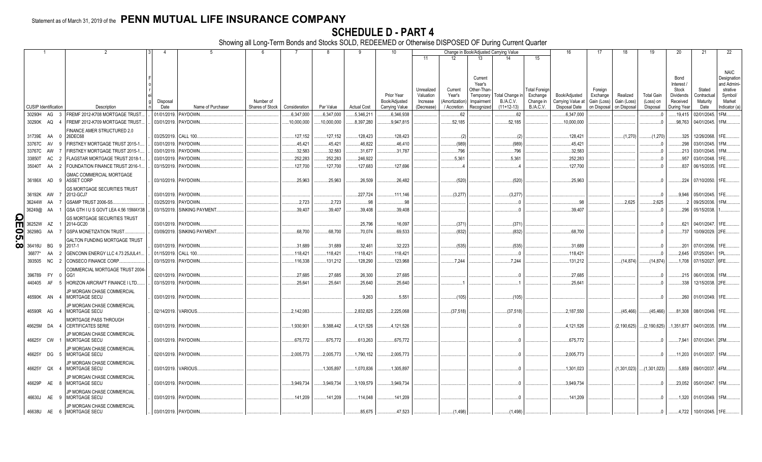Statement as of March 31, 2019 of the **PENN MUTUAL LIFE INSURANCE COMPANY**

# SCHEDULE D - PART 4

Showing all Long-Term Bonds and Stocks SOLD, REDEEMED or Otherwise DISPOSED OF During Current Quarter

| 1 | | | 2 | 3 | 4 | 5 | 6 | 7 | 8 | 9 | 10 | 11 | 12 | 13 | 14 | 15 | 16 | 17 | 18 | 19 | 20 | 21 | 22 |
|---|---|---|---|---|---|---|---|---|---|---|---|---|---|---|---|---|---|---|---|---|---|---|---|
| | | | | | | | | | | | | Change in Book/Adjusted Carrying Value | | | | | | | | | | | |
| CUSIP Identification | | | Description | Foreign | Disposal Date | Name of Purchaser | Number of Shares of Stock | Consideration | Par Value | Actual Cost | Prior Year Book/Adjusted Carrying Value | Unrealized Valuation Increase (Decrease) | Current Year's (Amortization) / Accretion | Current Year's Other-Than-Temporary Impairment Recognized | Total Change in B./A.C.V. (11+12-13) | Total Foreign Exchange Change in B./A.C.V. | Book/Adjusted Carrying Value at Disposal Date | Foreign Exchange Gain (Loss) on Disposal | Realized Gain (Loss) on Disposal | Total Gain (Loss) on Disposal | Bond Interest / Stock Dividends Received During Year | Stated Contractual Maturity Date | NAIC Designation and Administrative Symbol/ Market Indicator (a) |
| 30290H | AG | 3 | FREMF 2012-K708 MORTGAGE TRUST | | 01/01/2019 | PAYDOWN | | 6,347,000 | 6,347,000 | 5,346,211 | 6,346,938 | | 62 | | 62 | | 6,347,000 | | | 0 | 19,415 | 02/01/2045 | 1FM |
| 30290K | AQ | 4 | FREMF 2012-K709 MORTGAGE TRUST | | 03/01/2019 | PAYDOWN | | 10,000,000 | 10,000,000 | 8,397,280 | 9,947,815 | | 52,185 | | 52,185 | | 10,000,000 | | | 0 | 98,763 | 04/01/2045 | 1FM |
| 31739E | AA | 0 | FINANCE AMER STRUCTURED 2.0 26DEC68 | | 03/25/2019 | CALL 100 | | 127,152 | 127,152 | 128,423 | 128,423 | | (2) | | (2) | | 128,421 | | (1,270) | (1,270) | 325 | 12/26/2068 | 1FE |
| 33767C | AV | 9 | FIRSTKEY MORTGAGE TRUST 2015-1 | | 03/01/2019 | PAYDOWN | | 45,421 | 45,421 | 46,822 | 46,410 | | (989) | | (989) | | 45,421 | | | 0 | 298 | 03/01/2045 | 1FM |
| 33767C | AW | 7 | FIRSTKEY MORTGAGE TRUST 2015-1 | | 03/01/2019 | PAYDOWN | | 32,583 | 32,583 | 31,677 | 31,787 | | 796 | | 796 | | 32,583 | | | 0 | 213 | 03/01/2045 | 1FM |
| 33850T | AC | 2 | FLAGSTAR MORTGAGE TRUST 2018-1 | | 03/01/2019 | PAYDOWN | | 252,283 | 252,283 | 246,922 | | | 5,361 | | 5,361 | | 252,283 | | | 0 | 957 | 03/01/2048 | 1FE |
| 35040T | AA | 2 | FOUNDATION FINANCE TRUST 2016-1 | | 03/15/2019 | PAYDOWN | | 127,700 | 127,700 | 127,683 | 127,696 | | 4 | | 4 | | 127,700 | | | 0 | 837 | 06/15/2035 | 1FE |
| 36186X | AD | 9 | GMAC COMMERCIAL MORTGAGE ASSET CORP | | 03/10/2019 | PAYDOWN | | 25,963 | 25,963 | 26,509 | 26,482 | | (520) | | (520) | | 25,963 | | | 0 | 224 | 07/10/2050 | 1FE |
| 36192K | AW | 7 | GS MORTGAGE SECURITIES TRUST 2012-GCJ7 | | 03/01/2019 | PAYDOWN | | | | 227,724 | 111,146 | | (3,277) | | (3,277) | | | | | 0 | 9,946 | 05/01/2045 | 1FE |
| 36244W | AA | 7 | GSAMP TRUST 2006-S5 | | 03/25/2019 | PAYDOWN | | 2,723 | 2,723 | 98 | 98 | | | | 0 | | 98 | | 2,625 | 2,625 | 2 | 09/25/2036 | 1FM |
| 36249@ | AA | 1 | GSA GTH I U S GOVT LEA 4.56 15MAY38 | | 03/15/2019 | SINKING PAYMENT | | 39,407 | 39,407 | 39,408 | 39,408 | | | | 0 | | 39,407 | | | 0 | 296 | 05/15/2038 | 1 |
| 36252W | AZ | 1 | GS MORTGAGE SECURITIES TRUST 2014-GC20 | | 03/01/2019 | PAYDOWN | | | | 25,796 | 16,097 | | (371) | | (371) | | | | | 0 | 621 | 04/01/2047 | 1FE |
| 36298G | AA | 7 | GSPA MONETIZATION TRUST | | 03/09/2019 | SINKING PAYMENT | | 68,700 | 68,700 | 70,074 | 69,533 | | (832) | | (832) | | 68,700 | | | 0 | 737 | 10/09/2029 | 2FE |
| 36416U | BG | 9 | GALTON FUNDING MORTGAGE TRUST 2017-1 | | 03/01/2019 | PAYDOWN | | 31,689 | 31,689 | 32,461 | 32,223 | | (535) | | (535) | | 31,689 | | | 0 | 201 | 07/01/2056 | 1FE |
| 36877* | AA | 2 | GENCONN ENERGY LLC 4.73 25JUL41 | | 01/15/2019 | CALL 100 | | 118,421 | 118,421 | 118,421 | 118,421 | | | | 0 | | 118,421 | | | 0 | 2,645 | 07/25/2041 | 1PL |
| 393505 | NC | 2 | CONSECO FINANCE CORP | | 03/15/2019 | PAYDOWN | | 116,338 | 131,212 | 128,290 | 123,968 | | 7,244 | | 7,244 | | 131,212 | | (14,874) | (14,874) | 1,708 | 07/15/2027 | 6FE |
| 396789 | FY | 0 | COMMERCIAL MORTGAGE TRUST 2004-GG1 | | 02/01/2019 | PAYDOWN | | 27,685 | 27,685 | 26,300 | 27,685 | | | | 0 | | 27,685 | | | 0 | 215 | 06/01/2036 | 1FM |
| 440405 | AF | 5 | HORIZON AIRCRAFT FINANCE I LTD | | 03/15/2019 | PAYDOWN | | 25,641 | 25,641 | 25,640 | 25,640 | | 1 | | 1 | | 25,641 | | | 0 | 338 | 12/15/2038 | 2FE |
| 46590K | AN | 4 | JP MORGAN CHASE COMMERCIAL MORTGAGE SECU | | 03/01/2019 | PAYDOWN | | | | 9,263 | 5,551 | | (105) | | (105) | | | | | 0 | 260 | 01/01/2049 | 1FE |
| 46590R | AG | 4 | JP MORGAN CHASE COMMERCIAL MORTGAGE SECU | | 02/14/2019 | VARIOUS | | 2,142,083 | | 2,832,825 | 2,225,068 | | (37,518) | | (37,518) | | 2,187,550 | | (45,466) | (45,466) | 81,308 | 08/01/2049 | 1FE |
| 46625M | DA | 4 | MORTGAGE PASS THROUGH CERTIFICATES SERIE | | 03/01/2019 | PAYDOWN | | 1,930,901 | 9,388,442 | 4,121,526 | 4,121,526 | | | | 0 | | 4,121,526 | | (2,190,625) | (2,190,625) | 1,351,877 | 04/01/2035 | 1FM |
| 46625Y | CW | 1 | JP MORGAN CHASE COMMERCIAL MORTGAGE SECU | | 03/01/2019 | PAYDOWN | | 675,772 | 675,772 | 613,263 | 675,772 | | | | 0 | | 675,772 | | | 0 | 7,941 | 07/01/2041 | 2FM |
| 46625Y | DG | 5 | JP MORGAN CHASE COMMERCIAL MORTGAGE SECU | | 02/01/2019 | PAYDOWN | | 2,005,773 | 2,005,773 | 1,790,152 | 2,005,773 | | | | 0 | | 2,005,773 | | | 0 | 11,203 | 01/01/2037 | 1FM |
| 46625Y | QX | 4 | JP MORGAN CHASE COMMERCIAL MORTGAGE SECU | | 03/01/2019 | VARIOUS | | | 1,305,897 | 1,070,836 | 1,305,897 | | | | 0 | | 1,301,023 | | (1,301,023) | (1,301,023) | 5,859 | 09/01/2037 | 4FM |
| 46629P | AE | 8 | JP MORGAN CHASE COMMERCIAL MORTGAGE SECU | | 03/01/2019 | PAYDOWN | | 3,949,734 | 3,949,734 | 3,109,579 | 3,949,734 | | | | 0 | | 3,949,734 | | | 0 | 23,052 | 05/01/2047 | 1FM |
| 46630J | AE | 9 | JP MORGAN CHASE COMMERCIAL MORTGAGE SECU | | 03/01/2019 | PAYDOWN | | 141,209 | 141,209 | 114,048 | 141,209 | | | | 0 | | 141,209 | | | 0 | 1,320 | 01/01/2049 | 1FM |
| 46638U | AE | 6 | JP MORGAN CHASE COMMERCIAL MORTGAGE SECU | | 03/01/2019 | PAYDOWN | | | | 85,675 | 47,523 | | (1,498) | | (1,498) | | | | | 0 | 4,722 | 10/01/2045 | 1FE |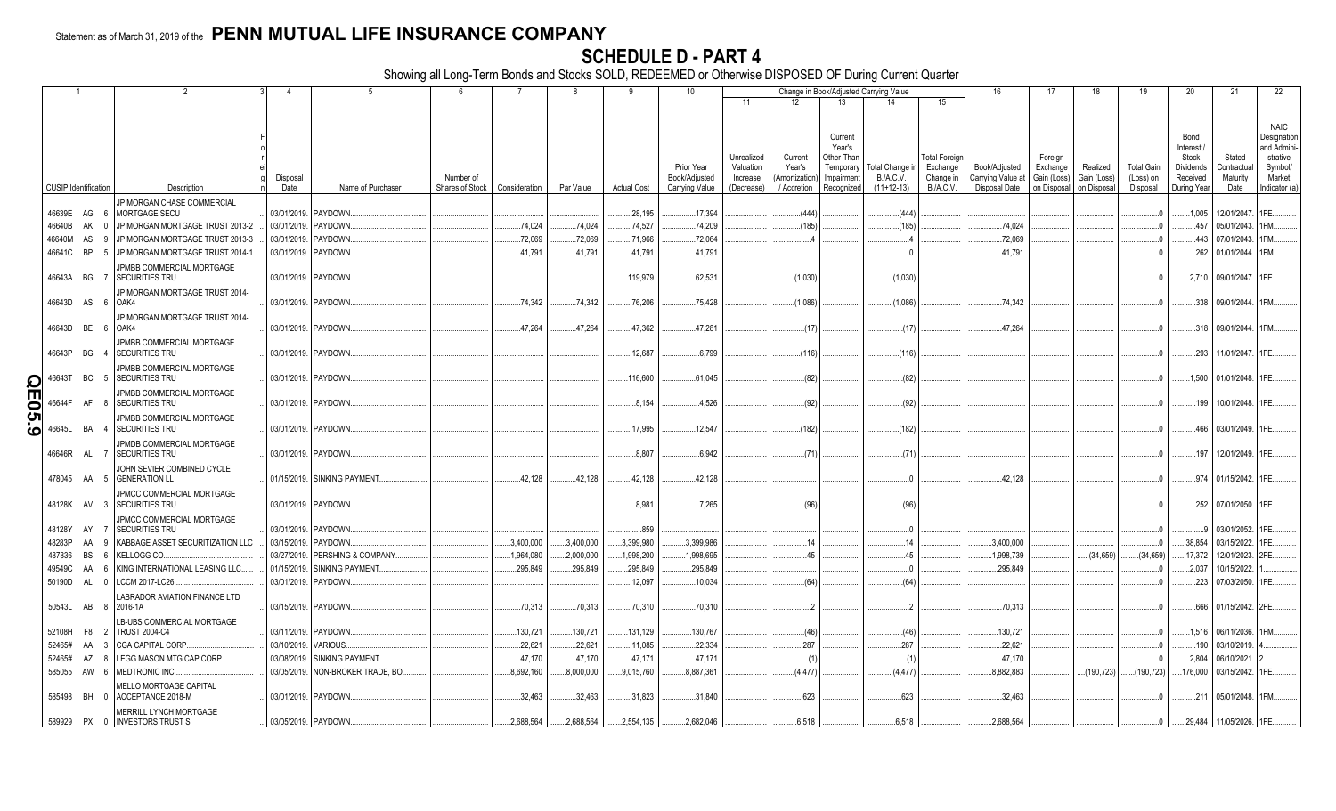Statement as of March 31, 2019 of the **PENN MUTUAL LIFE INSURANCE COMPANY**

# SCHEDULE D - PART 4

Showing all Long-Term Bonds and Stocks SOLD, REDEEMED or Otherwise DISPOSED OF During Current Quarter

| 1 | 2 | 3 | 4 | 5 | 6 | 7 | 8 | 9 | 10 | 11 | 12 | 13 | 14 | 15 | 16 | 17 | 18 | 19 | 20 | 21 | 22 |
|---|---|---|---|---|---|---|---|---|---|---|---|---|---|---|---|---|---|---|---|---|---|
| | | | | | | | | | | Change in Book/Adjusted Carrying Value | | | | | | | | | | | |
| CUSIP Identification | Description | Foreign | Disposal Date | Name of Purchaser | Number of Shares of Stock | Consideration | Par Value | Actual Cost | Prior Year Book/Adjusted Carrying Value | Unrealized Valuation Increase (Decrease) | Current Year's (Amortization) / Accretion | Current Year's Other-Than-Temporary Impairment Recognized | Total Change in B./A.C.V. (11+12-13) | Total Foreign Exchange Change in B./A.C.V. | Book/Adjusted Carrying Value at Disposal Date | Foreign Exchange Gain (Loss) on Disposal | Realized Gain (Loss) on Disposal | Total Gain (Loss) on Disposal | Bond Interest / Stock Dividends Received During Year | Stated Contractual Maturity Date | NAIC Designation and Administrative Symbol/ Market Indicator (a) |
| 46639E AG 6 | JP MORGAN CHASE COMMERCIAL MORTGAGE SECU | | 03/01/2019. | PAYDOWN. | | | | 28,195 | 17,394 | | (444) | | (444) | | | | | 0 | 1,005 | 12/01/2047. | 1FE. |
| 46640B AK 0 | JP MORGAN MORTGAGE TRUST 2013-2 | | 03/01/2019. | PAYDOWN. | | 74,024 | 74,024 | 74,527 | 74,209 | | (185) | | (185) | | 74,024 | | | 0 | 457 | 05/01/2043. | 1FM. |
| 46640M AS 9 | JP MORGAN MORTGAGE TRUST 2013-3 | | 03/01/2019. | PAYDOWN. | | 72,069 | 72,069 | 71,966 | 72,064 | | 4 | | 4 | | 72,069 | | | 0 | 443 | 07/01/2043. | 1FM. |
| 46641C BP 5 | JP MORGAN MORTGAGE TRUST 2014-1 | | 03/01/2019. | PAYDOWN. | | 41,791 | 41,791 | 41,791 | 41,791 | | | | 0 | | 41,791 | | | 0 | 262 | 01/01/2044. | 1FM. |
| 46643A BG 7 | JPMBB COMMERCIAL MORTGAGE SECURITIES TRU | | 03/01/2019. | PAYDOWN. | | | | 119,979 | 62,531 | | (1,030) | | (1,030) | | | | | 0 | 2,710 | 09/01/2047. | 1FE. |
| 46643D AS 6 | JP MORGAN MORTGAGE TRUST 2014-OAK4 | | 03/01/2019. | PAYDOWN. | | 74,342 | 74,342 | 76,206 | 75,428 | | (1,086) | | (1,086) | | 74,342 | | | 0 | 338 | 09/01/2044. | 1FM. |
| 46643D BE 6 | JP MORGAN MORTGAGE TRUST 2014-OAK4 | | 03/01/2019. | PAYDOWN. | | 47,264 | 47,264 | 47,362 | 47,281 | | (17) | | (17) | | 47,264 | | | 0 | 318 | 09/01/2044. | 1FM. |
| 46643P BG 4 | JPMBB COMMERCIAL MORTGAGE SECURITIES TRU | | 03/01/2019. | PAYDOWN. | | | | 12,687 | 6,799 | | (116) | | (116) | | | | | 0 | 293 | 11/01/2047. | 1FE. |
| 46643T BC 5 | JPMBB COMMERCIAL MORTGAGE SECURITIES TRU | | 03/01/2019. | PAYDOWN. | | | | 116,600 | 61,045 | | (82) | | (82) | | | | | 0 | 1,500 | 01/01/2048. | 1FE. |
| 46644F AF 8 | JPMBB COMMERCIAL MORTGAGE SECURITIES TRU | | 03/01/2019. | PAYDOWN. | | | | 8,154 | 4,526 | | (92) | | (92) | | | | | 0 | 199 | 10/01/2048. | 1FE. |
| 46645L BA 4 | JPMBB COMMERCIAL MORTGAGE SECURITIES TRU | | 03/01/2019. | PAYDOWN. | | | | 17,995 | 12,547 | | (182) | | (182) | | | | | 0 | 466 | 03/01/2049. | 1FE. |
| 46646R AL 7 | JPMDB COMMERCIAL MORTGAGE SECURITIES TRU | | 03/01/2019. | PAYDOWN. | | | | 8,807 | 6,942 | | (71) | | (71) | | | | | 0 | 197 | 12/01/2049. | 1FE. |
| 478045 AA 5 | JOHN SEVIER COMBINED CYCLE GENERATION LL | | 01/15/2019. | SINKING PAYMENT. | | 42,128 | 42,128 | 42,128 | 42,128 | | | | 0 | | 42,128 | | | 0 | 974 | 01/15/2042. | 1FE. |
| 48128K AV 3 | JPMCC COMMERCIAL MORTGAGE SECURITIES TRU | | 03/01/2019. | PAYDOWN. | | | | 8,981 | 7,265 | | (96) | | (96) | | | | | 0 | 252 | 07/01/2050. | 1FE. |
| 48128Y AY 7 | JPMCC COMMERCIAL MORTGAGE SECURITIES TRU | | 03/01/2019. | PAYDOWN. | | | | 859 | | | | | 0 | | | | | 0 | 9 | 03/01/2052. | 1FE. |
| 48283P AA 9 | KABBAGE ASSET SECURITIZATION LLC | | 03/15/2019. | PAYDOWN. | | 3,400,000 | 3,400,000 | 3,399,980 | 3,399,986 | | 14 | | 14 | | 3,400,000 | | | 0 | 38,854 | 03/15/2022. | 1FE. |
| 487836 BS 6 | KELLOGG CO. | | 03/27/2019. | PERSHING & COMPANY. | | 1,964,080 | 2,000,000 | 1,998,200 | 1,998,695 | | 45 | | 45 | | 1,998,739 | | (34,659) | (34,659) | 17,372 | 12/01/2023. | 2FE. |
| 49549C AA 6 | KING INTERNATIONAL LEASING LLC. | | 01/15/2019. | SINKING PAYMENT. | | 295,849 | 295,849 | 295,849 | 295,849 | | | | 0 | | 295,849 | | | 0 | 2,037 | 10/15/2022. | 1. |
| 50190D AL 0 | LCCM 2017-LC26. | | 03/01/2019. | PAYDOWN. | | | | 12,097 | 10,034 | | (64) | | (64) | | | | | 0 | 223 | 07/03/2050. | 1FE. |
| 50543L AB 8 | LABRADOR AVIATION FINANCE LTD 2016-1A | | 03/15/2019. | PAYDOWN. | | 70,313 | 70,313 | 70,310 | 70,310 | | 2 | | 2 | | 70,313 | | | 0 | 666 | 01/15/2042. | 2FE. |
| 52108H F8 2 | LB-UBS COMMERCIAL MORTGAGE TRUST 2004-C4 | | 03/11/2019. | PAYDOWN. | | 130,721 | 130,721 | 131,129 | 130,767 | | (46) | | (46) | | 130,721 | | | 0 | 1,516 | 06/11/2036. | 1FM. |
| 52465# AA 3 | CGA CAPITAL CORP. | | 03/10/2019. | VARIOUS. | | 22,621 | 22,621 | 11,085 | 22,334 | | 287 | | 287 | | 22,621 | | | 0 | 190 | 03/10/2019. | 4. |
| 52465# AZ 8 | LEGG MASON MTG CAP CORP. | | 03/08/2019. | SINKING PAYMENT. | | 47,170 | 47,170 | 47,171 | 47,171 | | (1) | | (1) | | 47,170 | | | 0 | 2,804 | 06/10/2021. | 2. |
| 585055 AW 6 | MEDTRONIC INC. | | 03/05/2019. | NON-BROKER TRADE, BO. | | 8,692,160 | 8,000,000 | 9,015,760 | 8,887,361 | | (4,477) | | (4,477) | | 8,882,883 | | (190,723) | (190,723) | 176,000 | 03/15/2042. | 1FE. |
| 585498 BH 0 | MELLO MORTGAGE CAPITAL ACCEPTANCE 2018-M | | 03/01/2019. | PAYDOWN. | | 32,463 | 32,463 | 31,823 | 31,840 | | 623 | | 623 | | 32,463 | | | 0 | 211 | 05/01/2048. | 1FM. |
| 589929 PX 0 | MERRILL LYNCH MORTGAGE INVESTORS TRUST S | | 03/05/2019. | PAYDOWN. | | 2,688,564 | 2,688,564 | 2,554,135 | 2,682,046 | | 6,518 | | 6,518 | | 2,688,564 | | | 0 | 29,484 | 11/05/2026. | 1FE. |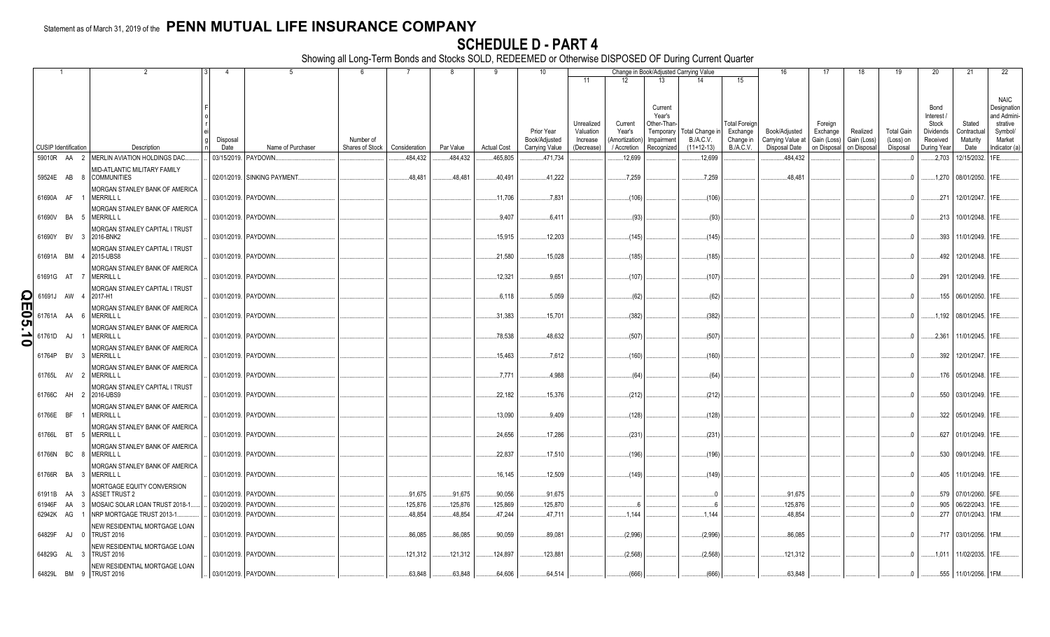Statement as of March 31, 2019 of the **PENN MUTUAL LIFE INSURANCE COMPANY**

# SCHEDULE D - PART 4

Showing all Long-Term Bonds and Stocks SOLD, REDEEMED or Otherwise DISPOSED OF During Current Quarter

| 1 | 2 | 3 | 4 | 5 | 6 | 7 | 8 | 9 | 10 | Change in Book/Adjusted Carrying Value | | | | | 16 | 17 | 18 | 19 | 20 | 21 | 22 |
|---|---|---|---|---|---|---|---|---|---|---|---|---|---|---|---|---|---|---|---|---|---|
| | | | | | | | | | | 11 | 12 | 13 | 14 | 15 | | | | | | | |
| CUSIP Identification | Description | Foreign | Disposal Date | Name of Purchaser | Number of Shares of Stock | Consideration | Par Value | Actual Cost | Prior Year Book/Adjusted Carrying Value | Unrealized Valuation Increase (Decrease) | Current Year's (Amortization) / Accretion | Current Year's Other-Than-Temporary Impairment Recognized | Total Change in B./A.C.V. (11+12-13) | Total Foreign Exchange Change in B./A.C.V. | Book/Adjusted Carrying Value at Disposal Date | Foreign Exchange Gain (Loss) on Disposal | Realized Gain (Loss) on Disposal | Total Gain (Loss) on Disposal | Bond Interest / Stock Dividends Received During Year | Stated Contractual Maturity Date | NAIC Designation and Administrative Symbol/ Market Indicator (a) |
| 59010R AA 2 | MERLIN AVIATION HOLDINGS DAC | | 03/15/2019 | PAYDOWN | | 484,432 | 484,432 | 465,805 | 471,734 | | 12,699 | | 12,699 | | 484,432 | | | 0 | 2,703 | 12/15/2032 | 1FE |
| 59524E AB 8 | MID-ATLANTIC MILITARY FAMILY COMMUNITIES | | 02/01/2019 | SINKING PAYMENT | | 48,481 | 48,481 | 40,491 | 41,222 | | 7,259 | | 7,259 | | 48,481 | | | 0 | 1,270 | 08/01/2050 | 1FE |
| 61690A AF 1 | MORGAN STANLEY BANK OF AMERICA MERRILL L | | 03/01/2019 | PAYDOWN | | | | 11,706 | 7,831 | | (106) | | (106) | | | | | 0 | 271 | 12/01/2047 | 1FE |
| 61690V BA 5 | MORGAN STANLEY BANK OF AMERICA MERRILL L | | 03/01/2019 | PAYDOWN | | | | 9,407 | 6,411 | | (93) | | (93) | | | | | 0 | 213 | 10/01/2048 | 1FE |
| 61690Y BV 3 | MORGAN STANLEY CAPITAL I TRUST 2016-BNK2 | | 03/01/2019 | PAYDOWN | | | | 15,915 | 12,203 | | (145) | | (145) | | | | | 0 | 393 | 11/01/2049 | 1FE |
| 61691A BM 4 | MORGAN STANLEY CAPITAL I TRUST 2015-UBS8 | | 03/01/2019 | PAYDOWN | | | | 21,580 | 15,028 | | (185) | | (185) | | | | | 0 | 492 | 12/01/2048 | 1FE |
| 61691G AT 7 | MORGAN STANLEY BANK OF AMERICA MERRILL L | | 03/01/2019 | PAYDOWN | | | | 12,321 | 9,651 | | (107) | | (107) | | | | | 0 | 291 | 12/01/2049 | 1FE |
| 61691J AW 4 | MORGAN STANLEY CAPITAL I TRUST 2017-H1 | | 03/01/2019 | PAYDOWN | | | | 6,118 | 5,059 | | (62) | | (62) | | | | | 0 | 155 | 06/01/2050 | 1FE |
| 61761A AA 6 | MORGAN STANLEY BANK OF AMERICA MERRILL L | | 03/01/2019 | PAYDOWN | | | | 31,383 | 15,701 | | (382) | | (382) | | | | | 0 | 1,192 | 08/01/2045 | 1FE |
| 61761D AJ 1 | MORGAN STANLEY BANK OF AMERICA MERRILL L | | 03/01/2019 | PAYDOWN | | | | 78,538 | 48,632 | | (507) | | (507) | | | | | 0 | 2,361 | 11/01/2045 | 1FE |
| 61764P BV 3 | MORGAN STANLEY BANK OF AMERICA MERRILL L | | 03/01/2019 | PAYDOWN | | | | 15,463 | 7,612 | | (160) | | (160) | | | | | 0 | 392 | 12/01/2047 | 1FE |
| 61765L AV 2 | MORGAN STANLEY BANK OF AMERICA MERRILL L | | 03/01/2019 | PAYDOWN | | | | 7,771 | 4,988 | | (64) | | (64) | | | | | 0 | 176 | 05/01/2048 | 1FE |
| 61766C AH 2 | MORGAN STANLEY CAPITAL I TRUST 2016-UBS9 | | 03/01/2019 | PAYDOWN | | | | 22,182 | 15,376 | | (212) | | (212) | | | | | 0 | 550 | 03/01/2049 | 1FE |
| 61766E BF 1 | MORGAN STANLEY BANK OF AMERICA MERRILL L | | 03/01/2019 | PAYDOWN | | | | 13,090 | 9,409 | | (128) | | (128) | | | | | 0 | 322 | 05/01/2049 | 1FE |
| 61766L BT 5 | MORGAN STANLEY BANK OF AMERICA MERRILL L | | 03/01/2019 | PAYDOWN | | | | 24,656 | 17,286 | | (231) | | (231) | | | | | 0 | 627 | 01/01/2049 | 1FE |
| 61766N BC 8 | MORGAN STANLEY BANK OF AMERICA MERRILL L | | 03/01/2019 | PAYDOWN | | | | 22,837 | 17,510 | | (196) | | (196) | | | | | 0 | 530 | 09/01/2049 | 1FE |
| 61766R BA 3 | MORGAN STANLEY BANK OF AMERICA MERRILL L | | 03/01/2019 | PAYDOWN | | | | 16,145 | 12,509 | | (149) | | (149) | | | | | 0 | 405 | 11/01/2049 | 1FE |
| 61911B AA 3 | MORTGAGE EQUITY CONVERSION ASSET TRUST 2 | | 03/01/2019 | PAYDOWN | | 91,675 | 91,675 | 90,056 | 91,675 | | | | 0 | | 91,675 | | | 0 | 579 | 07/01/2060 | 5FE |
| 61946F AA 3 | MOSAIC SOLAR LOAN TRUST 2018-1 | | 03/20/2019 | PAYDOWN | | 125,876 | 125,876 | 125,869 | 125,870 | | 6 | | 6 | | 125,876 | | | 0 | 905 | 06/22/2043 | 1FE |
| 62942K AG 1 | NRP MORTGAGE TRUST 2013-1 | | 03/01/2019 | PAYDOWN | | 48,854 | 48,854 | 47,244 | 47,711 | | 1,144 | | 1,144 | | 48,854 | | | 0 | 277 | 07/01/2043 | 1FM |
| 64829F AJ 0 | NEW RESIDENTIAL MORTGAGE LOAN TRUST 2016 | | 03/01/2019 | PAYDOWN | | 86,085 | 86,085 | 90,059 | 89,081 | | (2,996) | | (2,996) | | 86,085 | | | 0 | 717 | 03/01/2056 | 1FM |
| 64829G AL 3 | NEW RESIDENTIAL MORTGAGE LOAN TRUST 2016 | | 03/01/2019 | PAYDOWN | | 121,312 | 121,312 | 124,897 | 123,881 | | (2,568) | | (2,568) | | 121,312 | | | 0 | 1,011 | 11/02/2035 | 1FE |
| 64829L BM 9 | NEW RESIDENTIAL MORTGAGE LOAN TRUST 2016 | | 03/01/2019 | PAYDOWN | | 63,848 | 63,848 | 64,606 | 64,514 | | (666) | | (666) | | 63,848 | | | 0 | 555 | 11/01/2056 | 1FM |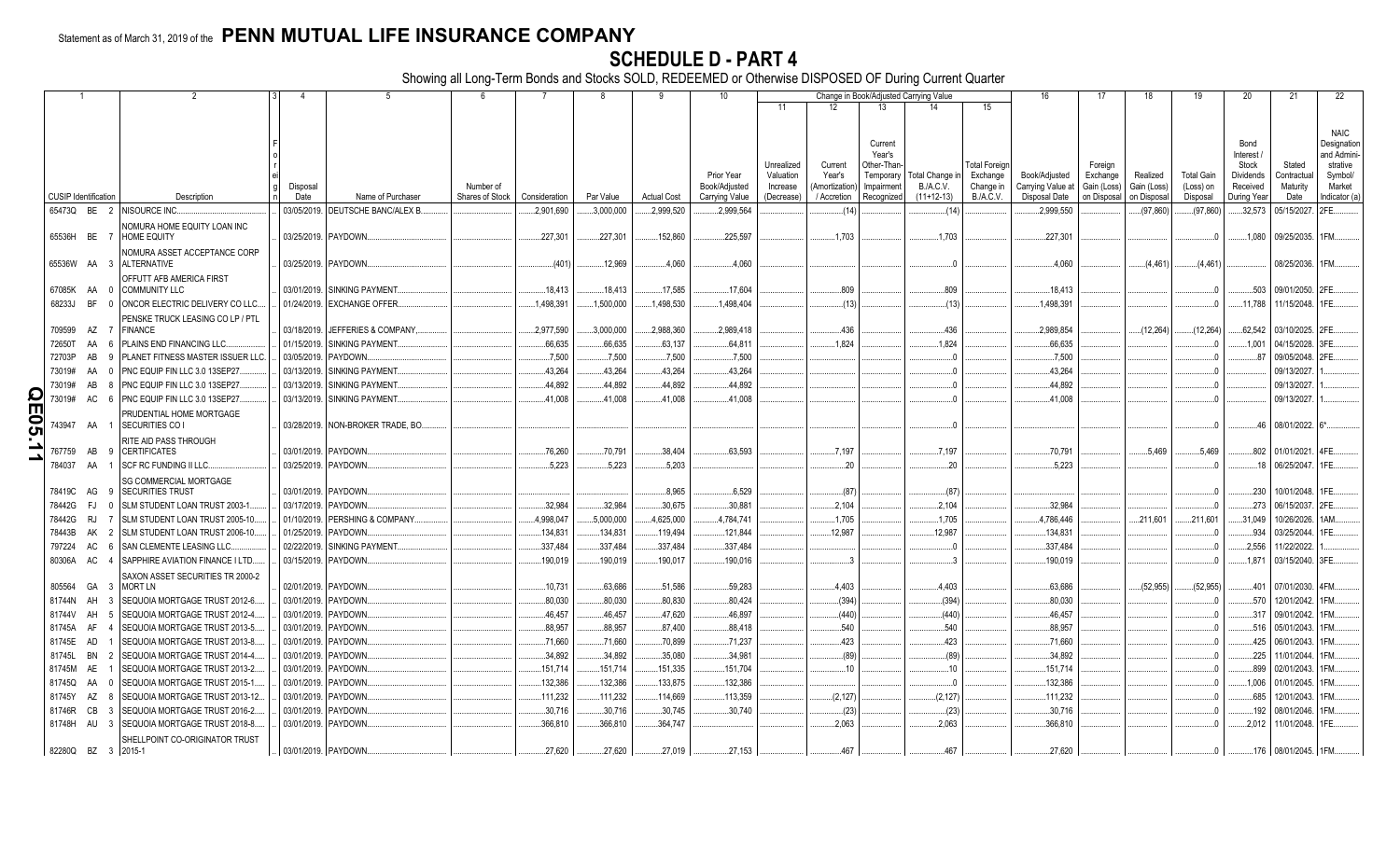Statement as of March 31, 2019 of the **PENN MUTUAL LIFE INSURANCE COMPANY**

# SCHEDULE D - PART 4

Showing all Long-Term Bonds and Stocks SOLD, REDEEMED or Otherwise DISPOSED OF During Current Quarter

| 1 | 2 | 3 | 4 | 5 | 6 | 7 | 8 | 9 | 10 | 11 | 12 | 13 | 14 | 15 | 16 | 17 | 18 | 19 | 20 | 21 | 22 |
|---|---|---|---|---|---|---|---|---|---|---|---|---|---|---|---|---|---|---|---|---|---|
| | | | | | | | | | | Change in Book/Adjusted Carrying Value | | | | | | | | | | | |
| CUSIP Identification | Description | Foreign | Disposal Date | Name of Purchaser | Number of Shares of Stock | Consideration | Par Value | Actual Cost | Prior Year Book/Adjusted Carrying Value | Unrealized Valuation Increase (Decrease) | Current Year's (Amortization) / Accretion | Current Year's Other-Than-Temporary Impairment Recognized | Total Change in B./A.C.V. (11+12-13) | Total Foreign Exchange Change in B./A.C.V. | Book/Adjusted Carrying Value at Disposal Date | Foreign Exchange Gain (Loss) on Disposal | Realized Gain (Loss) on Disposal | Total Gain (Loss) on Disposal | Bond Interest / Stock Dividends Received During Year | Stated Contractual Maturity Date | NAIC Designation and Administrative Symbol/ Market Indicator (a) |
| 65473Q BE 2 | NISOURCE INC. | | 03/05/2019. | DEUTSCHE BANC/ALEX B. | | 2,901,690 | 3,000,000 | 2,999,520 | 2,999,564 | | (14) | | (14) | | 2,999,550 | | (97,860) | (97,860) | 32,573 | 05/15/2027. | 2FE. |
| 65536H BE 7 | NOMURA HOME EQUITY LOAN INC HOME EQUITY | | 03/25/2019. | PAYDOWN. | | 227,301 | 227,301 | 152,860 | 225,597 | | 1,703 | | 1,703 | | 227,301 | | | 0 | 1,080 | 09/25/2035. | 1FM. |
| 65536W AA 3 | NOMURA ASSET ACCEPTANCE CORP ALTERNATIVE | | 03/25/2019. | PAYDOWN. | | (401) | 12,969 | 4,060 | 4,060 | | | | 0 | | 4,060 | | (4,461) | (4,461) | | 08/25/2036. | 1FM. |
| 67085K AA 0 | OFFUTT AFB AMERICA FIRST COMMUNITY LLC | | 03/01/2019. | SINKING PAYMENT. | | 18,413 | 18,413 | 17,585 | 17,604 | | 809 | | 809 | | 18,413 | | | 0 | 503 | 09/01/2050. | 2FE. |
| 68233J BF 0 | ONCOR ELECTRIC DELIVERY CO LLC. | | 01/24/2019. | EXCHANGE OFFER. | | 1,498,391 | 1,500,000 | 1,498,530 | 1,498,404 | | (13) | | (13) | | 1,498,391 | | | | 11,788 | 11/15/2048. | 1FE. |
| 709599 AZ 7 | PENSKE TRUCK LEASING CO LP / PTL FINANCE | | 03/18/2019. | JEFFERIES & COMPANY, | | 2,977,590 | 3,000,000 | 2,988,360 | 2,989,418 | | 436 | | 436 | | 2,989,854 | | (12,264) | (12,264) | 62,542 | 03/10/2025. | 2FE. |
| 72650T AA 6 | PLAINS END FINANCING LLC. | | 01/15/2019. | SINKING PAYMENT. | | 66,635 | 66,635 | 63,137 | 64,811 | | 1,824 | | 1,824 | | 66,635 | | | 0 | 1,001 | 04/15/2028. | 3FE. |
| 72703P AB 9 | PLANET FITNESS MASTER ISSUER LLC. | | 03/05/2019. | PAYDOWN. | | 7,500 | 7,500 | 7,500 | 7,500 | | | | 0 | | 7,500 | | | 0 | 87 | 09/05/2048. | 2FE. |
| 73019# AA 0 | PNC EQUIP FIN LLC 3.0 13SEP27. | | 03/13/2019. | SINKING PAYMENT. | | 43,264 | 43,264 | 43,264 | 43,264 | | | | 0 | | 43,264 | | | 0 | | 09/13/2027. | 1. |
| 73019# AB 8 | PNC EQUIP FIN LLC 3.0 13SEP27. | | 03/13/2019. | SINKING PAYMENT. | | 44,892 | 44,892 | 44,892 | 44,892 | | | | 0 | | 44,892 | | | 0 | | 09/13/2027. | 1. |
| 73019# AC 6 | PNC EQUIP FIN LLC 3.0 13SEP27. | | 03/13/2019. | SINKING PAYMENT. | | 41,008 | 41,008 | 41,008 | 41,008 | | | | 0 | | 41,008 | | | 0 | | 09/13/2027. | 1. |
| 743947 AA 1 | PRUDENTIAL HOME MORTGAGE SECURITIES CO I | | 03/28/2019. | NON-BROKER TRADE, BO. | | | | | | | | | 0 | | | | | 0 | 46 | 08/01/2022. | 6*. |
| 767759 AB 9 | RITE AID PASS THROUGH CERTIFICATES | | 03/01/2019. | PAYDOWN. | | 76,260 | 70,791 | 38,404 | 63,593 | | 7,197 | | 7,197 | | 70,791 | | 5,469 | 5,469 | 802 | 01/01/2021. | 4FE. |
| 784037 AA 1 | SCF RC FUNDING II LLC. | | 03/25/2019. | PAYDOWN. | | 5,223 | 5,223 | 5,203 | | | 20 | | 20 | | 5,223 | | | 0 | 18 | 06/25/2047. | 1FE. |
| 78419C AG 9 | SG COMMERCIAL MORTGAGE SECURITIES TRUST | | 03/01/2019. | PAYDOWN. | | | | 8,965 | 6,529 | | (87) | | (87) | | | | | 0 | 230 | 10/01/2048. | 1FE. |
| 78442G FJ 0 | SLM STUDENT LOAN TRUST 2003-1. | | 03/17/2019. | PAYDOWN. | | 32,984 | 32,984 | 30,675 | 30,881 | | 2,104 | | 2,104 | | 32,984 | | | 0 | 273 | 06/15/2037. | 2FE. |
| 78442G RJ 7 | SLM STUDENT LOAN TRUST 2005-10. | | 01/10/2019. | PERSHING & COMPANY. | | 4,998,047 | 5,000,000 | 4,625,000 | 4,784,741 | | 1,705 | | 1,705 | | 4,786,446 | | 211,601 | 211,601 | 31,049 | 10/26/2026. | 1AM. |
| 78443B AK 2 | SLM STUDENT LOAN TRUST 2006-10. | | 01/25/2019. | PAYDOWN. | | 134,831 | 134,831 | 119,494 | 121,844 | | 12,987 | | 12,987 | | 134,831 | | | 0 | 934 | 03/25/2044. | 1FE. |
| 797224 AC 6 | SAN CLEMENTE LEASING LLC. | | 02/22/2019. | SINKING PAYMENT. | | 337,484 | 337,484 | 337,484 | 337,484 | | | | 0 | | 337,484 | | | 0 | 2,556 | 11/22/2022. | 1. |
| 80306A AC 4 | SAPPHIRE AVIATION FINANCE I LTD. | | 03/15/2019. | PAYDOWN. | | 190,019 | 190,019 | 190,017 | 190,016 | | 3 | | 3 | | 190,019 | | | 0 | 1,871 | 03/15/2040. | 3FE. |
| 805564 GA 3 | SAXON ASSET SECURITIES TR 2000-2 MORT LN | | 02/01/2019. | PAYDOWN. | | 10,731 | 63,686 | 51,586 | 59,283 | | 4,403 | | 4,403 | | 63,686 | | (52,955) | (52,955) | 401 | 07/01/2030. | 4FM. |
| 81744N AH 3 | SEQUOIA MORTGAGE TRUST 2012-6. | | 03/01/2019. | PAYDOWN. | | 80,030 | 80,030 | 80,830 | 80,424 | | (394) | | (394) | | 80,030 | | | 0 | 570 | 12/01/2042. | 1FM. |
| 81744V AH 5 | SEQUOIA MORTGAGE TRUST 2012-4. | | 03/01/2019. | PAYDOWN. | | 46,457 | 46,457 | 47,620 | 46,897 | | (440) | | (440) | | 46,457 | | | 0 | 317 | 09/01/2042. | 1FM. |
| 81745A AF 4 | SEQUOIA MORTGAGE TRUST 2013-5. | | 03/01/2019. | PAYDOWN. | | 88,957 | 88,957 | 87,400 | 88,418 | | 540 | | 540 | | 88,957 | | | 0 | 516 | 05/01/2043. | 1FM. |
| 81745E AD 1 | SEQUOIA MORTGAGE TRUST 2013-8. | | 03/01/2019. | PAYDOWN. | | 71,660 | 71,660 | 70,899 | 71,237 | | 423 | | 423 | | 71,660 | | | 0 | 425 | 06/01/2043. | 1FM. |
| 81745L BN 2 | SEQUOIA MORTGAGE TRUST 2014-4. | | 03/01/2019. | PAYDOWN. | | 34,892 | 34,892 | 35,080 | 34,981 | | (89) | | (89) | | 34,892 | | | 0 | 225 | 11/01/2044. | 1FM. |
| 81745M AE 1 | SEQUOIA MORTGAGE TRUST 2013-2. | | 03/01/2019. | PAYDOWN. | | 151,714 | 151,714 | 151,335 | 151,704 | | 10 | | 10 | | 151,714 | | | 0 | 899 | 02/01/2043. | 1FM. |
| 81745Q AA 0 | SEQUOIA MORTGAGE TRUST 2015-1. | | 03/01/2019. | PAYDOWN. | | 132,386 | 132,386 | 133,875 | 132,386 | | | | 0 | | 132,386 | | | 0 | 1,006 | 01/01/2045. | 1FM. |
| 81745Y AZ 8 | SEQUOIA MORTGAGE TRUST 2013-12. | | 03/01/2019. | PAYDOWN. | | 111,232 | 111,232 | 114,669 | 113,359 | | (2,127) | | (2,127) | | 111,232 | | | 0 | 685 | 12/01/2043. | 1FM. |
| 81746R CB 3 | SEQUOIA MORTGAGE TRUST 2016-2. | | 03/01/2019. | PAYDOWN. | | 30,716 | 30,716 | 30,745 | 30,740 | | (23) | | (23) | | 30,716 | | | 0 | 192 | 08/01/2046. | 1FM. |
| 81748H AU 3 | SEQUOIA MORTGAGE TRUST 2018-8. | | 03/01/2019. | PAYDOWN. | | 366,810 | 366,810 | 364,747 | | | 2,063 | | 2,063 | | 366,810 | | | 0 | 2,012 | 11/01/2048. | 1FE. |
| 82280Q BZ 3 | SHELLPOINT CO-ORIGINATOR TRUST 2015-1 | | 03/01/2019. | PAYDOWN. | | 27,620 | 27,620 | 27,019 | 27,153 | | 467 | | 467 | | 27,620 | | | 0 | 176 | 08/01/2045. | 1FM. |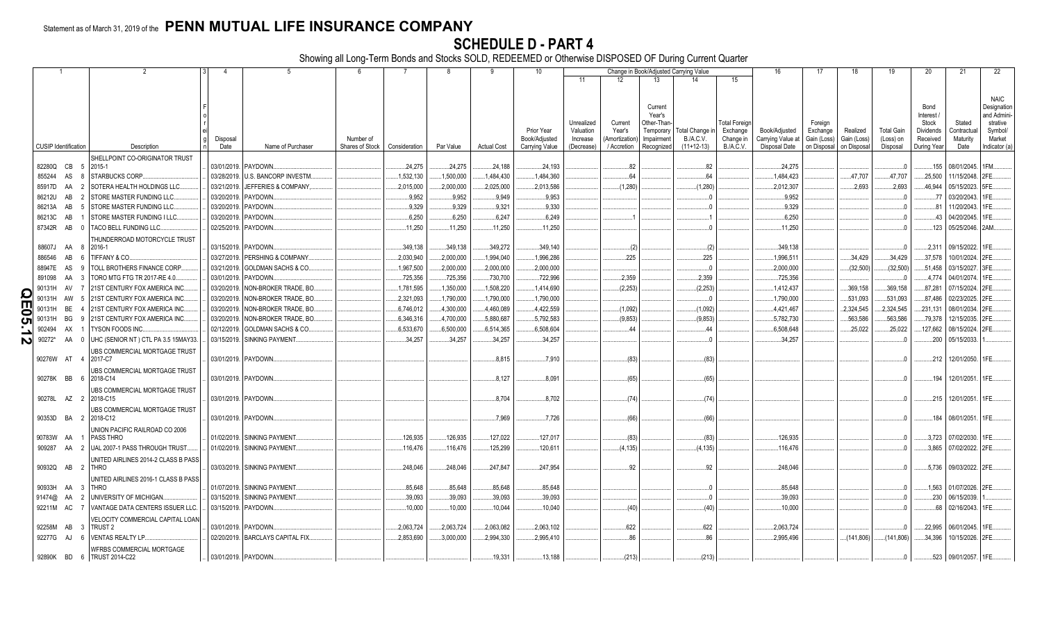Statement as of March 31, 2019 of the **PENN MUTUAL LIFE INSURANCE COMPANY**

# SCHEDULE D - PART 4

Showing all Long-Term Bonds and Stocks SOLD, REDEEMED or Otherwise DISPOSED OF During Current Quarter

| 1 | 2 | 3 | 4 | 5 | 6 | 7 | 8 | 9 | 10 | Change in Book/Adjusted Carrying Value | | | | | 16 | 17 | 18 | 19 | 20 | 21 | 22 |
|---|---|---|---|---|---|---|---|---|---|---|---|---|---|---|---|---|---|---|---|---|---|
| | | | | | | | | | | 11 | 12 | 13 | 14 | 15 | | | | | | | |
| CUSIP Identification | Description | Foreign | Disposal Date | Name of Purchaser | Number of Shares of Stock | Consideration | Par Value | Actual Cost | Prior Year Book/Adjusted Carrying Value | Unrealized Valuation Increase (Decrease) | Current Year's (Amortization) / Accretion | Current Year's Other-Than-Temporary Impairment Recognized | Total Change in B./A.C.V. (11+12-13) | Total Foreign Exchange Change in B./A.C.V. | Book/Adjusted Carrying Value at Disposal Date | Foreign Exchange Gain (Loss) on Disposal | Realized Gain (Loss) on Disposal | Total Gain (Loss) on Disposal | Bond Interest / Stock Dividends Received During Year | Stated Contractual Maturity Date | NAIC Designation and Administrative Symbol/ Market Indicator (a) |
| 82280Q CB 5 | SHELLPOINT CO-ORIGINATOR TRUST 2015-1 | | 03/01/2019. | PAYDOWN. | | 24,275 | 24,275 | 24,188 | 24,193 | | 82 | | 82 | | 24,275 | | | 0 | 155 | 08/01/2045. | 1FM. |
| 855244 AS 8 | STARBUCKS CORP. | | 03/28/2019. | U.S. BANCORP INVESTM. | | 1,532,130 | 1,500,000 | 1,484,430 | 1,484,360 | | 64 | | 64 | | 1,484,423 | | 47,707 | 47,707 | 25,500 | 11/15/2048. | 2FE. |
| 85917D AA 2 | SOTERA HEALTH HOLDINGS LLC. | | 03/21/2019. | JEFFERIES & COMPANY, | | 2,015,000 | 2,000,000 | 2,025,000 | 2,013,586 | | (1,280) | | (1,280) | | 2,012,307 | | 2,693 | 2,693 | 46,944 | 05/15/2023. | 5FE. |
| 86212U AB 2 | STORE MASTER FUNDING LLC. | | 03/20/2019. | PAYDOWN. | | 9,952 | 9,952 | 9,949 | 9,953 | | | | 0 | | 9,952 | | | 0 | 77 | 03/20/2043. | 1FE. |
| 86213A AB 5 | STORE MASTER FUNDING LLC. | | 03/20/2019. | PAYDOWN. | | 9,329 | 9,329 | 9,321 | 9,330 | | | | 0 | | 9,329 | | | 0 | 81 | 11/20/2043. | 1FE. |
| 86213C AB 1 | STORE MASTER FUNDING I LLC. | | 03/20/2019. | PAYDOWN. | | 6,250 | 6,250 | 6,247 | 6,249 | | 1 | | 1 | | 6,250 | | | 0 | 43 | 04/20/2045. | 1FE. |
| 87342R AB 0 | TACO BELL FUNDING LLC. | | 02/25/2019. | PAYDOWN. | | 11,250 | 11,250 | 11,250 | 11,250 | | | | 0 | | 11,250 | | | 0 | 123 | 05/25/2046. | 2AM. |
| 88607J AA 8 | THUNDERROAD MOTORCYCLE TRUST 2016-1 | | 03/15/2019. | PAYDOWN. | | 349,138 | 349,138 | 349,272 | 349,140 | | (2) | | (2) | | 349,138 | | | 0 | 2,311 | 09/15/2022. | 1FE. |
| 886546 AB 6 | TIFFANY & CO. | | 03/27/2019. | PERSHING & COMPANY. | | 2,030,940 | 2,000,000 | 1,994,040 | 1,996,286 | | 225 | | 225 | | 1,996,511 | | 34,429 | 34,429 | 37,578 | 10/01/2024. | 2FE. |
| 88947E AS 9 | TOLL BROTHERS FINANCE CORP. | | 03/21/2019. | GOLDMAN SACHS & CO. | | 1,967,500 | 2,000,000 | 2,000,000 | 2,000,000 | | | | 0 | | 2,000,000 | | (32,500) | (32,500) | 51,458 | 03/15/2027. | 3FE. |
| 891098 AA 3 | TORO MTG FTG TR 2017-RE 4.0. | | 03/01/2019. | PAYDOWN. | | 725,356 | 725,356 | 730,700 | 722,996 | | 2,359 | | 2,359 | | 725,356 | | | 0 | 4,774 | 04/01/2074. | 1FE. |
| 90131H AV 7 | 21ST CENTURY FOX AMERICA INC. | | 03/20/2019. | NON-BROKER TRADE, BO. | | 1,781,595 | 1,350,000 | 1,508,220 | 1,414,690 | | (2,253) | | (2,253) | | 1,412,437 | | 369,158 | 369,158 | 87,281 | 07/15/2024. | 2FE. |
| 90131H AW 5 | 21ST CENTURY FOX AMERICA INC. | | 03/20/2019. | NON-BROKER TRADE, BO. | | 2,321,093 | 1,790,000 | 1,790,000 | 1,790,000 | | | | 0 | | 1,790,000 | | 531,093 | 531,093 | 87,486 | 02/23/2025. | 2FE. |
| 90131H BE 4 | 21ST CENTURY FOX AMERICA INC. | | 03/20/2019. | NON-BROKER TRADE, BO. | | 6,746,012 | 4,300,000 | 4,460,089 | 4,422,559 | | (1,092) | | (1,092) | | 4,421,467 | | 2,324,545 | 2,324,545 | 231,131 | 08/01/2034. | 2FE. |
| 90131H BG 9 | 21ST CENTURY FOX AMERICA INC. | | 03/20/2019. | NON-BROKER TRADE, BO. | | 6,346,316 | 4,700,000 | 5,880,687 | 5,792,583 | | (9,853) | | (9,853) | | 5,782,730 | | 563,586 | 563,586 | 79,378 | 12/15/2035. | 2FE. |
| 902494 AX 1 | TYSON FOODS INC. | | 02/12/2019. | GOLDMAN SACHS & CO. | | 6,533,670 | 6,500,000 | 6,514,365 | 6,508,604 | | 44 | | 44 | | 6,508,648 | | 25,022 | 25,022 | 127,662 | 08/15/2024. | 2FE. |
| 90272* AA 0 | UHC (SENIOR NT) CTL PA 3.5 15MAY33. | | 03/15/2019. | SINKING PAYMENT. | | 34,257 | 34,257 | 34,257 | 34,257 | | | | 0 | | 34,257 | | | 0 | 200 | 05/15/2033. | 1. |
| 90276W AT 4 | UBS COMMERCIAL MORTGAGE TRUST 2017-C7 | | 03/01/2019. | PAYDOWN. | | | | 8,815 | 7,910 | | (83) | | (83) | | | | | 0 | 212 | 12/01/2050. | 1FE. |
| 90278K BB 6 | UBS COMMERCIAL MORTGAGE TRUST 2018-C14 | | 03/01/2019. | PAYDOWN. | | | | 8,127 | 8,091 | | (65) | | (65) | | | | | 0 | 194 | 12/01/2051. | 1FE. |
| 90278L AZ 2 | UBS COMMERCIAL MORTGAGE TRUST 2018-C15 | | 03/01/2019. | PAYDOWN. | | | | 8,704 | 8,702 | | (74) | | (74) | | | | | 0 | 215 | 12/01/2051. | 1FE. |
| 90353D BA 2 | UBS COMMERCIAL MORTGAGE TRUST 2018-C12 | | 03/01/2019. | PAYDOWN. | | | | 7,969 | 7,726 | | (66) | | (66) | | | | | 0 | 184 | 08/01/2051. | 1FE. |
| 90783W AA 1 | UNION PACIFIC RAILROAD CO 2006 PASS THRO | | 01/02/2019. | SINKING PAYMENT. | | 126,935 | 126,935 | 127,022 | 127,017 | | (83) | | (83) | | 126,935 | | | 0 | 3,723 | 07/02/2030. | 1FE. |
| 909287 AA 2 | UAL 2007-1 PASS THROUGH TRUST. | | 01/02/2019. | SINKING PAYMENT. | | 116,476 | 116,476 | 125,299 | 120,611 | | (4,135) | | (4,135) | | 116,476 | | | 0 | 3,865 | 07/02/2022. | 2FE. |
| 90932Q AB 2 | UNITED AIRLINES 2014-2 CLASS B PASS THRO | | 03/03/2019. | SINKING PAYMENT. | | 248,046 | 248,046 | 247,847 | 247,954 | | 92 | | 92 | | 248,046 | | | 0 | 5,736 | 09/03/2022. | 2FE. |
| 90933H AA 3 | UNITED AIRLINES 2016-1 CLASS B PASS THRO | | 01/07/2019. | SINKING PAYMENT. | | 85,648 | 85,648 | 85,648 | 85,648 | | | | 0 | | 85,648 | | | 0 | 1,563 | 01/07/2026. | 2FE. |
| 91474@ AA 2 | UNIVERSITY OF MICHIGAN. | | 03/15/2019. | SINKING PAYMENT. | | 39,093 | 39,093 | 39,093 | 39,093 | | | | 0 | | 39,093 | | | 0 | 230 | 06/15/2039. | 1. |
| 92211M AC 7 | VANTAGE DATA CENTERS ISSUER LLC. | | 03/15/2019. | PAYDOWN. | | 10,000 | 10,000 | 10,044 | 10,040 | | (40) | | (40) | | 10,000 | | | 0 | 68 | 02/16/2043. | 1FE. |
| 92258M AB 3 | VELOCITY COMMERCIAL CAPITAL LOAN TRUST 2 | | 03/01/2019. | PAYDOWN. | | 2,063,724 | 2,063,724 | 2,063,082 | 2,063,102 | | 622 | | 622 | | 2,063,724 | | | 0 | 22,995 | 06/01/2045. | 1FE. |
| 92277G AJ 6 | VENTAS REALTY LP. | | 02/20/2019. | BARCLAYS CAPITAL FIX. | | 2,853,690 | 3,000,000 | 2,994,330 | 2,995,410 | | 86 | | 86 | | 2,995,496 | | (141,806) | (141,806) | 34,396 | 10/15/2026. | 2FE. |
| 92890K BD 6 | WFRBS COMMERCIAL MORTGAGE TRUST 2014-C22 | | 03/01/2019. | PAYDOWN. | | | | 19,331 | 13,188 | | (213) | | (213) | | | | | 0 | 523 | 09/01/2057. | 1FE. |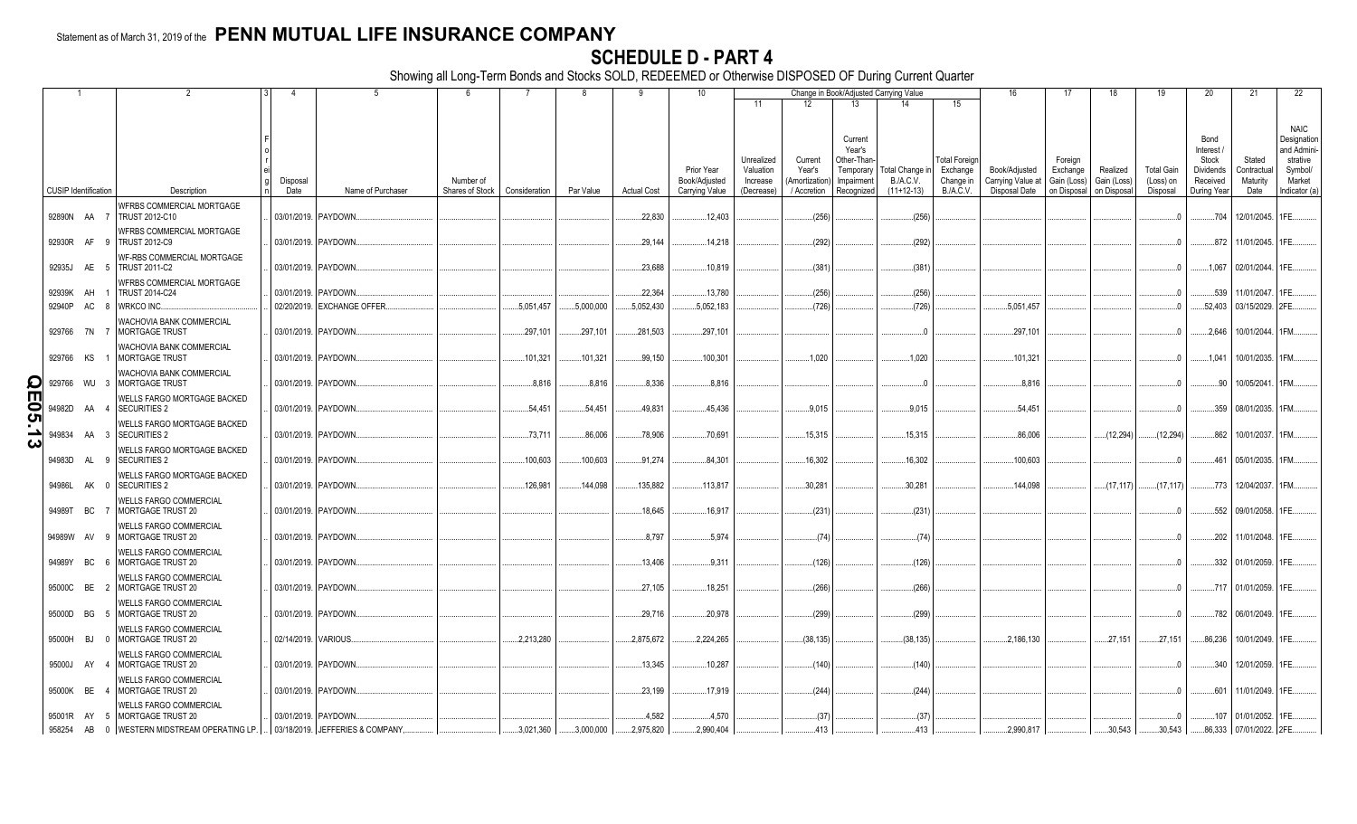Statement as of March 31, 2019 of the **PENN MUTUAL LIFE INSURANCE COMPANY**

# SCHEDULE D - PART 4

Showing all Long-Term Bonds and Stocks SOLD, REDEEMED or Otherwise DISPOSED OF During Current Quarter

| 1 | 2 | 3 | 4 | 5 | 6 | 7 | 8 | 9 | 10 | 11 | 12 | 13 | 14 | 15 | 16 | 17 | 18 | 19 | 20 | 21 | 22 |
|---|---|---|---|---|---|---|---|---|---|---|---|---|---|---|---|---|---|---|---|---|---|
| | | | | | | | | | | Change in Book/Adjusted Carrying Value | | | | | | | | | | | |
| CUSIP Identification | Description | Foreign | Disposal Date | Name of Purchaser | Number of Shares of Stock | Consideration | Par Value | Actual Cost | Prior Year Book/Adjusted Carrying Value | Unrealized Valuation Increase (Decrease) | Current Year's (Amortization) / Accretion | Current Year's Other-Than-Temporary Impairment Recognized | Total Change in B./A.C.V. (11+12-13) | Total Foreign Exchange Change in B./A.C.V. | Book/Adjusted Carrying Value at Disposal Date | Foreign Exchange Gain (Loss) on Disposal | Realized Gain (Loss) on Disposal | Total Gain (Loss) on Disposal | Bond Interest / Stock Dividends Received During Year | Stated Contractual Maturity Date | NAIC Designation and Administrative Symbol/ Market Indicator (a) |
| 92890N AA 7 | WFRBS COMMERCIAL MORTGAGE TRUST 2012-C10 | | 03/01/2019. | PAYDOWN. | | | | 22,830 | 12,403 | | (256) | | (256) | | | | | 0 | 704 | 12/01/2045. | 1FE. |
| 92930R AF 9 | WFRBS COMMERCIAL MORTGAGE TRUST 2012-C9 | | 03/01/2019. | PAYDOWN. | | | | 29,144 | 14,218 | | (292) | | (292) | | | | | 0 | 872 | 11/01/2045. | 1FE. |
| 92935J AE 5 | WF-RBS COMMERCIAL MORTGAGE TRUST 2011-C2 | | 03/01/2019. | PAYDOWN. | | | | 23,688 | 10,819 | | (381) | | (381) | | | | | 0 | 1,067 | 02/01/2044. | 1FE. |
| 92939K AH 1 | WFRBS COMMERCIAL MORTGAGE TRUST 2014-C24 | | 03/01/2019. | PAYDOWN. | | | | 22,364 | 13,780 | | (256) | | (256) | | | | | 0 | 539 | 11/01/2047. | 1FE. |
| 92940P AC 8 | WRKCO INC. | | 02/20/2019. | EXCHANGE OFFER. | | 5,051,457 | 5,000,000 | 5,052,430 | 5,052,183 | | (726) | | (726) | | 5,051,457 | | | 0 | 52,403 | 03/15/2029. | 2FE. |
| 929766 7N 7 | WACHOVIA BANK COMMERCIAL MORTGAGE TRUST | | 03/01/2019. | PAYDOWN. | | 297,101 | 297,101 | 281,503 | 297,101 | | | | 0 | | 297,101 | | | 0 | 2,646 | 10/01/2044. | 1FM. |
| 929766 KS 1 | WACHOVIA BANK COMMERCIAL MORTGAGE TRUST | | 03/01/2019. | PAYDOWN. | | 101,321 | 101,321 | 99,150 | 100,301 | | 1,020 | | 1,020 | | 101,321 | | | 0 | 1,041 | 10/01/2035. | 1FM. |
| 929766 WU 3 | WACHOVIA BANK COMMERCIAL MORTGAGE TRUST | | 03/01/2019. | PAYDOWN. | | 8,816 | 8,816 | 8,336 | 8,816 | | | | 0 | | 8,816 | | | 0 | 90 | 10/05/2041. | 1FM. |
| 94982D AA 4 | WELLS FARGO MORTGAGE BACKED SECURITIES 2 | | 03/01/2019. | PAYDOWN. | | 54,451 | 54,451 | 49,831 | 45,436 | | 9,015 | | 9,015 | | 54,451 | | | 0 | 359 | 08/01/2035. | 1FM. |
| 949834 AA 3 | WELLS FARGO MORTGAGE BACKED SECURITIES 2 | | 03/01/2019. | PAYDOWN. | | 73,711 | 86,006 | 78,906 | 70,691 | | 15,315 | | 15,315 | | 86,006 | | (12,294) | (12,294) | 862 | 10/01/2037. | 1FM. |
| 94983D AL 9 | WELLS FARGO MORTGAGE BACKED SECURITIES 2 | | 03/01/2019. | PAYDOWN. | | 100,603 | 100,603 | 91,274 | 84,301 | | 16,302 | | 16,302 | | 100,603 | | | 0 | 461 | 05/01/2035. | 1FM. |
| 94986L AK 0 | WELLS FARGO MORTGAGE BACKED SECURITIES 2 | | 03/01/2019. | PAYDOWN. | | 126,981 | 144,098 | 135,882 | 113,817 | | 30,281 | | 30,281 | | 144,098 | | (17,117) | (17,117) | 773 | 12/04/2037. | 1FM. |
| 94989T BC 7 | WELLS FARGO COMMERCIAL MORTGAGE TRUST 20 | | 03/01/2019. | PAYDOWN. | | | | 18,645 | 16,917 | | (231) | | (231) | | | | | 0 | 552 | 09/01/2058. | 1FE. |
| 94989W AV 9 | WELLS FARGO COMMERCIAL MORTGAGE TRUST 20 | | 03/01/2019. | PAYDOWN. | | | | 8,797 | 5,974 | | (74) | | (74) | | | | | 0 | 202 | 11/01/2048. | 1FE. |
| 94989Y BC 6 | WELLS FARGO COMMERCIAL MORTGAGE TRUST 20 | | 03/01/2019. | PAYDOWN. | | | | 13,406 | 9,311 | | (126) | | (126) | | | | | 0 | 332 | 01/01/2059. | 1FE. |
| 95000C BE 2 | WELLS FARGO COMMERCIAL MORTGAGE TRUST 20 | | 03/01/2019. | PAYDOWN. | | | | 27,105 | 18,251 | | (266) | | (266) | | | | | 0 | 717 | 01/01/2059. | 1FE. |
| 95000D BG 5 | WELLS FARGO COMMERCIAL MORTGAGE TRUST 20 | | 03/01/2019. | PAYDOWN. | | | | 29,716 | 20,978 | | (299) | | (299) | | | | | 0 | 782 | 06/01/2049. | 1FE. |
| 95000H BJ 0 | WELLS FARGO COMMERCIAL MORTGAGE TRUST 20 | | 02/14/2019. | VARIOUS. | | 2,213,280 | | 2,875,672 | 2,224,265 | | (38,135) | | (38,135) | | 2,186,130 | | 27,151 | 27,151 | 86,236 | 10/01/2049. | 1FE. |
| 95000J AY 4 | WELLS FARGO COMMERCIAL MORTGAGE TRUST 20 | | 03/01/2019. | PAYDOWN. | | | | 13,345 | 10,287 | | (140) | | (140) | | | | | 0 | 340 | 12/01/2059. | 1FE. |
| 95000K BE 4 | WELLS FARGO COMMERCIAL MORTGAGE TRUST 20 | | 03/01/2019. | PAYDOWN. | | | | 23,199 | 17,919 | | (244) | | (244) | | | | | 0 | 601 | 11/01/2049. | 1FE. |
| 95001R AY 5 | WELLS FARGO COMMERCIAL MORTGAGE TRUST 20 | | 03/01/2019. | PAYDOWN. | | | | 4,582 | 4,570 | | (37) | | (37) | | | | | 0 | 107 | 01/01/2052. | 1FE. |
| 958254 AB 0 | WESTERN MIDSTREAM OPERATING LP. | | 03/18/2019. | JEFFERIES & COMPANY, | | 3,021,360 | 3,000,000 | 2,975,820 | 2,990,404 | | 413 | | 413 | | 2,990,817 | | 30,543 | 30,543 | 86,333 | 07/01/2022. | 2FE. |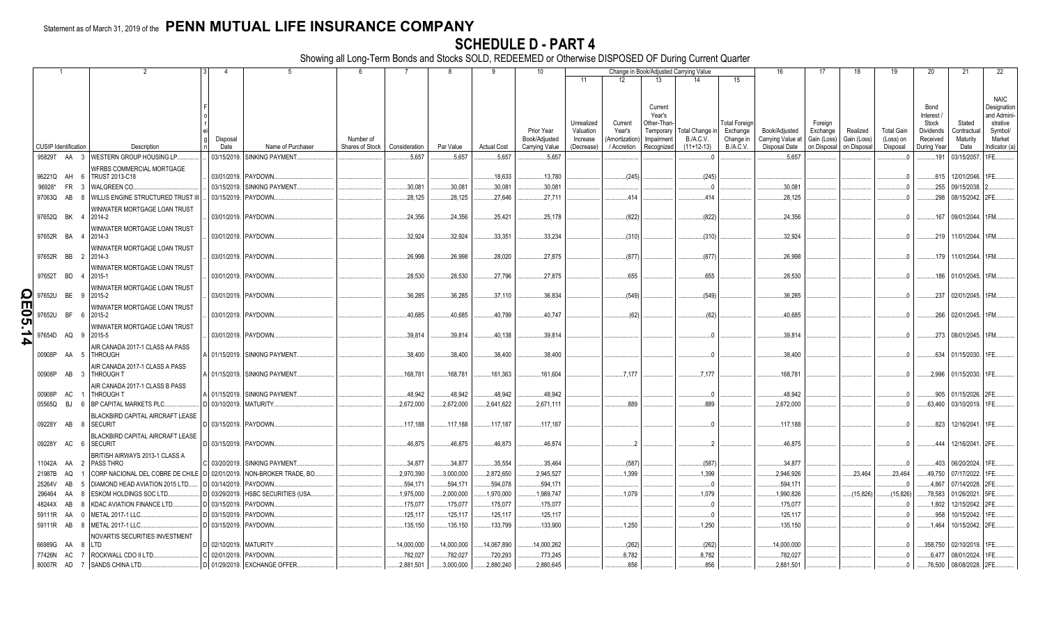Statement as of March 31, 2019 of the **PENN MUTUAL LIFE INSURANCE COMPANY**

# SCHEDULE D - PART 4

Showing all Long-Term Bonds and Stocks SOLD, REDEEMED or Otherwise DISPOSED OF During Current Quarter

| 1 | 2 | 3 | 4 | 5 | 6 | 7 | 8 | 9 | 10 | 11 | 12 | 13 | 14 | 15 | 16 | 17 | 18 | 19 | 20 | 21 | 22 |
|---|---|---|---|---|---|---|---|---|---|---|---|---|---|---|---|---|---|---|---|---|---|
| | | | | | | | | | | Change in Book/Adjusted Carrying Value | | | | | | | | | | | |
| CUSIP Identification | Description | Foreign | Disposal Date | Name of Purchaser | Number of Shares of Stock | Consideration | Par Value | Actual Cost | Prior Year Book/Adjusted Carrying Value | Unrealized Valuation Increase (Decrease) | Current Year's (Amortization) / Accretion | Current Year's Other-Than-Temporary Impairment Recognized | Total Change in B./A.C.V. (11+12-13) | Total Foreign Exchange Change in B./A.C.V. | Book/Adjusted Carrying Value at Disposal Date | Foreign Exchange Gain (Loss) on Disposal | Realized Gain (Loss) on Disposal | Total Gain (Loss) on Disposal | Bond Interest / Stock Dividends Received During Year | Stated Contractual Maturity Date | NAIC Designation and Administrative Symbol/ Market Indicator (a) |
| 95829T AA 3 | WESTERN GROUP HOUSING LP | | 03/15/2019 | SINKING PAYMENT | | 5,657 | 5,657 | 5,657 | 5,657 | | | | 0 | | 5,657 | | | 0 | 191 | 03/15/2057 | 1FE |
| 96221Q AH 6 | WFRBS COMMERCIAL MORTGAGE TRUST 2013-C18 | | 03/01/2019 | PAYDOWN | | | | 18,633 | 13,780 | | (245) | | (245) | | | | | 0 | 615 | 12/01/2046 | 1FE |
| 96928* FR 3 | WALGREEN CO | | 03/15/2019 | SINKING PAYMENT | | 30,081 | 30,081 | 30,081 | 30,081 | | | | 0 | | 30,081 | | | 0 | 255 | 09/15/2038 | 2 |
| 97063Q AB 8 | WILLIS ENGINE STRUCTURED TRUST III | | 03/15/2019 | PAYDOWN | | 28,125 | 28,125 | 27,646 | 27,711 | | 414 | | 414 | | 28,125 | | | 0 | 298 | 08/15/2042 | 2FE |
| 97652Q BK 4 | WINWATER MORTGAGE LOAN TRUST 2014-2 | | 03/01/2019 | PAYDOWN | | 24,356 | 24,356 | 25,421 | 25,178 | | (822) | | (822) | | 24,356 | | | 0 | 167 | 09/01/2044 | 1FM |
| 97652R BA 4 | WINWATER MORTGAGE LOAN TRUST 2014-3 | | 03/01/2019 | PAYDOWN | | 32,924 | 32,924 | 33,351 | 33,234 | | (310) | | (310) | | 32,924 | | | 0 | 219 | 11/01/2044 | 1FM |
| 97652R BB 2 | WINWATER MORTGAGE LOAN TRUST 2014-3 | | 03/01/2019 | PAYDOWN | | 26,998 | 26,998 | 28,020 | 27,875 | | (877) | | (877) | | 26,998 | | | 0 | 179 | 11/01/2044 | 1FM |
| 97652T BD 4 | WINWATER MORTGAGE LOAN TRUST 2015-1 | | 03/01/2019 | PAYDOWN | | 28,530 | 28,530 | 27,796 | 27,875 | | 655 | | 655 | | 28,530 | | | 0 | 186 | 01/01/2045 | 1FM |
| 97652U BE 9 | WINWATER MORTGAGE LOAN TRUST 2015-2 | | 03/01/2019 | PAYDOWN | | 36,285 | 36,285 | 37,110 | 36,834 | | (549) | | (549) | | 36,285 | | | 0 | 237 | 02/01/2045 | 1FM |
| 97652U BF 6 | WINWATER MORTGAGE LOAN TRUST 2015-2 | | 03/01/2019 | PAYDOWN | | 40,685 | 40,685 | 40,799 | 40,747 | | (62) | | (62) | | 40,685 | | | 0 | 266 | 02/01/2045 | 1FM |
| 97654D AQ 9 | WINWATER MORTGAGE LOAN TRUST 2015-5 | | 03/01/2019 | PAYDOWN | | 39,814 | 39,814 | 40,138 | 39,814 | | | | 0 | | 39,814 | | | 0 | 273 | 08/01/2045 | 1FM |
| 00908P AA 5 | AIR CANADA 2017-1 CLASS AA PASS THROUGH | A | 01/15/2019 | SINKING PAYMENT | | 38,400 | 38,400 | 38,400 | 38,400 | | | | 0 | | 38,400 | | | 0 | 634 | 01/15/2030 | 1FE |
| 00908P AB 3 | AIR CANADA 2017-1 CLASS A PASS THROUGH T | A | 01/15/2019 | SINKING PAYMENT | | 168,781 | 168,781 | 161,363 | 161,604 | | 7,177 | | 7,177 | | 168,781 | | | 0 | 2,996 | 01/15/2030 | 1FE |
| 00908P AC 1 | AIR CANADA 2017-1 CLASS B PASS THROUGH T | A | 01/15/2019 | SINKING PAYMENT | | 48,942 | 48,942 | 48,942 | 48,942 | | | | 0 | | 48,942 | | | 0 | 905 | 01/15/2026 | 2FE |
| 05565Q BJ 6 | BP CAPITAL MARKETS PLC | D | 03/10/2019 | MATURITY | | 2,672,000 | 2,672,000 | 2,641,622 | 2,671,111 | | 889 | | 889 | | 2,672,000 | | | 0 | 63,460 | 03/10/2019 | 1FE |
| 09228Y AB 8 | BLACKBIRD CAPITAL AIRCRAFT LEASE SECURIT | D | 03/15/2019 | PAYDOWN | | 117,188 | 117,188 | 117,187 | 117,187 | | | | 0 | | 117,188 | | | 0 | 823 | 12/16/2041 | 1FE |
| 09228Y AC 6 | BLACKBIRD CAPITAL AIRCRAFT LEASE SECURIT | D | 03/15/2019 | PAYDOWN | | 46,875 | 46,875 | 46,873 | 46,874 | | 2 | | 2 | | 46,875 | | | 0 | 444 | 12/16/2041 | 2FE |
| 11042A AA 2 | BRITISH AIRWAYS 2013-1 CLASS A PASS THRO | C | 03/20/2019 | SINKING PAYMENT | | 34,877 | 34,877 | 35,554 | 35,464 | | (587) | | (587) | | 34,877 | | | 0 | 403 | 06/20/2024 | 1FE |
| 21987B AQ 1 | CORP NACIONAL DEL COBRE DE CHILE | D | 02/01/2019 | NON-BROKER TRADE, BO | | 2,970,390 | 3,000,000 | 2,872,650 | 2,945,527 | | 1,399 | | 1,399 | | 2,946,926 | | 23,464 | 23,464 | 49,750 | 07/17/2022 | 1FE |
| 25264V AB 5 | DIAMOND HEAD AVIATION 2015 LTD | D | 03/14/2019 | PAYDOWN | | 594,171 | 594,171 | 594,078 | 594,171 | | | | 0 | | 594,171 | | | 0 | 4,867 | 07/14/2028 | 2FE |
| 296464 AA 8 | ESKOM HOLDINGS SOC LTD | D | 03/29/2019 | HSBC SECURITIES (USA | | 1,975,000 | 2,000,000 | 1,970,000 | 1,989,747 | | 1,079 | | 1,079 | | 1,990,826 | | (15,826) | (15,826) | 78,583 | 01/26/2021 | 5FE |
| 48244X AB 8 | KDAC AVIATION FINANCE LTD | D | 03/15/2019 | PAYDOWN | | 175,077 | 175,077 | 175,077 | 175,077 | | | | 0 | | 175,077 | | | 0 | 1,802 | 12/15/2042 | 2FE |
| 59111R AA 0 | METAL 2017-1 LLC | D | 03/15/2019 | PAYDOWN | | 125,117 | 125,117 | 125,117 | 125,117 | | | | 0 | | 125,117 | | | 0 | 958 | 10/15/2042 | 1FE |
| 59111R AB 8 | METAL 2017-1 LLC | D | 03/15/2019 | PAYDOWN | | 135,150 | 135,150 | 133,799 | 133,900 | | 1,250 | | 1,250 | | 135,150 | | | 0 | 1,464 | 10/15/2042 | 2FE |
| 66989G AA 8 | NOVARTIS SECURITIES INVESTMENT LTD | D | 02/10/2019 | MATURITY | | 14,000,000 | 14,000,000 | 14,067,890 | 14,000,262 | | (262) | | (262) | | 14,000,000 | | | 0 | 358,750 | 02/10/2019 | 1FE |
| 77426N AC 7 | ROCKWALL CDO II LTD | C | 02/01/2019 | PAYDOWN | | 782,027 | 782,027 | 720,293 | 773,245 | | 8,782 | | 8,782 | | 782,027 | | | 0 | 6,477 | 08/01/2024 | 1FE |
| 80007R AD 7 | SANDS CHINA LTD | D | 01/29/2019 | EXCHANGE OFFER | | 2,881,501 | 3,000,000 | 2,880,240 | 2,880,645 | | 856 | | 856 | | 2,881,501 | | | 0 | 76,500 | 08/08/2028 | 2FE |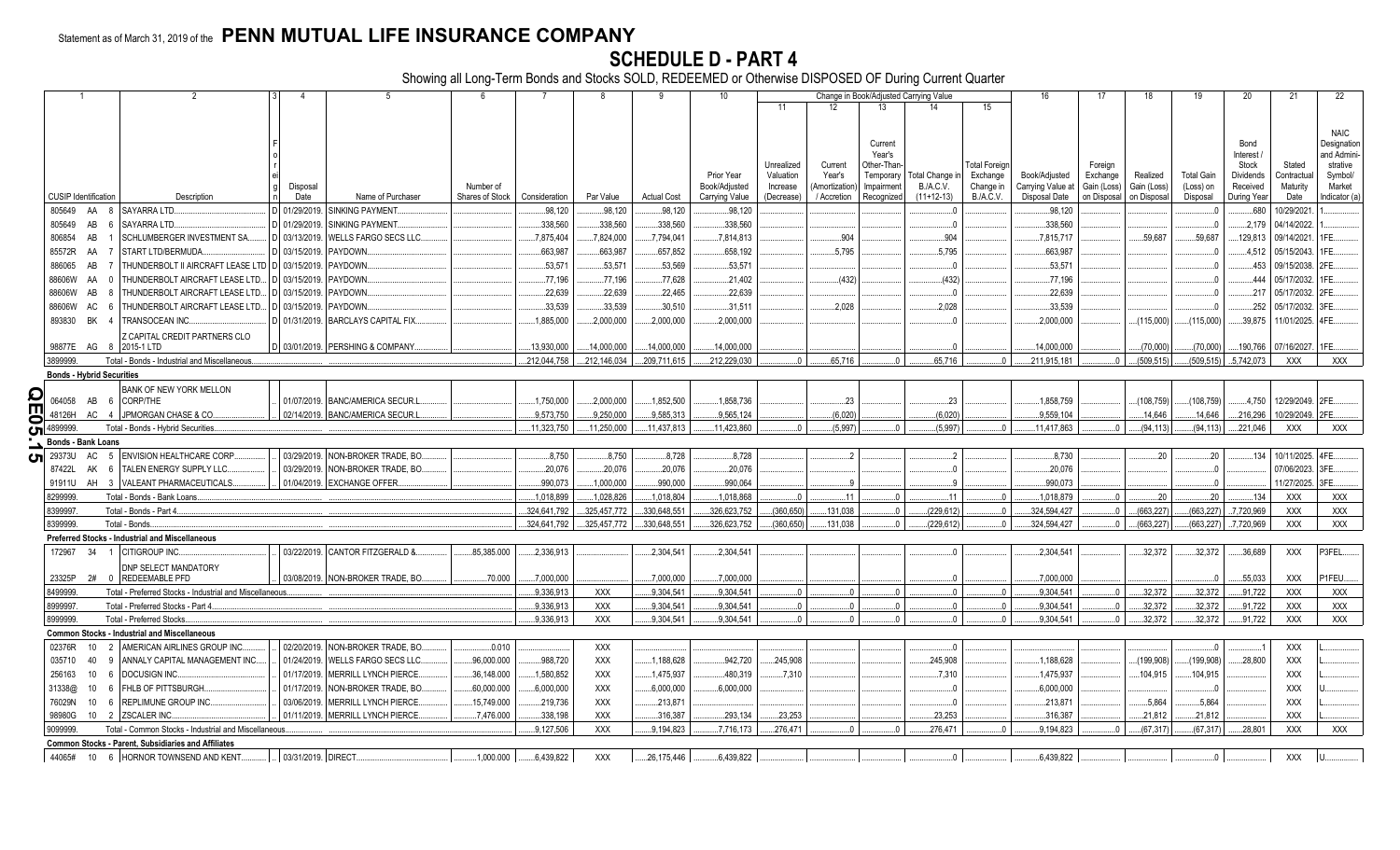Statement as of March 31, 2019 of the **PENN MUTUAL LIFE INSURANCE COMPANY**

# SCHEDULE D - PART 4

Showing all Long-Term Bonds and Stocks SOLD, REDEEMED or Otherwise DISPOSED OF During Current Quarter

| 1 | 2 | 3 | 4 | 5 | 6 | 7 | 8 | 9 | 10 | 11 | 12 | 13 | 14 | 15 | 16 | 17 | 18 | 19 | 20 | 21 | 22 |
|---|---|---|---|---|---|---|---|---|---|---|---|---|---|---|---|---|---|---|---|---|---|
| | | | | | | | | | | Change in Book/Adjusted Carrying Value | | | | | | | | | | | |
| CUSIP Identification | Description | Foreign | Disposal Date | Name of Purchaser | Number of Shares of Stock | Consideration | Par Value | Actual Cost | Prior Year Book/Adjusted Carrying Value | Unrealized Valuation Increase (Decrease) | Current Year's (Amortization) / Accretion | Current Year's Other-Than-Temporary Impairment Recognized | Total Change in B./A.C.V. (11+12-13) | Total Foreign Exchange Change in B./A.C.V. | Book/Adjusted Carrying Value at Disposal Date | Foreign Exchange Gain (Loss) on Disposal | Realized Gain (Loss) on Disposal | Total Gain (Loss) on Disposal | Bond Interest / Stock Dividends Received During Year | Stated Contractual Maturity Date | NAIC Designation and Administrative Symbol/Market Indicator (a) |
| 805649 AA 8 | SAYARRA LTD. | D | 01/29/2019. | SINKING PAYMENT. | | 98,120 | 98,120 | 98,120 | 98,120 | | | | 0 | | 98,120 | | | 0 | 680 | 10/29/2021. | 1. |
| 805649 AB 6 | SAYARRA LTD. | D | 01/29/2019. | SINKING PAYMENT. | | 338,560 | 338,560 | 338,560 | 338,560 | | | | 0 | | 338,560 | | | 0 | 2,179 | 04/14/2022. | 1. |
| 806854 AB 1 | SCHLUMBERGER INVESTMENT SA. | D | 03/13/2019. | WELLS FARGO SECS LLC. | | 7,875,404 | 7,824,000 | 7,794,041 | 7,814,813 | | 904 | | 904 | | 7,815,717 | | 59,687 | 59,687 | 129,813 | 09/14/2021. | 1FE. |
| 85572R AA 7 | START LTD/BERMUDA. | D | 03/15/2019. | PAYDOWN. | | 663,987 | 663,987 | 657,852 | 658,192 | | 5,795 | | 5,795 | | 663,987 | | | 0 | 4,512 | 05/15/2043. | 1FE. |
| 886065 AB 7 | THUNDERBOLT II AIRCRAFT LEASE LTD | D | 03/15/2019. | PAYDOWN. | | 53,571 | 53,571 | 53,569 | 53,571 | | | | 0 | | 53,571 | | | 0 | 453 | 09/15/2038. | 2FE. |
| 88606W AA 0 | THUNDERBOLT AIRCRAFT LEASE LTD. | D | 03/15/2019. | PAYDOWN. | | 77,196 | 77,196 | 77,628 | 21,402 | | (432) | | (432) | | 77,196 | | | 0 | 444 | 05/17/2032. | 1FE. |
| 88606W AB 8 | THUNDERBOLT AIRCRAFT LEASE LTD. | D | 03/15/2019. | PAYDOWN. | | 22,639 | 22,639 | 22,465 | 22,639 | | | | 0 | | 22,639 | | | 0 | 217 | 05/17/2032. | 2FE. |
| 88606W AC 6 | THUNDERBOLT AIRCRAFT LEASE LTD. | D | 03/15/2019. | PAYDOWN. | | 33,539 | 33,539 | 30,510 | 31,511 | | 2,028 | | 2,028 | | 33,539 | | | 0 | 252 | 05/17/2032. | 3FE. |
| 893830 BK 4 | TRANSOCEAN INC. | D | 01/31/2019. | BARCLAYS CAPITAL FIX. | | 1,885,000 | 2,000,000 | 2,000,000 | 2,000,000 | | | | 0 | | 2,000,000 | | (115,000) | (115,000) | 39,875 | 11/01/2025. | 4FE. |
| 98877E AG 8 | Z CAPITAL CREDIT PARTNERS CLO 2015-1 LTD | D | 03/01/2019. | PERSHING & COMPANY. | | 13,930,000 | 14,000,000 | 14,000,000 | 14,000,000 | | | | 0 | | 14,000,000 | | (70,000) | (70,000) | 190,766 | 07/16/2027. | 1FE. |
| 3899999. | Total - Bonds - Industrial and Miscellaneous | | | | | 212,044,758 | 212,146,034 | 209,711,615 | 212,229,030 | 0 | 65,716 | 0 | 65,716 | 0 | 211,915,181 | 0 | (509,515) | (509,515) | 5,742,073 | XXX | XXX |
| **Bonds - Hybrid Securities** | | | | | | | | | | | | | | | | | | | | | |
| 064058 AB 6 | BANK OF NEW YORK MELLON CORP/THE | | 01/07/2019. | BANC/AMERICA SECUR.L. | | 1,750,000 | 2,000,000 | 1,852,500 | 1,858,736 | | 23 | | 23 | | 1,858,759 | | (108,759) | (108,759) | 4,750 | 12/29/2049. | 2FE. |
| 48126H AC 4 | JPMORGAN CHASE & CO. | | 02/14/2019. | BANC/AMERICA SECUR.L. | | 9,573,750 | 9,250,000 | 9,585,313 | 9,565,124 | | (6,020) | | (6,020) | | 9,559,104 | | 14,646 | 14,646 | 216,296 | 10/29/2049. | 2FE. |
| 4899999. | Total - Bonds - Hybrid Securities | | | | | 11,323,750 | 11,250,000 | 11,437,813 | 11,423,860 | 0 | (5,997) | 0 | (5,997) | 0 | 11,417,863 | 0 | (94,113) | (94,113) | 221,046 | XXX | XXX |
| **Bonds - Bank Loans** | | | | | | | | | | | | | | | | | | | | | |
| 29373U AC 5 | ENVISION HEALTHCARE CORP. | | 03/29/2019. | NON-BROKER TRADE, BO. | | 8,750 | 8,750 | 8,728 | 8,728 | | 2 | | 2 | | 8,730 | | 20 | 20 | 134 | 10/11/2025. | 4FE. |
| 87422L AK 6 | TALEN ENERGY SUPPLY LLC. | | 03/29/2019. | NON-BROKER TRADE, BO. | | 20,076 | 20,076 | 20,076 | 20,076 | | | | 0 | | 20,076 | | | 0 | | 07/06/2023. | 3FE. |
| 91911U AH 3 | VALEANT PHARMACEUTICALS. | | 01/04/2019. | EXCHANGE OFFER. | | 990,073 | 1,000,000 | 990,000 | 990,064 | | 9 | | 9 | | 990,073 | | | 0 | | 11/27/2025. | 3FE. |
| 8299999. | Total - Bonds - Bank Loans | | | | | 1,018,899 | 1,028,826 | 1,018,804 | 1,018,868 | 0 | 11 | 0 | 11 | 0 | 1,018,879 | 0 | 20 | 20 | 134 | XXX | XXX |
| 8399997. | Total - Bonds - Part 4 | | | | | 324,641,792 | 325,457,772 | 330,648,551 | 326,623,752 | (360,650) | 131,038 | 0 | (229,612) | 0 | 324,594,427 | 0 | (663,227) | (663,227) | 7,720,969 | XXX | XXX |
| 8399999. | Total - Bonds | | | | | 324,641,792 | 325,457,772 | 330,648,551 | 326,623,752 | (360,650) | 131,038 | 0 | (229,612) | 0 | 324,594,427 | 0 | (663,227) | (663,227) | 7,720,969 | XXX | XXX |
| **Preferred Stocks - Industrial and Miscellaneous** | | | | | | | | | | | | | | | | | | | | | |
| 172967 34 1 | CITIGROUP INC. | | 03/22/2019. | CANTOR FITZGERALD &. | 85,385.000 | 2,336,913 | | 2,304,541 | 2,304,541 | | | | 0 | | 2,304,541 | | 32,372 | 32,372 | 36,689 | XXX | P3FEL. |
| 23325P 2# 0 | DNP SELECT MANDATORY REDEEMABLE PFD | | 03/08/2019. | NON-BROKER TRADE, BO. | 70.000 | 7,000,000 | | 7,000,000 | 7,000,000 | | | | 0 | | 7,000,000 | | | 0 | 55,033 | XXX | P1FEU. |
| 8499999. | Total - Preferred Stocks - Industrial and Miscellaneous | | | | | 9,336,913 | XXX | 9,304,541 | 9,304,541 | 0 | 0 | 0 | 0 | 0 | 9,304,541 | 0 | 32,372 | 32,372 | 91,722 | XXX | XXX |
| 8999997. | Total - Preferred Stocks - Part 4 | | | | | 9,336,913 | XXX | 9,304,541 | 9,304,541 | 0 | 0 | 0 | 0 | 0 | 9,304,541 | 0 | 32,372 | 32,372 | 91,722 | XXX | XXX |
| 8999999. | Total - Preferred Stocks | | | | | 9,336,913 | XXX | 9,304,541 | 9,304,541 | 0 | 0 | 0 | 0 | 0 | 9,304,541 | 0 | 32,372 | 32,372 | 91,722 | XXX | XXX |
| **Common Stocks - Industrial and Miscellaneous** | | | | | | | | | | | | | | | | | | | | | |
| 02376R 10 2 | AMERICAN AIRLINES GROUP INC. | | 02/20/2019. | NON-BROKER TRADE, BO. | 0.010 | | XXX | | | | | | 0 | | | | | 0 | 1 | XXX | L. |
| 035710 40 9 | ANNALY CAPITAL MANAGEMENT INC. | | 01/24/2019. | WELLS FARGO SECS LLC. | 96,000.000 | 988,720 | XXX | 1,188,628 | 942,720 | 245,908 | | | 245,908 | | 1,188,628 | | (199,908) | (199,908) | 28,800 | XXX | L. |
| 256163 10 6 | DOCUSIGN INC. | | 01/17/2019. | MERRILL LYNCH PIERCE. | 36,148.000 | 1,580,852 | XXX | 1,475,937 | 480,319 | 7,310 | | | 7,310 | | 1,475,937 | | 104,915 | 104,915 | | XXX | L. |
| 31338@ 10 6 | FHLB OF PITTSBURGH. | | 01/17/2019. | NON-BROKER TRADE, BO. | 60,000.000 | 6,000,000 | XXX | 6,000,000 | 6,000,000 | | | | 0 | | 6,000,000 | | | 0 | | XXX | U. |
| 76029N 10 6 | REPLIMUNE GROUP INC. | | 03/06/2019. | MERRILL LYNCH PIERCE. | 15,749.000 | 219,736 | XXX | 213,871 | | | | | 0 | | 213,871 | | 5,864 | 5,864 | | XXX | L. |
| 98980G 10 2 | ZSCALER INC. | | 01/11/2019. | MERRILL LYNCH PIERCE. | 7,476.000 | 338,198 | XXX | 316,387 | 293,134 | 23,253 | | | 23,253 | | 316,387 | | 21,812 | 21,812 | | XXX | L. |
| 9099999. | Total - Common Stocks - Industrial and Miscellaneous | | | | | 9,127,506 | XXX | 9,194,823 | 7,716,173 | 276,471 | 0 | 0 | 276,471 | 0 | 9,194,823 | 0 | (67,317) | (67,317) | 28,801 | XXX | XXX |
| **Common Stocks - Parent, Subsidiaries and Affiliates** | | | | | | | | | | | | | | | | | | | | | |
| 44065# 10 6 | HORNOR TOWNSEND AND KENT. | | 03/31/2019. | DIRECT. | 1,000.000 | 6,439,822 | XXX | 26,175,446 | 6,439,822 | | | | 0 | | 6,439,822 | | | 0 | | XXX | U. |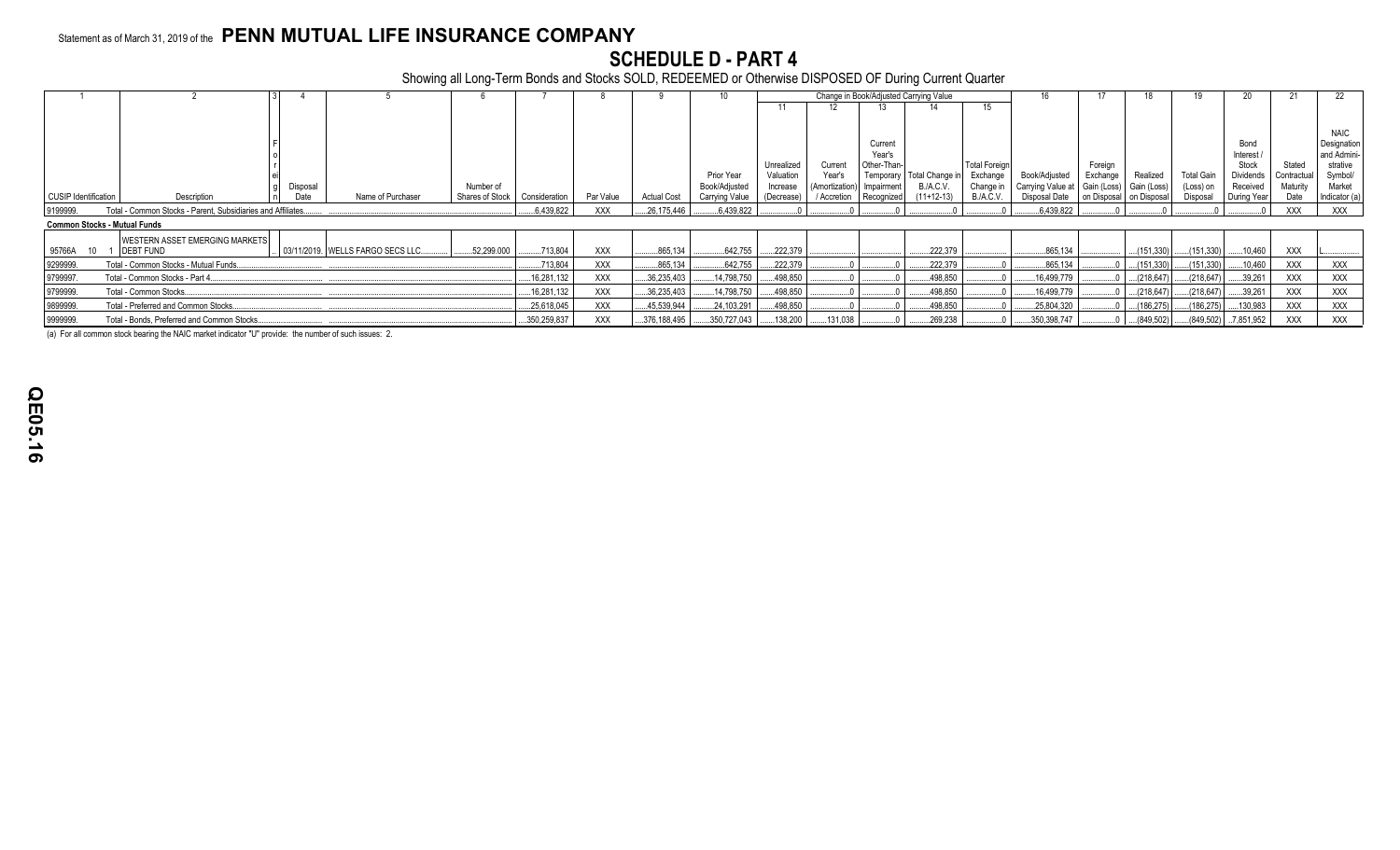Statement as of March 31, 2019 of the **PENN MUTUAL LIFE INSURANCE COMPANY**

# SCHEDULE D - PART 4

Showing all Long-Term Bonds and Stocks SOLD, REDEEMED or Otherwise DISPOSED OF During Current Quarter

| 1 | 2 | 3 | 4 | 5 | 6 | 7 | 8 | 9 | 10 | Change in Book/Adjusted Carrying Value | | | | | 16 | 17 | 18 | 19 | 20 | 21 | 22 |
|---|---|---|---|---|---|---|---|---|---|---|---|---|---|---|---|---|---|---|---|---|---|
| | | | | | | | | | | 11 | 12 | 13 | 14 | 15 | | | | | | | |
| CUSIP Identification | Description | Foreign | Disposal Date | Name of Purchaser | Number of Shares of Stock | Consideration | Par Value | Actual Cost | Prior Year Book/Adjusted Carrying Value | Unrealized Valuation Increase (Decrease) | Current Year's (Amortization) / Accretion | Current Year's Other-Than-Temporary Impairment Recognized | Total Change in B./A.C.V. (11+12-13) | Total Foreign Exchange Change in B./A.C.V. | Book/Adjusted Carrying Value at Disposal Date | Foreign Exchange Gain (Loss) on Disposal | Realized Gain (Loss) on Disposal | Total Gain (Loss) on Disposal | Bond Interest / Stock Dividends Received During Year | Stated Contractual Maturity Date | NAIC Designation and Administrative Symbol/ Market Indicator (a) |
| 9199999. | Total - Common Stocks - Parent, Subsidiaries and Affiliates | | | | | 6,439,822 | XXX | 26,175,446 | 6,439,822 | 0 | 0 | 0 | 0 | 0 | 6,439,822 | 0 | 0 | 0 | 0 | XXX | XXX |
| **Common Stocks - Mutual Funds** | | | | | | | | | | | | | | | | | | | | | |
| 95766A 10 1 | WESTERN ASSET EMERGING MARKETS DEBT FUND | | 03/11/2019. | WELLS FARGO SECS LLC | 52,299.000 | 713,804 | XXX | 865,134 | 642,755 | 222,379 | | | 222,379 | | 865,134 | | (151,330) | (151,330) | 10,460 | XXX | L |
| 9299999. | Total - Common Stocks - Mutual Funds | | | | | 713,804 | XXX | 865,134 | 642,755 | 222,379 | 0 | 0 | 222,379 | 0 | 865,134 | 0 | (151,330) | (151,330) | 10,460 | XXX | XXX |
| 9799997. | Total - Common Stocks - Part 4 | | | | | 16,281,132 | XXX | 36,235,403 | 14,798,750 | 498,850 | 0 | 0 | 498,850 | 0 | 16,499,779 | 0 | (218,647) | (218,647) | 39,261 | XXX | XXX |
| 9799999. | Total - Common Stocks | | | | | 16,281,132 | XXX | 36,235,403 | 14,798,750 | 498,850 | 0 | 0 | 498,850 | 0 | 16,499,779 | 0 | (218,647) | (218,647) | 39,261 | XXX | XXX |
| 9899999. | Total - Preferred and Common Stocks | | | | | 25,618,045 | XXX | 45,539,944 | 24,103,291 | 498,850 | 0 | 0 | 498,850 | 0 | 25,804,320 | 0 | (186,275) | (186,275) | 130,983 | XXX | XXX |
| 9999999. | Total - Bonds, Preferred and Common Stocks | | | | | 350,259,837 | XXX | 376,188,495 | 350,727,043 | 138,200 | 131,038 | 0 | 269,238 | 0 | 350,398,747 | 0 | (849,502) | (849,502) | 7,851,952 | XXX | XXX |

(a) For all common stock bearing the NAIC market indicator "U" provide: the number of such issues: 2.

QE05.16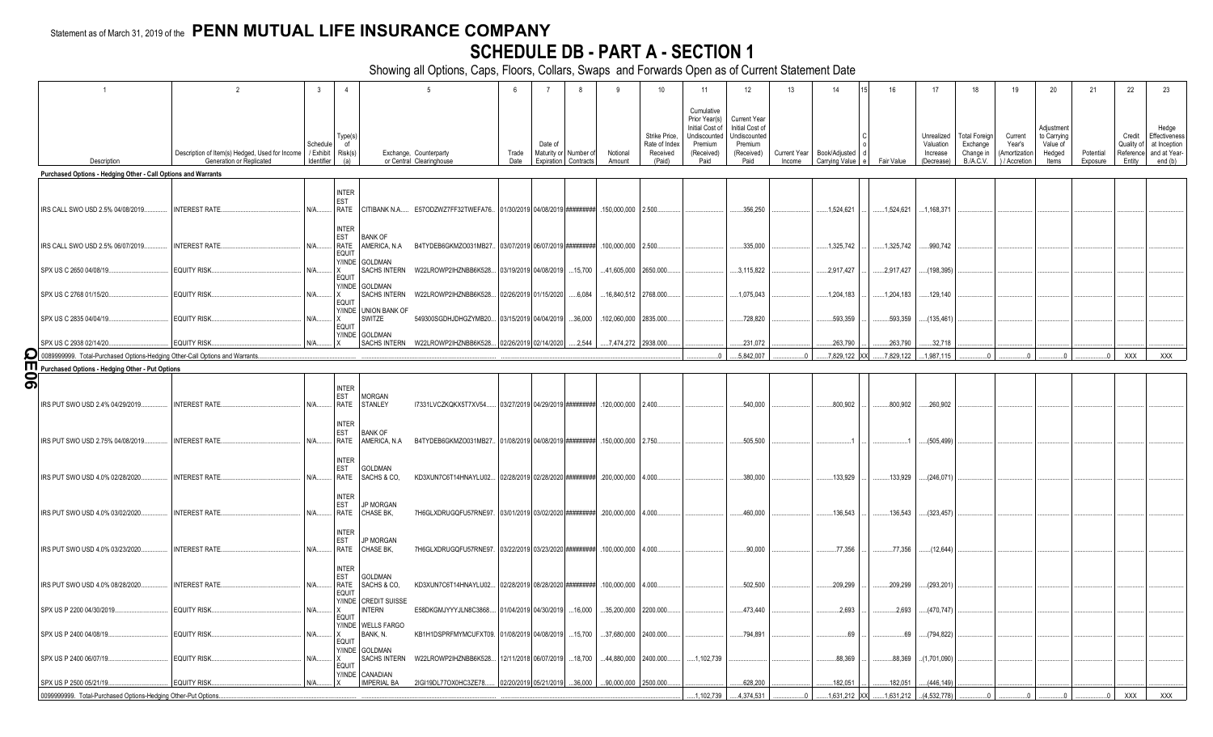Statement as of March 31, 2019 of the **PENN MUTUAL LIFE INSURANCE COMPANY**

# SCHEDULE DB - PART A - SECTION 1

Showing all Options, Caps, Floors, Collars, Swaps and Forwards Open as of Current Statement Date

| 1 | 2 | 3 | 4 | 5 | | 6 | 7 | 8 | 9 | 10 | 11 | 12 | 13 | 14 | 15 | 16 | 17 | 18 | 19 | 20 | 21 | 22 | 23 |
|---|---|---|---|---|---|---|---|---|---|---|---|---|---|---|---|---|---|---|---|---|---|---|---|
| Description | Description of Item(s) Hedged, Used for Income Generation or Replicated | Schedule / Exhibit Identifier | Type(s) of Risk(s) (a) | Exchange, Counterparty or Central Clearinghouse | | Trade Date | Date of Maturity or Expiration | Number of Contracts | Notional Amount | Strike Price, Rate of Index Received (Paid) | Cumulative Prior Year(s) Initial Cost of Undiscounted Premium (Received) Paid | Current Year Initial Cost of Undiscounted Premium (Received) Paid | Current Year Income | Book/Adjusted Carrying Value | Code | Fair Value | Unrealized Valuation Increase (Decrease) | Total Foreign Exchange Change in B./A.C.V. | Current Year's (Amortization) / Accretion | Adjustment to Carrying Value of Hedged Items | Potential Exposure | Credit Quality of Reference Entity | Hedge Effectiveness at Inception and at Year-end (b) |
| **Purchased Options - Hedging Other - Call Options and Warrants** | | | | | | | | | | | | | | | | | | | | | | | |
| IRS CALL SWO USD 2.5% 04/08/2019 | INTEREST RATE | N/A | INTEREST RATE | CITIBANK N.A. | E57ODZWZ7FF32TWEFA76 | 01/30/2019 | 04/08/2019 | ######### | 150,000,000 | 2.500 | | 356,250 | | 1,524,621 | | 1,524,621 | 1,168,371 | | | | | | |
| IRS CALL SWO USD 2.5% 06/07/2019 | INTEREST RATE | N/A | INTEREST RATE | BANK OF AMERICA, N.A | B4TYDEB6GKMZO031MB27 | 03/07/2019 | 06/07/2019 | ######### | 100,000,000 | 2.500 | | 335,000 | | 1,325,742 | | 1,325,742 | 990,742 | | | | | | |
| SPX US C 2650 04/08/19 | EQUITY RISK | N/A | EQUITY/INDEX | GOLDMAN SACHS INTERN | W22LROWP2IHZNBB6K528 | 03/19/2019 | 04/08/2019 | 15,700 | 41,605,000 | 2650.000 | | 3,115,822 | | 2,917,427 | | 2,917,427 | (198,395) | | | | | | |
| SPX US C 2768 01/15/20 | EQUITY RISK | N/A | EQUITY/INDEX | GOLDMAN SACHS INTERN | W22LROWP2IHZNBB6K528 | 02/26/2019 | 01/15/2020 | 6,084 | 16,840,512 | 2768.000 | | 1,075,043 | | 1,204,183 | | 1,204,183 | 129,140 | | | | | | |
| SPX US C 2835 04/04/19 | EQUITY RISK | N/A | EQUITY/INDEX | UNION BANK OF SWITZE | 549300SGDHJDHGZYMB20 | 03/15/2019 | 04/04/2019 | 36,000 | 102,060,000 | 2835.000 | | 728,820 | | 593,359 | | 593,359 | (135,461) | | | | | | |
| SPX US C 2938 02/14/20 | EQUITY RISK | N/A | EQUITY/INDEX | GOLDMAN SACHS INTERN | W22LROWP2IHZNBB6K528 | 02/26/2019 | 02/14/2020 | 2,544 | 7,474,272 | 2938.000 | | 231,072 | | 263,790 | | 263,790 | 32,718 | | | | | | |
| 0089999999. Total-Purchased Options-Hedging Other-Call Options and Warrants | | | | | | | | | | | 0 | 5,842,007 | 0 | 7,829,122 | XX | 7,829,122 | 1,987,115 | 0 | 0 | 0 | 0 | XXX | XXX |
| **Purchased Options - Hedging Other - Put Options** | | | | | | | | | | | | | | | | | | | | | | | |
| IRS PUT SWO USD 2.4% 04/29/2019 | INTEREST RATE | N/A | INTEREST RATE | MORGAN STANLEY | I7331LVCZKQKX5T7XV54 | 03/27/2019 | 04/29/2019 | ######### | 120,000,000 | 2.400 | | 540,000 | | 800,902 | | 800,902 | 260,902 | | | | | | |
| IRS PUT SWO USD 2.75% 04/08/2019 | INTEREST RATE | N/A | INTEREST RATE | BANK OF AMERICA, N.A | B4TYDEB6GKMZO031MB27 | 01/08/2019 | 04/08/2019 | ######### | 150,000,000 | 2.750 | | 505,500 | | 1 | | 1 | (505,499) | | | | | | |
| IRS PUT SWO USD 4.0% 02/28/2020 | INTEREST RATE | N/A | INTEREST RATE | GOLDMAN SACHS & CO, | KD3XUN7C6T14HNAYLU02 | 02/28/2019 | 02/28/2020 | ######### | 200,000,000 | 4.000 | | 380,000 | | 133,929 | | 133,929 | (246,071) | | | | | | |
| IRS PUT SWO USD 4.0% 03/02/2020 | INTEREST RATE | N/A | INTEREST RATE | JP MORGAN CHASE BK, | 7H6GLXDRUGQFU57RNE97 | 03/01/2019 | 03/02/2020 | ######### | 200,000,000 | 4.000 | | 460,000 | | 136,543 | | 136,543 | (323,457) | | | | | | |
| IRS PUT SWO USD 4.0% 03/23/2020 | INTEREST RATE | N/A | INTEREST RATE | JP MORGAN CHASE BK, | 7H6GLXDRUGQFU57RNE97 | 03/22/2019 | 03/23/2020 | ######### | 100,000,000 | 4.000 | | 90,000 | | 77,356 | | 77,356 | (12,644) | | | | | | |
| IRS PUT SWO USD 4.0% 08/28/2020 | INTEREST RATE | N/A | INTEREST RATE | GOLDMAN SACHS & CO, | KD3XUN7C6T14HNAYLU02 | 02/28/2019 | 08/28/2020 | ######### | 100,000,000 | 4.000 | | 502,500 | | 209,299 | | 209,299 | (293,201) | | | | | | |
| SPX US P 2200 04/30/2019 | EQUITY RISK | N/A | EQUITY/INDEX | CREDIT SUISSE INTERN | E58DKGMJYYYJLN8C3868 | 01/04/2019 | 04/30/2019 | 16,000 | 35,200,000 | 2200.000 | | 473,440 | | 2,693 | | 2,693 | (470,747) | | | | | | |
| SPX US P 2400 04/08/19 | EQUITY RISK | N/A | EQUITY/INDEX | WELLS FARGO BANK, N. | KB1H1DSPRFMYMCUFXT09 | 01/08/2019 | 04/08/2019 | 15,700 | 37,680,000 | 2400.000 | | 794,891 | | 69 | | 69 | (794,822) | | | | | | |
| SPX US P 2400 06/07/19 | EQUITY RISK | N/A | EQUITY/INDEX | GOLDMAN SACHS INTERN | W22LROWP2IHZNBB6K528 | 12/11/2018 | 06/07/2019 | 18,700 | 44,880,000 | 2400.000 | 1,102,739 | | | 88,369 | | 88,369 | (1,701,090) | | | | | | |
| SPX US P 2500 05/21/19 | EQUITY RISK | N/A | EQUITY/INDEX | CANADIAN IMPERIAL BA | 2IGI19DL77OX0HC3ZE78 | 02/20/2019 | 05/21/2019 | 36,000 | 90,000,000 | 2500.000 | | 628,200 | | 182,051 | | 182,051 | (446,149) | | | | | | |
| 0099999999. Total-Purchased Options-Hedging Other-Put Options | | | | | | | | | | | 1,102,739 | 4,374,531 | 0 | 1,631,212 | XX | 1,631,212 | (4,532,778) | 0 | 0 | 0 | 0 | XXX | XXX |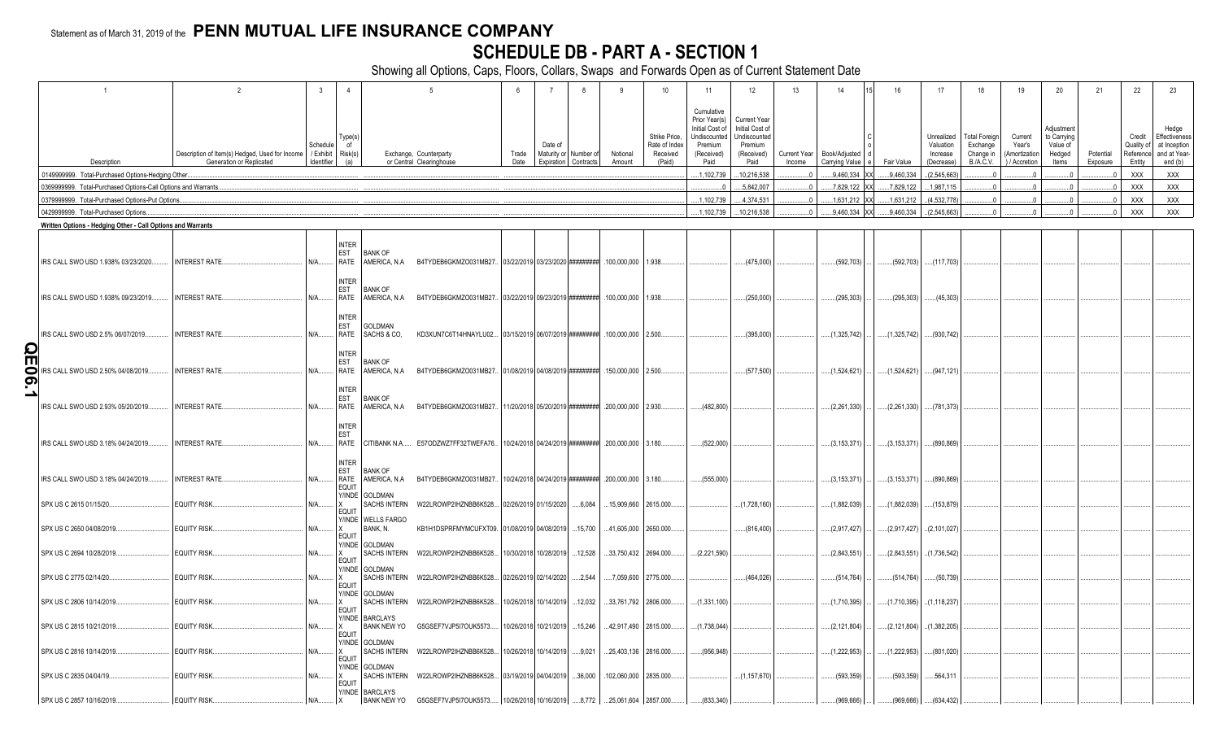Statement as of March 31, 2019 of the **PENN MUTUAL LIFE INSURANCE COMPANY**

# SCHEDULE DB - PART A - SECTION 1

Showing all Options, Caps, Floors, Collars, Swaps and Forwards Open as of Current Statement Date

| 1 | 2 | 3 | 4 | 5 | | 6 | 7 | 8 | 9 | 10 | 11 | 12 | 13 | 14 | 15 | 16 | 17 | 18 | 19 | 20 | 21 | 22 | 23 |
|---|---|---|---|---|---|---|---|---|---|---|---|---|---|---|---|---|---|---|---|---|---|---|---|
| Description | Description of Item(s) Hedged, Used for Income Generation or Replicated | Schedule / Exhibit Identifier | Type(s) of Risk(s) (a) | Exchange, Counterparty or Central Clearinghouse | | Trade Date | Date of Maturity or Expiration | Number of Contracts | Notional Amount | Strike Price, Rate of Index Received (Paid) | Cumulative Prior Year(s) Initial Cost of Undiscounted Premium (Received) Paid | Current Year Initial Cost of Undiscounted Premium (Received) Paid | Current Year Income | Book/Adjusted Carrying Value | Code | Fair Value | Unrealized Valuation Increase (Decrease) | Total Foreign Exchange Change in B./A.C.V. | Current Year's (Amortization) / Accretion | Adjustment to Carrying Value of Hedged Items | Potential Exposure | Credit Quality of Reference Entity | Hedge Effectiveness at Inception and at Year-end (b) |
| 0149999999. Total-Purchased Options-Hedging Other | | | | | | | | | | | 1,102,739 | 10,216,538 | 0 | 9,460,334 | XX | 9,460,334 | (2,545,663) | 0 | 0 | 0 | 0 | XXX | XXX |
| 0369999999. Total-Purchased Options-Call Options and Warrants | | | | | | | | | | | 0 | 5,842,007 | 0 | 7,829,122 | XX | 7,829,122 | 1,987,115 | 0 | 0 | 0 | 0 | XXX | XXX |
| 0379999999. Total-Purchased Options-Put Options | | | | | | | | | | | 1,102,739 | 4,374,531 | 0 | 1,631,212 | XX | 1,631,212 | (4,532,778) | 0 | 0 | 0 | 0 | XXX | XXX |
| 0429999999. Total-Purchased Options | | | | | | | | | | | 1,102,739 | 10,216,538 | 0 | 9,460,334 | XX | 9,460,334 | (2,545,663) | 0 | 0 | 0 | 0 | XXX | XXX |
| **Written Options - Hedging Other - Call Options and Warrants** | | | | | | | | | | | | | | | | | | | | | | | |
| IRS CALL SWO USD 1.938% 03/23/2020 | INTEREST RATE | N/A | INTEREST RATE | BANK OF AMERICA, N.A | B4TYDEB6GKMZO031MB27 | 03/22/2019 | 03/23/2020 | ######### | 100,000,000 | 1.938 | | (475,000) | | (592,703) | | (592,703) | (117,703) | | | | | | |
| IRS CALL SWO USD 1.938% 09/23/2019 | INTEREST RATE | N/A | INTEREST RATE | BANK OF AMERICA, N.A | B4TYDEB6GKMZO031MB27 | 03/22/2019 | 09/23/2019 | ######### | 100,000,000 | 1.938 | | (250,000) | | (295,303) | | (295,303) | (45,303) | | | | | | |
| IRS CALL SWO USD 2.5% 06/07/2019 | INTEREST RATE | N/A | INTEREST RATE | GOLDMAN SACHS & CO, | KD3XUN7C6T14HNAYLU02 | 03/15/2019 | 06/07/2019 | ######### | 100,000,000 | 2.500 | | (395,000) | | (1,325,742) | | (1,325,742) | (930,742) | | | | | | |
| IRS CALL SWO USD 2.50% 04/08/2019 | INTEREST RATE | N/A | INTEREST RATE | BANK OF AMERICA, N.A | B4TYDEB6GKMZO031MB27 | 01/08/2019 | 04/08/2019 | ######### | 150,000,000 | 2.500 | | (577,500) | | (1,524,621) | | (1,524,621) | (947,121) | | | | | | |
| IRS CALL SWO USD 2.93% 05/20/2019 | INTEREST RATE | N/A | INTEREST RATE | BANK OF AMERICA, N.A | B4TYDEB6GKMZO031MB27 | 11/20/2018 | 05/20/2019 | ######### | 200,000,000 | 2.930 | (482,800) | | | (2,261,330) | | (2,261,330) | (781,373) | | | | | | |
| IRS CALL SWO USD 3.18% 04/24/2019 | INTEREST RATE | N/A | INTEREST RATE | CITIBANK N.A. | E57ODZWZ7FF32TWEFA76 | 10/24/2018 | 04/24/2019 | ######### | 200,000,000 | 3.180 | (522,000) | | | (3,153,371) | | (3,153,371) | (890,869) | | | | | | |
| IRS CALL SWO USD 3.18% 04/24/2019 | INTEREST RATE | N/A | INTEREST RATE | BANK OF AMERICA, N.A | B4TYDEB6GKMZO031MB27 | 10/24/2018 | 04/24/2019 | ######### | 200,000,000 | 3.180 | (555,000) | | | (3,153,371) | | (3,153,371) | (890,869) | | | | | | |
| SPX US C 2615 01/15/20 | EQUITY RISK | N/A | EQUITY/INDEX | GOLDMAN SACHS INTERN | W22LROWP2IHZNBB6K528 | 02/26/2019 | 01/15/2020 | 6,084 | 15,909,660 | 2615.000 | | (1,728,160) | | (1,882,039) | | (1,882,039) | (153,879) | | | | | | |
| SPX US C 2650 04/08/2019 | EQUITY RISK | N/A | EQUITY/INDEX | WELLS FARGO BANK, N. | KB1H1DSPRFMYMCUFXT09 | 01/08/2019 | 04/08/2019 | 15,700 | 41,605,000 | 2650.000 | | (816,400) | | (2,917,427) | | (2,917,427) | (2,101,027) | | | | | | |
| SPX US C 2694 10/28/2019 | EQUITY RISK | N/A | EQUITY/INDEX | GOLDMAN SACHS INTERN | W22LROWP2IHZNBB6K528 | 10/30/2018 | 10/28/2019 | 12,528 | 33,750,432 | 2694.000 | (2,221,590) | | | (2,843,551) | | (2,843,551) | (1,736,542) | | | | | | |
| SPX US C 2775 02/14/20 | EQUITY RISK | N/A | EQUITY/INDEX | GOLDMAN SACHS INTERN | W22LROWP2IHZNBB6K528 | 02/26/2019 | 02/14/2020 | 2,544 | 7,059,600 | 2775.000 | | (464,026) | | (514,764) | | (514,764) | (50,739) | | | | | | |
| SPX US C 2806 10/14/2019 | EQUITY RISK | N/A | EQUITY/INDEX | GOLDMAN SACHS INTERN | W22LROWP2IHZNBB6K528 | 10/26/2018 | 10/14/2019 | 12,032 | 33,761,792 | 2806.000 | (1,331,100) | | | (1,710,395) | | (1,710,395) | (1,118,237) | | | | | | |
| SPX US C 2815 10/21/2019 | EQUITY RISK | N/A | EQUITY/INDEX | BARCLAYS BANK NEW YO | G5GSEF7VJP5I7OUK5573 | 10/26/2018 | 10/21/2019 | 15,246 | 42,917,490 | 2815.000 | (1,738,044) | | | (2,121,804) | | (2,121,804) | (1,382,205) | | | | | | |
| SPX US C 2816 10/14/2019 | EQUITY RISK | N/A | EQUITY/INDEX | GOLDMAN SACHS INTERN | W22LROWP2IHZNBB6K528 | 10/26/2018 | 10/14/2019 | 9,021 | 25,403,136 | 2816.000 | (956,948) | | | (1,222,953) | | (1,222,953) | (801,020) | | | | | | |
| SPX US C 2835 04/04/19 | EQUITY RISK | N/A | EQUITY/INDEX | GOLDMAN SACHS INTERN | W22LROWP2IHZNBB6K528 | 03/19/2019 | 04/04/2019 | 36,000 | 102,060,000 | 2835.000 | | (1,157,670) | | (593,359) | | (593,359) | 564,311 | | | | | | |
| SPX US C 2857 10/16/2019 | EQUITY RISK | N/A | EQUITY/INDEX | BARCLAYS BANK NEW YO | G5GSEF7VJP5I7OUK5573 | 10/26/2018 | 10/16/2019 | 8,772 | 25,061,604 | 2857.000 | (833,340) | | | (969,666) | | (969,666) | (634,432) | | | | | | |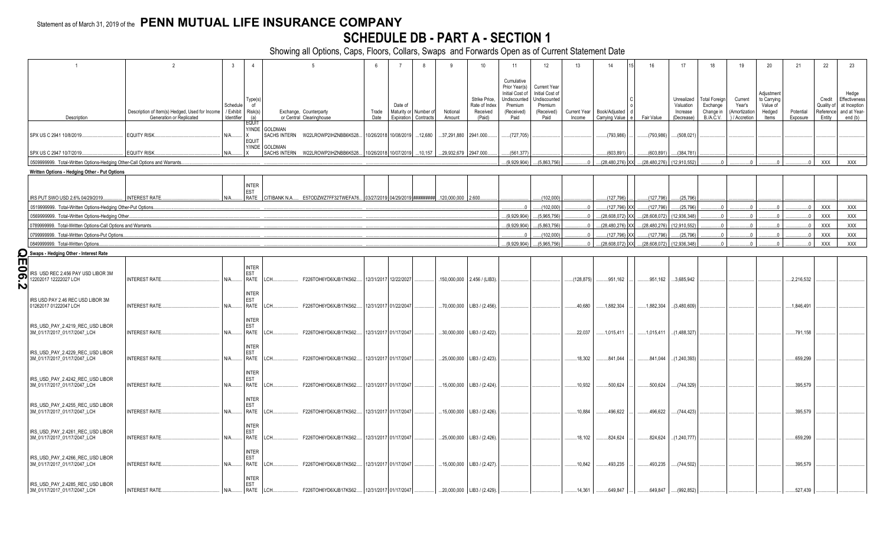Statement as of March 31, 2019 of the **PENN MUTUAL LIFE INSURANCE COMPANY**

# SCHEDULE DB - PART A - SECTION 1

Showing all Options, Caps, Floors, Collars, Swaps and Forwards Open as of Current Statement Date

| 1 | 2 | 3 | 4 | 5 | | 6 | 7 | 8 | 9 | 10 | 11 | 12 | 13 | 14 | 15 | 16 | 17 | 18 | 19 | 20 | 21 | 22 | 23 |
|---|---|---|---|---|---|---|---|---|---|---|---|---|---|---|---|---|---|---|---|---|---|---|---|
| Description | Description of Item(s) Hedged, Used for Income Generation or Replicated | Schedule / Exhibit Identifier | Type(s) of Risk(s) (a) | Exchange, Counterparty or Central Clearinghouse | | Trade Date | Date of Maturity or Expiration | Number of Contracts | Notional Amount | Strike Price, Rate of Index Received (Paid) | Cumulative Prior Year(s) Initial Cost of Undiscounted Premium (Received) Paid | Current Year Initial Cost of Undiscounted Premium (Received) Paid | Current Year Income | Book/Adjusted Carrying Value | Code | Fair Value | Unrealized Valuation Increase (Decrease) | Total Foreign Exchange Change in B./A.C.V. | Current Year's (Amortization) / Accretion | Adjustment to Carrying Value of Hedged Items | Potential Exposure | Credit Quality of Reference Entity | Hedge Effectiveness at Inception and at Year-end (b) |
| SPX US C 2941 10/8/2019 | EQUITY RISK | N/A | EQUITY/INDEX | GOLDMAN SACHS INTERN | W22LROWP2IHZNBB6K528 | 10/26/2018 | 10/08/2019 | 12,680 | 37,291,880 | 2941.000 | (727,705) | | | (793,986) | | (793,986) | (508,021) | | | | | | |
| SPX US C 2947 10/7/2019 | EQUITY RISK | N/A | EQUITY/INDEX | GOLDMAN SACHS INTERN | W22LROWP2IHZNBB6K528 | 10/26/2018 | 10/07/2019 | 10,157 | 29,932,679 | 2947.000 | (561,377) | | | (603,891) | | (603,891) | (384,781) | | | | | | |
| 0509999999. Total-Written Options-Hedging Other-Call Options and Warrants | | | | | | | | | | | (9,929,904) | (5,863,756) | 0 | (28,480,276) | XX | (28,480,276) | (12,910,552) | 0 | 0 | 0 | 0 | XXX | XXX |
| **Written Options - Hedging Other - Put Options** | | | | | | | | | | | | | | | | | | | | | | | |
| IRS PUT SWO USD 2.6% 04/29/2019 | INTEREST RATE | N/A | INTEREST RATE | CITIBANK N.A. | E57ODZWZ7FF32TWEFA76 | 03/27/2019 | 04/29/2019 | ######### | 120,000,000 | 2.600 | | (102,000) | | (127,796) | | (127,796) | (25,796) | | | | | | |
| 0519999999. Total-Written Options-Hedging Other-Put Options | | | | | | | | | | | 0 | (102,000) | 0 | (127,796) | XX | (127,796) | (25,796) | 0 | 0 | 0 | 0 | XXX | XXX |
| 0569999999. Total-Written Options-Hedging Other | | | | | | | | | | | (9,929,904) | (5,965,756) | 0 | (28,608,072) | XX | (28,608,072) | (12,936,348) | 0 | 0 | 0 | 0 | XXX | XXX |
| 0789999999. Total-Written Options-Call Options and Warrants | | | | | | | | | | | (9,929,904) | (5,863,756) | 0 | (28,480,276) | XX | (28,480,276) | (12,910,552) | 0 | 0 | 0 | 0 | XXX | XXX |
| 0799999999. Total-Written Options-Put Options | | | | | | | | | | | 0 | (102,000) | 0 | (127,796) | XX | (127,796) | (25,796) | 0 | 0 | 0 | 0 | XXX | XXX |
| 0849999999. Total-Written Options | | | | | | | | | | | (9,929,904) | (5,965,756) | 0 | (28,608,072) | XX | (28,608,072) | (12,936,348) | 0 | 0 | 0 | 0 | XXX | XXX |
| **Swaps - Hedging Other - Interest Rate** | | | | | | | | | | | | | | | | | | | | | | | |
| IRS USD REC 2.456 PAY USD LIBOR 3M 12202017 12222027 LCH | INTEREST RATE | N/A | INTEREST RATE | LCH | F226TOH6YD6XJB17KS62 | 12/31/2017 | 12/22/2027 | | 150,000,000 | 2.456 / (LIB3) | | | (128,875) | 951,162 | | 951,162 | 3,685,942 | | | | 2,216,532 | | |
| IRS USD PAY 2.46 REC USD LIBOR 3M 01262017 01222047 LCH | INTEREST RATE | N/A | INTEREST RATE | LCH | F226TOH6YD6XJB17KS62 | 12/31/2017 | 01/22/2047 | | 70,000,000 | LIB3 / (2.456) | | | 40,680 | 1,882,304 | | 1,882,304 | (3,480,609) | | | | 1,846,491 | | |
| IRS_USD_PAY_2.4219_REC_USD LIBOR 3M_01/17/2017_01/17/2047_LCH | INTEREST RATE | N/A | INTEREST RATE | LCH | F226TOH6YD6XJB17KS62 | 12/31/2017 | 01/17/2047 | | 30,000,000 | LIB3 / (2.422) | | | 22,037 | 1,015,411 | | 1,015,411 | (1,488,327) | | | | 791,158 | | |
| IRS_USD_PAY_2.4229_REC_USD LIBOR 3M_01/17/2017_01/17/2047_LCH | INTEREST RATE | N/A | INTEREST RATE | LCH | F226TOH6YD6XJB17KS62 | 12/31/2017 | 01/17/2047 | | 25,000,000 | LIB3 / (2.423) | | | 18,302 | 841,044 | | 841,044 | (1,240,393) | | | | 659,299 | | |
| IRS_USD_PAY_2.4242_REC_USD LIBOR 3M_01/17/2017_01/17/2047_LCH | INTEREST RATE | N/A | INTEREST RATE | LCH | F226TOH6YD6XJB17KS62 | 12/31/2017 | 01/17/2047 | | 15,000,000 | LIB3 / (2.424) | | | 10,932 | 500,624 | | 500,624 | (744,329) | | | | 395,579 | | |
| IRS_USD_PAY_2.4255_REC_USD LIBOR 3M_01/17/2017_01/17/2047_LCH | INTEREST RATE | N/A | INTEREST RATE | LCH | F226TOH6YD6XJB17KS62 | 12/31/2017 | 01/17/2047 | | 15,000,000 | LIB3 / (2.426) | | | 10,884 | 496,622 | | 496,622 | (744,423) | | | | 395,579 | | |
| IRS_USD_PAY_2.4261_REC_USD LIBOR 3M_01/17/2017_01/17/2047_LCH | INTEREST RATE | N/A | INTEREST RATE | LCH | F226TOH6YD6XJB17KS62 | 12/31/2017 | 01/17/2047 | | 25,000,000 | LIB3 / (2.426) | | | 18,102 | 824,624 | | 824,624 | (1,240,777) | | | | 659,299 | | |
| IRS_USD_PAY_2.4266_REC_USD LIBOR 3M_01/17/2017_01/17/2047_LCH | INTEREST RATE | N/A | INTEREST RATE | LCH | F226TOH6YD6XJB17KS62 | 12/31/2017 | 01/17/2047 | | 15,000,000 | LIB3 / (2.427) | | | 10,842 | 493,235 | | 493,235 | (744,502) | | | | 395,579 | | |
| IRS_USD_PAY_2.4285_REC_USD LIBOR 3M_01/17/2017_01/17/2047_LCH | INTEREST RATE | N/A | INTEREST RATE | LCH | F226TOH6YD6XJB17KS62 | 12/31/2017 | 01/17/2047 | | 20,000,000 | LIB3 / (2.429) | | | 14,361 | 649,847 | | 649,847 | (992,852) | | | | 527,439 | | |

QE06.2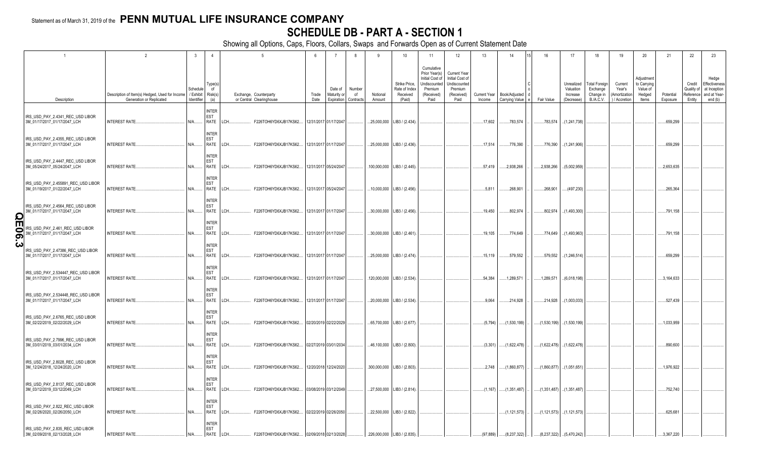Statement as of March 31, 2019 of the **PENN MUTUAL LIFE INSURANCE COMPANY**

# SCHEDULE DB - PART A - SECTION 1

Showing all Options, Caps, Floors, Collars, Swaps and Forwards Open as of Current Statement Date

| 1 | 2 | 3 | 4 | 5 | | 6 | 7 | 8 | 9 | 10 | 11 | 12 | 13 | 14 | 15 | 16 | 17 | 18 | 19 | 20 | 21 | 22 | 23 |
|---|---|---|---|---|---|---|---|---|---|---|---|---|---|---|---|---|---|---|---|---|---|---|---|
| Description | Description of Item(s) Hedged, Used for Income Generation or Replicated | Schedule / Exhibit Identifier | Type(s) of Risk(s) (a) | Exchange, Counterparty or Central Clearinghouse | | Trade Date | Date of Maturity or Expiration | Number of Contracts | Notional Amount | Strike Price, Rate of Index Received (Paid) | Cumulative Prior Year(s) Initial Cost of Undiscounted Premium (Received) Paid | Current Year Initial Cost of Undiscounted Premium (Received) Paid | Current Year Income | Book/Adjusted Carrying Value | Code | Fair Value | Unrealized Valuation Increase (Decrease) | Total Foreign Exchange Change in B./A.C.V. | Current Year's (Amortization) / Accretion | Adjustment to Carrying Value of Hedged Items | Potential Exposure | Credit Quality of Reference Entity | Hedge Effectiveness at Inception and at Year-end (b) |
| IRS_USD_PAY_2.4341_REC_USD LIBOR 3M_01/17/2017_01/17/2047_LCH | INTEREST RATE | N/A | INTEREST RATE | LCH | F226TOH6YD6XJB17KS62 | 12/31/2017 | 01/17/2047 | | 25,000,000 | LIB3 / (2.434) | | | 17,602 | 783,574 | | 783,574 | (1,241,738) | | | | 659,299 | | |
| IRS_USD_PAY_2.4355_REC_USD LIBOR 3M_01/17/2017_01/17/2047_LCH | INTEREST RATE | N/A | INTEREST RATE | LCH | F226TOH6YD6XJB17KS62 | 12/31/2017 | 01/17/2047 | | 25,000,000 | LIB3 / (2.436) | | | 17,514 | 776,390 | | 776,390 | (1,241,906) | | | | 659,299 | | |
| IRS_USD_PAY_2.4447_REC_USD LIBOR 3M_05/24/2017_05/24/2047_LCH | INTEREST RATE | N/A | INTEREST RATE | LCH | F226TOH6YD6XJB17KS62 | 12/31/2017 | 05/24/2047 | | 100,000,000 | LIB3 / (2.445) | | | 57,419 | 2,938,266 | | 2,938,266 | (5,002,959) | | | | 2,653,635 | | |
| IRS_USD_PAY_2.455891_REC_USD LIBOR 3M_01/19/2017_01/22/2047_LCH | INTEREST RATE | N/A | INTEREST RATE | LCH | F226TOH6YD6XJB17KS62 | 12/31/2017 | 05/24/2047 | | 10,000,000 | LIB3 / (2.456) | | | 5,811 | 268,901 | | 268,901 | (497,230) | | | | 265,364 | | |
| IRS_USD_PAY_2.4564_REC_USD LIBOR 3M_01/17/2017_01/17/2047_LCH | INTEREST RATE | N/A | INTEREST RATE | LCH | F226TOH6YD6XJB17KS62 | 12/31/2017 | 01/17/2047 | | 30,000,000 | LIB3 / (2.456) | | | 19,450 | 802,974 | | 802,974 | (1,493,300) | | | | 791,158 | | |
| IRS_USD_PAY_2.461_REC_USD LIBOR 3M_01/17/2017_01/17/2047_LCH | INTEREST RATE | N/A | INTEREST RATE | LCH | F226TOH6YD6XJB17KS62 | 12/31/2017 | 01/17/2047 | | 30,000,000 | LIB3 / (2.461) | | | 19,105 | 774,649 | | 774,649 | (1,493,963) | | | | 791,158 | | |
| IRS_USD_PAY_2.47386_REC_USD LIBOR 3M_01/17/2017_01/17/2047_LCH | INTEREST RATE | N/A | INTEREST RATE | LCH | F226TOH6YD6XJB17KS62 | 12/31/2017 | 01/17/2047 | | 25,000,000 | LIB3 / (2.474) | | | 15,119 | 579,552 | | 579,552 | (1,246,514) | | | | 659,299 | | |
| IRS_USD_PAY_2.534447_REC_USD LIBOR 3M_01/17/2017_01/17/2047_LCH | INTEREST RATE | N/A | INTEREST RATE | LCH | F226TOH6YD6XJB17KS62 | 12/31/2017 | 01/17/2047 | | 120,000,000 | LIB3 / (2.534) | | | 54,384 | 1,289,571 | | 1,289,571 | (6,018,198) | | | | 3,164,633 | | |
| IRS_USD_PAY_2.534448_REC_USD LIBOR 3M_01/17/2017_01/17/2047_LCH | INTEREST RATE | N/A | INTEREST RATE | LCH | F226TOH6YD6XJB17KS62 | 12/31/2017 | 01/17/2047 | | 20,000,000 | LIB3 / (2.534) | | | 9,064 | 214,928 | | 214,928 | (1,003,033) | | | | 527,439 | | |
| IRS_USD_PAY_2.6765_REC_USD LIBOR 3M_02/22/2019_02/22/2029_LCH | INTEREST RATE | N/A | INTEREST RATE | LCH | F226TOH6YD6XJB17KS62 | 02/20/2019 | 02/22/2029 | | 65,700,000 | LIB3 / (2.677) | | | (5,794) | (1,530,199) | | (1,530,199) | (1,530,199) | | | | 1,033,959 | | |
| IRS_USD_PAY_2.7996_REC_USD LIBOR 3M_03/01/2019_03/01/2034_LCH | INTEREST RATE | N/A | INTEREST RATE | LCH | F226TOH6YD6XJB17KS62 | 02/27/2019 | 03/01/2034 | | 46,100,000 | LIB3 / (2.800) | | | (3,301) | (1,622,478) | | (1,622,478) | (1,622,478) | | | | 890,600 | | |
| IRS_USD_PAY_2.8028_REC_USD LIBOR 3M_12/24/2018_12/24/2020_LCH | INTEREST RATE | N/A | INTEREST RATE | LCH | F226TOH6YD6XJB17KS62 | 12/20/2018 | 12/24/2020 | | 300,000,000 | LIB3 / (2.803) | | | 2,748 | (1,860,877) | | (1,860,877) | (1,051,651) | | | | 1,976,922 | | |
| IRS_USD_PAY_2.8137_REC_USD LIBOR 3M_03/12/2019_03/12/2049_LCH | INTEREST RATE | N/A | INTEREST RATE | LCH | F226TOH6YD6XJB17KS62 | 03/08/2019 | 03/12/2049 | | 27,500,000 | LIB3 / (2.814) | | | (1,167) | (1,351,487) | | (1,351,487) | (1,351,487) | | | | 752,740 | | |
| IRS_USD_PAY_2.822_REC_USD LIBOR 3M_02/26/2020_02/26/2050_LCH | INTEREST RATE | N/A | INTEREST RATE | LCH | F226TOH6YD6XJB17KS62 | 02/22/2019 | 02/26/2050 | | 22,500,000 | LIB3 / (2.822) | | | | (1,121,573) | | (1,121,573) | (1,121,573) | | | | 625,681 | | |
| IRS_USD_PAY_2.835_REC_USD LIBOR 3M_02/09/2018_02/13/2028_LCH | INTEREST RATE | N/A | INTEREST RATE | LCH | F226TOH6YD6XJB17KS62 | 02/09/2018 | 02/13/2028 | | 226,000,000 | LIB3 / (2.835) | | | (97,889) | (8,237,322) | | (8,237,322) | (5,470,242) | | | | 3,367,220 | | |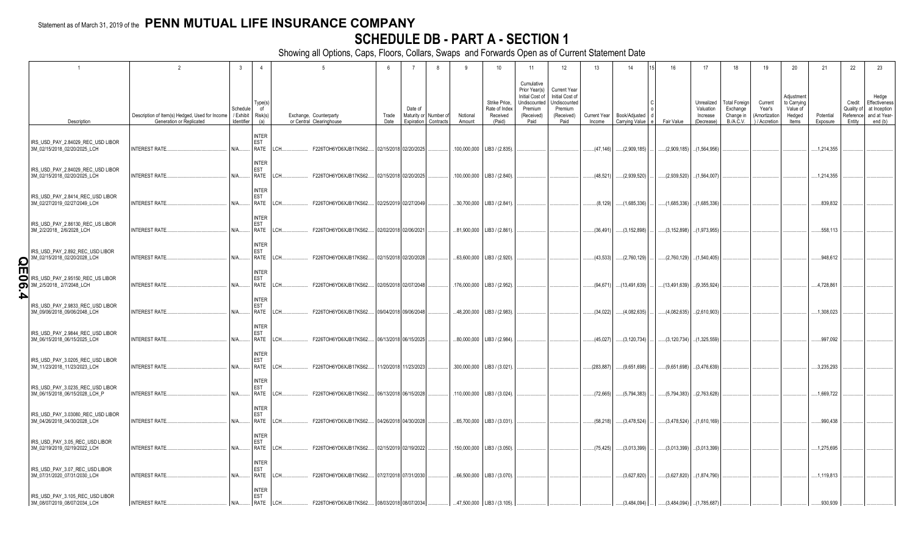Statement as of March 31, 2019 of the **PENN MUTUAL LIFE INSURANCE COMPANY**

# SCHEDULE DB - PART A - SECTION 1

Showing all Options, Caps, Floors, Collars, Swaps and Forwards Open as of Current Statement Date

| 1 | 2 | 3 | 4 | 5 | | 6 | 7 | 8 | 9 | 10 | 11 | 12 | 13 | 14 | 15 | 16 | 17 | 18 | 19 | 20 | 21 | 22 | 23 |
|---|---|---|---|---|---|---|---|---|---|---|---|---|---|---|---|---|---|---|---|---|---|---|---|
| Description | Description of Item(s) Hedged, Used for Income Generation or Replicated | Schedule / Exhibit Identifier | Type(s) of Risk(s) (a) | Exchange, Counterparty or Central Clearinghouse | | Trade Date | Date of Maturity or Expiration | Number of Contracts | Notional Amount | Strike Price, Rate of Index Received (Paid) | Cumulative Prior Year(s) Initial Cost of Undiscounted Premium (Received) Paid | Current Year Initial Cost of Undiscounted Premium (Received) Paid | Current Year Income | Book/Adjusted Carrying Value | Code | Fair Value | Unrealized Valuation Increase (Decrease) | Total Foreign Exchange Change in B./A.C.V. | Current Year's (Amortization) / Accretion | Adjustment to Carrying Value of Hedged Items | Potential Exposure | Credit Quality of Reference Entity | Hedge Effectiveness at Inception and at Year-end (b) |
| IRS_USD_PAY_2.84029_REC_USD LIBOR 3M_02/15/2018_02/20/2025_LCH | INTEREST RATE | N/A | INTER EST RATE | LCH | F226TOH6YD6XJB17KS62 | 02/15/2018 | 02/20/2025 | | 100,000,000 | LIB3 / (2.835) | | | (47,146) | (2,909,185) | | (2,909,185) | (1,564,956) | | | | 1,214,355 | | |
| IRS_USD_PAY_2.84029_REC_USD LIBOR 3M_02/15/2018_02/20/2025_LCH | INTEREST RATE | N/A | INTER EST RATE | LCH | F226TOH6YD6XJB17KS62 | 02/15/2018 | 02/20/2025 | | 100,000,000 | LIB3 / (2.840) | | | (48,521) | (2,939,520) | | (2,939,520) | (1,564,007) | | | | 1,214,355 | | |
| IRS_USD_PAY_2.8414_REC_USD LIBOR 3M_02/27/2019_02/27/2049_LCH | INTEREST RATE | N/A | INTER EST RATE | LCH | F226TOH6YD6XJB17KS62 | 02/25/2019 | 02/27/2049 | | 30,700,000 | LIB3 / (2.841) | | | (8,129) | (1,685,336) | | (1,685,336) | (1,685,336) | | | | 839,832 | | |
| IRS_USD_PAY_2.86130_REC_US LIBOR 3M_2/2/2018_2/6/2028_LCH | INTEREST RATE | N/A | INTER EST RATE | LCH | F226TOH6YD6XJB17KS62 | 02/02/2018 | 02/06/2021 | | 81,900,000 | LIB3 / (2.861) | | | (36,491) | (3,152,898) | | (3,152,898) | (1,973,955) | | | | 558,113 | | |
| IRS_USD_PAY_2.892_REC_USD LIBOR 3M_02/15/2018_02/20/2028_LCH | INTEREST RATE | N/A | INTER EST RATE | LCH | F226TOH6YD6XJB17KS62 | 02/15/2018 | 02/20/2028 | | 63,600,000 | LIB3 / (2.920) | | | (43,533) | (2,760,129) | | (2,760,129) | (1,540,405) | | | | 948,612 | | |
| IRS_USD_PAY_2.95150_REC_US LIBOR 3M_2/5/2018_2/7/2048_LCH | INTEREST RATE | N/A | INTER EST RATE | LCH | F226TOH6YD6XJB17KS62 | 02/05/2018 | 02/07/2048 | | 176,000,000 | LIB3 / (2.952) | | | (94,671) | (13,491,639) | | (13,491,639) | (9,355,924) | | | | 4,728,861 | | |
| IRS_USD_PAY_2.9833_REC_USD LIBOR 3M_09/06/2018_09/06/2048_LCH | INTEREST RATE | N/A | INTER EST RATE | LCH | F226TOH6YD6XJB17KS62 | 09/04/2018 | 09/06/2048 | | 48,200,000 | LIB3 / (2.983) | | | (34,022) | (4,082,635) | | (4,082,635) | (2,610,903) | | | | 1,308,023 | | |
| IRS_USD_PAY_2.9844_REC_USD LIBOR 3M_06/15/2018_06/15/2025_LCH | INTEREST RATE | N/A | INTER EST RATE | LCH | F226TOH6YD6XJB17KS62 | 06/13/2018 | 06/15/2025 | | 80,000,000 | LIB3 / (2.984) | | | (45,027) | (3,120,734) | | (3,120,734) | (1,325,559) | | | | 997,092 | | |
| IRS_USD_PAY_3.0205_REC_USD LIBOR 3M_11/23/2018_11/23/2023_LCH | INTEREST RATE | N/A | INTER EST RATE | LCH | F226TOH6YD6XJB17KS62 | 11/20/2018 | 11/23/2023 | | 300,000,000 | LIB3 / (3.021) | | | (283,887) | (9,651,698) | | (9,651,698) | (3,476,639) | | | | 3,235,293 | | |
| IRS_USD_PAY_3.0235_REC_USD LIBOR 3M_06/15/2018_06/15/2028_LCH_P | INTEREST RATE | N/A | INTER EST RATE | LCH | F226TOH6YD6XJB17KS62 | 06/13/2018 | 06/15/2028 | | 110,000,000 | LIB3 / (3.024) | | | (72,665) | (5,794,383) | | (5,794,383) | (2,763,628) | | | | 1,669,722 | | |
| IRS_USD_PAY_3.03080_REC_USD LIBOR 3M_04/26/2018_04/30/2028_LCH | INTEREST RATE | N/A | INTER EST RATE | LCH | F226TOH6YD6XJB17KS62 | 04/26/2018 | 04/30/2028 | | 65,700,000 | LIB3 / (3.031) | | | (58,218) | (3,478,524) | | (3,478,524) | (1,610,169) | | | | 990,438 | | |
| IRS_USD_PAY_3.05_REC_USD LIBOR 3M_02/19/2019_02/19/2022_LCH | INTEREST RATE | N/A | INTER EST RATE | LCH | F226TOH6YD6XJB17KS62 | 02/15/2019 | 02/19/2022 | | 150,000,000 | LIB3 / (3.050) | | | (75,425) | (3,013,399) | | (3,013,399) | (3,013,399) | | | | 1,275,695 | | |
| IRS_USD_PAY_3.07_REC_USD LIBOR 3M_07/31/2020_07/31/2030_LCH | INTEREST RATE | N/A | INTER EST RATE | LCH | F226TOH6YD6XJB17KS62 | 07/27/2018 | 07/31/2030 | | 66,500,000 | LIB3 / (3.070) | | | | (3,627,820) | | (3,627,820) | (1,874,790) | | | | 1,119,813 | | |
| IRS_USD_PAY_3.105_REC_USD LIBOR 3M_08/07/2019_08/07/2034_LCH | INTEREST RATE | N/A | INTER EST RATE | LCH | F226TOH6YD6XJB17KS62 | 08/03/2018 | 08/07/2034 | | 47,500,000 | LIB3 / (3.105) | | | | (3,484,094) | | (3,484,094) | (1,785,687) | | | | 930,939 | | |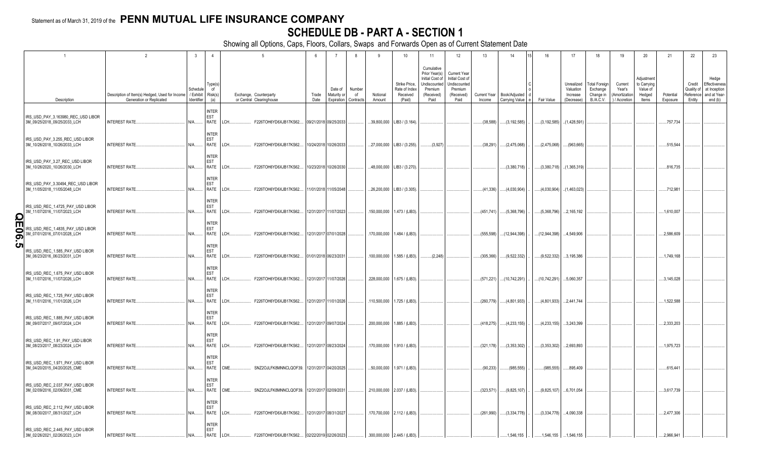Statement as of March 31, 2019 of the **PENN MUTUAL LIFE INSURANCE COMPANY**

# SCHEDULE DB - PART A - SECTION 1

Showing all Options, Caps, Floors, Collars, Swaps and Forwards Open as of Current Statement Date

| 1 | 2 | 3 | 4 | 5 | | 6 | 7 | 8 | 9 | 10 | 11 | 12 | 13 | 14 | 15 | 16 | 17 | 18 | 19 | 20 | 21 | 22 | 23 |
|---|---|---|---|---|---|---|---|---|---|---|---|---|---|---|---|---|---|---|---|---|---|---|---|
| Description | Description of Item(s) Hedged, Used for Income Generation or Replicated | Schedule / Exhibit Identifier | Type(s) of Risk(s) (a) | Exchange, Counterparty or Central Clearinghouse | | Trade Date | Date of Maturity or Expiration | Number of Contracts | Notional Amount | Strike Price, Rate of Index Received (Paid) | Cumulative Prior Year(s) Initial Cost of Undiscounted Premium (Received) Paid | Current Year Initial Cost of Undiscounted Premium (Received) Paid | Current Year Income | Book/Adjusted Carrying Value | Code | Fair Value | Unrealized Valuation Increase (Decrease) | Total Foreign Exchange Change in B./A.C.V. | Current Year's (Amortization) / Accretion | Adjustment to Carrying Value of Hedged Items | Potential Exposure | Credit Quality of Reference Entity | Hedge Effectiveness at Inception and at Year-end (b) |
| IRS_USD_PAY_3.163980_REC_USD LIBOR 3M_09/25/2018_09/25/2033_LCH | INTEREST RATE | N/A | INTEREST RATE | LCH | F226TOH6YD6XJB17KS62 | 09/21/2018 | 09/25/2033 | | 39,800,000 | LIB3 / (3.164) | | | (38,588) | (3,192,585) | | (3,192,585) | (1,428,591) | | | | 757,734 | | |
| IRS_USD_PAY_3.255_REC_USD LIBOR 3M_10/26/2018_10/26/2033_LCH | INTEREST RATE | N/A | INTEREST RATE | LCH | F226TOH6YD6XJB17KS62 | 10/24/2018 | 10/26/2033 | | 27,000,000 | LIB3 / (3.255) | (3,927) | | (38,291) | (2,475,068) | | (2,475,068) | (963,665) | | | | 515,544 | | |
| IRS_USD_PAY_3.27_REC_USD LIBOR 3M_10/26/2020_10/26/2030_LCH | INTEREST RATE | N/A | INTEREST RATE | LCH | F226TOH6YD6XJB17KS62 | 10/23/2018 | 10/26/2030 | | 48,000,000 | LIB3 / (3.270) | | | | (3,380,718) | | (3,380,718) | (1,365,319) | | | | 816,735 | | |
| IRS_USD_PAY_3.30494_REC_USD LIBOR 3M_11/05/2018_11/05/2048_LCH | INTEREST RATE | N/A | INTEREST RATE | LCH | F226TOH6YD6XJB17KS62 | 11/01/2018 | 11/05/2048 | | 26,200,000 | LIB3 / (3.305) | | | (41,336) | (4,030,904) | | (4,030,904) | (1,463,023) | | | | 712,981 | | |
| IRS_USD_REC_1.4725_PAY_USD LIBOR 3M_11/07/2016_11/07/2023_LCH | INTEREST RATE | N/A | INTEREST RATE | LCH | F226TOH6YD6XJB17KS62 | 12/31/2017 | 11/07/2023 | | 150,000,000 | 1.473 / (LIB3) | | | (451,741) | (5,368,796) | | (5,368,796) | 2,165,192 | | | | 1,610,007 | | |
| IRS_USD_REC_1.4835_PAY_USD LIBOR 3M_07/01/2016_07/01/2028_LCH | INTEREST RATE | N/A | INTEREST RATE | LCH | F226TOH6YD6XJB17KS62 | 12/31/2017 | 07/01/2028 | | 170,000,000 | 1.484 / (LIB3) | | | (555,598) | (12,944,398) | | (12,944,398) | 4,549,906 | | | | 2,586,609 | | |
| IRS_USD_REC_1.585_PAY_USD LIBOR 3M_06/23/2016_06/23/2031_LCH | INTEREST RATE | N/A | INTEREST RATE | LCH | F226TOH6YD6XJB17KS62 | 01/01/2018 | 06/23/2031 | | 100,000,000 | 1.585 / (LIB3) | (2,248) | | (305,366) | (9,522,332) | | (9,522,332) | 3,195,386 | | | | 1,749,168 | | |
| IRS_USD_REC_1.675_PAY_USD LIBOR 3M_11/07/2016_11/07/2026_LCH | INTEREST RATE | N/A | INTEREST RATE | LCH | F226TOH6YD6XJB17KS62 | 12/31/2017 | 11/07/2026 | | 228,000,000 | 1.675 / (LIB3) | | | (571,221) | (10,742,291) | | (10,742,291) | 5,060,357 | | | | 3,145,028 | | |
| IRS_USD_REC_1.725_PAY_USD LIBOR 3M_11/01/2016_11/01/2026_LCH | INTEREST RATE | N/A | INTEREST RATE | LCH | F226TOH6YD6XJB17KS62 | 12/31/2017 | 11/01/2026 | | 110,500,000 | 1.725 / (LIB3) | | | (260,779) | (4,801,933) | | (4,801,933) | 2,441,744 | | | | 1,522,588 | | |
| IRS_USD_REC_1.885_PAY_USD LIBOR 3M_09/07/2017_09/07/2024_LCH | INTEREST RATE | N/A | INTEREST RATE | LCH | F226TOH6YD6XJB17KS62 | 12/31/2017 | 09/07/2024 | | 200,000,000 | 1.885 / (LIB3) | | | (418,275) | (4,233,155) | | (4,233,155) | 3,243,399 | | | | 2,333,203 | | |
| IRS_USD_REC_1.91_PAY_USD LIBOR 3M_08/23/2017_08/23/2024_LCH | INTEREST RATE | N/A | INTEREST RATE | LCH | F226TOH6YD6XJB17KS62 | 12/31/2017 | 08/23/2024 | | 170,000,000 | 1.910 / (LIB3) | | | (321,178) | (3,353,302) | | (3,353,302) | 2,693,893 | | | | 1,975,723 | | |
| IRS_USD_REC_1.971_PAY_USD LIBOR 3M_04/20/2015_04/20/2025_CME | INTEREST RATE | N/A | INTEREST RATE | CME | SNZ2OJLFK8MNNCLQOF39 | 12/31/2017 | 04/20/2025 | | 50,000,000 | 1.971 / (LIB3) | | | (90,233) | (985,555) | | (985,555) | 895,409 | | | | 615,441 | | |
| IRS_USD_REC_2.037_PAY_USD LIBOR 3M_02/09/2016_02/09/2031_CME | INTEREST RATE | N/A | INTEREST RATE | CME | SNZ2OJLFK8MNNCLQOF39 | 12/31/2017 | 02/09/2031 | | 210,000,000 | 2.037 / (LIB3) | | | (323,571) | (9,825,107) | | (9,825,107) | 6,701,054 | | | | 3,617,739 | | |
| IRS_USD_REC_2.112_PAY_USD LIBOR 3M_08/30/2017_08/31/2027_LCH | INTEREST RATE | N/A | INTEREST RATE | LCH | F226TOH6YD6XJB17KS62 | 12/31/2017 | 08/31/2027 | | 170,700,000 | 2.112 / (LIB3) | | | (261,990) | (3,334,778) | | (3,334,778) | 4,090,338 | | | | 2,477,306 | | |
| IRS_USD_REC_2.445_PAY_USD LIBOR 3M_02/26/2021_02/26/2023_LCH | INTEREST RATE | N/A | INTEREST RATE | LCH | F226TOH6YD6XJB17KS62 | 02/22/2019 | 02/26/2023 | | 300,000,000 | 2.445 / (LIB3) | | | | 1,546,155 | | 1,546,155 | 1,546,155 | | | | 2,966,941 | | |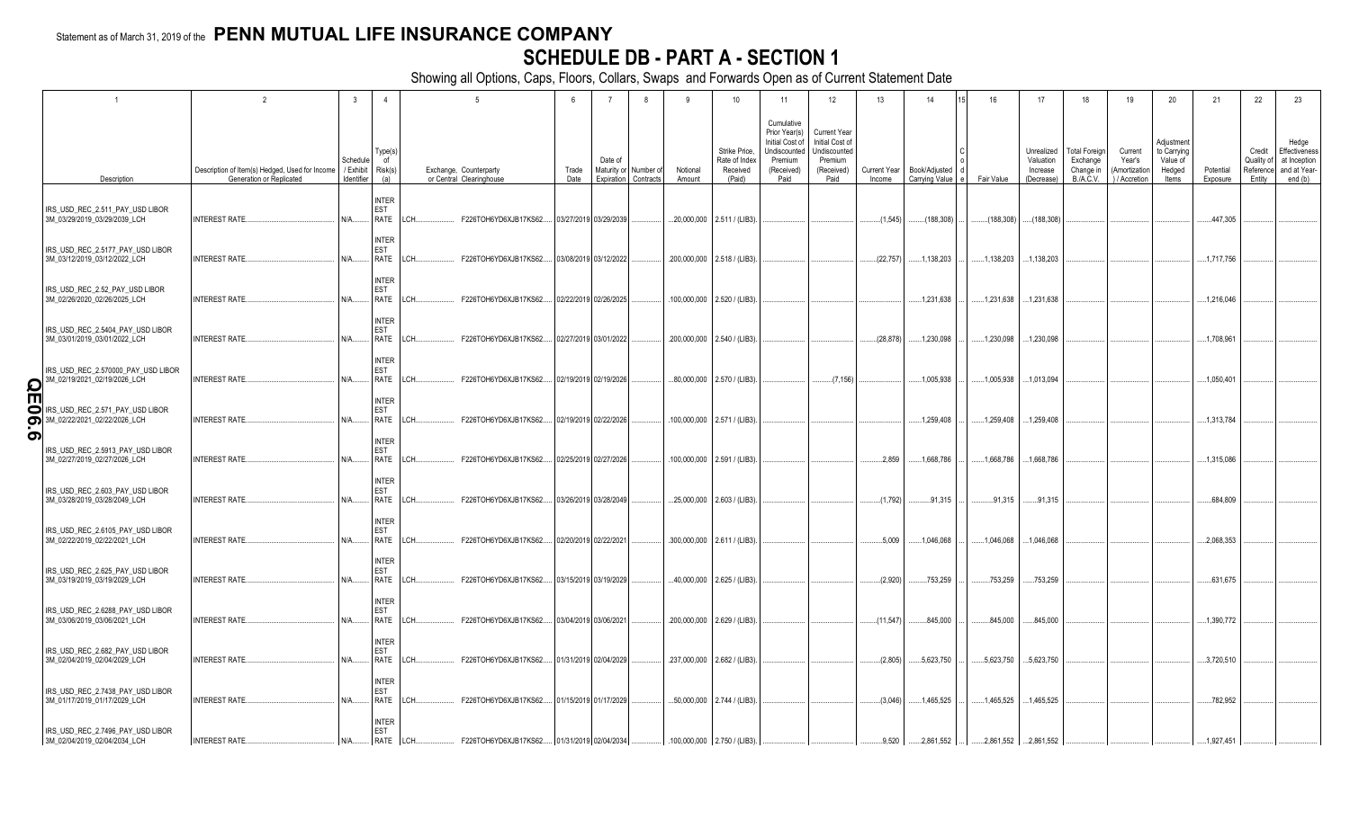Statement as of March 31, 2019 of the **PENN MUTUAL LIFE INSURANCE COMPANY**

# SCHEDULE DB - PART A - SECTION 1

Showing all Options, Caps, Floors, Collars, Swaps and Forwards Open as of Current Statement Date

| 1 | 2 | 3 | 4 | 5 | | 6 | 7 | 8 | 9 | 10 | 11 | 12 | 13 | 14 | 15 | 16 | 17 | 18 | 19 | 20 | 21 | 22 | 23 |
|---|---|---|---|---|---|---|---|---|---|---|---|---|---|---|---|---|---|---|---|---|---|---|---|
| Description | Description of Item(s) Hedged, Used for Income Generation or Replicated | Schedule / Exhibit Identifier | Type(s) of Risk(s) (a) | Exchange, Counterparty or Central Clearinghouse | | Trade Date | Date of Maturity or Expiration | Number of Contracts | Notional Amount | Strike Price, Rate of Index Received (Paid) | Cumulative Prior Year(s) Initial Cost of Undiscounted Premium (Received) Paid | Current Year Initial Cost of Undiscounted Premium (Received) Paid | Current Year Income | Book/Adjusted Carrying Value | Code | Fair Value | Unrealized Valuation Increase (Decrease) | Total Foreign Exchange Change in B./A.C.V. | Current Year's (Amortization) / Accretion | Adjustment to Carrying Value of Hedged Items | Potential Exposure | Credit Quality of Reference Entity | Hedge Effectiveness at Inception and at Year-end (b) |
| IRS_USD_REC_2.511_PAY_USD LIBOR 3M_03/29/2019_03/29/2039_LCH | INTEREST RATE | N/A | INTEREST RATE | LCH | F226TOH6YD6XJB17KS62 | 03/27/2019 | 03/29/2039 | | 20,000,000 | 2.511 / (LIB3) | | | (1,545) | (188,308) | | (188,308) | (188,308) | | | | 447,305 | | |
| IRS_USD_REC_2.5177_PAY_USD LIBOR 3M_03/12/2019_03/12/2022_LCH | INTEREST RATE | N/A | INTEREST RATE | LCH | F226TOH6YD6XJB17KS62 | 03/08/2019 | 03/12/2022 | | 200,000,000 | 2.518 / (LIB3) | | | (22,757) | 1,138,203 | | 1,138,203 | 1,138,203 | | | | 1,717,756 | | |
| IRS_USD_REC_2.52_PAY_USD LIBOR 3M_02/26/2020_02/26/2025_LCH | INTEREST RATE | N/A | INTEREST RATE | LCH | F226TOH6YD6XJB17KS62 | 02/22/2019 | 02/26/2025 | | 100,000,000 | 2.520 / (LIB3) | | | | 1,231,638 | | 1,231,638 | 1,231,638 | | | | 1,216,046 | | |
| IRS_USD_REC_2.5404_PAY_USD LIBOR 3M_03/01/2019_03/01/2022_LCH | INTEREST RATE | N/A | INTEREST RATE | LCH | F226TOH6YD6XJB17KS62 | 02/27/2019 | 03/01/2022 | | 200,000,000 | 2.540 / (LIB3) | | | (28,878) | 1,230,098 | | 1,230,098 | 1,230,098 | | | | 1,708,961 | | |
| IRS_USD_REC_2.570000_PAY_USD LIBOR 3M_02/19/2021_02/19/2026_LCH | INTEREST RATE | N/A | INTEREST RATE | LCH | F226TOH6YD6XJB17KS62 | 02/19/2019 | 02/19/2026 | | 80,000,000 | 2.570 / (LIB3) | | (7,156) | | 1,005,938 | | 1,005,938 | 1,013,094 | | | | 1,050,401 | | |
| IRS_USD_REC_2.571_PAY_USD LIBOR 3M_02/22/2021_02/22/2026_LCH | INTEREST RATE | N/A | INTEREST RATE | LCH | F226TOH6YD6XJB17KS62 | 02/19/2019 | 02/22/2026 | | 100,000,000 | 2.571 / (LIB3) | | | | 1,259,408 | | 1,259,408 | 1,259,408 | | | | 1,313,784 | | |
| IRS_USD_REC_2.5913_PAY_USD LIBOR 3M_02/27/2019_02/27/2026_LCH | INTEREST RATE | N/A | INTEREST RATE | LCH | F226TOH6YD6XJB17KS62 | 02/25/2019 | 02/27/2026 | | 100,000,000 | 2.591 / (LIB3) | | | 2,859 | 1,668,786 | | 1,668,786 | 1,668,786 | | | | 1,315,086 | | |
| IRS_USD_REC_2.603_PAY_USD LIBOR 3M_03/28/2019_03/28/2049_LCH | INTEREST RATE | N/A | INTEREST RATE | LCH | F226TOH6YD6XJB17KS62 | 03/26/2019 | 03/28/2049 | | 25,000,000 | 2.603 / (LIB3) | | | (1,792) | 91,315 | | 91,315 | 91,315 | | | | 684,809 | | |
| IRS_USD_REC_2.6105_PAY_USD LIBOR 3M_02/22/2019_02/22/2021_LCH | INTEREST RATE | N/A | INTEREST RATE | LCH | F226TOH6YD6XJB17KS62 | 02/20/2019 | 02/22/2021 | | 300,000,000 | 2.611 / (LIB3) | | | 5,009 | 1,046,068 | | 1,046,068 | 1,046,068 | | | | 2,068,353 | | |
| IRS_USD_REC_2.625_PAY_USD LIBOR 3M_03/19/2019_03/19/2029_LCH | INTEREST RATE | N/A | INTEREST RATE | LCH | F226TOH6YD6XJB17KS62 | 03/15/2019 | 03/19/2029 | | 40,000,000 | 2.625 / (LIB3) | | | (2,920) | 753,259 | | 753,259 | 753,259 | | | | 631,675 | | |
| IRS_USD_REC_2.6288_PAY_USD LIBOR 3M_03/06/2019_03/06/2021_LCH | INTEREST RATE | N/A | INTEREST RATE | LCH | F226TOH6YD6XJB17KS62 | 03/04/2019 | 03/06/2021 | | 200,000,000 | 2.629 / (LIB3) | | | (11,547) | 845,000 | | 845,000 | 845,000 | | | | 1,390,772 | | |
| IRS_USD_REC_2.682_PAY_USD LIBOR 3M_02/04/2019_02/04/2029_LCH | INTEREST RATE | N/A | INTEREST RATE | LCH | F226TOH6YD6XJB17KS62 | 01/31/2019 | 02/04/2029 | | 237,000,000 | 2.682 / (LIB3) | | | (2,805) | 5,623,750 | | 5,623,750 | 5,623,750 | | | | 3,720,510 | | |
| IRS_USD_REC_2.7438_PAY_USD LIBOR 3M_01/17/2019_01/17/2029_LCH | INTEREST RATE | N/A | INTEREST RATE | LCH | F226TOH6YD6XJB17KS62 | 01/15/2019 | 01/17/2029 | | 50,000,000 | 2.744 / (LIB3) | | | (3,046) | 1,465,525 | | 1,465,525 | 1,465,525 | | | | 782,952 | | |
| IRS_USD_REC_2.7496_PAY_USD LIBOR 3M_02/04/2019_02/04/2034_LCH | INTEREST RATE | N/A | INTEREST RATE | LCH | F226TOH6YD6XJB17KS62 | 01/31/2019 | 02/04/2034 | | 100,000,000 | 2.750 / (LIB3) | | | 9,520 | 2,861,552 | | 2,861,552 | 2,861,552 | | | | 1,927,451 | | |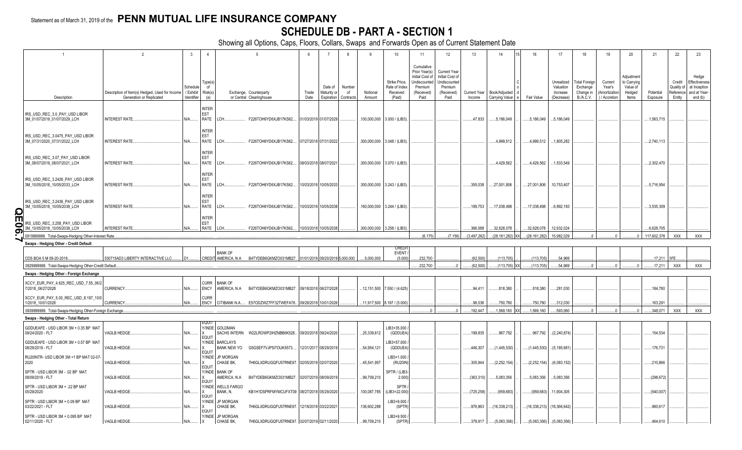Statement as of March 31, 2019 of the **PENN MUTUAL LIFE INSURANCE COMPANY**

# SCHEDULE DB - PART A - SECTION 1

Showing all Options, Caps, Floors, Collars, Swaps and Forwards Open as of Current Statement Date

| 1 | 2 | 3 | 4 | 5 | | 6 | 7 | 8 | 9 | 10 | 11 | 12 | 13 | 14 | 15 | 16 | 17 | 18 | 19 | 20 | 21 | 22 | 23 |
|---|---|---|---|---|---|---|---|---|---|---|---|---|---|---|---|---|---|---|---|---|---|---|---|
| Description | Description of Item(s) Hedged, Used for Income Generation or Replicated | Schedule / Exhibit Identifier | Type(s) of Risk(s) (a) | Exchange, Counterparty or Central Clearinghouse | | Trade Date | Date of Maturity or Expiration | Number of Contracts | Notional Amount | Strike Price, Rate of Index Received (Paid) | Cumulative Prior Year(s) Initial Cost of Undiscounted Premium (Received) Paid | Current Year Initial Cost of Undiscounted Premium (Received) Paid | Current Year Income | Book/Adjusted Carrying Value | Code | Fair Value | Unrealized Valuation Increase (Decrease) | Total Foreign Exchange Change in B./A.C.V. | Current Year's (Amortization) / Accretion | Adjustment to Carrying Value of Hedged Items | Potential Exposure | Credit Quality of Reference Entity | Hedge Effectiveness at Inception and at Year-end (b) |
| IRS_USD_REC_3.0_PAY_USD LIBOR 3M_01/07/2019_01/07/2029_LCH | INTEREST RATE | N/A | INTEREST RATE | LCH | F226TOH6YD6XJB17KS62 | 01/03/2019 | 01/07/2029 | | 100,000,000 | 3.000 / (LIB3) | | | 47,833 | 5,186,049 | | 5,186,049 | 5,186,049 | | | | 1,563,715 | | |
| IRS_USD_REC_3.0475_PAY_USD LIBOR 3M_07/31/2020_07/31/2022_LCH | INTEREST RATE | N/A | INTEREST RATE | LCH | F226TOH6YD6XJB17KS62 | 07/27/2018 | 07/31/2022 | | 300,000,000 | 3.048 / (LIB3) | | | | 4,999,512 | | 4,999,512 | 1,805,282 | | | | 2,740,113 | | |
| IRS_USD_REC_3.07_PAY_USD LIBOR 3M_08/07/2019_08/07/2021_LCH | INTEREST RATE | N/A | INTEREST RATE | LCH | F226TOH6YD6XJB17KS62 | 08/03/2018 | 08/07/2021 | | 300,000,000 | 3.070 / (LIB3) | | | | 4,429,562 | | 4,429,562 | 1,533,549 | | | | 2,302,470 | | |
| IRS_USD_REC_3.2426_PAY_USD LIBOR 3M_10/05/2018_10/05/2033_LCH | INTEREST RATE | N/A | INTEREST RATE | LCH | F226TOH6YD6XJB17KS62 | 10/03/2018 | 10/05/2033 | | 300,000,000 | 3.243 / (LIB3) | | | 355,038 | 27,001,806 | | 27,001,806 | 10,753,407 | | | | 5,716,954 | | |
| IRS_USD_REC_3.2436_PAY_USD LIBOR 3M_10/05/2018_10/05/2038_LCH | INTEREST RATE | N/A | INTEREST RATE | LCH | F226TOH6YD6XJB17KS62 | 10/03/2018 | 10/05/2038 | | 160,000,000 | 3.244 / (LIB3) | | | 189,753 | 17,038,498 | | 17,038,498 | 6,892,193 | | | | 3,535,309 | | |
| IRS_USD_REC_3.258_PAY_USD LIBOR 3M_10/05/2018_10/05/2038_LCH | INTEREST RATE | N/A | INTEREST RATE | LCH | F226TOH6YD6XJB17KS62 | 10/03/2018 | 10/05/2038 | | 300,000,000 | 3.258 / (LIB3) | | | 366,588 | 32,628,078 | | 32,628,078 | 12,932,024 | | | | 6,628,705 | | |
| 0919999999. Total-Swaps-Hedging Other-Interest Rate | | | | | | | | | | | (6,175) | (7,156) | (3,497,262) | (28,161,282) | XX | (28,161,282) | 15,982,029 | 0 | 0 | 0 | 117,602,378 | XXX | XXX |
| **Swaps - Hedging Other - Credit Default** | | | | | | | | | | | | | | | | | | | | | | | |
| CDS BOA 5 M 09-20-2019 | 530715AD3 LIBERTY INTERACTIVE LLC | D1 | CREDIT | BANK OF AMERICA, N.A | B4TYDEB6GKMZO031MB27 | 01/01/2018 | 09/20/2019 | 5,000,000 | 5,000,000 | CREDIT EVENT / (5.000) | 232,700 | | (62,500) | (113,705) | | (113,705) | 54,969 | | | | 17,211 | 3FE | |
| 0929999999. Total-Swaps-Hedging Other-Credit Default | | | | | | | | | | | 232,700 | 0 | (62,500) | (113,705) | XX | (113,705) | 54,969 | 0 | 0 | 0 | 17,211 | XXX | XXX |
| **Swaps - Hedging Other - Foreign Exchange** | | | | | | | | | | | | | | | | | | | | | | | |
| XCCY_EUR_PAY_4.625_REC_USD_7.55_06/27/2018_06/27/2028 | CURRENCY | N/A | CURRENCY | BANK OF AMERICA, N.A | B4TYDEB6GKMZO031MB27 | 09/18/2018 | 06/27/2028 | | 12,151,500 | 7.550 / (4.625) | | | 94,411 | 818,380 | | 818,380 | 281,030 | | | | 184,780 | | |
| XCCY_EUR_PAY_5.00_REC_USD_8.197_10/01/2018_10/01/2026 | CURRENCY | N/A | CURRENCY | CITIBANK N.A. | E57ODZWZ7FF32TWEFA76 | 09/28/2018 | 10/01/2026 | | 11,917,500 | 8.197 / (5.000) | | | 98,036 | 750,780 | | 750,780 | 312,030 | | | | 163,291 | | |
| 0939999999. Total-Swaps-Hedging Other-Foreign Exchange | | | | | | | | | | | 0 | 0 | 192,447 | 1,569,160 | XX | 1,569,160 | 593,060 | 0 | 0 | 0 | 348,071 | XXX | XXX |
| **Swaps - Hedging Other - Total Return** | | | | | | | | | | | | | | | | | | | | | | | |
| GDDUEAFE - USD LIBOR 3M + 0.35 BP MAT 09/24/2020 - FLT | VAGLB HEDGE | N/A | EQUITY/INDEX | GOLDMAN SACHS INTERN | W22LROWP2IHZNBB6K528 | 09/20/2018 | 09/24/2020 | | 25,339,612 | LIB3+35.000 / (GDDUEA) | | | 199,835 | 967,792 | | 967,792 | (2,240,874) | | | | 154,534 | | |
| GDDUEAFE - USD LIBOR 3M + 0.57 BP MAT 08/29/2019 - FLT | VAGLB HEDGE | N/A | EQUITY/INDEX | BARCLAYS BANK NEW YO | G5GSEF7VJP5I7OUK5573 | 12/31/2017 | 08/29/2019 | | 54,954,121 | LIB3+57.000 / (GDDUEA) | | | 446,307 | (1,445,530) | | (1,445,530) | (5,185,681) | | | | 176,731 | | |
| RU20INTR- USD LIBOR 3M +1 BP MAT 02-07-2020 | VAGLB HEDGE | N/A | EQUITY/INDEX | JP MORGAN CHASE BK, | 7H6GLXDRUGQFU57RNE97 | 02/05/2018 | 02/07/2020 | | 45,541,957 | LIB3+1.000 / (RU20IN) | | | 305,944 | (2,252,154) | | (2,252,154) | (6,083,152) | | | | 210,866 | | |
| SPTR - USD LIBOR 3M - .02 BP MAT 08/09/2019 - FLT | VAGLB HEDGE | N/A | EQUITY/INDEX | BANK OF AMERICA, N.A | B4TYDEB6GKMZO031MB27 | 02/07/2019 | 08/09/2019 | | 99,709,210 | SPTR / (LIB3-2.000) | | | (363,310) | 5,083,356 | | 5,083,356 | 5,083,356 | | | | (298,672) | | |
| SPTR - USD LIBOR 3M + .22 BP MAT 05/29/2020 | VAGLB HEDGE | N/A | EQUITY/INDEX | WELLS FARGO BANK, N. | KB1H1DSPRFMYMCUFXT09 | 08/27/2018 | 05/29/2020 | | 100,087,785 | SPTR / (LIB3+22.000) | | | (725,258) | (959,683) | | (959,683) | 11,904,305 | | | | (540,007) | | |
| SPTR - USD LIBOR 3M + 0.09 BP MAT 03/22/2021 - FLT | VAGLB HEDGE | N/A | EQUITY/INDEX | JP MORGAN CHASE BK, | 7H6GLXDRUGQFU57RNE97 | 12/18/2018 | 03/22/2021 | | 136,602,288 | LIB3+9.000 / (SPTR) | | | 976,963 | (16,338,213) | | (16,338,213) | (18,366,642) | | | | 960,617 | | |
| SPTR - USD LIBOR 3M + 0.095 BP MAT 02/11/2020 - FLT | VAGLB HEDGE | N/A | EQUITY/INDEX | JP MORGAN CHASE BK, | 7H6GLXDRUGQFU57RNE97 | 02/07/2019 | 02/11/2020 | | 99,709,210 | LIB3+9.500 / (SPTR) | | | 378,917 | (5,083,356) | | (5,083,356) | (5,083,356) | | | | 464,610 | | |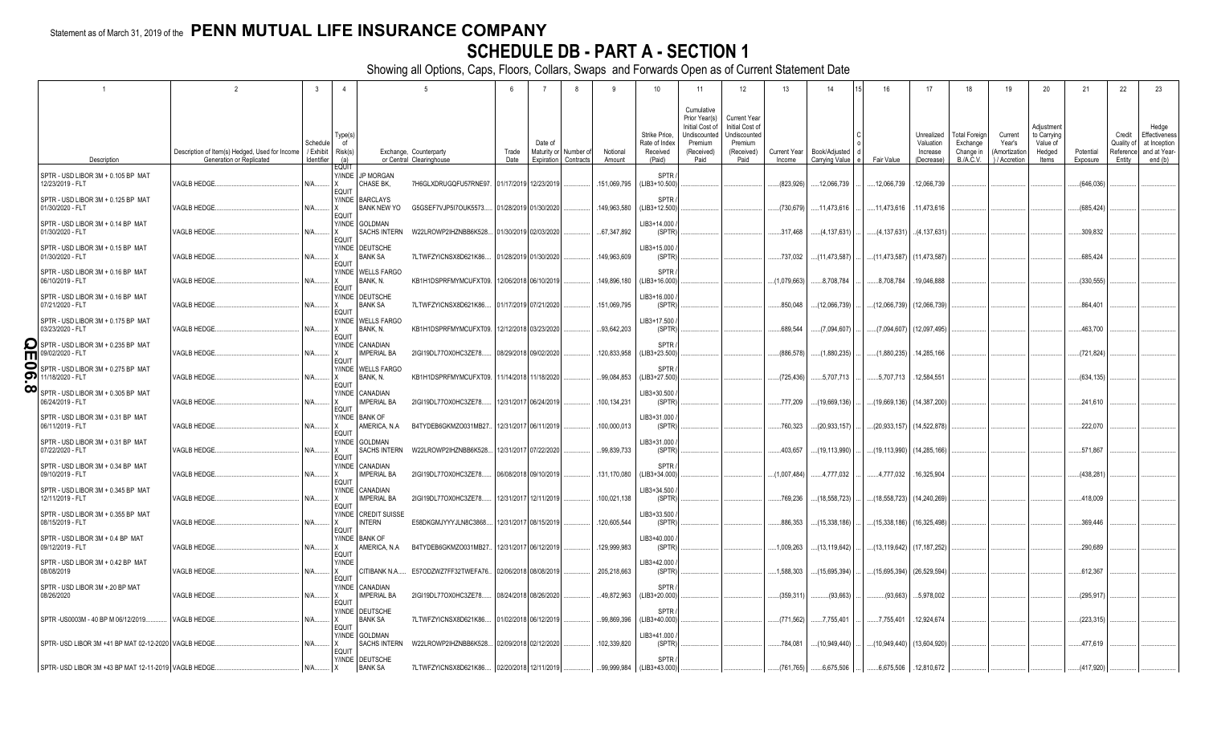Statement as of March 31, 2019 of the **PENN MUTUAL LIFE INSURANCE COMPANY**

# SCHEDULE DB - PART A - SECTION 1

Showing all Options, Caps, Floors, Collars, Swaps and Forwards Open as of Current Statement Date

| 1 Description | 2 Description of Item(s) Hedged, Used for Income Generation or Replicated | 3 Schedule / Exhibit Identifier | 4 Type(s) of Risk(s) (a) | 5 Exchange, Counterparty or Central Clearinghouse | | 6 Trade Date | 7 Date of Maturity or Expiration | 8 Number of Contracts | 9 Notional Amount | 10 Strike Price, Rate of Index Received (Paid) | 11 Cumulative Prior Year(s) Initial Cost of Undiscounted Premium (Received) Paid | 12 Current Year Initial Cost of Undiscounted Premium (Received) Paid | 13 Current Year Income | 14 Book/Adjusted Carrying Value | 15 Code | 16 Fair Value | 17 Unrealized Valuation Increase (Decrease) | 18 Total Foreign Exchange Change in B./A.C.V. | 19 Current Year's (Amortization) / Accretion | 20 Adjustment to Carrying Value of Hedged Items | 21 Potential Exposure | 22 Credit Quality of Reference Entity | 23 Hedge Effectiveness at Inception and at Year-end (b) |
|---|---|---|---|---|---|---|---|---|---|---|---|---|---|---|---|---|---|---|---|---|---|---|---|
| SPTR - USD LIBOR 3M + 0.105 BP MAT 12/23/2019 - FLT | VAGLB HEDGE | N/A | EQUITY/INDEX | JP MORGAN CHASE BK, | 7H6GLXDRUGQFU57RNE97 | 01/17/2019 | 12/23/2019 | | 151,069,795 | SPTR / (LIB3+10.500) | | | (823,926) | 12,066,739 | | 12,066,739 | 12,066,739 | | | | (646,036) | | |
| SPTR - USD LIBOR 3M + 0.125 BP MAT 01/30/2020 - FLT | VAGLB HEDGE | N/A | EQUITY/INDEX | BARCLAYS BANK NEW YO | G5GSEF7VJP5I7OUK5573 | 01/28/2019 | 01/30/2020 | | 149,963,580 | SPTR / (LIB3+12.500) | | | (730,679) | 11,473,616 | | 11,473,616 | 11,473,616 | | | | (685,424) | | |
| SPTR - USD LIBOR 3M + 0.14 BP MAT 01/30/2020 - FLT | VAGLB HEDGE | N/A | EQUITY/INDEX | GOLDMAN SACHS INTERN | W22LROWP2IHZNBB6K528 | 01/30/2019 | 02/03/2020 | | 67,347,892 | LIB3+14.000 / (SPTR) | | | 317,468 | (4,137,631) | | (4,137,631) | (4,137,631) | | | | 309,832 | | |
| SPTR - USD LIBOR 3M + 0.15 BP MAT 01/30/2020 - FLT | VAGLB HEDGE | N/A | EQUITY/INDEX | DEUTSCHE BANK SA | 7LTWFZYICNSX8D621K86 | 01/28/2019 | 01/30/2020 | | 149,963,609 | LIB3+15.000 / (SPTR) | | | 737,032 | (11,473,587) | | (11,473,587) | (11,473,587) | | | | 685,424 | | |
| SPTR - USD LIBOR 3M + 0.16 BP MAT 06/10/2019 - FLT | VAGLB HEDGE | N/A | EQUITY/INDEX | WELLS FARGO BANK, N. | KB1H1DSPRFMYMCUFXT09 | 12/06/2018 | 06/10/2019 | | 149,896,180 | SPTR / (LIB3+16.000) | | | (1,079,663) | 8,708,784 | | 8,708,784 | 19,046,888 | | | | (330,555) | | |
| SPTR - USD LIBOR 3M + 0.16 BP MAT 07/21/2020 - FLT | VAGLB HEDGE | N/A | EQUITY/INDEX | DEUTSCHE BANK SA | 7LTWFZYICNSX8D621K86 | 01/17/2019 | 07/21/2020 | | 151,069,795 | LIB3+16.000 / (SPTR) | | | 850,048 | (12,066,739) | | (12,066,739) | (12,066,739) | | | | 864,401 | | |
| SPTR - USD LIBOR 3M + 0.175 BP MAT 03/23/2020 - FLT | VAGLB HEDGE | N/A | EQUITY/INDEX | WELLS FARGO BANK, N. | KB1H1DSPRFMYMCUFXT09 | 12/12/2018 | 03/23/2020 | | 93,642,203 | LIB3+17.500 / (SPTR) | | | 689,544 | (7,094,607) | | (7,094,607) | (12,097,495) | | | | 463,700 | | |
| SPTR - USD LIBOR 3M + 0.235 BP MAT 09/02/2020 - FLT | VAGLB HEDGE | N/A | EQUITY/INDEX | CANADIAN IMPERIAL BA | 2IGI19DL77OX0HC3ZE78 | 08/29/2018 | 09/02/2020 | | 120,833,958 | SPTR / (LIB3+23.500) | | | (886,578) | (1,880,235) | | (1,880,235) | 14,285,166 | | | | (721,824) | | |
| SPTR - USD LIBOR 3M + 0.275 BP MAT 11/18/2020 - FLT | VAGLB HEDGE | N/A | EQUITY/INDEX | WELLS FARGO BANK, N. | KB1H1DSPRFMYMCUFXT09 | 11/14/2018 | 11/18/2020 | | 99,084,853 | SPTR / (LIB3+27.500) | | | (725,436) | 5,707,713 | | 5,707,713 | 12,584,551 | | | | (634,135) | | |
| SPTR - USD LIBOR 3M + 0.305 BP MAT 06/24/2019 - FLT | VAGLB HEDGE | N/A | EQUITY/INDEX | CANADIAN IMPERIAL BA | 2IGI19DL77OX0HC3ZE78 | 12/31/2017 | 06/24/2019 | | 100,134,231 | LIB3+30.500 / (SPTR) | | | 777,209 | (19,669,136) | | (19,669,136) | (14,387,200) | | | | 241,610 | | |
| SPTR - USD LIBOR 3M + 0.31 BP MAT 06/11/2019 - FLT | VAGLB HEDGE | N/A | EQUITY/INDEX | BANK OF AMERICA, N.A | B4TYDEB6GKMZO031MB27 | 12/31/2017 | 06/11/2019 | | 100,000,013 | LIB3+31.000 / (SPTR) | | | 760,323 | (20,933,157) | | (20,933,157) | (14,522,878) | | | | 222,070 | | |
| SPTR - USD LIBOR 3M + 0.31 BP MAT 07/22/2020 - FLT | VAGLB HEDGE | N/A | EQUITY/INDEX | GOLDMAN SACHS INTERN | W22LROWP2IHZNBB6K528 | 12/31/2017 | 07/22/2020 | | 99,839,733 | LIB3+31.000 / (SPTR) | | | 403,657 | (19,113,990) | | (19,113,990) | (14,285,166) | | | | 571,867 | | |
| SPTR - USD LIBOR 3M + 0.34 BP MAT 09/10/2019 - FLT | VAGLB HEDGE | N/A | EQUITY/INDEX | CANADIAN IMPERIAL BA | 2IGI19DL77OX0HC3ZE78 | 06/08/2018 | 09/10/2019 | | 131,170,080 | SPTR / (LIB3+34.000) | | | (1,007,484) | 4,777,032 | | 4,777,032 | 16,325,904 | | | | (438,281) | | |
| SPTR - USD LIBOR 3M + 0.345 BP MAT 12/11/2019 - FLT | VAGLB HEDGE | N/A | EQUITY/INDEX | CANADIAN IMPERIAL BA | 2IGI19DL77OX0HC3ZE78 | 12/31/2017 | 12/11/2019 | | 100,021,138 | LIB3+34.500 / (SPTR) | | | 769,236 | (18,558,723) | | (18,558,723) | (14,240,269) | | | | 418,009 | | |
| SPTR - USD LIBOR 3M + 0.355 BP MAT 08/15/2019 - FLT | VAGLB HEDGE | N/A | EQUITY/INDEX | CREDIT SUISSE INTERN | E58DKGMJYYYJLN8C3868 | 12/31/2017 | 08/15/2019 | | 120,605,544 | LIB3+33.500 / (SPTR) | | | 886,353 | (15,338,186) | | (15,338,186) | (16,325,498) | | | | 369,446 | | |
| SPTR - USD LIBOR 3M + 0.4 BP MAT 09/12/2019 - FLT | VAGLB HEDGE | N/A | EQUITY/INDEX | BANK OF AMERICA, N.A | B4TYDEB6GKMZO031MB27 | 12/31/2017 | 06/12/2019 | | 129,999,983 | LIB3+40.000 / (SPTR) | | | 1,009,263 | (13,119,642) | | (13,119,642) | (17,187,252) | | | | 290,689 | | |
| SPTR - USD LIBOR 3M + 0.42 BP MAT 08/08/2019 | VAGLB HEDGE | N/A | EQUITY/INDEX | CITIBANK N.A | E57ODZWZ7FF32TWEFA76 | 02/06/2018 | 08/08/2019 | | 205,218,663 | LIB3+42.000 / (SPTR) | | | 1,588,303 | (15,695,394) | | (15,695,394) | (26,529,594) | | | | 612,367 | | |
| SPTR - USD LIBOR 3M +.20 BP MAT 08/26/2020 | VAGLB HEDGE | N/A | EQUITY/INDEX | CANADIAN IMPERIAL BA | 2IGI19DL77OX0HC3ZE78 | 08/24/2018 | 08/26/2020 | | 49,872,963 | SPTR / (LIB3+20.000) | | | (359,311) | (93,663) | | (93,663) | 5,978,002 | | | | (295,917) | | |
| SPTR -US0003M - 40 BP M 06/12/2019 | VAGLB HEDGE | N/A | EQUITY/INDEX | DEUTSCHE BANK SA | 7LTWFZYICNSX8D621K86 | 01/02/2018 | 06/12/2019 | | 99,869,396 | SPTR / (LIB3+40.000) | | | (771,562) | 7,755,401 | | 7,755,401 | 12,924,674 | | | | (223,315) | | |
| SPTR- USD LIBOR 3M +41 BP MAT 02-12-2020 | VAGLB HEDGE | N/A | EQUITY/INDEX | GOLDMAN SACHS INTERN | W22LROWP2IHZNBB6K528 | 02/09/2018 | 02/12/2020 | | 102,339,820 | LIB3+41.000 / (SPTR) | | | 784,081 | (10,949,440) | | (10,949,440) | (13,604,920) | | | | 477,619 | | |
| SPTR- USD LIBOR 3M +43 BP MAT 12-11-2019 | VAGLB HEDGE | N/A | EQUITY/INDEX | DEUTSCHE BANK SA | 7LTWFZYICNSX8D621K86 | 02/20/2018 | 12/11/2019 | | 99,999,984 | SPTR / (LIB3+43.000) | | | (761,765) | 6,675,506 | | 6,675,506 | 12,810,672 | | | | (417,920) | | |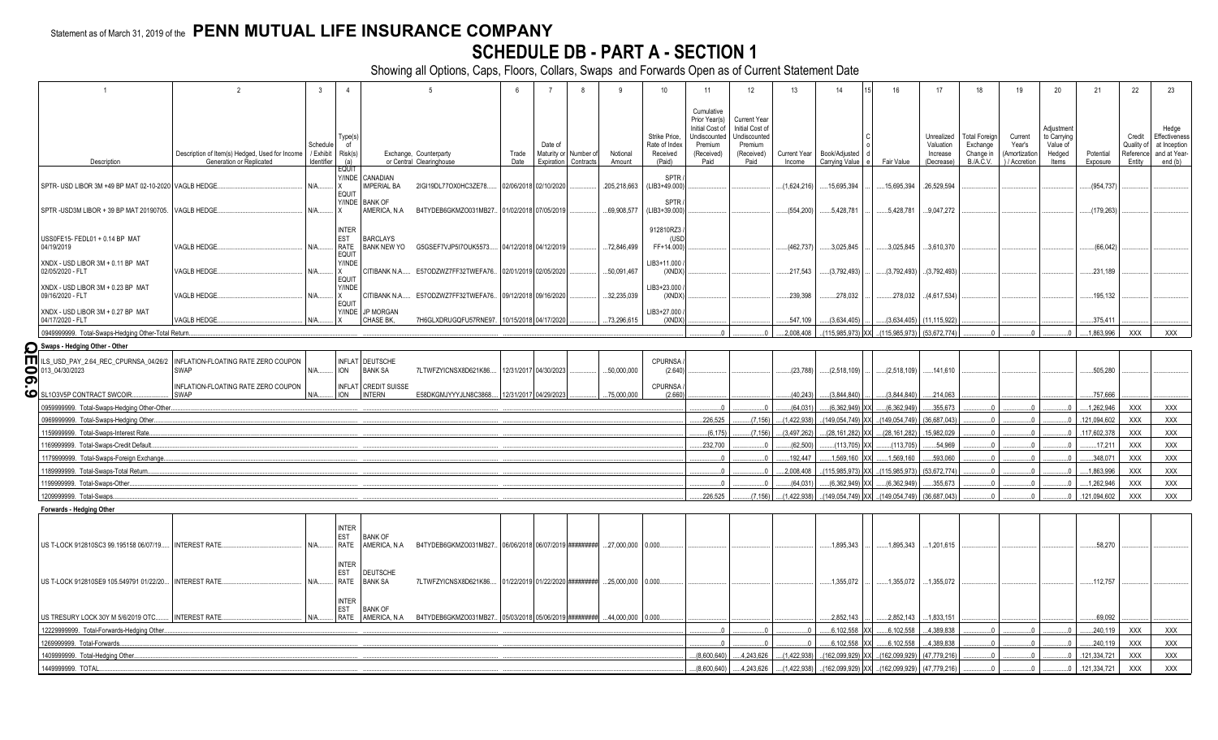Statement as of March 31, 2019 of the **PENN MUTUAL LIFE INSURANCE COMPANY**

# SCHEDULE DB - PART A - SECTION 1

Showing all Options, Caps, Floors, Collars, Swaps and Forwards Open as of Current Statement Date

| 1 | 2 | 3 | 4 | 5 | | 6 | 7 | 8 | 9 | 10 | 11 | 12 | 13 | 14 | 15 | 16 | 17 | 18 | 19 | 20 | 21 | 22 | 23 |
|---|---|---|---|---|---|---|---|---|---|---|---|---|---|---|---|---|---|---|---|---|---|---|---|
| Description | Description of Item(s) Hedged, Used for Income Generation or Replicated | Schedule / Exhibit Identifier | Type(s) of Risk(s) (a) | Exchange, Counterparty or Central Clearinghouse | | Trade Date | Date of Maturity or Expiration | Number of Contracts | Notional Amount | Strike Price, Rate of Index Received (Paid) | Cumulative Prior Year(s) Initial Cost of Undiscounted Premium (Received) Paid | Current Year Initial Cost of Undiscounted Premium (Received) Paid | Current Year Income | Book/Adjusted Carrying Value | Code | Fair Value | Unrealized Valuation Increase (Decrease) | Total Foreign Exchange Change in B./A.C.V. | Current Year's (Amortization) / Accretion | Adjustment to Carrying Value of Hedged Items | Potential Exposure | Credit Quality of Reference Entity | Hedge Effectiveness at Inception and at Year-end (b) |
| SPTR- USD LIBOR 3M +49 BP MAT 02-10-2020 | VAGLB HEDGE | N/A | EQUITY/INDEX | CANADIAN IMPERIAL BA | 2IGI19DL77OX0HC3ZE78 | 02/06/2018 | 02/10/2020 | | 205,218,663 | SPTR / (LIB3+49.000) | | | (1,624,216) | 15,695,394 | | 15,695,394 | 26,529,594 | | | | (954,737) | | |
| SPTR -USD3M LIBOR + 39 BP MAT 20190705. | VAGLB HEDGE | N/A | EQUITY/INDEX | BANK OF AMERICA, N.A | B4TYDEB6GKMZO031MB27 | 01/02/2018 | 07/05/2019 | | 69,908,577 | SPTR / (LIB3+39.000) | | | (554,200) | 5,428,781 | | 5,428,781 | 9,047,272 | | | | (179,263) | | |
| USS0FE15- FEDL01 + 0.14 BP MAT 04/19/2019 | VAGLB HEDGE | N/A | INTEREST RATE | BARCLAYS BANK NEW YO | G5GSEF7VJP5I7OUK5573 | 04/12/2018 | 04/12/2019 | | 72,846,499 | 912810RZ3 / (USD FF+14.000) | | | (462,737) | 3,025,845 | | 3,025,845 | 3,610,370 | | | | (66,042) | | |
| XNDX - USD LIBOR 3M + 0.11 BP MAT 02/05/2020 - FLT | VAGLB HEDGE | N/A | EQUITY/INDEX | CITIBANK N.A. | E57ODZWZ7FF32TWEFA76 | 02/01/2019 | 02/05/2020 | | 50,091,467 | LIB3+11.000 / (XNDX) | | | 217,543 | (3,792,493) | | (3,792,493) | (3,792,493) | | | | 231,189 | | |
| XNDX - USD LIBOR 3M + 0.23 BP MAT 09/16/2020 - FLT | VAGLB HEDGE | N/A | EQUITY/INDEX | CITIBANK N.A. | E57ODZWZ7FF32TWEFA76 | 09/12/2018 | 09/16/2020 | | 32,235,039 | LIB3+23.000 / (XNDX) | | | 239,398 | 278,032 | | 278,032 | (4,617,534) | | | | 195,132 | | |
| XNDX - USD LIBOR 3M + 0.27 BP MAT 04/17/2020 - FLT | VAGLB HEDGE | N/A | EQUITY/INDEX | JP MORGAN CHASE BK, | 7H6GLXDRUGQFU57RNE97 | 10/15/2018 | 04/17/2020 | | 73,296,615 | LIB3+27.000 / (XNDX) | | | 547,109 | (3,634,405) | | (3,634,405) | (11,115,922) | | | | 375,411 | | |
| 0949999999. Total-Swaps-Hedging Other-Total Return | | | | | | | | | | | 0 | 0 | 2,008,408 | (115,985,973) | XX | (115,985,973) | (53,672,774) | 0 | 0 | 0 | 1,863,996 | XXX | XXX |
| **Swaps - Hedging Other - Other** | | | | | | | | | | | | | | | | | | | | | | | |
| ILS_USD_PAY_2.64_REC_CPURNSA_04/26/2013_04/30/2023 | INFLATION-FLOATING RATE ZERO COUPON SWAP | N/A | INFLATION | DEUTSCHE BANK SA | 7LTWFZYICNSX8D621K86 | 12/31/2017 | 04/30/2023 | | 50,000,000 | CPURNSA / (2.640) | | | (23,788) | (2,518,109) | | (2,518,109) | 141,610 | | | | 505,280 | | |
| SL1O3V5P CONTRACT SWCOIR | INFLATION-FLOATING RATE ZERO COUPON SWAP | N/A | INFLATION | CREDIT SUISSE INTERN | E58DKGMJYYYJLN8C3868 | 12/31/2017 | 04/29/2023 | | 75,000,000 | CPURNSA / (2.660) | | | (40,243) | (3,844,840) | | (3,844,840) | 214,063 | | | | 757,666 | | |
| 0959999999. Total-Swaps-Hedging Other-Other | | | | | | | | | | | 0 | 0 | (64,031) | (6,362,949) | XX | (6,362,949) | 355,673 | 0 | 0 | 0 | 1,262,946 | XXX | XXX |
| 0969999999. Total-Swaps-Hedging Other | | | | | | | | | | | 226,525 | (7,156) | (1,422,938) | (149,054,749) | XX | (149,054,749) | (36,687,043) | 0 | 0 | 0 | 121,094,602 | XXX | XXX |
| 1159999999. Total-Swaps-Interest Rate | | | | | | | | | | | (6,175) | (7,156) | (3,497,262) | (28,161,282) | XX | (28,161,282) | 15,982,029 | 0 | 0 | 0 | 117,602,378 | XXX | XXX |
| 1169999999. Total-Swaps-Credit Default | | | | | | | | | | | 232,700 | 0 | (62,500) | (113,705) | XX | (113,705) | 54,969 | 0 | 0 | 0 | 17,211 | XXX | XXX |
| 1179999999. Total-Swaps-Foreign Exchange | | | | | | | | | | | 0 | 0 | 192,447 | 1,569,160 | XX | 1,569,160 | 593,060 | 0 | 0 | 0 | 348,071 | XXX | XXX |
| 1189999999. Total-Swaps-Total Return | | | | | | | | | | | 0 | 0 | 2,008,408 | (115,985,973) | XX | (115,985,973) | (53,672,774) | 0 | 0 | 0 | 1,863,996 | XXX | XXX |
| 1199999999. Total-Swaps-Other | | | | | | | | | | | 0 | 0 | (64,031) | (6,362,949) | XX | (6,362,949) | 355,673 | 0 | 0 | 0 | 1,262,946 | XXX | XXX |
| 1209999999. Total-Swaps | | | | | | | | | | | 226,525 | (7,156) | (1,422,938) | (149,054,749) | XX | (149,054,749) | (36,687,043) | 0 | 0 | 0 | 121,094,602 | XXX | XXX |
| **Forwards - Hedging Other** | | | | | | | | | | | | | | | | | | | | | | | |
| US T-LOCK 912810SC3 99.195158 06/07/19 | INTEREST RATE | N/A | INTEREST RATE | BANK OF AMERICA, N.A | B4TYDEB6GKMZO031MB27 | 06/06/2018 | 06/07/2019 | ######### | 27,000,000 | 0.000 | | | | 1,895,343 | | 1,895,343 | 1,201,615 | | | | 58,270 | | |
| US T-LOCK 912810SE9 105.549791 01/22/20 | INTEREST RATE | N/A | INTEREST RATE | DEUTSCHE BANK SA | 7LTWFZYICNSX8D621K86 | 01/22/2019 | 01/22/2020 | ######### | 25,000,000 | 0.000 | | | | 1,355,072 | | 1,355,072 | 1,355,072 | | | | 112,757 | | |
| US TRESURY LOCK 30Y M 5/6/2019 OTC | INTEREST RATE | N/A | INTEREST RATE | BANK OF AMERICA, N.A | B4TYDEB6GKMZO031MB27 | 05/03/2018 | 05/06/2019 | ######### | 44,000,000 | 0.000 | | | | 2,852,143 | | 2,852,143 | 1,833,151 | | | | 69,092 | | |
| 1222999999. Total-Forwards-Hedging Other | | | | | | | | | | | 0 | 0 | 0 | 6,102,558 | XX | 6,102,558 | 4,389,838 | 0 | 0 | 0 | 240,119 | XXX | XXX |
| 1269999999. Total-Forwards | | | | | | | | | | | 0 | 0 | 0 | 6,102,558 | XX | 6,102,558 | 4,389,838 | 0 | 0 | 0 | 240,119 | XXX | XXX |
| 1409999999. Total-Hedging Other | | | | | | | | | | | (8,600,640) | 4,243,626 | (1,422,938) | (162,099,929) | XX | (162,099,929) | (47,779,216) | 0 | 0 | 0 | 121,334,721 | XXX | XXX |
| 1449999999. TOTAL | | | | | | | | | | | (8,600,640) | 4,243,626 | (1,422,938) | (162,099,929) | XX | (162,099,929) | (47,779,216) | 0 | 0 | 0 | 121,334,721 | XXX | XXX |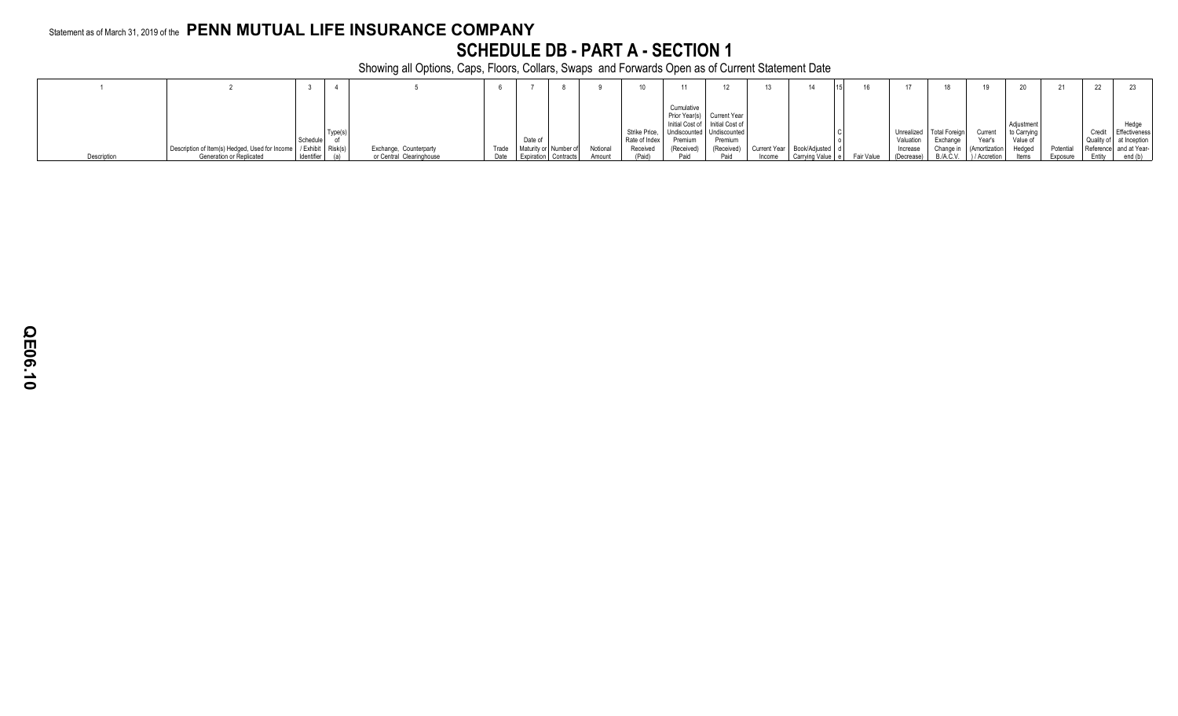Statement as of March 31, 2019 of the **PENN MUTUAL LIFE INSURANCE COMPANY**

# SCHEDULE DB - PART A - SECTION 1

Showing all Options, Caps, Floors, Collars, Swaps and Forwards Open as of Current Statement Date

| 1 | 2 | 3 | 4 | 5 | 6 | 7 | 8 | 9 | 10 | 11 | 12 | 13 | 14 | 15 | 16 | 17 | 18 | 19 | 20 | 21 | 22 | 23 |
|---|---|---|---|---|---|---|---|---|---|---|---|---|---|---|---|---|---|---|---|---|---|---|
| Description | Description of Item(s) Hedged, Used for Income Generation or Replicated | Schedule / Exhibit Identifier | Type(s) of Risk(s) (a) | Exchange, Counterparty or Central Clearinghouse | Trade Date | Date of Maturity or Expiration | Number of Contracts | Notional Amount | Strike Price, Rate of Index Received (Paid) | Cumulative Prior Year(s) Initial Cost of Undiscounted Premium (Received) Paid | Current Year Initial Cost of Undiscounted Premium (Received) Paid | Current Year Income | Book/Adjusted Carrying Value | Code | Fair Value | Unrealized Valuation Increase (Decrease) | Total Foreign Exchange Change in B./A.C.V. | Current Year's (Amortization) / Accretion | Adjustment to Carrying Value of Hedged Items | Potential Exposure | Credit Quality of Reference Entity | Hedge Effectiveness at Inception and at Year-end (b) |

QE06.10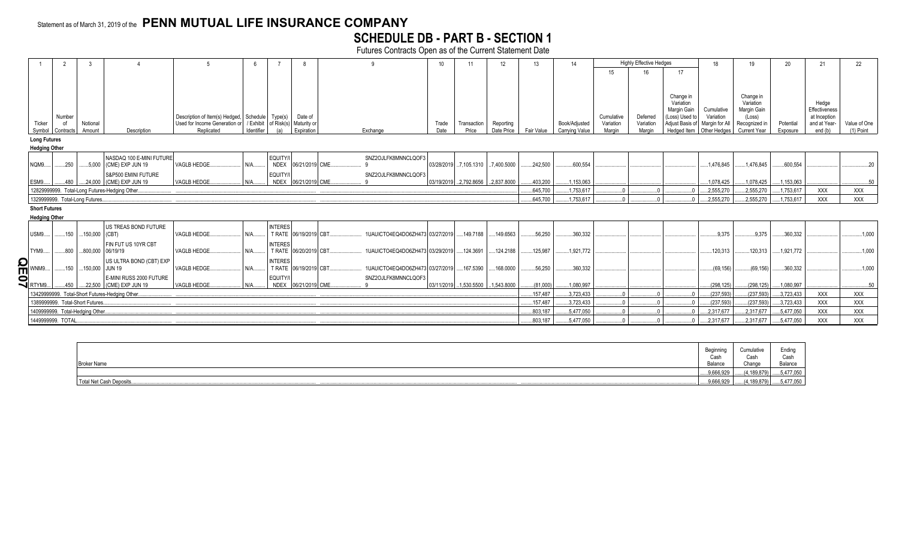Statement as of March 31, 2019 of the **PENN MUTUAL LIFE INSURANCE COMPANY**

# SCHEDULE DB - PART B - SECTION 1

Futures Contracts Open as of the Current Statement Date

| 1 | 2 | 3 | 4 | 5 | 6 | 7 | 8 | 9 | 10 | 11 | 12 | 13 | 14 | Highly Effective Hedges | | | 18 | 19 | 20 | 21 | 22 |
|---|---|---|---|---|---|---|---|---|---|---|---|---|---|---|---|---|---|---|---|---|---|
| | | | | | | | | | | | | | | 15 | 16 | 17 | | | | | |
| Ticker Symbol | Number of Contracts | Notional Amount | Description | Description of Item(s) Hedged, Used for Income Generation or Replicated | Schedule / Exhibit Identifier | Type(s) of Risk(s) (a) | Date of Maturity or Expiration | Exchange | Trade Date | Transaction Price | Reporting Date Price | Fair Value | Book/Adjusted Carrying Value | Cumulative Variation Margin | Deferred Variation Margin | Change in Variation Margin Gain (Loss) Used to Adjust Basis of Hedged Item | Cumulative Variation Margin for All Other Hedges | Change in Variation Margin Gain (Loss) Recognized in Current Year | Potential Exposure | Hedge Effectiveness at Inception and at Year-end (b) | Value of One (1) Point |
| **Long Futures** | | | | | | | | | | | | | | | | | | | | | |
| **Hedging Other** | | | | | | | | | | | | | | | | | | | | | |
| NQM9 | 250 | 5,000 | NASDAQ 100 E-MINI FUTURE (CME) EXP JUN 19 | VAGLB HEDGE | N/A | EQUITY/INDEX | 06/21/2019 | CME SNZ2OJLFK8MNNCLQOF39 | 03/28/2019 | 7,105.1310 | 7,400.5000 | 242,500 | 600,554 | | | | 1,476,845 | 1,476,845 | 600,554 | | 20 |
| ESM9 | 480 | 24,000 | S&P500 EMINI FUTURE (CME) EXP JUN 19 | VAGLB HEDGE | N/A | EQUITY/INDEX | 06/21/2019 | CME SNZ2OJLFK8MNNCLQOF39 | 03/19/2019 | 2,792.8656 | 2,837.8000 | 403,200 | 1,153,063 | | | | 1,078,425 | 1,078,425 | 1,153,063 | | 50 |
| 12829999999. Total-Long Futures-Hedging Other | | | | | | | | | | | | 645,700 | 1,753,617 | 0 | 0 | 0 | 2,555,270 | 2,555,270 | 1,753,617 | XXX | XXX |
| 1329999999. Total-Long Futures | | | | | | | | | | | | 645,700 | 1,753,617 | 0 | 0 | 0 | 2,555,270 | 2,555,270 | 1,753,617 | XXX | XXX |
| **Short Futures** | | | | | | | | | | | | | | | | | | | | | |
| **Hedging Other** | | | | | | | | | | | | | | | | | | | | | |
| USM9 | 150 | 150,000 | US TREAS BOND FUTURE (CBT) | VAGLB HEDGE | N/A | INTEREST RATE | 06/19/2019 | CBT 1UAUICTO4EQ4DO6ZH473 | 03/27/2019 | 149.7188 | 149.6563 | 56,250 | 360,332 | | | | 9,375 | 9,375 | 360,332 | | 1,000 |
| TYM9 | 800 | 800,000 | FIN FUT US 10YR CBT 06/19/19 | VAGLB HEDGE | N/A | INTEREST RATE | 06/20/2019 | CBT 1UAUICTO4EQ4DO6ZH473 | 03/29/2019 | 124.3691 | 124.2188 | 125,987 | 1,921,772 | | | | 120,313 | 120,313 | 1,921,772 | | 1,000 |
| WNM9 | 150 | 150,000 | US ULTRA BOND (CBT) EXP JUN 19 | VAGLB HEDGE | N/A | INTEREST RATE | 06/19/2019 | CBT 1UAUICTO4EQ4DO6ZH473 | 03/27/2019 | 167.5390 | 168.0000 | 56,250 | 360,332 | | | | (69,156) | (69,156) | 360,332 | | 1,000 |
| RTYM9 | 450 | 22,500 | E-MINI RUSS 2000 FUTURE (CME) EXP JUN 19 | VAGLB HEDGE | N/A | EQUITY/INDEX | 06/21/2019 | CME SNZ2OJLFK8MNNCLQOF39 | 03/11/2019 | 1,530.5500 | 1,543.8000 | (81,000) | 1,080,997 | | | | (298,125) | (298,125) | 1,080,997 | | 50 |
| 13429999999. Total-Short Futures-Hedging Other | | | | | | | | | | | | 157,487 | 3,723,433 | 0 | 0 | 0 | (237,593) | (237,593) | 3,723,433 | XXX | XXX |
| 1389999999. Total-Short Futures | | | | | | | | | | | | 157,487 | 3,723,433 | 0 | 0 | 0 | (237,593) | (237,593) | 3,723,433 | XXX | XXX |
| 1409999999. Total-Hedging Other | | | | | | | | | | | | 803,187 | 5,477,050 | 0 | 0 | 0 | 2,317,677 | 2,317,677 | 5,477,050 | XXX | XXX |
| 1449999999. TOTAL | | | | | | | | | | | | 803,187 | 5,477,050 | 0 | 0 | 0 | 2,317,677 | 2,317,677 | 5,477,050 | XXX | XXX |

| Broker Name | Beginning Cash Balance | Cumulative Cash Change | Ending Cash Balance |
|---|---|---|---|
| | 9,666,929 | (4,189,879) | 5,477,050 |
| Total Net Cash Deposits | 9,666,929 | (4,189,879) | 5,477,050 |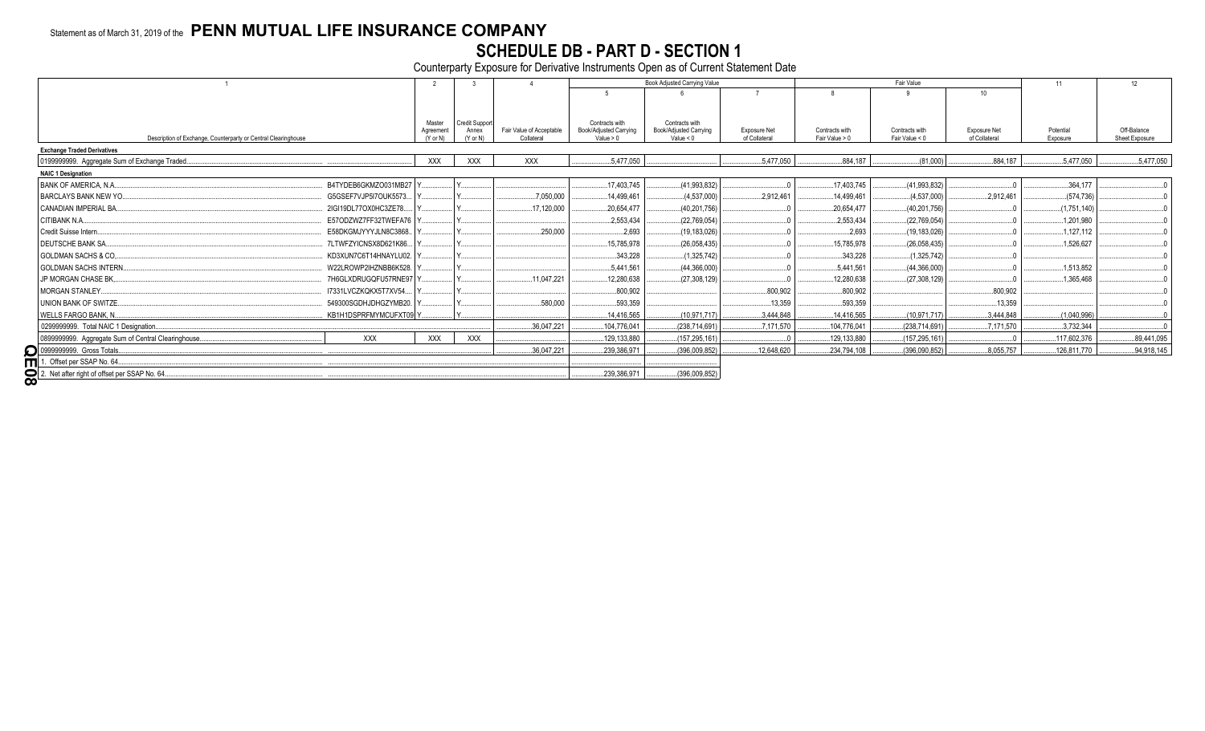Statement as of March 31, 2019 of the **PENN MUTUAL LIFE INSURANCE COMPANY**

# SCHEDULE DB - PART D - SECTION 1

Counterparty Exposure for Derivative Instruments Open as of Current Statement Date

| 1 | | 2 | 3 | 4 | Book Adjusted Carrying Value | | | Fair Value | | | 11 | 12 |
|---|---|---|---|---|---|---|---|---|---|---|---|---|
| | | | | | 5 | 6 | 7 | 8 | 9 | 10 | | |
| Description of Exchange, Counterparty or Central Clearinghouse | | Master Agreement (Y or N) | Credit Support Annex (Y or N) | Fair Value of Acceptable Collateral | Contracts with Book/Adjusted Carrying Value > 0 | Contracts with Book/Adjusted Carrying Value < 0 | Exposure Net of Collateral | Contracts with Fair Value > 0 | Contracts with Fair Value < 0 | Exposure Net of Collateral | Potential Exposure | Off-Balance Sheet Exposure |
| **Exchange Traded Derivatives** | | | | | | | | | | | | |
| 0199999999. Aggregate Sum of Exchange Traded | | XXX | XXX | XXX | 5,477,050 | | 5,477,050 | 884,187 | (81,000) | 884,187 | 5,477,050 | 5,477,050 |
| **NAIC 1 Designation** | | | | | | | | | | | | |
| BANK OF AMERICA, N.A. | B4TYDEB6GKMZO031MB27 | Y | Y | | 17,403,745 | (41,993,832) | 0 | 17,403,745 | (41,993,832) | 0 | 364,177 | 0 |
| BARCLAYS BANK NEW YO | G5GSEF7VJP5I7OUK5573 | Y | Y | 7,050,000 | 14,499,461 | (4,537,000) | 2,912,461 | 14,499,461 | (4,537,000) | 2,912,461 | (574,736) | 0 |
| CANADIAN IMPERIAL BA | 2IGI19DL77OX0HC3ZE78 | Y | Y | 17,120,000 | 20,654,477 | (40,201,756) | 0 | 20,654,477 | (40,201,756) | 0 | (1,751,140) | 0 |
| CITIBANK N.A. | E57ODZWZ7FF32TWEFA76 | Y | Y | | 2,553,434 | (22,769,054) | 0 | 2,553,434 | (22,769,054) | 0 | 1,201,980 | 0 |
| Credit Suisse Intern | E58DKGMJYYYJLN8C3868 | Y | Y | 250,000 | 2,693 | (19,183,026) | 0 | 2,693 | (19,183,026) | 0 | 1,127,112 | 0 |
| DEUTSCHE BANK SA | 7LTWFZYICNSX8D621K86 | Y | Y | | 15,785,978 | (26,058,435) | 0 | 15,785,978 | (26,058,435) | 0 | 1,526,627 | 0 |
| GOLDMAN SACHS & CO | KD3XUN7C6T14HNAYLU02 | Y | Y | | 343,228 | (1,325,742) | 0 | 343,228 | (1,325,742) | 0 | | |
| GOLDMAN SACHS INTERN | W22LROWP2IHZNBB6K528 | Y | Y | | 5,441,561 | (44,366,000) | 0 | 5,441,561 | (44,366,000) | 0 | 1,513,852 | 0 |
| JP MORGAN CHASE BK | 7H6GLXDRUGQFU57RNE97 | Y | Y | 11,047,221 | 12,280,638 | (27,308,129) | 0 | 12,280,638 | (27,308,129) | 0 | 1,365,468 | 0 |
| MORGAN STANLEY | I7331LVCZKQKX5T7XV54 | Y | Y | | 800,902 | | 800,902 | 800,902 | | 800,902 | | 0 |
| UNION BANK OF SWITZE | 549300SGDHJDHGZYMB20 | Y | Y | 580,000 | 593,359 | | 13,359 | 593,359 | | 13,359 | | 0 |
| WELLS FARGO BANK, N | KB1H1DSPRFMYMCUFXT09 | Y | Y | | 14,416,565 | (10,971,717) | 3,444,848 | 14,416,565 | (10,971,717) | 3,444,848 | (1,040,996) | 0 |
| 0299999999. Total NAIC 1 Designation | | | | 36,047,221 | 104,776,041 | (238,714,691) | 7,171,570 | 104,776,041 | (238,714,691) | 7,171,570 | 3,732,344 | 0 |
| 0899999999. Aggregate Sum of Central Clearinghouse | XXX | XXX | XXX | | 129,133,880 | (157,295,161) | 0 | 129,133,880 | (157,295,161) | 0 | 117,602,376 | 89,441,095 |
| 0999999999. Gross Totals | | | | 36,047,221 | 239,386,971 | (396,009,852) | 12,648,620 | 234,794,108 | (396,090,852) | 8,055,757 | 126,811,770 | 94,918,145 |
| 1. Offset per SSAP No. 64 | | | | | | | | | | | | |
| 2. Net after right of offset per SSAP No. 64 | | | | | 239,386,971 | (396,009,852) | | | | | | |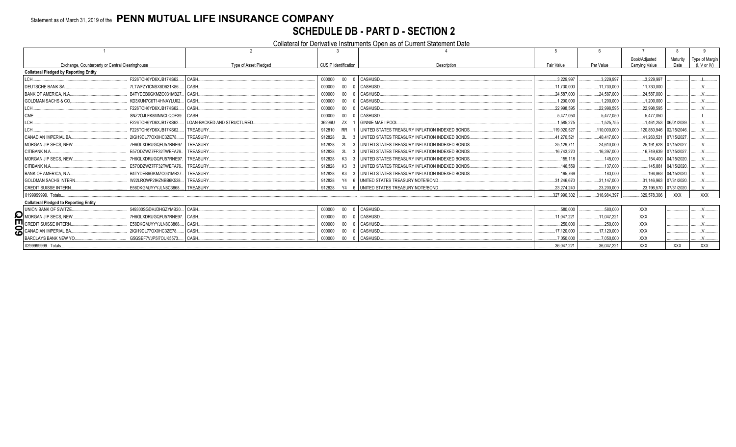Statement as of March 31, 2019 of the **PENN MUTUAL LIFE INSURANCE COMPANY**

# SCHEDULE DB - PART D - SECTION 2

## Collateral for Derivative Instruments Open as of Current Statement Date

| 1 | | 2 | 3 | | | 4 | 5 | 6 | 7 | 8 | 9 |
|---|---|---|---|---|---|---|---|---|---|---|---|
| Exchange, Counterparty or Central Clearinghouse | | Type of Asset Pledged | CUSIP Identification | | | Description | Fair Value | Par Value | Book/Adjusted Carrying Value | Maturity Date | Type of Margin (I, V or IV) |
| **Collateral Pledged by Reporting Entity** | | | | | | | | | | | |
| LCH | F226TOH6YD6XJB17KS62 | CASH | 000000 | 00 | 0 | CASHUSD | 3,229,997 | 3,229,997 | 3,229,997 | | I |
| DEUTSCHE BANK SA | 7LTWFZYICNSX8D621K86 | CASH | 000000 | 00 | 0 | CASHUSD | 11,730,000 | 11,730,000 | 11,730,000 | | V |
| BANK OF AMERICA, N.A. | B4TYDEB6GKMZO031MB27 | CASH | 000000 | 00 | 0 | CASHUSD | 24,587,000 | 24,587,000 | 24,587,000 | | V |
| GOLDMAN SACHS & CO | KD3XUN7C6T14HNAYLU02 | CASH | 000000 | 00 | 0 | CASHUSD | 1,200,000 | 1,200,000 | 1,200,000 | | V |
| LCH | F226TOH6YD6XJB17KS62 | CASH | 000000 | 00 | 0 | CASHUSD | 22,998,595 | 22,998,595 | 22,998,595 | | V |
| CME | SNZ2OJLFK8MNNCLQOF39 | CASH | 000000 | 00 | 0 | CASHUSD | 5,477,050 | 5,477,050 | 5,477,050 | | I |
| LCH | F226TOH6YD6XJB17KS62 | LOAN-BACKED AND STRUCTURED | 36296U | ZX | 1 | GINNIE MAE I POOL | 1,585,275 | 1,525,755 | 1,461,253 | 06/01/2039 | V |
| LCH | F226TOH6YD6XJB17KS62 | TREASURY | 912810 | RR | 1 | UNITED STATES TREASURY INFLATION INDEXED BONDS | 119,020,527 | 110,000,000 | 120,850,946 | 02/15/2046 | V |
| CANADIAN IMPERIAL BA | 2IGI19DL77OX0HC3ZE78 | TREASURY | 912828 | 2L | 3 | UNITED STATES TREASURY INFLATION INDEXED BONDS | 41,270,521 | 40,417,000 | 41,263,521 | 07/15/2027 | V |
| MORGAN J P SECS, NEW | 7H6GLXDRUGQFU57RNE97 | TREASURY | 912828 | 2L | 3 | UNITED STATES TREASURY INFLATION INDEXED BONDS | 25,129,711 | 24,610,000 | 25,191,628 | 07/15/2027 | V |
| CITIBANK N.A. | E57ODZWZ7FF32TWEFA76 | TREASURY | 912828 | 2L | 3 | UNITED STATES TREASURY INFLATION INDEXED BONDS | 16,743,270 | 16,397,000 | 16,749,639 | 07/15/2027 | V |
| MORGAN J P SECS, NEW | 7H6GLXDRUGQFU57RNE97 | TREASURY | 912828 | K3 | 3 | UNITED STATES TREASURY INFLATION INDEXED BONDS | 155,118 | 145,000 | 154,400 | 04/15/2020 | V |
| CITIBANK N.A. | E57ODZWZ7FF32TWEFA76 | TREASURY | 912828 | K3 | 3 | UNITED STATES TREASURY INFLATION INDEXED BONDS | 146,559 | 137,000 | 145,881 | 04/15/2020 | V |
| BANK OF AMERICA, N.A. | B4TYDEB6GKMZO031MB27 | TREASURY | 912828 | K3 | 3 | UNITED STATES TREASURY INFLATION INDEXED BONDS | 195,769 | 183,000 | 194,863 | 04/15/2020 | V |
| GOLDMAN SACHS INTERN | W22LROWP2IHZNBB6K528 | TREASURY | 912828 | Y4 | 6 | UNITED STATES TREASURY NOTE/BOND | 31,246,670 | 31,147,000 | 31,146,963 | 07/31/2020 | V |
| CREDIT SUISSE INTERN | E58DKGMJYYYJLN8C3868 | TREASURY | 912828 | Y4 | 6 | UNITED STATES TREASURY NOTE/BOND | 23,274,240 | 23,200,000 | 23,196,570 | 07/31/2020 | V |
| 0199999999. Totals | | | | | | | 327,990,302 | 316,984,397 | 329,578,306 | XXX | XXX |
| **Collateral Pledged to Reporting Entity** | | | | | | | | | | | |
| UNION BANK OF SWITZE | 549300SGDHJDHGZYMB20 | CASH | 000000 | 00 | 0 | CASHUSD | 580,000 | 580,000 | XXX | | V |
| MORGAN J P SECS, NEW | 7H6GLXDRUGQFU57RNE97 | CASH | 000000 | 00 | 0 | CASHUSD | 11,047,221 | 11,047,221 | XXX | | V |
| CREDIT SUISSE INTERN | E58DKGMJYYYJLN8C3868 | CASH | 000000 | 00 | 0 | CASHUSD | 250,000 | 250,000 | XXX | | V |
| CANADIAN IMPERIAL BA | 2IGI19DL77OX0HC3ZE78 | CASH | 000000 | 00 | 0 | CASHUSD | 17,120,000 | 17,120,000 | XXX | | V |
| BARCLAYS BANK NEW YO | G5GSEF7VJP5I7OUK5573 | CASH | 000000 | 00 | 0 | CASHUSD | 7,050,000 | 7,050,000 | XXX | | V |
| 0299999999. Totals | | | | | | | 36,047,221 | 36,047,221 | XXX | XXX | XXX |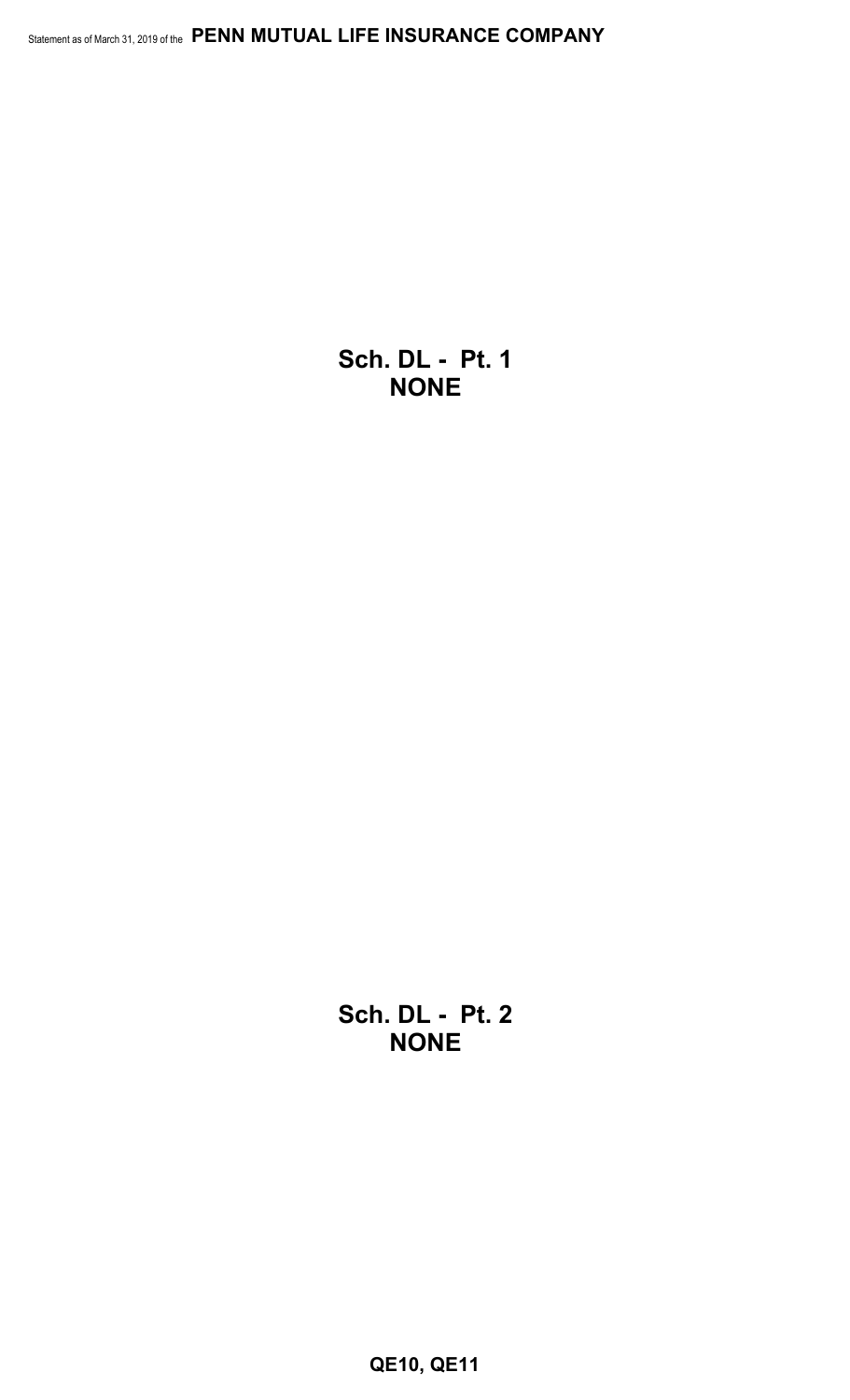**Sch. DL - Pt. 1**
**NONE**

**Sch. DL - Pt. 2**
**NONE**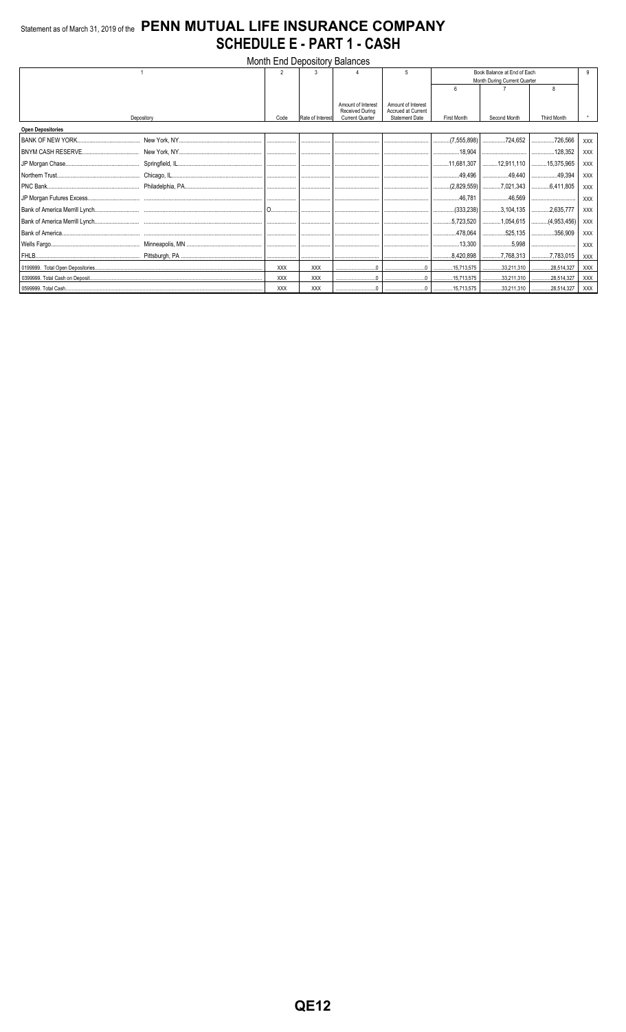# Statement as of March 31, 2019 of the PENN MUTUAL LIFE INSURANCE COMPANY

## SCHEDULE E - PART 1 - CASH

Month End Depository Balances

| 1 | | 2 | 3 | 4 | 5 | Book Balance at End of Each Month During Current Quarter | | | 9 |
|---|---|---|---|---|---|---|---|---|---|
| | | | | | | 6 | 7 | 8 | |
| Depository | | Code | Rate of Interest | Amount of Interest Received During Current Quarter | Amount of Interest Accrued at Current Statement Date | First Month | Second Month | Third Month | * |
| **Open Depositories** | | | | | | | | | |
| BANK OF NEW YORK | New York, NY | | | | | (7,555,898) | 724,652 | 726,566 | XXX |
| BNYM CASH RESERVE | New York, NY | | | | | 18,904 | | 128,352 | XXX |
| JP Morgan Chase | Springfield, IL | | | | | 11,681,307 | 12,911,110 | 15,375,965 | XXX |
| Northern Trust | Chicago, IL | | | | | 49,496 | 49,440 | 49,394 | XXX |
| PNC Bank | Philadelphia, PA | | | | | (2,829,559) | 7,021,343 | 6,411,805 | XXX |
| JP Morgan Futures Excess | | | | | | 46,781 | 46,569 | | XXX |
| Bank of America Merrill Lynch | | O | | | | (333,238) | 3,104,135 | 2,635,777 | XXX |
| Bank of America Merrill Lynch | | | | | | 5,723,520 | 1,054,615 | (4,953,456) | XXX |
| Bank of America | | | | | | 478,064 | 525,135 | 356,909 | XXX |
| Wells Fargo | Minneapolis, MN | | | | | 13,300 | 5,998 | | XXX |
| FHLB | Pittsburgh, PA | | | | | 8,420,898 | 7,768,313 | 7,783,015 | XXX |
| 0199999. Total Open Depositories | | XXX | XXX | 0 | 0 | 15,713,575 | 33,211,310 | 28,514,327 | XXX |
| 0399999. Total Cash on Deposit | | XXX | XXX | 0 | 0 | 15,713,575 | 33,211,310 | 28,514,327 | XXX |
| 0599999. Total Cash | | XXX | XXX | 0 | 0 | 15,713,575 | 33,211,310 | 28,514,327 | XXX |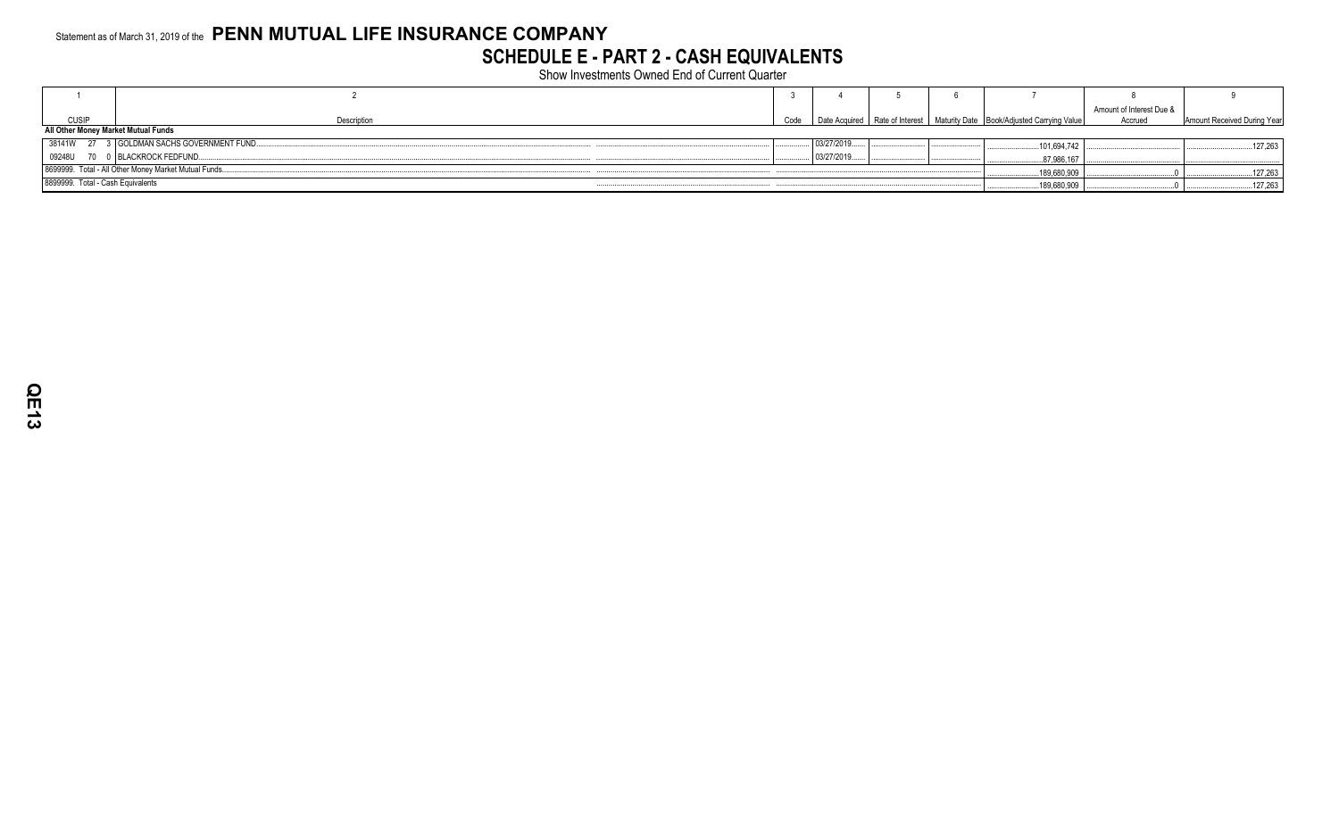Statement as of March 31, 2019 of the **PENN MUTUAL LIFE INSURANCE COMPANY**

# SCHEDULE E - PART 2 - CASH EQUIVALENTS

Show Investments Owned End of Current Quarter

| 1 | 2 | 3 | 4 | 5 | 6 | 7 | 8 | 9 |
|---|---|---|---|---|---|---|---|---|
| CUSIP | Description | Code | Date Acquired | Rate of Interest | Maturity Date | Book/Adjusted Carrying Value | Amount of Interest Due & Accrued | Amount Received During Year |
| **All Other Money Market Mutual Funds** | | | | | | | | |
| 38141W 27 3 | GOLDMAN SACHS GOVERNMENT FUND | | 03/27/2019 | | | 101,694,742 | | 127,263 |
| 09248U 70 0 | BLACKROCK FEDFUND | | 03/27/2019 | | | 87,986,167 | | |
| 8699999. Total - All Other Money Market Mutual Funds | | | | | | 189,680,909 | 0 | 127,263 |
| 8899999. Total - Cash Equivalents | | | | | | 189,680,909 | 0 | 127,263 |